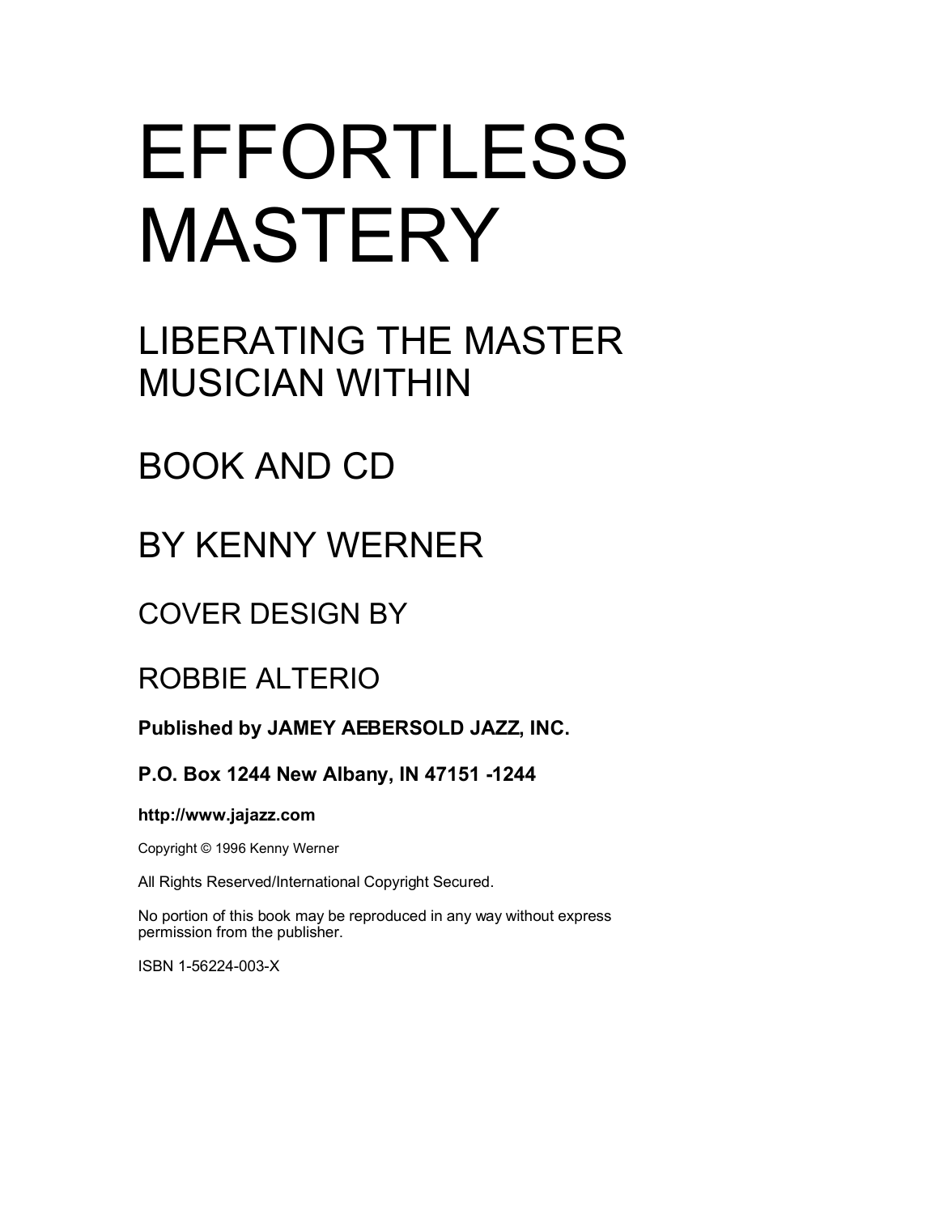# EFFORTLESS MASTERY

## LIBERATING THE MASTER MUSICIAN WITHIN

## BOOK AND CD

## BY KENNY WERNER

## COVER DESIGN BY

## ROBBIE ALTERIO

**Published by JAMEY AEBERSOLD JAZZ, INC.**

**P.O. Box 1244 New Albany, IN 47151 -1244**

**http://www.jajazz.com**

Copyright © 1996 Kenny Werner

All Rights Reserved/International Copyright Secured.

No portion of this book may be reproduced in any way without express permission from the publisher.

ISBN 1-56224-003-X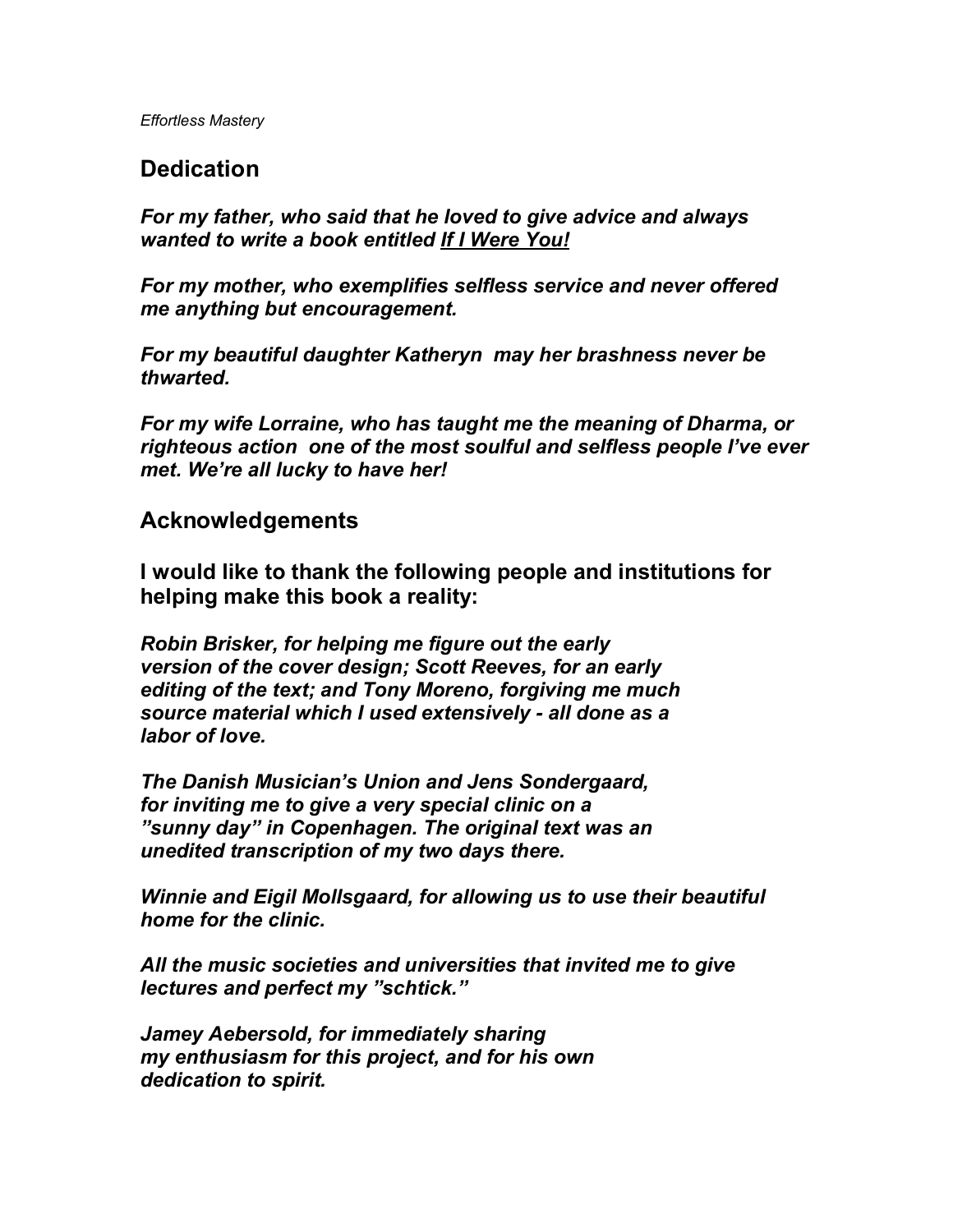## Dedication

***For my father, who said that he loved to give advice and always wanted to write a book entitled <u>If I Were You!</u>***

***For my mother, who exemplifies selfless service and never offered me anything but encouragement.***

***For my beautiful daughter Katheryn  may her brashness never be thwarted.***

***For my wife Lorraine, who has taught me the meaning of Dharma, or righteous action  one of the most soulful and selfless people I've ever met. We're all lucky to have her!***

## Acknowledgements

**I would like to thank the following people and institutions for helping make this book a reality:**

***Robin Brisker, for helping me figure out the early version of the cover design; Scott Reeves, for an early editing of the text; and Tony Moreno, forgiving me much source material which I used extensively - all done as a labor of love.***

***The Danish Musician's Union and Jens Sondergaard, for inviting me to give a very special clinic on a "sunny day" in Copenhagen. The original text was an unedited transcription of my two days there.***

***Winnie and Eigil Mollsgaard, for allowing us to use their beautiful home for the clinic.***

***All the music societies and universities that invited me to give lectures and perfect my "schtick."***

***Jamey Aebersold, for immediately sharing my enthusiasm for this project, and for his own dedication to spirit.***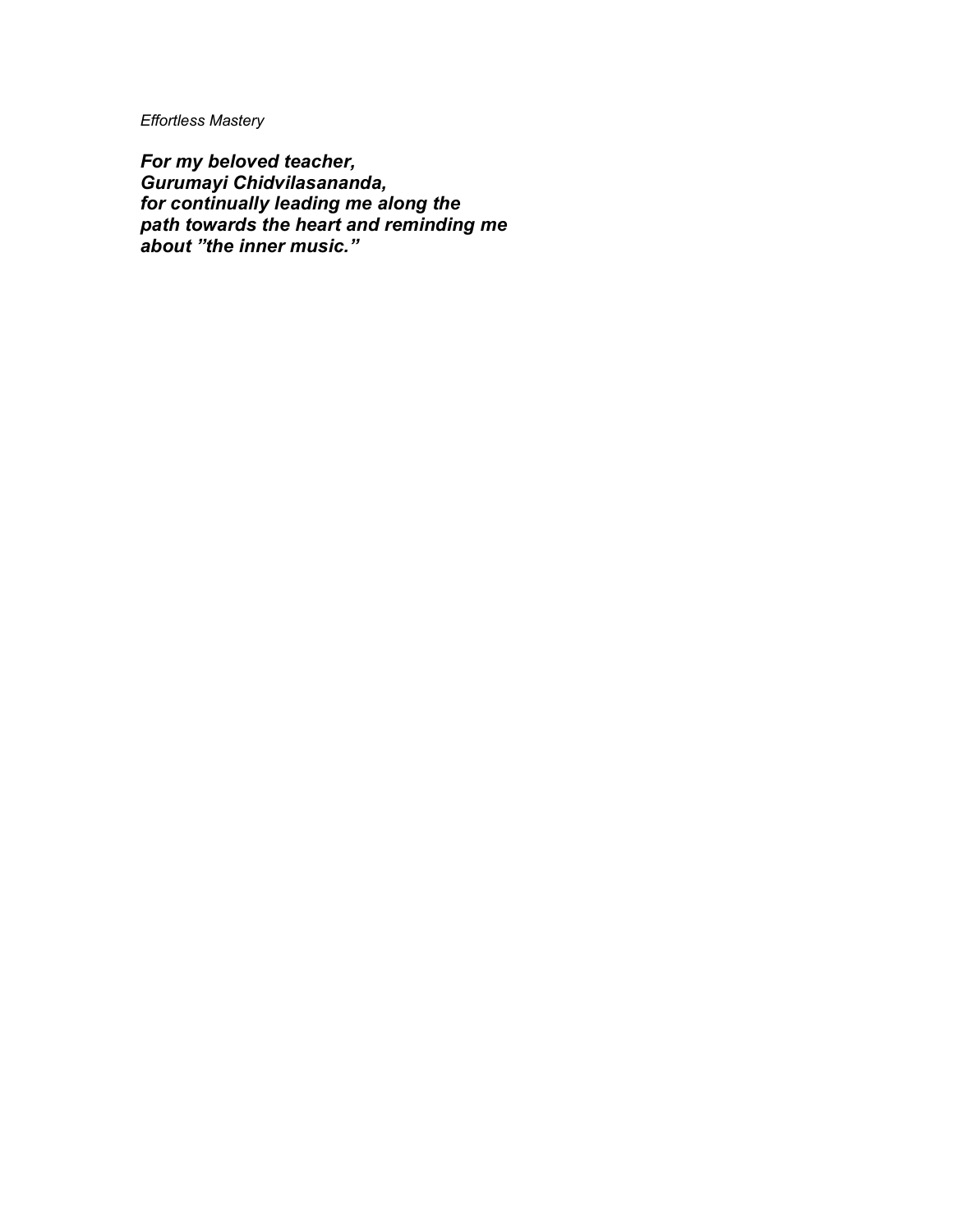***For my beloved teacher,***
***Gurumayi Chidvilasananda,***
***for continually leading me along the***
***path towards the heart and reminding me***
***about ”the inner music.”***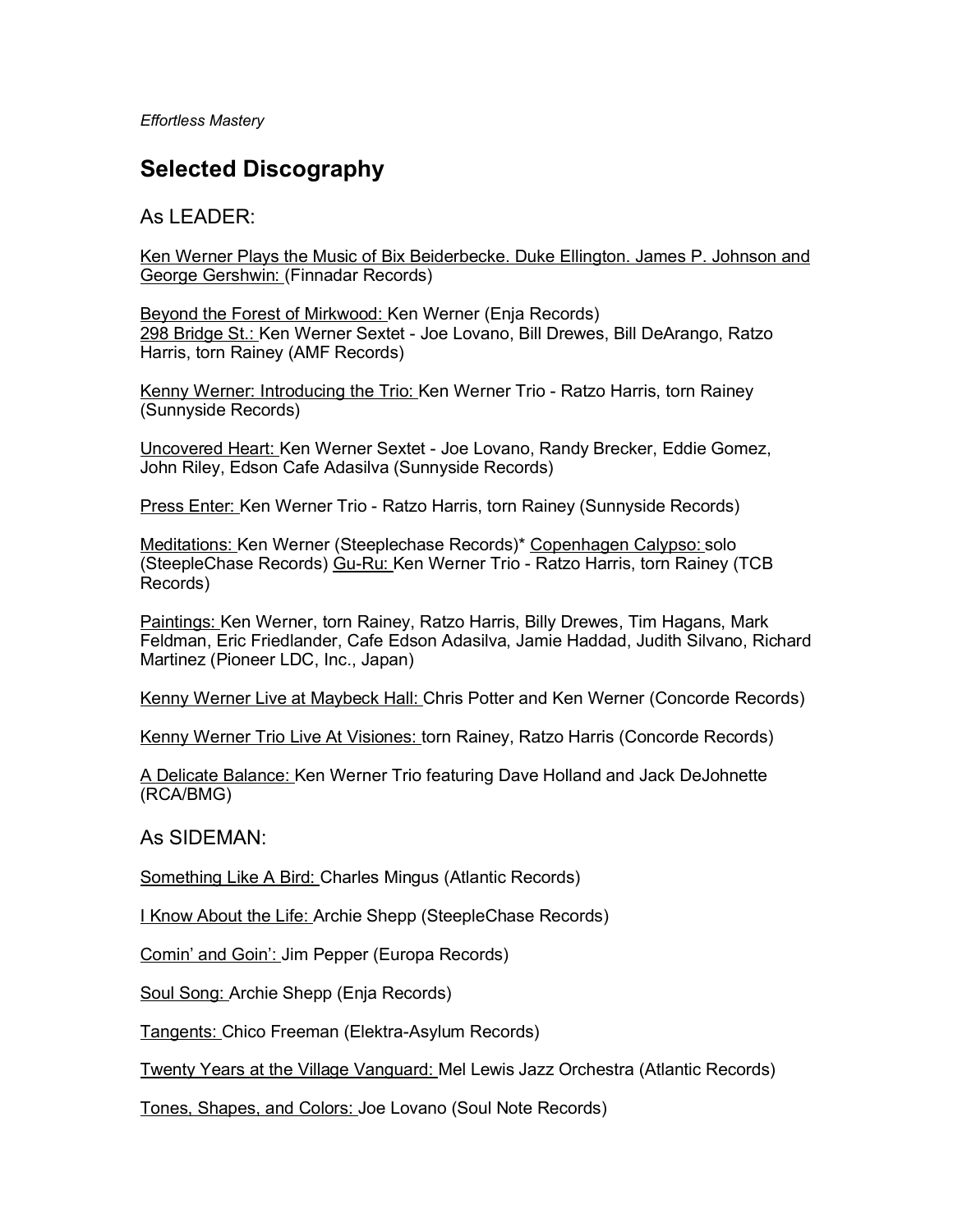## Selected Discography

### As LEADER:

Ken Werner Plays the Music of Bix Beiderbecke. Duke Ellington. James P. Johnson and George Gershwin: (Finnadar Records)

Beyond the Forest of Mirkwood: Ken Werner (Enja Records)
298 Bridge St.: Ken Werner Sextet - Joe Lovano, Bill Drewes, Bill DeArango, Ratzo Harris, torn Rainey (AMF Records)

Kenny Werner: Introducing the Trio: Ken Werner Trio - Ratzo Harris, torn Rainey (Sunnyside Records)

Uncovered Heart: Ken Werner Sextet - Joe Lovano, Randy Brecker, Eddie Gomez, John Riley, Edson Cafe Adasilva (Sunnyside Records)

Press Enter: Ken Werner Trio - Ratzo Harris, torn Rainey (Sunnyside Records)

Meditations: Ken Werner (Steeplechase Records)* Copenhagen Calypso: solo (SteepleChase Records) Gu-Ru: Ken Werner Trio - Ratzo Harris, torn Rainey (TCB Records)

Paintings: Ken Werner, torn Rainey, Ratzo Harris, Billy Drewes, Tim Hagans, Mark Feldman, Eric Friedlander, Cafe Edson Adasilva, Jamie Haddad, Judith Silvano, Richard Martinez (Pioneer LDC, Inc., Japan)

Kenny Werner Live at Maybeck Hall: Chris Potter and Ken Werner (Concorde Records)

Kenny Werner Trio Live At Visiones: torn Rainey, Ratzo Harris (Concorde Records)

A Delicate Balance: Ken Werner Trio featuring Dave Holland and Jack DeJohnette (RCA/BMG)

### As SIDEMAN:

Something Like A Bird: Charles Mingus (Atlantic Records)

I Know About the Life: Archie Shepp (SteepleChase Records)

Comin' and Goin': Jim Pepper (Europa Records)

Soul Song: Archie Shepp (Enja Records)

Tangents: Chico Freeman (Elektra-Asylum Records)

Twenty Years at the Village Vanguard: Mel Lewis Jazz Orchestra (Atlantic Records)

Tones, Shapes, and Colors: Joe Lovano (Soul Note Records)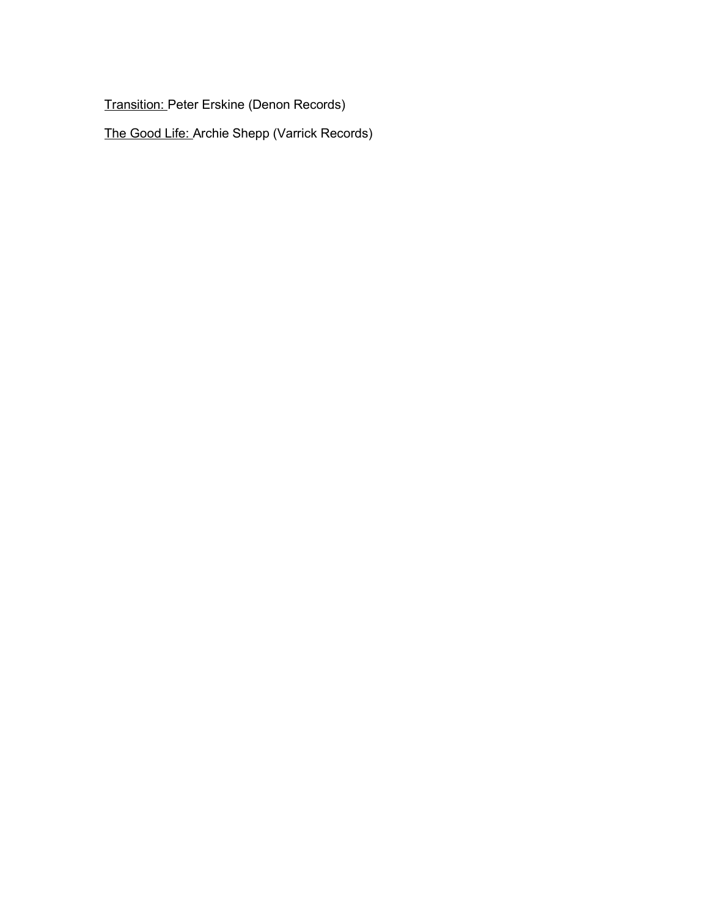<u>Transition:</u> Peter Erskine (Denon Records)

<u>The Good Life:</u> Archie Shepp (Varrick Records)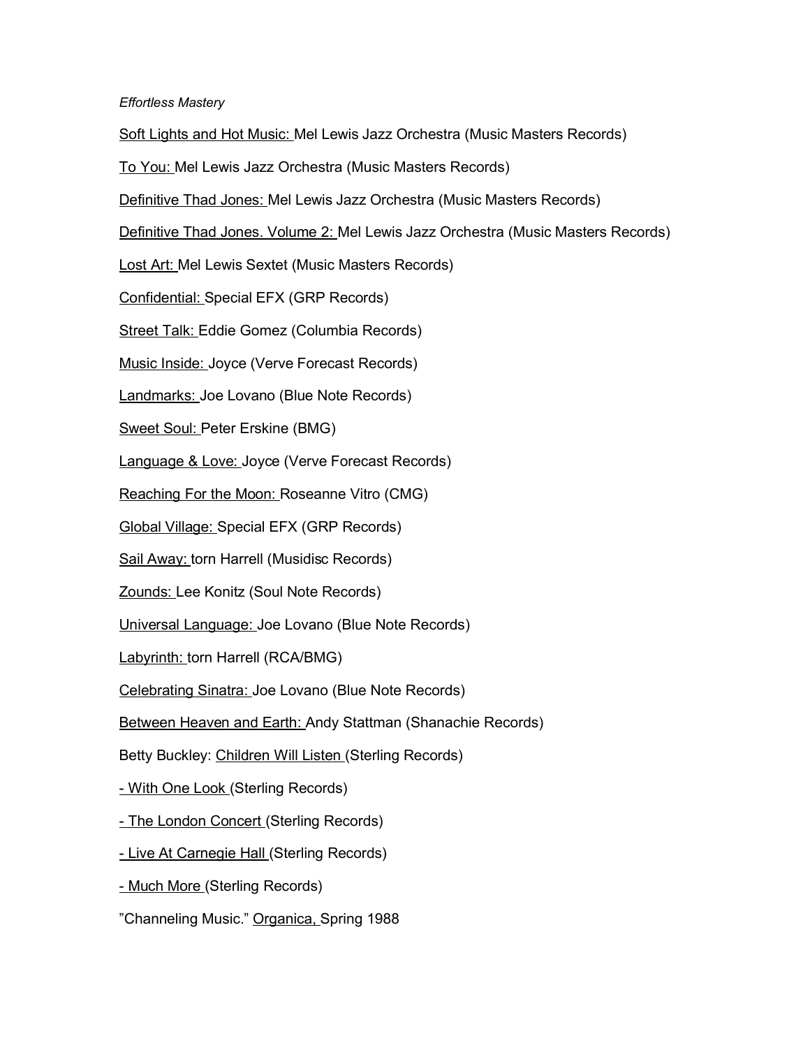*Effortless Mastery*

<u>Soft Lights and Hot Music:</u> Mel Lewis Jazz Orchestra (Music Masters Records)

<u>To You:</u> Mel Lewis Jazz Orchestra (Music Masters Records)

<u>Definitive Thad Jones:</u> Mel Lewis Jazz Orchestra (Music Masters Records)

<u>Definitive Thad Jones. Volume 2:</u> Mel Lewis Jazz Orchestra (Music Masters Records)

<u>Lost Art:</u> Mel Lewis Sextet (Music Masters Records)

<u>Confidential:</u> Special EFX (GRP Records)

<u>Street Talk:</u> Eddie Gomez (Columbia Records)

<u>Music Inside:</u> Joyce (Verve Forecast Records)

<u>Landmarks:</u> Joe Lovano (Blue Note Records)

<u>Sweet Soul:</u> Peter Erskine (BMG)

<u>Language & Love:</u> Joyce (Verve Forecast Records)

<u>Reaching For the Moon:</u> Roseanne Vitro (CMG)

<u>Global Village:</u> Special EFX (GRP Records)

<u>Sail Away:</u> torn Harrell (Musidisc Records)

<u>Zounds:</u> Lee Konitz (Soul Note Records)

<u>Universal Language:</u> Joe Lovano (Blue Note Records)

<u>Labyrinth:</u> torn Harrell (RCA/BMG)

<u>Celebrating Sinatra:</u> Joe Lovano (Blue Note Records)

<u>Between Heaven and Earth:</u> Andy Stattman (Shanachie Records)

Betty Buckley: <u>Children Will Listen</u> (Sterling Records)

<u>- With One Look</u> (Sterling Records)

<u>- The London Concert</u> (Sterling Records)

<u>- Live At Carnegie Hall</u> (Sterling Records)

<u>- Much More</u> (Sterling Records)

"Channeling Music." <u>Organica,</u> Spring 1988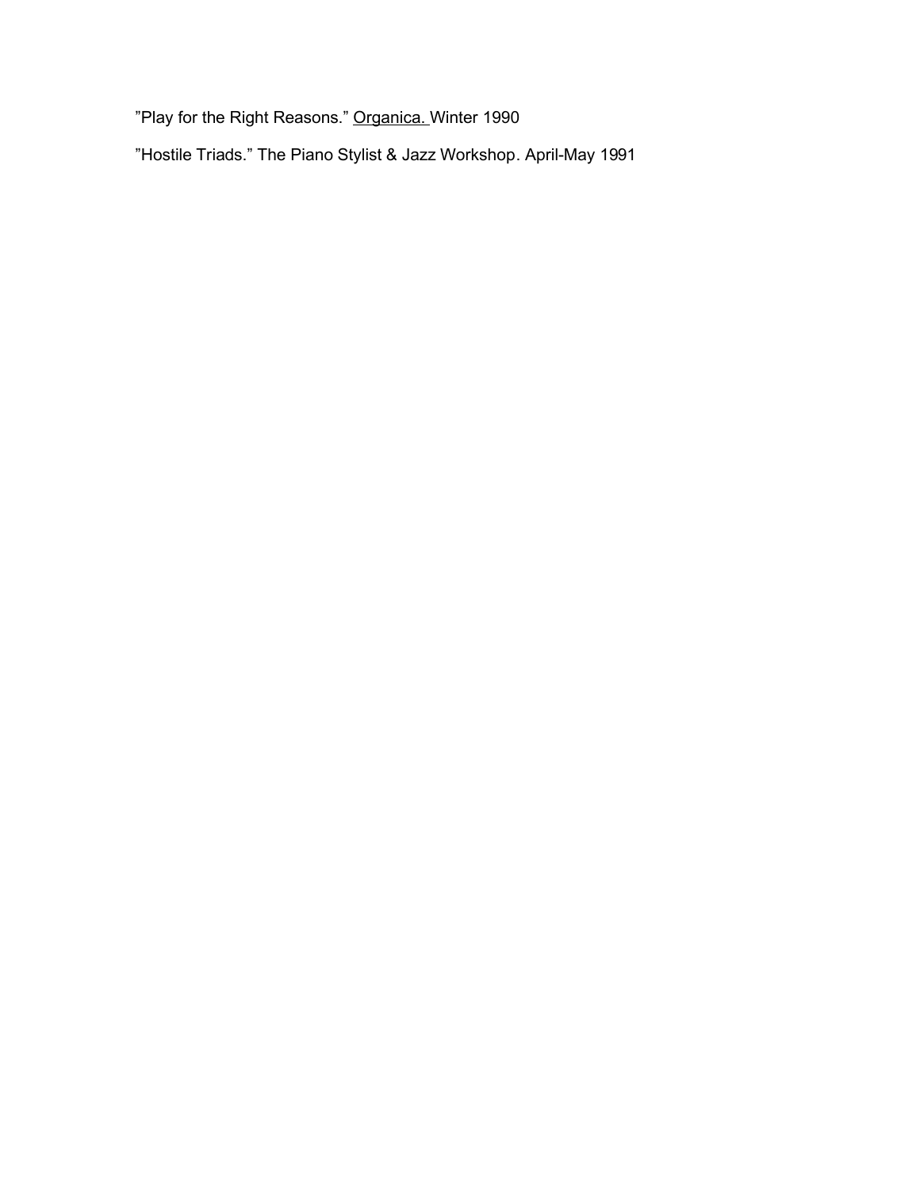”Play for the Right Reasons.” Organica. Winter 1990

”Hostile Triads.” The Piano Stylist & Jazz Workshop. April-May 1991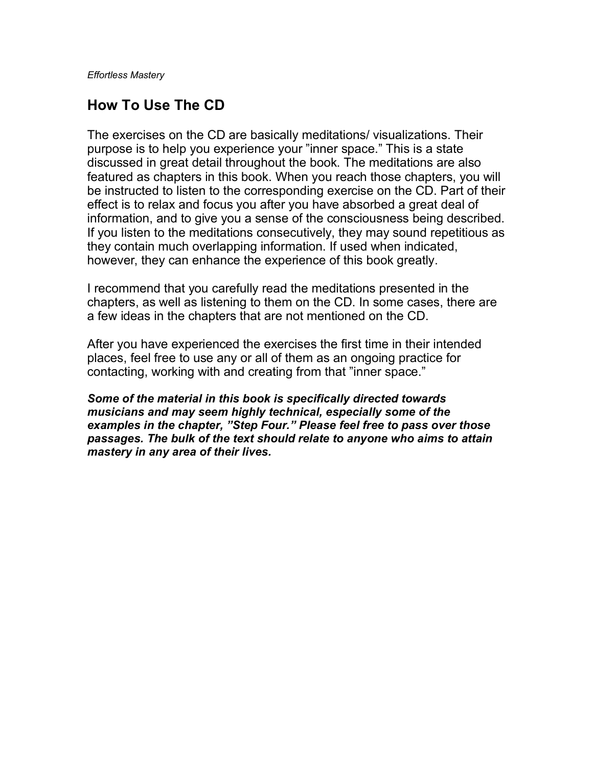## How To Use The CD

The exercises on the CD are basically meditations/ visualizations. Their purpose is to help you experience your ”inner space.” This is a state discussed in great detail throughout the book. The meditations are also featured as chapters in this book. When you reach those chapters, you will be instructed to listen to the corresponding exercise on the CD. Part of their effect is to relax and focus you after you have absorbed a great deal of information, and to give you a sense of the consciousness being described. If you listen to the meditations consecutively, they may sound repetitious as they contain much overlapping information. If used when indicated, however, they can enhance the experience of this book greatly.

I recommend that you carefully read the meditations presented in the chapters, as well as listening to them on the CD. In some cases, there are a few ideas in the chapters that are not mentioned on the CD.

After you have experienced the exercises the first time in their intended places, feel free to use any or all of them as an ongoing practice for contacting, working with and creating from that ”inner space.”

***Some of the material in this book is specifically directed towards musicians and may seem highly technical, especially some of the examples in the chapter, ”Step Four.” Please feel free to pass over those passages. The bulk of the text should relate to anyone who aims to attain mastery in any area of their lives.***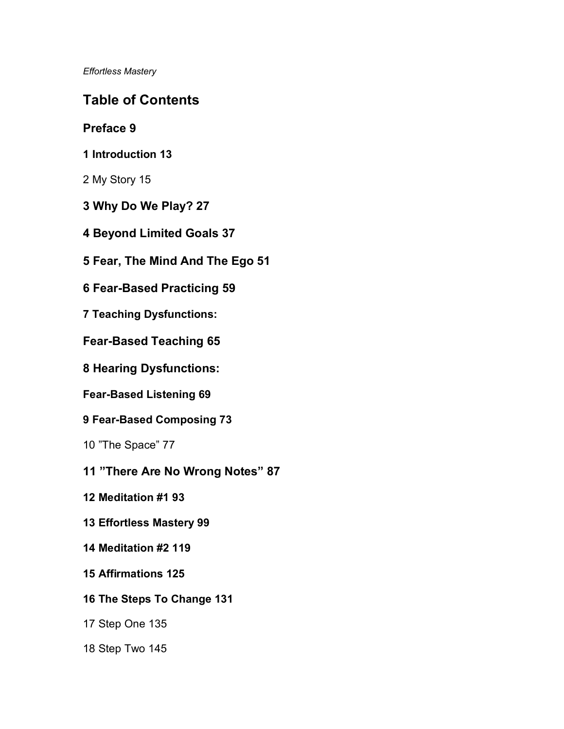*Effortless Mastery*

## Table of Contents

**Preface 9**

**1 Introduction 13**

2 My Story 15

**3 Why Do We Play? 27**

**4 Beyond Limited Goals 37**

**5 Fear, The Mind And The Ego 51**

**6 Fear-Based Practicing 59**

**7 Teaching Dysfunctions:**

**Fear-Based Teaching 65**

**8 Hearing Dysfunctions:**

**Fear-Based Listening 69**

**9 Fear-Based Composing 73**

10 ”The Space” 77

**11 ”There Are No Wrong Notes” 87**

**12 Meditation #1 93**

**13 Effortless Mastery 99**

**14 Meditation #2 119**

**15 Affirmations 125**

**16 The Steps To Change 131**

17 Step One 135

18 Step Two 145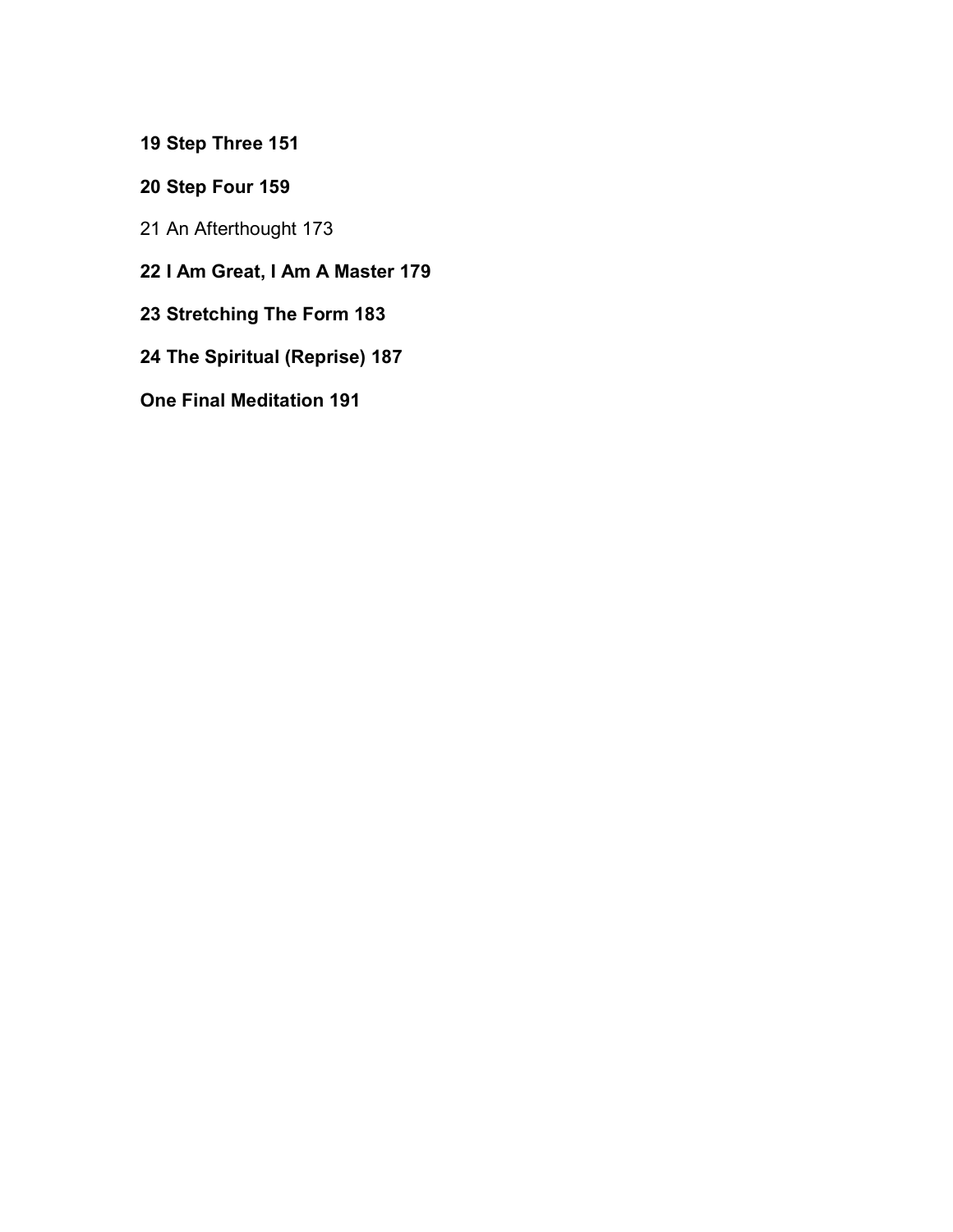**19 Step Three 151**

**20 Step Four 159**

21 An Afterthought 173

**22 I Am Great, I Am A Master 179**

**23 Stretching The Form 183**

**24 The Spiritual (Reprise) 187**

**One Final Meditation 191**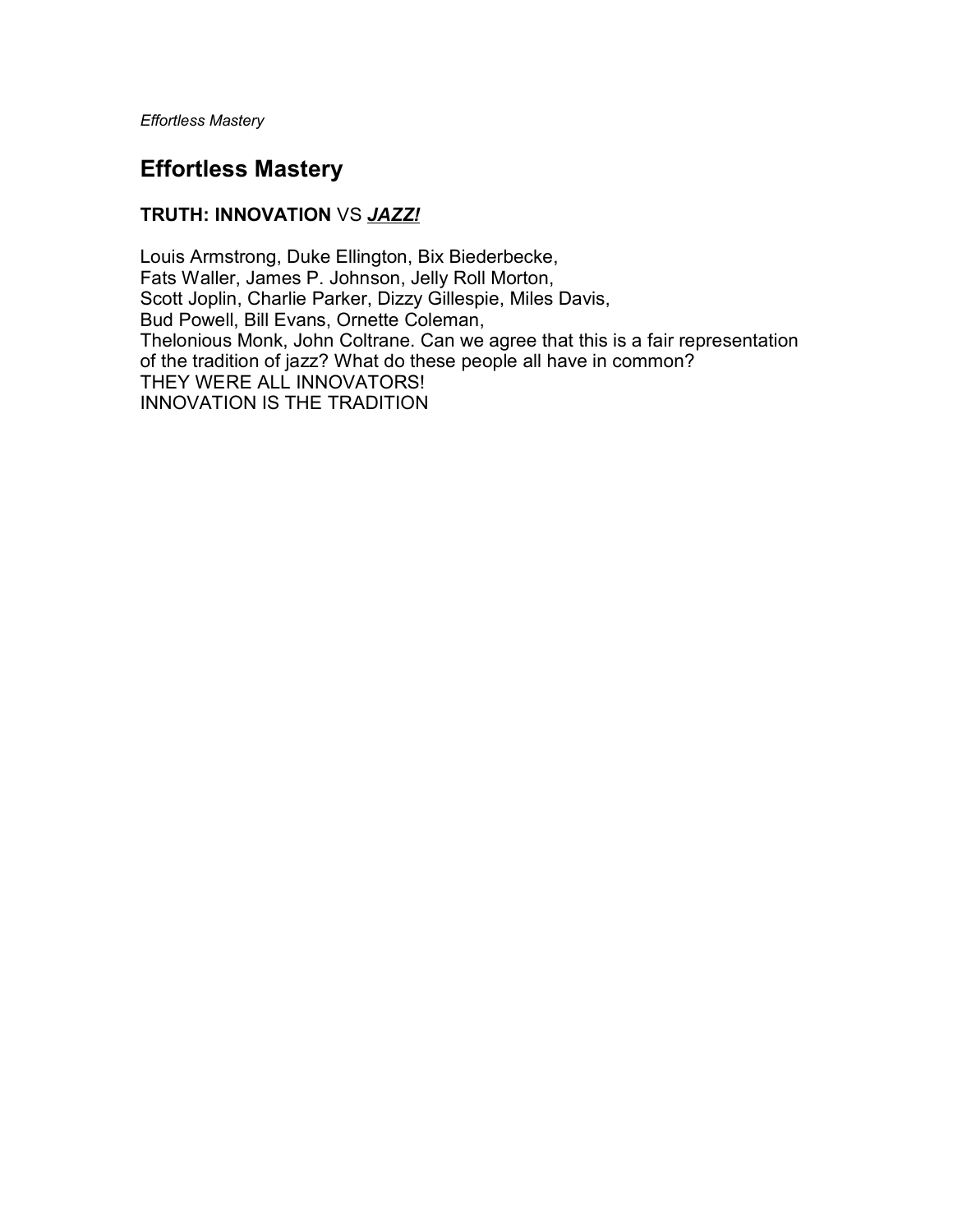# Effortless Mastery

**TRUTH: INNOVATION** VS ***JAZZ!***

Louis Armstrong, Duke Ellington, Bix Biederbecke,
Fats Waller, James P. Johnson, Jelly Roll Morton,
Scott Joplin, Charlie Parker, Dizzy Gillespie, Miles Davis,
Bud Powell, Bill Evans, Ornette Coleman,
Thelonious Monk, John Coltrane. Can we agree that this is a fair representation of the tradition of jazz? What do these people all have in common?
THEY WERE ALL INNOVATORS!
INNOVATION IS THE TRADITION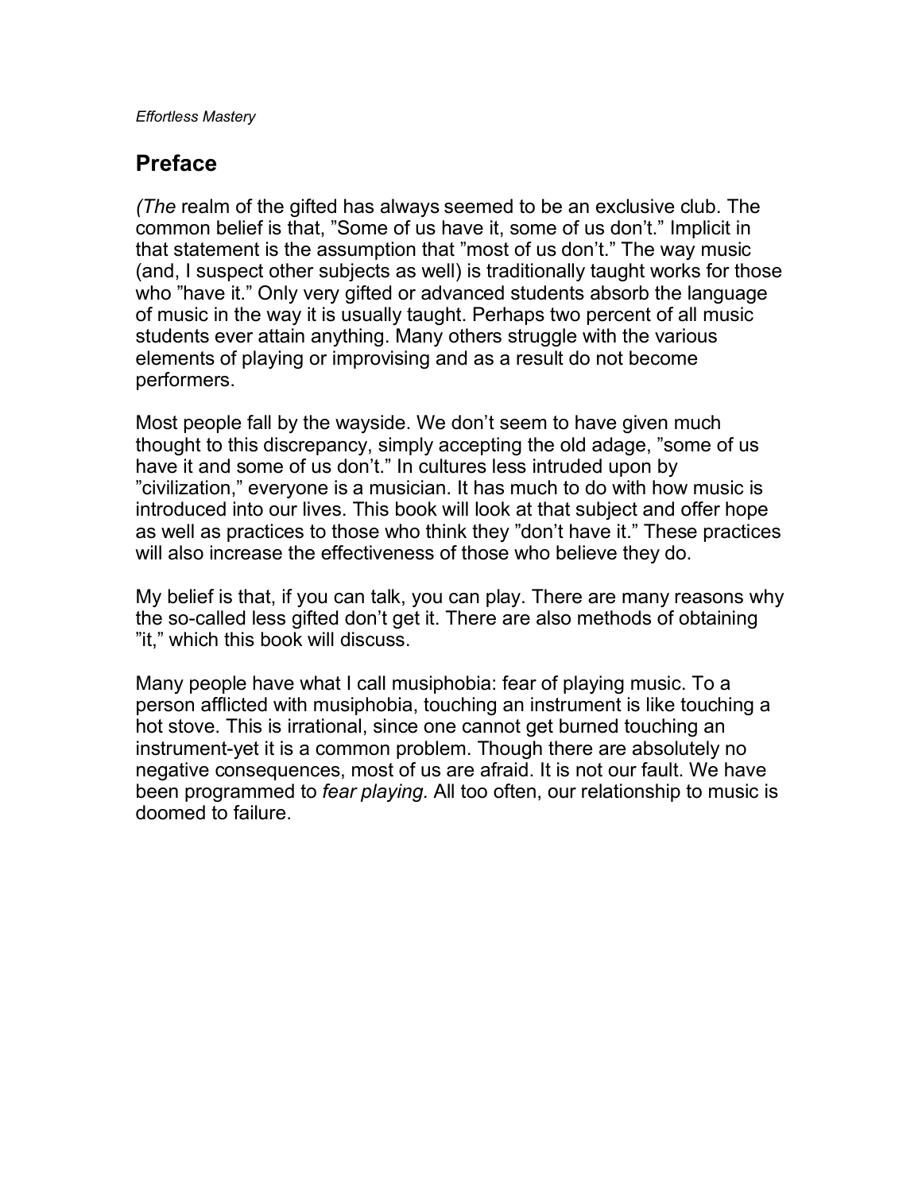## Preface

*(The* realm of the gifted has always seemed to be an exclusive club. The common belief is that, ”Some of us have it, some of us don’t.” Implicit in that statement is the assumption that ”most of us don’t.” The way music (and, I suspect other subjects as well) is traditionally taught works for those who ”have it.” Only very gifted or advanced students absorb the language of music in the way it is usually taught. Perhaps two percent of all music students ever attain anything. Many others struggle with the various elements of playing or improvising and as a result do not become performers.

Most people fall by the wayside. We don’t seem to have given much thought to this discrepancy, simply accepting the old adage, ”some of us have it and some of us don’t.” In cultures less intruded upon by ”civilization,” everyone is a musician. It has much to do with how music is introduced into our lives. This book will look at that subject and offer hope as well as practices to those who think they ”don’t have it.” These practices will also increase the effectiveness of those who believe they do.

My belief is that, if you can talk, you can play. There are many reasons why the so-called less gifted don’t get it. There are also methods of obtaining ”it,” which this book will discuss.

Many people have what I call musiphobia: fear of playing music. To a person afflicted with musiphobia, touching an instrument is like touching a hot stove. This is irrational, since one cannot get burned touching an instrument-yet it is a common problem. Though there are absolutely no negative consequences, most of us are afraid. It is not our fault. We have been programmed to *fear playing.* All too often, our relationship to music is doomed to failure.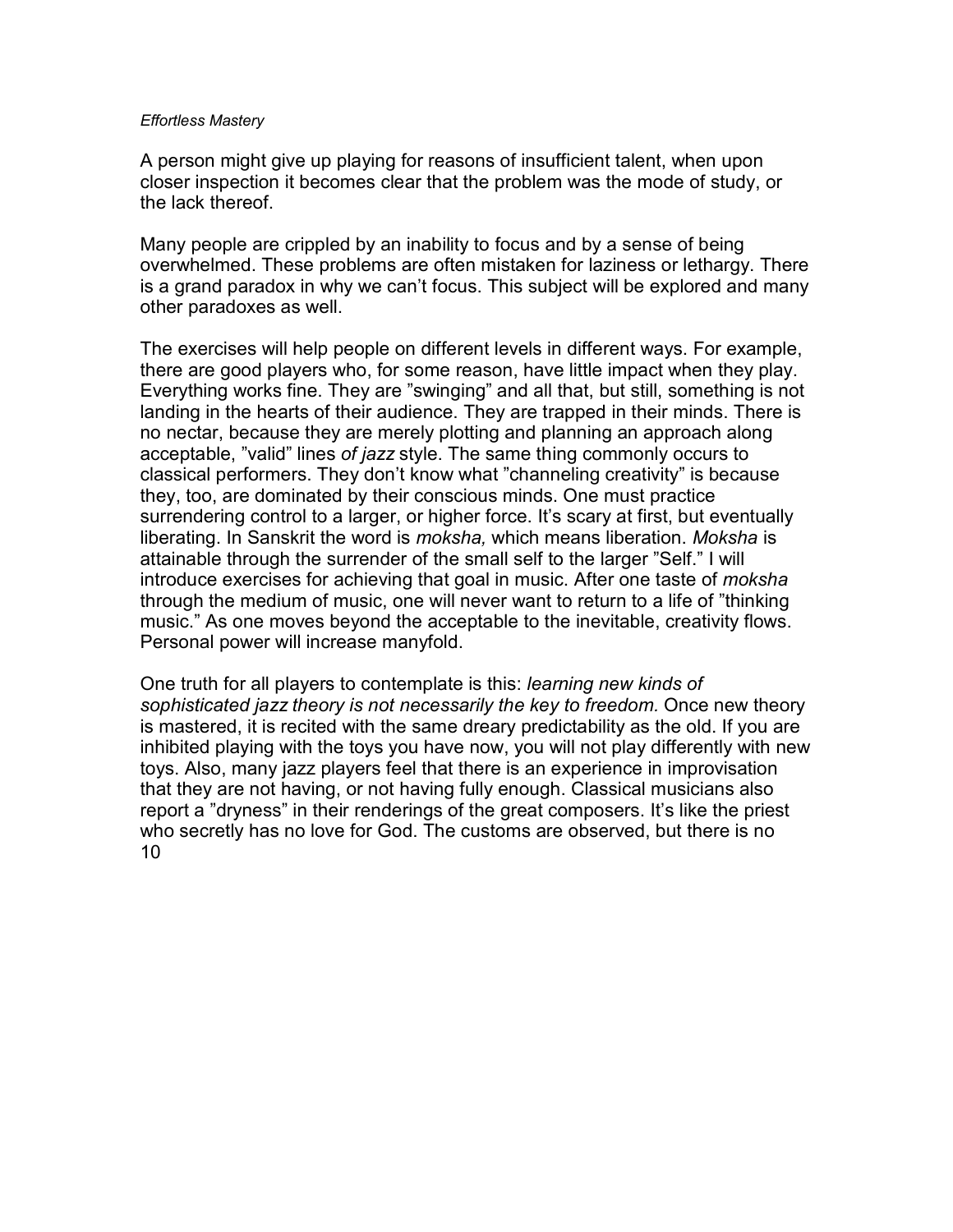A person might give up playing for reasons of insufficient talent, when upon closer inspection it becomes clear that the problem was the mode of study, or the lack thereof.

Many people are crippled by an inability to focus and by a sense of being overwhelmed. These problems are often mistaken for laziness or lethargy. There is a grand paradox in why we can't focus. This subject will be explored and many other paradoxes as well.

The exercises will help people on different levels in different ways. For example, there are good players who, for some reason, have little impact when they play. Everything works fine. They are "swinging" and all that, but still, something is not landing in the hearts of their audience. They are trapped in their minds. There is no nectar, because they are merely plotting and planning an approach along acceptable, "valid" lines *of jazz* style. The same thing commonly occurs to classical performers. They don't know what "channeling creativity" is because they, too, are dominated by their conscious minds. One must practice surrendering control to a larger, or higher force. It's scary at first, but eventually liberating. In Sanskrit the word is *moksha,* which means liberation. *Moksha* is attainable through the surrender of the small self to the larger "Self." I will introduce exercises for achieving that goal in music. After one taste of *moksha* through the medium of music, one will never want to return to a life of "thinking music." As one moves beyond the acceptable to the inevitable, creativity flows. Personal power will increase manyfold.

One truth for all players to contemplate is this: *learning new kinds of sophisticated jazz theory is not necessarily the key to freedom.* Once new theory is mastered, it is recited with the same dreary predictability as the old. If you are inhibited playing with the toys you have now, you will not play differently with new toys. Also, many jazz players feel that there is an experience in improvisation that they are not having, or not having fully enough. Classical musicians also report a "dryness" in their renderings of the great composers. It's like the priest who secretly has no love for God. The customs are observed, but there is no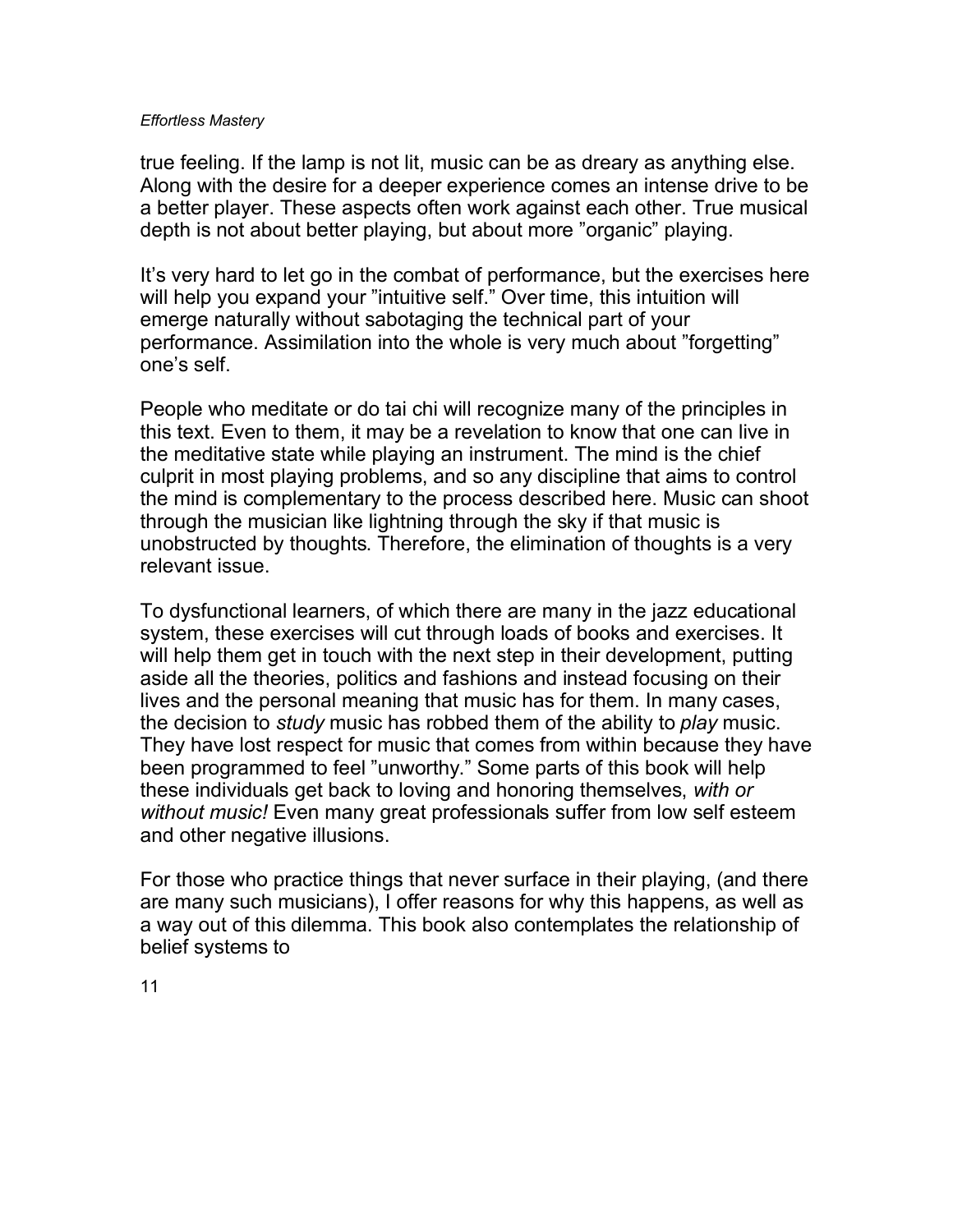true feeling. If the lamp is not lit, music can be as dreary as anything else. Along with the desire for a deeper experience comes an intense drive to be a better player. These aspects often work against each other. True musical depth is not about better playing, but about more ”organic” playing.

It’s very hard to let go in the combat of performance, but the exercises here will help you expand your ”intuitive self.” Over time, this intuition will emerge naturally without sabotaging the technical part of your performance. Assimilation into the whole is very much about ”forgetting” one’s self.

People who meditate or do tai chi will recognize many of the principles in this text. Even to them, it may be a revelation to know that one can live in the meditative state while playing an instrument. The mind is the chief culprit in most playing problems, and so any discipline that aims to control the mind is complementary to the process described here. Music can shoot through the musician like lightning through the sky if that music is unobstructed by thoughts. Therefore, the elimination of thoughts is a very relevant issue.

To dysfunctional learners, of which there are many in the jazz educational system, these exercises will cut through loads of books and exercises. It will help them get in touch with the next step in their development, putting aside all the theories, politics and fashions and instead focusing on their lives and the personal meaning that music has for them. In many cases, the decision to *study* music has robbed them of the ability to *play* music. They have lost respect for music that comes from within because they have been programmed to feel ”unworthy.” Some parts of this book will help these individuals get back to loving and honoring themselves, *with or without music!* Even many great professionals suffer from low self esteem and other negative illusions.

For those who practice things that never surface in their playing, (and there are many such musicians), I offer reasons for why this happens, as well as a way out of this dilemma. This book also contemplates the relationship of belief systems to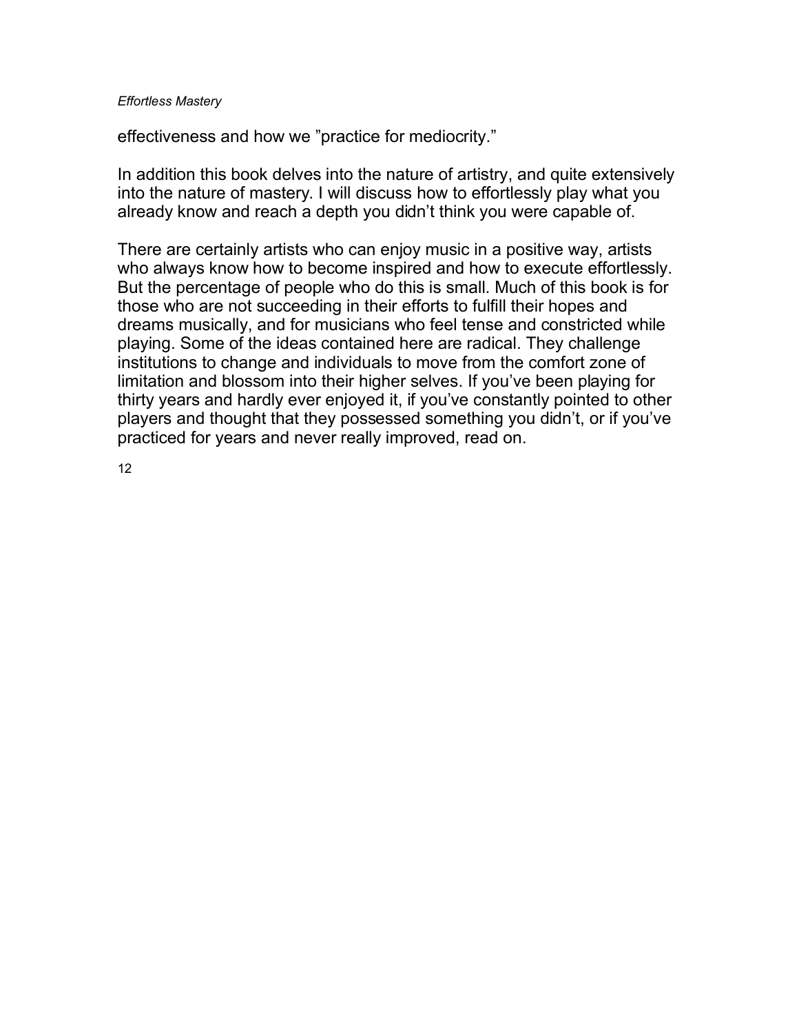effectiveness and how we ”practice for mediocrity.”

In addition this book delves into the nature of artistry, and quite extensively into the nature of mastery. I will discuss how to effortlessly play what you already know and reach a depth you didn’t think you were capable of.

There are certainly artists who can enjoy music in a positive way, artists who always know how to become inspired and how to execute effortlessly. But the percentage of people who do this is small. Much of this book is for those who are not succeeding in their efforts to fulfill their hopes and dreams musically, and for musicians who feel tense and constricted while playing. Some of the ideas contained here are radical. They challenge institutions to change and individuals to move from the comfort zone of limitation and blossom into their higher selves. If you’ve been playing for thirty years and hardly ever enjoyed it, if you’ve constantly pointed to other players and thought that they possessed something you didn’t, or if you’ve practiced for years and never really improved, read on.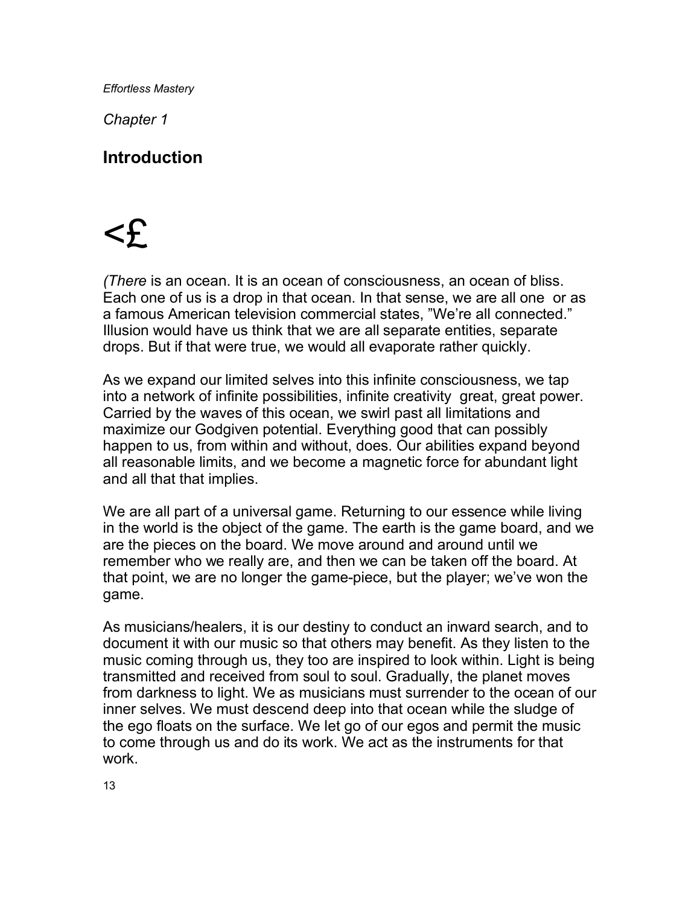*Chapter 1*

## Introduction

<£

*(There* is an ocean. It is an ocean of consciousness, an ocean of bliss. Each one of us is a drop in that ocean. In that sense, we are all one  or as a famous American television commercial states, "We're all connected." Illusion would have us think that we are all separate entities, separate drops. But if that were true, we would all evaporate rather quickly.

As we expand our limited selves into this infinite consciousness, we tap into a network of infinite possibilities, infinite creativity  great, great power. Carried by the waves of this ocean, we swirl past all limitations and maximize our Godgiven potential. Everything good that can possibly happen to us, from within and without, does. Our abilities expand beyond all reasonable limits, and we become a magnetic force for abundant light and all that that implies.

We are all part of a universal game. Returning to our essence while living in the world is the object of the game. The earth is the game board, and we are the pieces on the board. We move around and around until we remember who we really are, and then we can be taken off the board. At that point, we are no longer the game-piece, but the player; we've won the game.

As musicians/healers, it is our destiny to conduct an inward search, and to document it with our music so that others may benefit. As they listen to the music coming through us, they too are inspired to look within. Light is being transmitted and received from soul to soul. Gradually, the planet moves from darkness to light. We as musicians must surrender to the ocean of our inner selves. We must descend deep into that ocean while the sludge of the ego floats on the surface. We let go of our egos and permit the music to come through us and do its work. We act as the instruments for that work.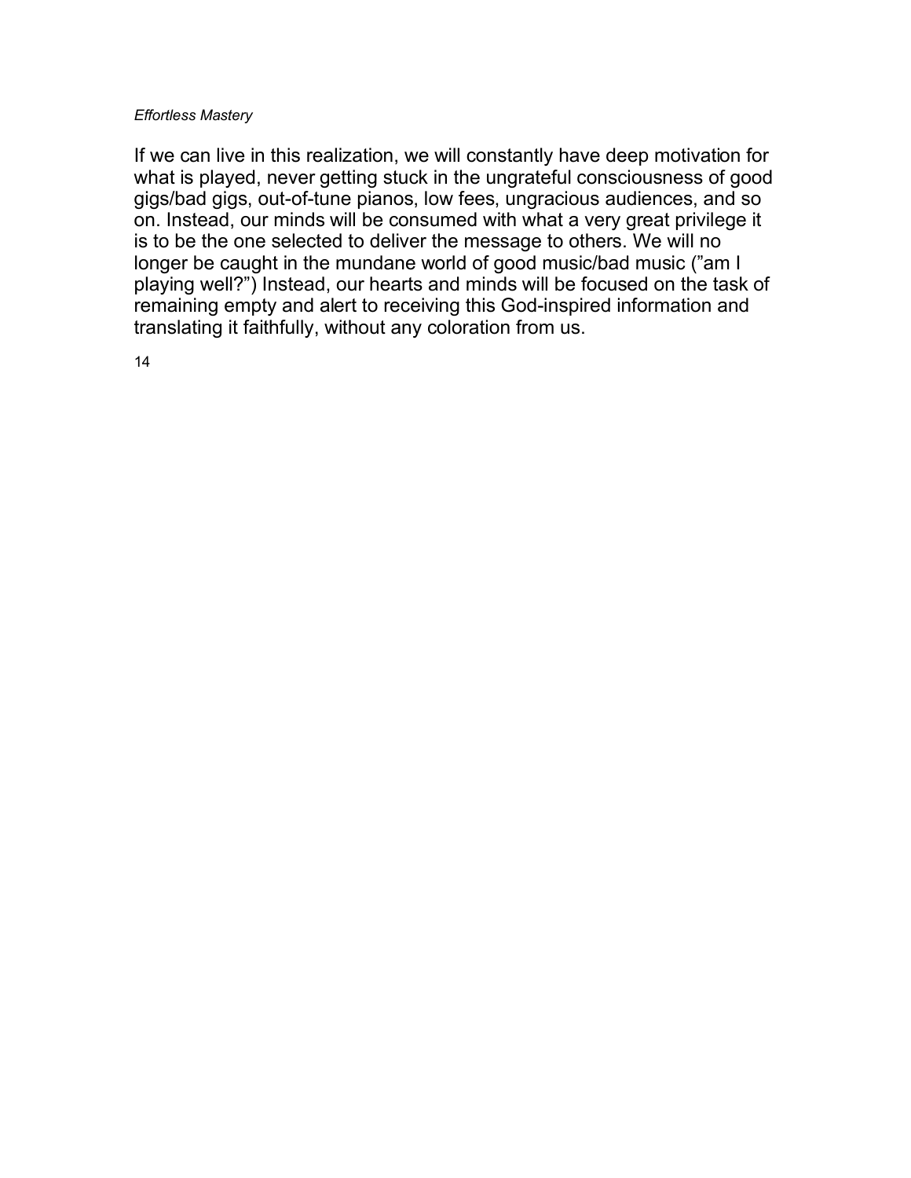If we can live in this realization, we will constantly have deep motivation for what is played, never getting stuck in the ungrateful consciousness of good gigs/bad gigs, out-of-tune pianos, low fees, ungracious audiences, and so on. Instead, our minds will be consumed with what a very great privilege it is to be the one selected to deliver the message to others. We will no longer be caught in the mundane world of good music/bad music ("am I playing well?") Instead, our hearts and minds will be focused on the task of remaining empty and alert to receiving this God-inspired information and translating it faithfully, without any coloration from us.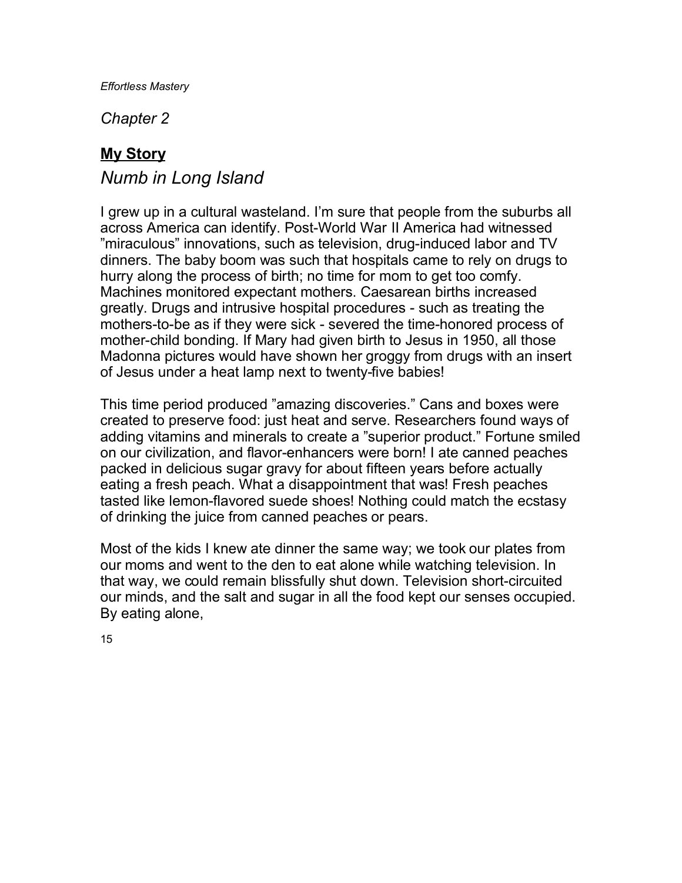*Chapter 2*

## **My Story**

### *Numb in Long Island*

I grew up in a cultural wasteland. I'm sure that people from the suburbs all across America can identify. Post-World War II America had witnessed "miraculous" innovations, such as television, drug-induced labor and TV dinners. The baby boom was such that hospitals came to rely on drugs to hurry along the process of birth; no time for mom to get too comfy. Machines monitored expectant mothers. Caesarean births increased greatly. Drugs and intrusive hospital procedures - such as treating the mothers-to-be as if they were sick - severed the time-honored process of mother-child bonding. If Mary had given birth to Jesus in 1950, all those Madonna pictures would have shown her groggy from drugs with an insert of Jesus under a heat lamp next to twenty-five babies!

This time period produced "amazing discoveries." Cans and boxes were created to preserve food: just heat and serve. Researchers found ways of adding vitamins and minerals to create a "superior product." Fortune smiled on our civilization, and flavor-enhancers were born! I ate canned peaches packed in delicious sugar gravy for about fifteen years before actually eating a fresh peach. What a disappointment that was! Fresh peaches tasted like lemon-flavored suede shoes! Nothing could match the ecstasy of drinking the juice from canned peaches or pears.

Most of the kids I knew ate dinner the same way; we took our plates from our moms and went to the den to eat alone while watching television. In that way, we could remain blissfully shut down. Television short-circuited our minds, and the salt and sugar in all the food kept our senses occupied. By eating alone,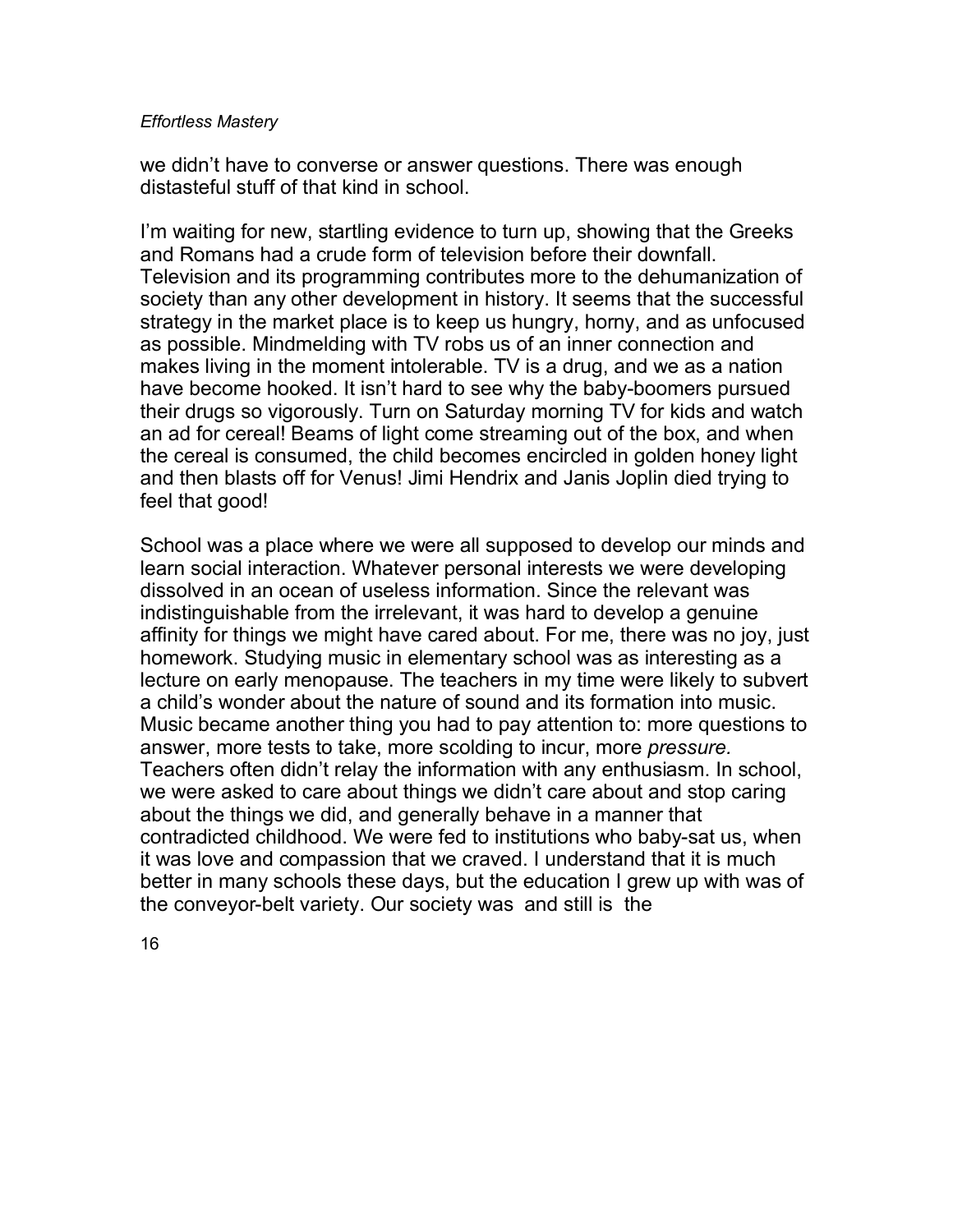we didn't have to converse or answer questions. There was enough distasteful stuff of that kind in school.

I'm waiting for new, startling evidence to turn up, showing that the Greeks and Romans had a crude form of television before their downfall. Television and its programming contributes more to the dehumanization of society than any other development in history. It seems that the successful strategy in the market place is to keep us hungry, horny, and as unfocused as possible. Mindmelding with TV robs us of an inner connection and makes living in the moment intolerable. TV is a drug, and we as a nation have become hooked. It isn't hard to see why the baby-boomers pursued their drugs so vigorously. Turn on Saturday morning TV for kids and watch an ad for cereal! Beams of light come streaming out of the box, and when the cereal is consumed, the child becomes encircled in golden honey light and then blasts off for Venus! Jimi Hendrix and Janis Joplin died trying to feel that good!

School was a place where we were all supposed to develop our minds and learn social interaction. Whatever personal interests we were developing dissolved in an ocean of useless information. Since the relevant was indistinguishable from the irrelevant, it was hard to develop a genuine affinity for things we might have cared about. For me, there was no joy, just homework. Studying music in elementary school was as interesting as a lecture on early menopause. The teachers in my time were likely to subvert a child's wonder about the nature of sound and its formation into music. Music became another thing you had to pay attention to: more questions to answer, more tests to take, more scolding to incur, more *pressure.* Teachers often didn't relay the information with any enthusiasm. In school, we were asked to care about things we didn't care about and stop caring about the things we did, and generally behave in a manner that contradicted childhood. We were fed to institutions who baby-sat us, when it was love and compassion that we craved. I understand that it is much better in many schools these days, but the education I grew up with was of the conveyor-belt variety. Our society was and still is the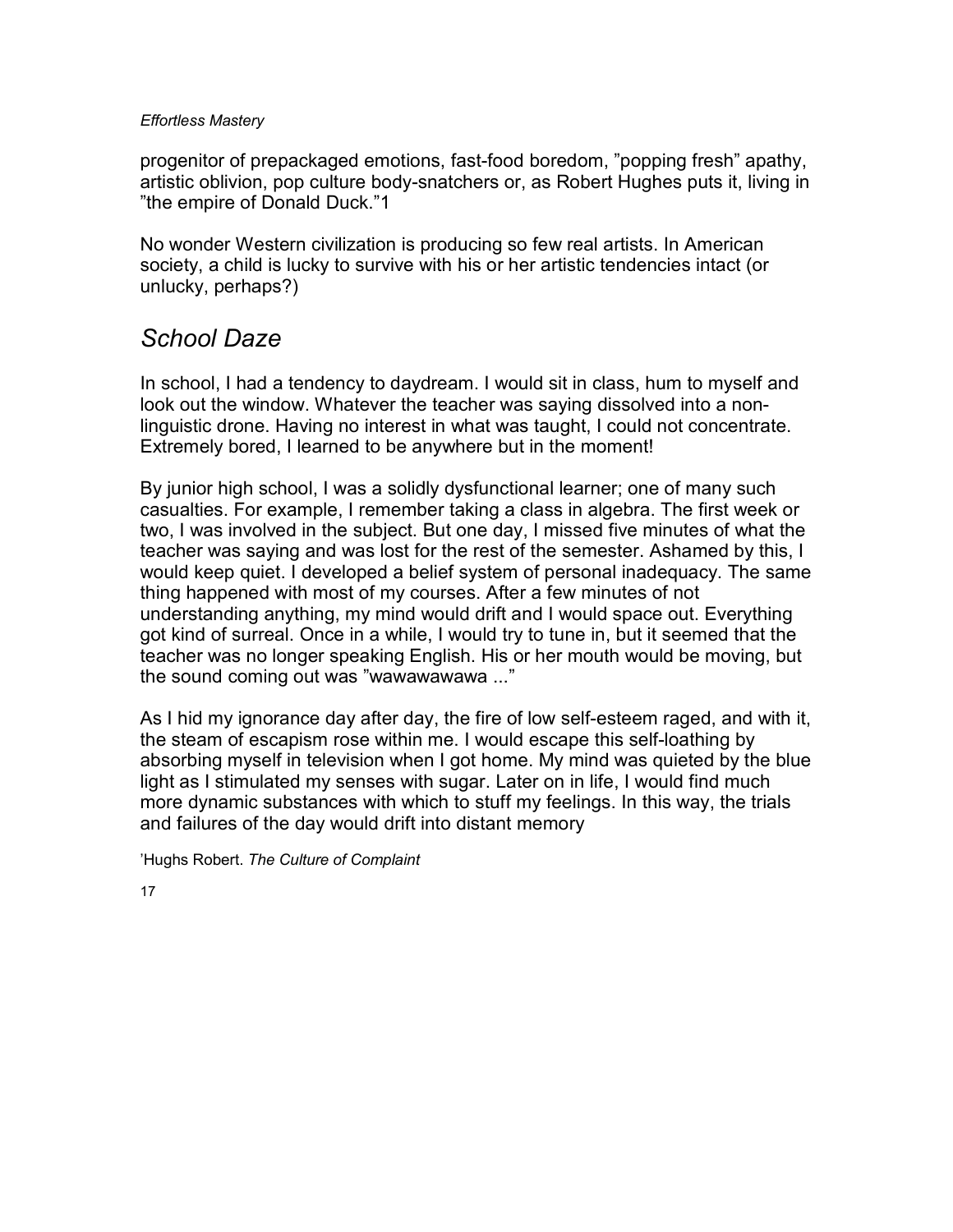progenitor of prepackaged emotions, fast-food boredom, ”popping fresh” apathy, artistic oblivion, pop culture body-snatchers or, as Robert Hughes puts it, living in ”the empire of Donald Duck.”[1]

No wonder Western civilization is producing so few real artists. In American society, a child is lucky to survive with his or her artistic tendencies intact (or unlucky, perhaps?)

## *School Daze*

In school, I had a tendency to daydream. I would sit in class, hum to myself and look out the window. Whatever the teacher was saying dissolved into a non-linguistic drone. Having no interest in what was taught, I could not concentrate. Extremely bored, I learned to be anywhere but in the moment!

By junior high school, I was a solidly dysfunctional learner; one of many such casualties. For example, I remember taking a class in algebra. The first week or two, I was involved in the subject. But one day, I missed five minutes of what the teacher was saying and was lost for the rest of the semester. Ashamed by this, I would keep quiet. I developed a belief system of personal inadequacy. The same thing happened with most of my courses. After a few minutes of not understanding anything, my mind would drift and I would space out. Everything got kind of surreal. Once in a while, I would try to tune in, but it seemed that the teacher was no longer speaking English. His or her mouth would be moving, but the sound coming out was ”wawawawawa ...”

As I hid my ignorance day after day, the fire of low self-esteem raged, and with it, the steam of escapism rose within me. I would escape this self-loathing by absorbing myself in television when I got home. My mind was quieted by the blue light as I stimulated my senses with sugar. Later on in life, I would find much more dynamic substances with which to stuff my feelings. In this way, the trials and failures of the day would drift into distant memory

[1] Hughs Robert. *The Culture of Complaint*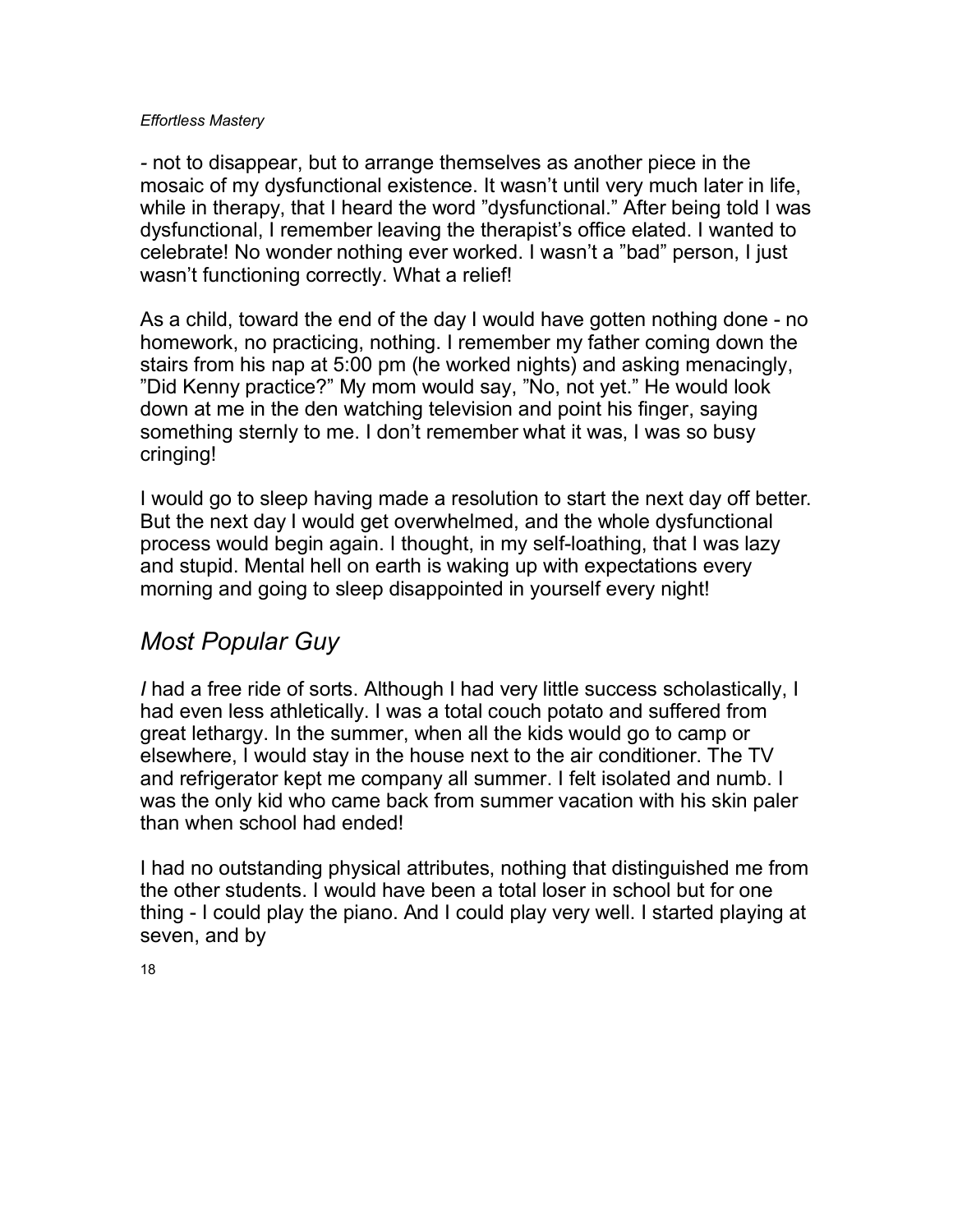- not to disappear, but to arrange themselves as another piece in the mosaic of my dysfunctional existence. It wasn't until very much later in life, while in therapy, that I heard the word "dysfunctional." After being told I was dysfunctional, I remember leaving the therapist's office elated. I wanted to celebrate! No wonder nothing ever worked. I wasn't a "bad" person, I just wasn't functioning correctly. What a relief!

As a child, toward the end of the day I would have gotten nothing done - no homework, no practicing, nothing. I remember my father coming down the stairs from his nap at 5:00 pm (he worked nights) and asking menacingly, "Did Kenny practice?" My mom would say, "No, not yet." He would look down at me in the den watching television and point his finger, saying something sternly to me. I don't remember what it was, I was so busy cringing!

I would go to sleep having made a resolution to start the next day off better. But the next day I would get overwhelmed, and the whole dysfunctional process would begin again. I thought, in my self-loathing, that I was lazy and stupid. Mental hell on earth is waking up with expectations every morning and going to sleep disappointed in yourself every night!

## *Most Popular Guy*

*I* had a free ride of sorts. Although I had very little success scholastically, I had even less athletically. I was a total couch potato and suffered from great lethargy. In the summer, when all the kids would go to camp or elsewhere, I would stay in the house next to the air conditioner. The TV and refrigerator kept me company all summer. I felt isolated and numb. I was the only kid who came back from summer vacation with his skin paler than when school had ended!

I had no outstanding physical attributes, nothing that distinguished me from the other students. I would have been a total loser in school but for one thing - I could play the piano. And I could play very well. I started playing at seven, and by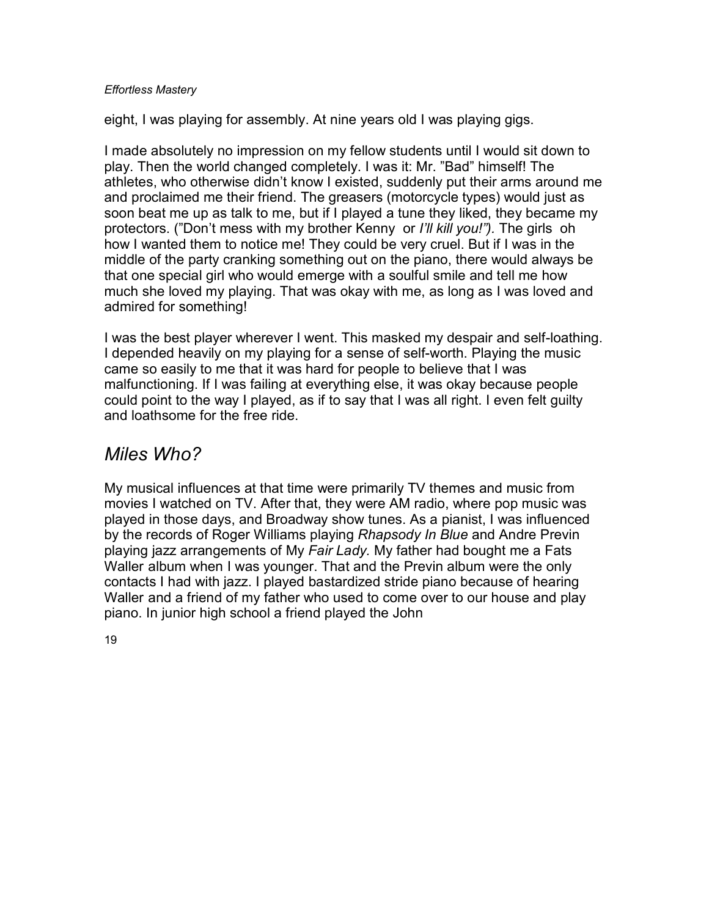eight, I was playing for assembly. At nine years old I was playing gigs.

I made absolutely no impression on my fellow students until I would sit down to play. Then the world changed completely. I was it: Mr. "Bad" himself! The athletes, who otherwise didn't know I existed, suddenly put their arms around me and proclaimed me their friend. The greasers (motorcycle types) would just as soon beat me up as talk to me, but if I played a tune they liked, they became my protectors. ("Don't mess with my brother Kenny or *I'll kill you!").* The girls oh how I wanted them to notice me! They could be very cruel. But if I was in the middle of the party cranking something out on the piano, there would always be that one special girl who would emerge with a soulful smile and tell me how much she loved my playing. That was okay with me, as long as I was loved and admired for something!

I was the best player wherever I went. This masked my despair and self-loathing. I depended heavily on my playing for a sense of self-worth. Playing the music came so easily to me that it was hard for people to believe that I was malfunctioning. If I was failing at everything else, it was okay because people could point to the way I played, as if to say that I was all right. I even felt guilty and loathsome for the free ride.

## *Miles Who?*

My musical influences at that time were primarily TV themes and music from movies I watched on TV. After that, they were AM radio, where pop music was played in those days, and Broadway show tunes. As a pianist, I was influenced by the records of Roger Williams playing *Rhapsody In Blue* and Andre Previn playing jazz arrangements of My *Fair Lady.* My father had bought me a Fats Waller album when I was younger. That and the Previn album were the only contacts I had with jazz. I played bastardized stride piano because of hearing Waller and a friend of my father who used to come over to our house and play piano. In junior high school a friend played the John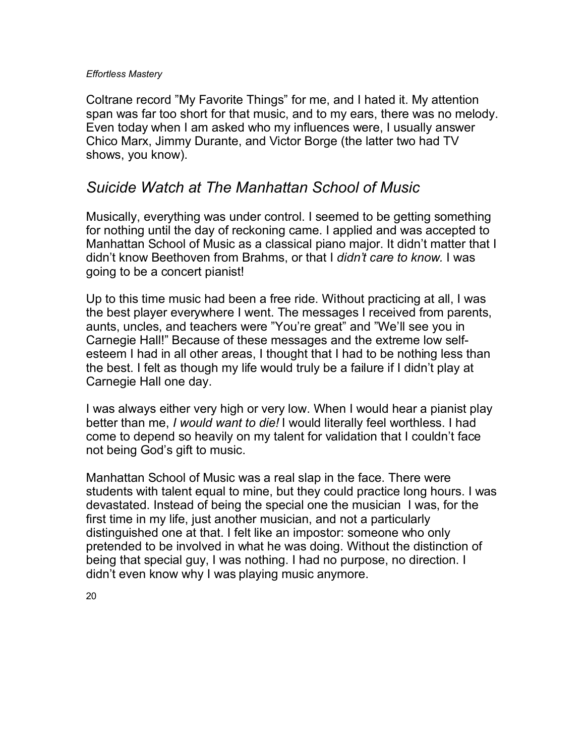Coltrane record "My Favorite Things" for me, and I hated it. My attention span was far too short for that music, and to my ears, there was no melody. Even today when I am asked who my influences were, I usually answer Chico Marx, Jimmy Durante, and Victor Borge (the latter two had TV shows, you know).

## *Suicide Watch at The Manhattan School of Music*

Musically, everything was under control. I seemed to be getting something for nothing until the day of reckoning came. I applied and was accepted to Manhattan School of Music as a classical piano major. It didn't matter that I didn't know Beethoven from Brahms, or that I *didn't care to know.* I was going to be a concert pianist!

Up to this time music had been a free ride. Without practicing at all, I was the best player everywhere I went. The messages I received from parents, aunts, uncles, and teachers were "You're great" and "We'll see you in Carnegie Hall!" Because of these messages and the extreme low self-esteem I had in all other areas, I thought that I had to be nothing less than the best. I felt as though my life would truly be a failure if I didn't play at Carnegie Hall one day.

I was always either very high or very low. When I would hear a pianist play better than me, *I would want to die!* I would literally feel worthless. I had come to depend so heavily on my talent for validation that I couldn't face not being God's gift to music.

Manhattan School of Music was a real slap in the face. There were students with talent equal to mine, but they could practice long hours. I was devastated. Instead of being the special one the musician I was, for the first time in my life, just another musician, and not a particularly distinguished one at that. I felt like an impostor: someone who only pretended to be involved in what he was doing. Without the distinction of being that special guy, I was nothing. I had no purpose, no direction. I didn't even know why I was playing music anymore.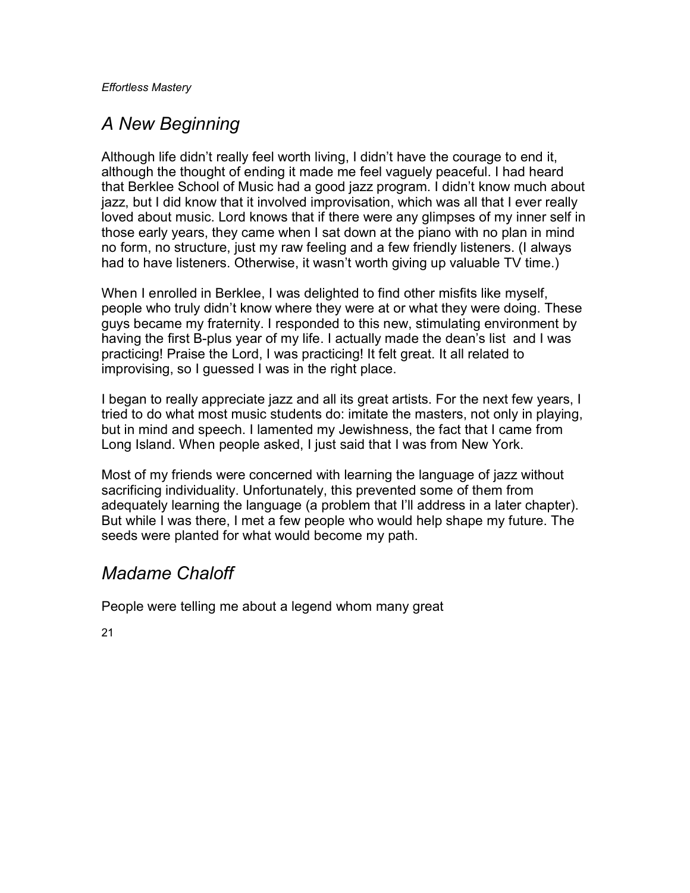## *A New Beginning*

Although life didn't really feel worth living, I didn't have the courage to end it, although the thought of ending it made me feel vaguely peaceful. I had heard that Berklee School of Music had a good jazz program. I didn't know much about jazz, but I did know that it involved improvisation, which was all that I ever really loved about music. Lord knows that if there were any glimpses of my inner self in those early years, they came when I sat down at the piano with no plan in mind no form, no structure, just my raw feeling and a few friendly listeners. (I always had to have listeners. Otherwise, it wasn't worth giving up valuable TV time.)

When I enrolled in Berklee, I was delighted to find other misfits like myself, people who truly didn't know where they were at or what they were doing. These guys became my fraternity. I responded to this new, stimulating environment by having the first B-plus year of my life. I actually made the dean's list and I was practicing! Praise the Lord, I was practicing! It felt great. It all related to improvising, so I guessed I was in the right place.

I began to really appreciate jazz and all its great artists. For the next few years, I tried to do what most music students do: imitate the masters, not only in playing, but in mind and speech. I lamented my Jewishness, the fact that I came from Long Island. When people asked, I just said that I was from New York.

Most of my friends were concerned with learning the language of jazz without sacrificing individuality. Unfortunately, this prevented some of them from adequately learning the language (a problem that I'll address in a later chapter). But while I was there, I met a few people who would help shape my future. The seeds were planted for what would become my path.

## *Madame Chaloff*

People were telling me about a legend whom many great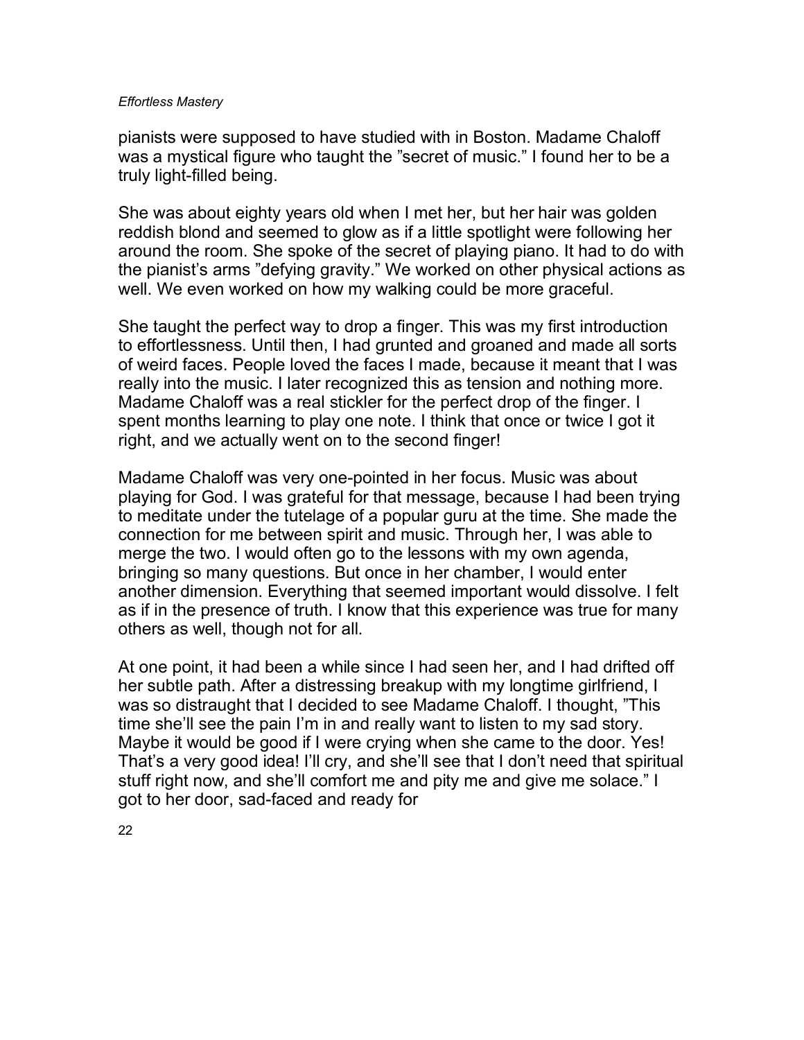pianists were supposed to have studied with in Boston. Madame Chaloff was a mystical figure who taught the "secret of music." I found her to be a truly light-filled being.

She was about eighty years old when I met her, but her hair was golden reddish blond and seemed to glow as if a little spotlight were following her around the room. She spoke of the secret of playing piano. It had to do with the pianist's arms "defying gravity." We worked on other physical actions as well. We even worked on how my walking could be more graceful.

She taught the perfect way to drop a finger. This was my first introduction to effortlessness. Until then, I had grunted and groaned and made all sorts of weird faces. People loved the faces I made, because it meant that I was really into the music. I later recognized this as tension and nothing more. Madame Chaloff was a real stickler for the perfect drop of the finger. I spent months learning to play one note. I think that once or twice I got it right, and we actually went on to the second finger!

Madame Chaloff was very one-pointed in her focus. Music was about playing for God. I was grateful for that message, because I had been trying to meditate under the tutelage of a popular guru at the time. She made the connection for me between spirit and music. Through her, I was able to merge the two. I would often go to the lessons with my own agenda, bringing so many questions. But once in her chamber, I would enter another dimension. Everything that seemed important would dissolve. I felt as if in the presence of truth. I know that this experience was true for many others as well, though not for all.

At one point, it had been a while since I had seen her, and I had drifted off her subtle path. After a distressing breakup with my longtime girlfriend, I was so distraught that I decided to see Madame Chaloff. I thought, "This time she'll see the pain I'm in and really want to listen to my sad story. Maybe it would be good if I were crying when she came to the door. Yes! That's a very good idea! I'll cry, and she'll see that I don't need that spiritual stuff right now, and she'll comfort me and pity me and give me solace." I got to her door, sad-faced and ready for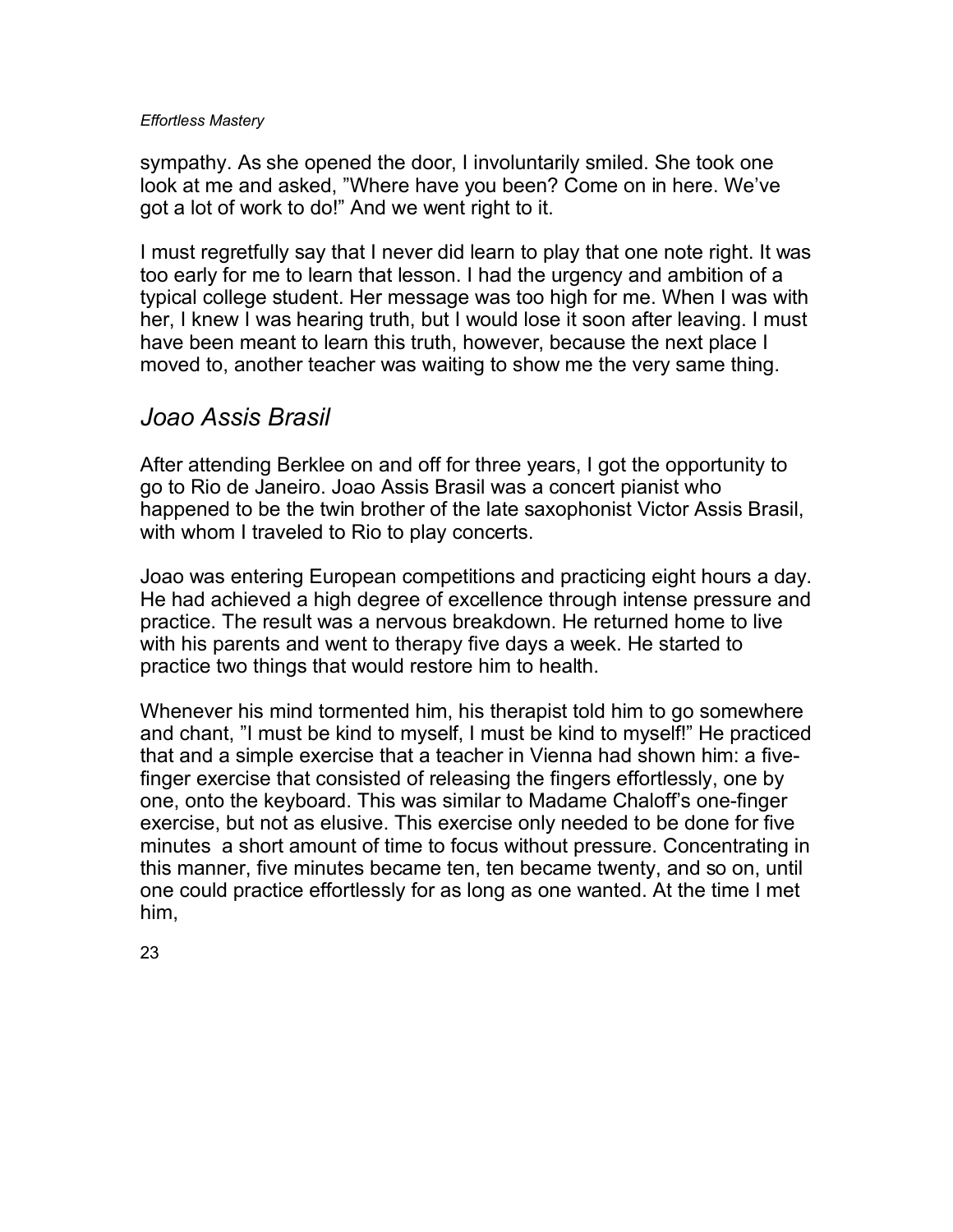sympathy. As she opened the door, I involuntarily smiled. She took one look at me and asked, "Where have you been? Come on in here. We've got a lot of work to do!" And we went right to it.

I must regretfully say that I never did learn to play that one note right. It was too early for me to learn that lesson. I had the urgency and ambition of a typical college student. Her message was too high for me. When I was with her, I knew I was hearing truth, but I would lose it soon after leaving. I must have been meant to learn this truth, however, because the next place I moved to, another teacher was waiting to show me the very same thing.

## *Joao Assis Brasil*

After attending Berklee on and off for three years, I got the opportunity to go to Rio de Janeiro. Joao Assis Brasil was a concert pianist who happened to be the twin brother of the late saxophonist Victor Assis Brasil, with whom I traveled to Rio to play concerts.

Joao was entering European competitions and practicing eight hours a day. He had achieved a high degree of excellence through intense pressure and practice. The result was a nervous breakdown. He returned home to live with his parents and went to therapy five days a week. He started to practice two things that would restore him to health.

Whenever his mind tormented him, his therapist told him to go somewhere and chant, "I must be kind to myself, I must be kind to myself!" He practiced that and a simple exercise that a teacher in Vienna had shown him: a five-finger exercise that consisted of releasing the fingers effortlessly, one by one, onto the keyboard. This was similar to Madame Chaloff's one-finger exercise, but not as elusive. This exercise only needed to be done for five minutes  a short amount of time to focus without pressure. Concentrating in this manner, five minutes became ten, ten became twenty, and so on, until one could practice effortlessly for as long as one wanted. At the time I met him,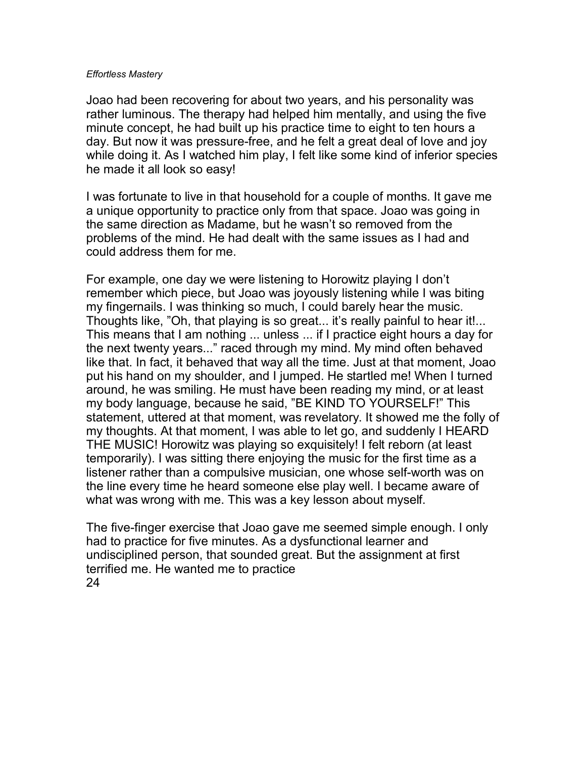Joao had been recovering for about two years, and his personality was rather luminous. The therapy had helped him mentally, and using the five minute concept, he had built up his practice time to eight to ten hours a day. But now it was pressure-free, and he felt a great deal of love and joy while doing it. As I watched him play, I felt like some kind of inferior species he made it all look so easy!

I was fortunate to live in that household for a couple of months. It gave me a unique opportunity to practice only from that space. Joao was going in the same direction as Madame, but he wasn't so removed from the problems of the mind. He had dealt with the same issues as I had and could address them for me.

For example, one day we were listening to Horowitz playing I don't remember which piece, but Joao was joyously listening while I was biting my fingernails. I was thinking so much, I could barely hear the music. Thoughts like, "Oh, that playing is so great... it's really painful to hear it!... This means that I am nothing ... unless ... if I practice eight hours a day for the next twenty years..." raced through my mind. My mind often behaved like that. In fact, it behaved that way all the time. Just at that moment, Joao put his hand on my shoulder, and I jumped. He startled me! When I turned around, he was smiling. He must have been reading my mind, or at least my body language, because he said, "BE KIND TO YOURSELF!" This statement, uttered at that moment, was revelatory. It showed me the folly of my thoughts. At that moment, I was able to let go, and suddenly I HEARD THE MUSIC! Horowitz was playing so exquisitely! I felt reborn (at least temporarily). I was sitting there enjoying the music for the first time as a listener rather than a compulsive musician, one whose self-worth was on the line every time he heard someone else play well. I became aware of what was wrong with me. This was a key lesson about myself.

The five-finger exercise that Joao gave me seemed simple enough. I only had to practice for five minutes. As a dysfunctional learner and undisciplined person, that sounded great. But the assignment at first terrified me. He wanted me to practice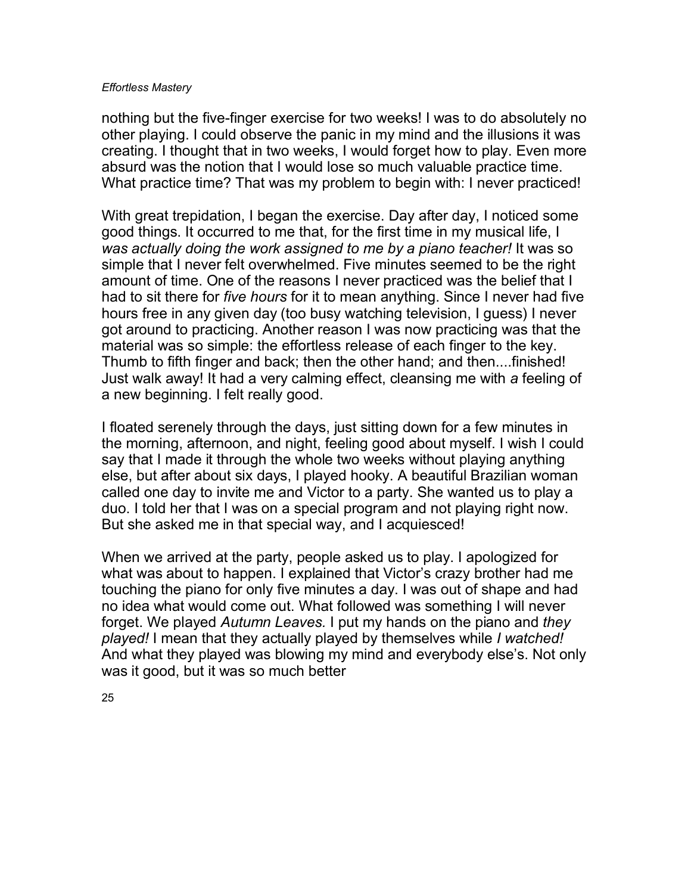nothing but the five-finger exercise for two weeks! I was to do absolutely no other playing. I could observe the panic in my mind and the illusions it was creating. I thought that in two weeks, I would forget how to play. Even more absurd was the notion that I would lose so much valuable practice time. What practice time? That was my problem to begin with: I never practiced!

With great trepidation, I began the exercise. Day after day, I noticed some good things. It occurred to me that, for the first time in my musical life, I *was actually doing the work assigned to me by a piano teacher!* It was so simple that I never felt overwhelmed. Five minutes seemed to be the right amount of time. One of the reasons I never practiced was the belief that I had to sit there for *five hours* for it to mean anything. Since I never had five hours free in any given day (too busy watching television, I guess) I never got around to practicing. Another reason I was now practicing was that the material was so simple: the effortless release of each finger to the key. Thumb to fifth finger and back; then the other hand; and then....finished! Just walk away! It had a very calming effect, cleansing me with *a* feeling of a new beginning. I felt really good.

I floated serenely through the days, just sitting down for a few minutes in the morning, afternoon, and night, feeling good about myself. I wish I could say that I made it through the whole two weeks without playing anything else, but after about six days, I played hooky. A beautiful Brazilian woman called one day to invite me and Victor to a party. She wanted us to play a duo. I told her that I was on a special program and not playing right now. But she asked me in that special way, and I acquiesced!

When we arrived at the party, people asked us to play. I apologized for what was about to happen. I explained that Victor's crazy brother had me touching the piano for only five minutes a day. I was out of shape and had no idea what would come out. What followed was something I will never forget. We played *Autumn Leaves.* I put my hands on the piano and *they played!* I mean that they actually played by themselves while *I watched!* And what they played was blowing my mind and everybody else's. Not only was it good, but it was so much better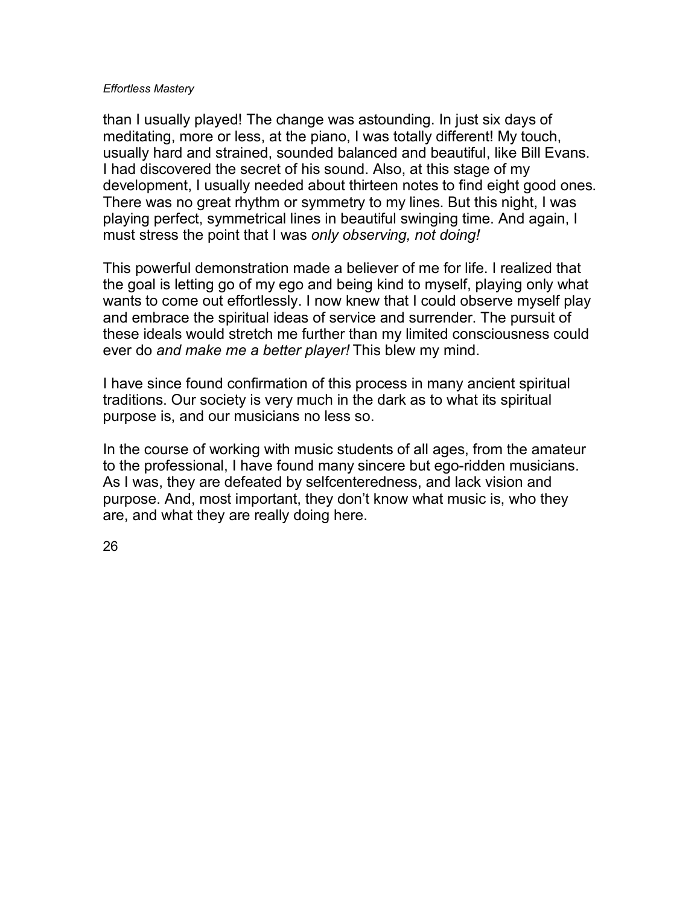than I usually played! The change was astounding. In just six days of meditating, more or less, at the piano, I was totally different! My touch, usually hard and strained, sounded balanced and beautiful, like Bill Evans. I had discovered the secret of his sound. Also, at this stage of my development, I usually needed about thirteen notes to find eight good ones. There was no great rhythm or symmetry to my lines. But this night, I was playing perfect, symmetrical lines in beautiful swinging time. And again, I must stress the point that I was *only observing, not doing!*

This powerful demonstration made a believer of me for life. I realized that the goal is letting go of my ego and being kind to myself, playing only what wants to come out effortlessly. I now knew that I could observe myself play and embrace the spiritual ideas of service and surrender. The pursuit of these ideals would stretch me further than my limited consciousness could ever do *and make me a better player!* This blew my mind.

I have since found confirmation of this process in many ancient spiritual traditions. Our society is very much in the dark as to what its spiritual purpose is, and our musicians no less so.

In the course of working with music students of all ages, from the amateur to the professional, I have found many sincere but ego-ridden musicians. As I was, they are defeated by selfcenteredness, and lack vision and purpose. And, most important, they don't know what music is, who they are, and what they are really doing here.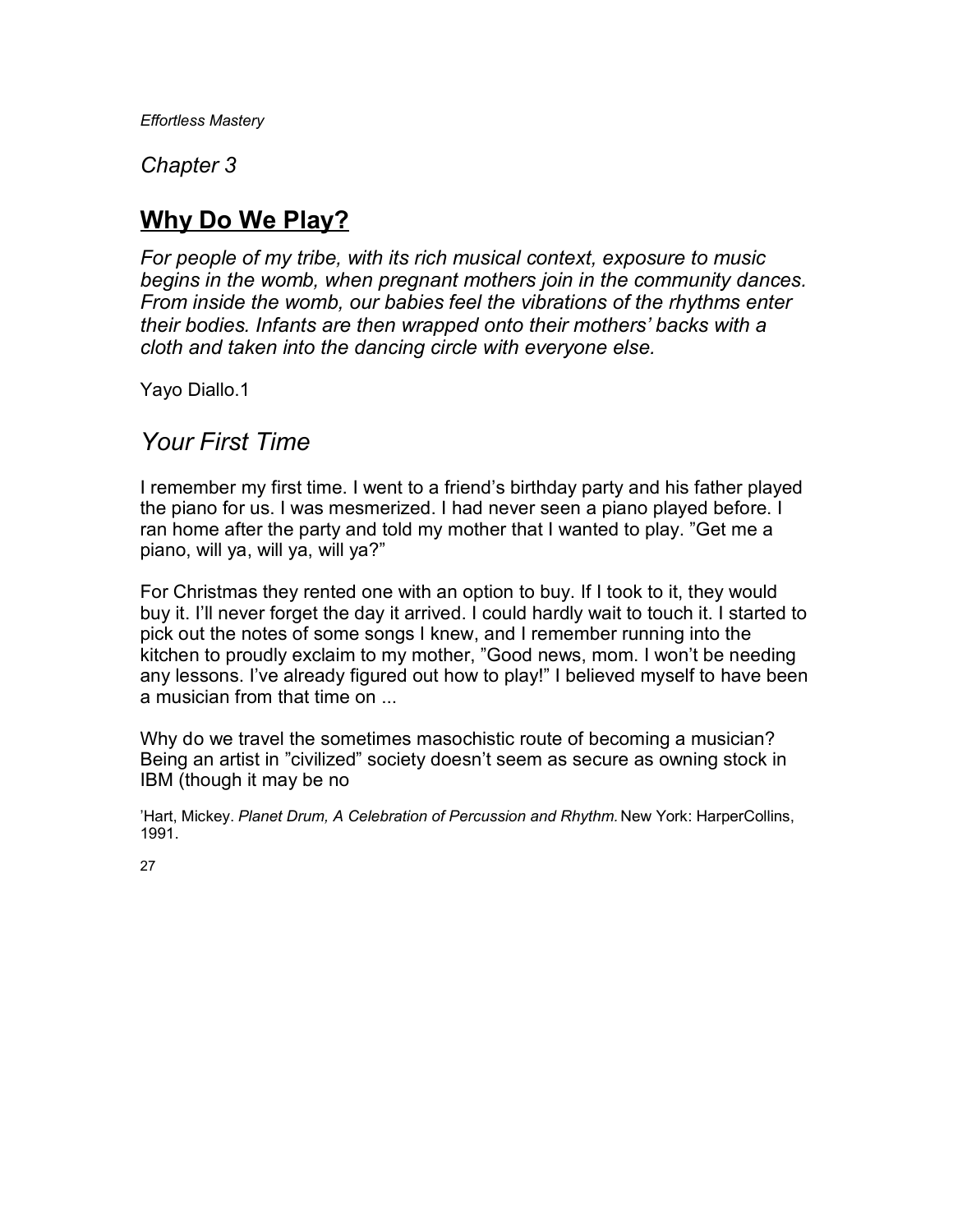*Chapter 3*

# Why Do We Play?

*For people of my tribe, with its rich musical context, exposure to music begins in the womb, when pregnant mothers join in the community dances. From inside the womb, our babies feel the vibrations of the rhythms enter their bodies. Infants are then wrapped onto their mothers' backs with a cloth and taken into the dancing circle with everyone else.*

Yayo Diallo.[1]

## *Your First Time*

I remember my first time. I went to a friend's birthday party and his father played the piano for us. I was mesmerized. I had never seen a piano played before. I ran home after the party and told my mother that I wanted to play. "Get me a piano, will ya, will ya, will ya?"

For Christmas they rented one with an option to buy. If I took to it, they would buy it. I'll never forget the day it arrived. I could hardly wait to touch it. I started to pick out the notes of some songs I knew, and I remember running into the kitchen to proudly exclaim to my mother, "Good news, mom. I won't be needing any lessons. I've already figured out how to play!" I believed myself to have been a musician from that time on ...

Why do we travel the sometimes masochistic route of becoming a musician? Being an artist in "civilized" society doesn't seem as secure as owning stock in IBM (though it may be no

[1] Hart, Mickey. *Planet Drum, A Celebration of Percussion and Rhythm.* New York: HarperCollins, 1991.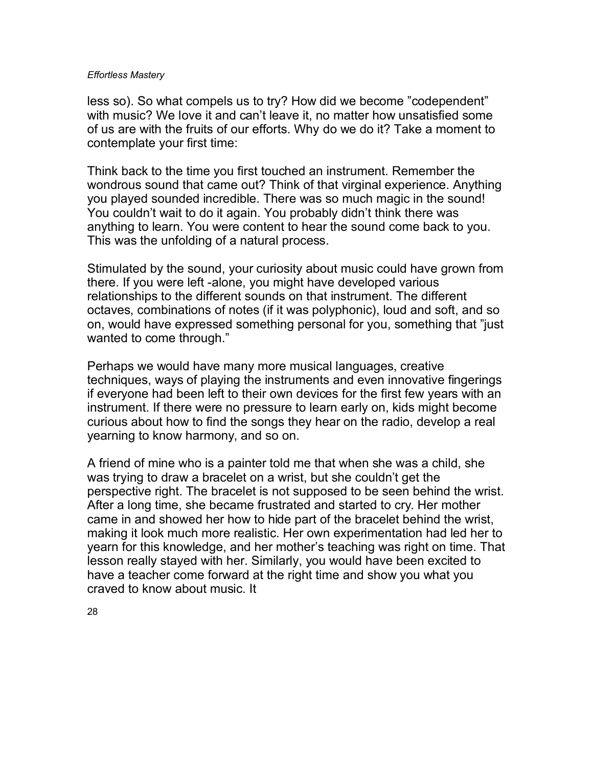less so). So what compels us to try? How did we become "codependent" with music? We love it and can't leave it, no matter how unsatisfied some of us are with the fruits of our efforts. Why do we do it? Take a moment to contemplate your first time:

Think back to the time you first touched an instrument. Remember the wondrous sound that came out? Think of that virginal experience. Anything you played sounded incredible. There was so much magic in the sound! You couldn't wait to do it again. You probably didn't think there was anything to learn. You were content to hear the sound come back to you. This was the unfolding of a natural process.

Stimulated by the sound, your curiosity about music could have grown from there. If you were left -alone, you might have developed various relationships to the different sounds on that instrument. The different octaves, combinations of notes (if it was polyphonic), loud and soft, and so on, would have expressed something personal for you, something that "just wanted to come through."

Perhaps we would have many more musical languages, creative techniques, ways of playing the instruments and even innovative fingerings if everyone had been left to their own devices for the first few years with an instrument. If there were no pressure to learn early on, kids might become curious about how to find the songs they hear on the radio, develop a real yearning to know harmony, and so on.

A friend of mine who is a painter told me that when she was a child, she was trying to draw a bracelet on a wrist, but she couldn't get the perspective right. The bracelet is not supposed to be seen behind the wrist. After a long time, she became frustrated and started to cry. Her mother came in and showed her how to hide part of the bracelet behind the wrist, making it look much more realistic. Her own experimentation had led her to yearn for this knowledge, and her mother's teaching was right on time. That lesson really stayed with her. Similarly, you would have been excited to have a teacher come forward at the right time and show you what you craved to know about music. It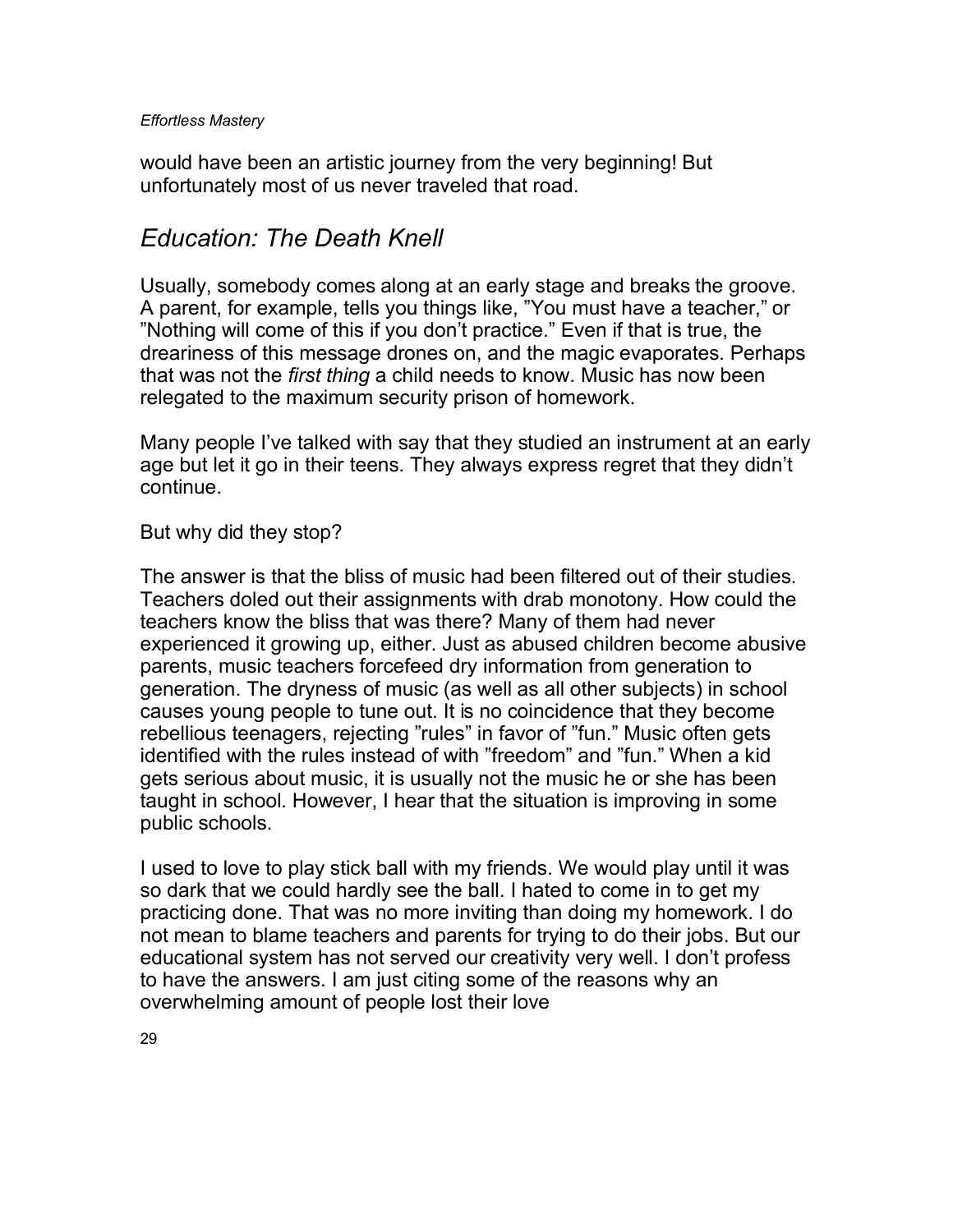would have been an artistic journey from the very beginning! But unfortunately most of us never traveled that road.

## *Education: The Death Knell*

Usually, somebody comes along at an early stage and breaks the groove. A parent, for example, tells you things like, "You must have a teacher," or "Nothing will come of this if you don't practice." Even if that is true, the dreariness of this message drones on, and the magic evaporates. Perhaps that was not the *first thing* a child needs to know. Music has now been relegated to the maximum security prison of homework.

Many people I've talked with say that they studied an instrument at an early age but let it go in their teens. They always express regret that they didn't continue.

But why did they stop?

The answer is that the bliss of music had been filtered out of their studies. Teachers doled out their assignments with drab monotony. How could the teachers know the bliss that was there? Many of them had never experienced it growing up, either. Just as abused children become abusive parents, music teachers forcefeed dry information from generation to generation. The dryness of music (as well as all other subjects) in school causes young people to tune out. It is no coincidence that they become rebellious teenagers, rejecting "rules" in favor of "fun." Music often gets identified with the rules instead of with "freedom" and "fun." When a kid gets serious about music, it is usually not the music he or she has been taught in school. However, I hear that the situation is improving in some public schools.

I used to love to play stick ball with my friends. We would play until it was so dark that we could hardly see the ball. I hated to come in to get my practicing done. That was no more inviting than doing my homework. I do not mean to blame teachers and parents for trying to do their jobs. But our educational system has not served our creativity very well. I don't profess to have the answers. I am just citing some of the reasons why an overwhelming amount of people lost their love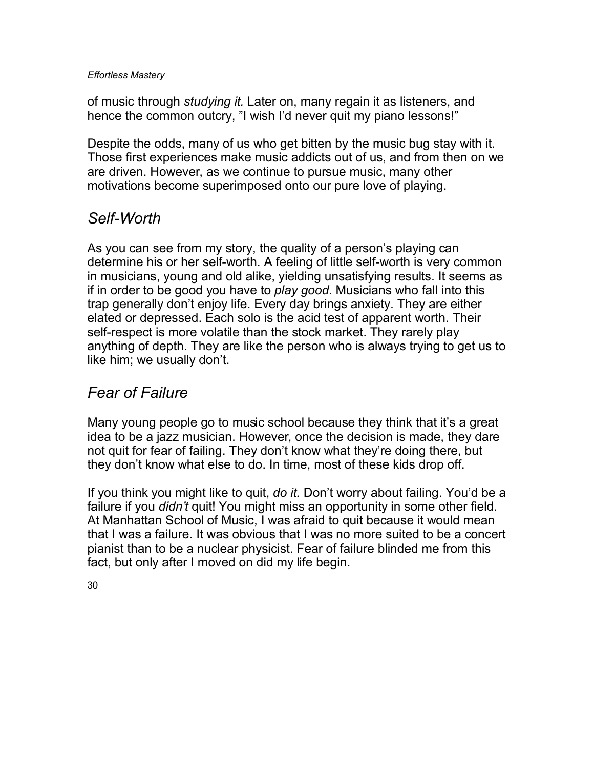of music through *studying it.* Later on, many regain it as listeners, and hence the common outcry, "I wish I'd never quit my piano lessons!"

Despite the odds, many of us who get bitten by the music bug stay with it. Those first experiences make music addicts out of us, and from then on we are driven. However, as we continue to pursue music, many other motivations become superimposed onto our pure love of playing.

## *Self-Worth*

As you can see from my story, the quality of a person's playing can determine his or her self-worth. A feeling of little self-worth is very common in musicians, young and old alike, yielding unsatisfying results. It seems as if in order to be good you have to *play good.* Musicians who fall into this trap generally don't enjoy life. Every day brings anxiety. They are either elated or depressed. Each solo is the acid test of apparent worth. Their self-respect is more volatile than the stock market. They rarely play anything of depth. They are like the person who is always trying to get us to like him; we usually don't.

## *Fear of Failure*

Many young people go to music school because they think that it's a great idea to be a jazz musician. However, once the decision is made, they dare not quit for fear of failing. They don't know what they're doing there, but they don't know what else to do. In time, most of these kids drop off.

If you think you might like to quit, *do it.* Don't worry about failing. You'd be a failure if you *didn't* quit! You might miss an opportunity in some other field. At Manhattan School of Music, I was afraid to quit because it would mean that I was a failure. It was obvious that I was no more suited to be a concert pianist than to be a nuclear physicist. Fear of failure blinded me from this fact, but only after I moved on did my life begin.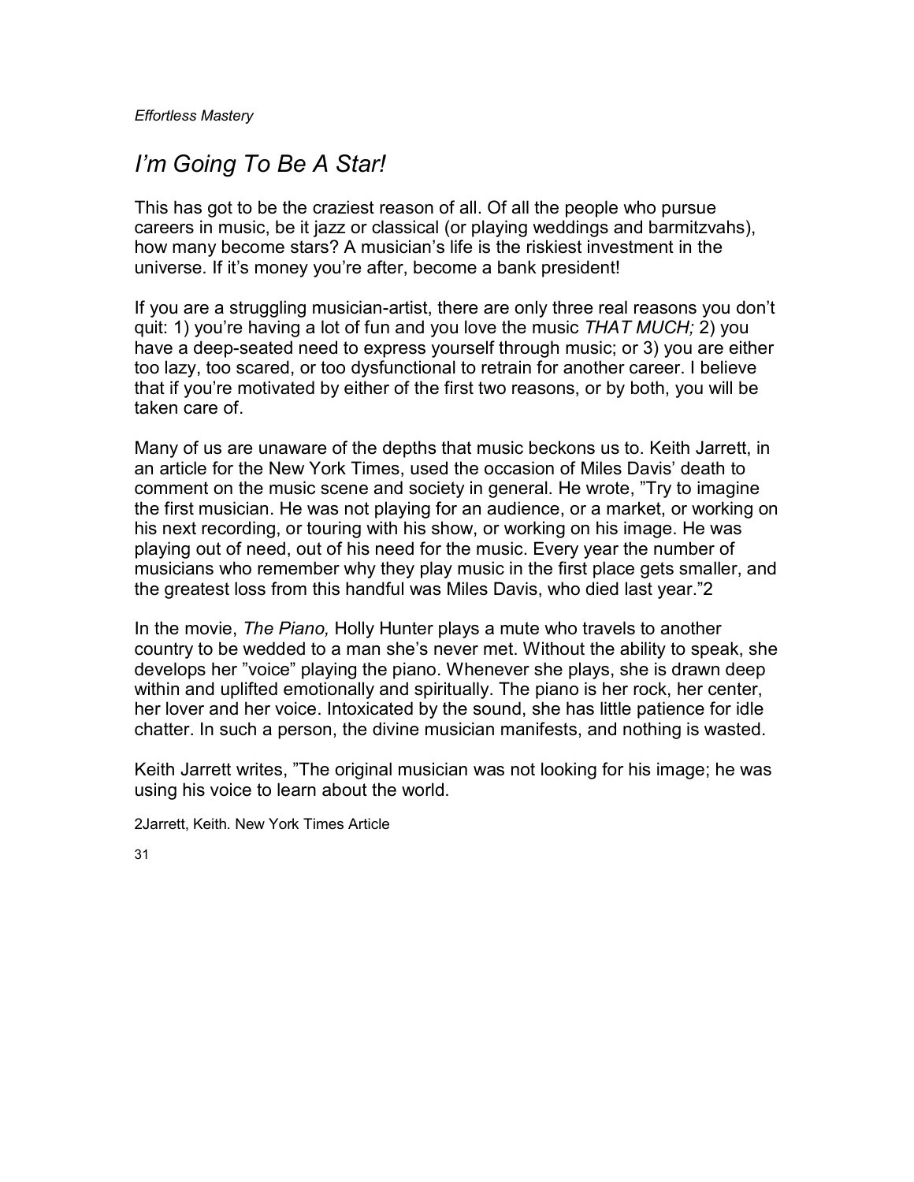## *I'm Going To Be A Star!*

This has got to be the craziest reason of all. Of all the people who pursue careers in music, be it jazz or classical (or playing weddings and barmitzvahs), how many become stars? A musician's life is the riskiest investment in the universe. If it's money you're after, become a bank president!

If you are a struggling musician-artist, there are only three real reasons you don't quit: 1) you're having a lot of fun and you love the music *THAT MUCH;* 2) you have a deep-seated need to express yourself through music; or 3) you are either too lazy, too scared, or too dysfunctional to retrain for another career. I believe that if you're motivated by either of the first two reasons, or by both, you will be taken care of.

Many of us are unaware of the depths that music beckons us to. Keith Jarrett, in an article for the New York Times, used the occasion of Miles Davis' death to comment on the music scene and society in general. He wrote, "Try to imagine the first musician. He was not playing for an audience, or a market, or working on his next recording, or touring with his show, or working on his image. He was playing out of need, out of his need for the music. Every year the number of musicians who remember why they play music in the first place gets smaller, and the greatest loss from this handful was Miles Davis, who died last year."[2]

In the movie, *The Piano,* Holly Hunter plays a mute who travels to another country to be wedded to a man she's never met. Without the ability to speak, she develops her "voice" playing the piano. Whenever she plays, she is drawn deep within and uplifted emotionally and spiritually. The piano is her rock, her center, her lover and her voice. Intoxicated by the sound, she has little patience for idle chatter. In such a person, the divine musician manifests, and nothing is wasted.

Keith Jarrett writes, "The original musician was not looking for his image; he was using his voice to learn about the world.

[2] Jarrett, Keith. New York Times Article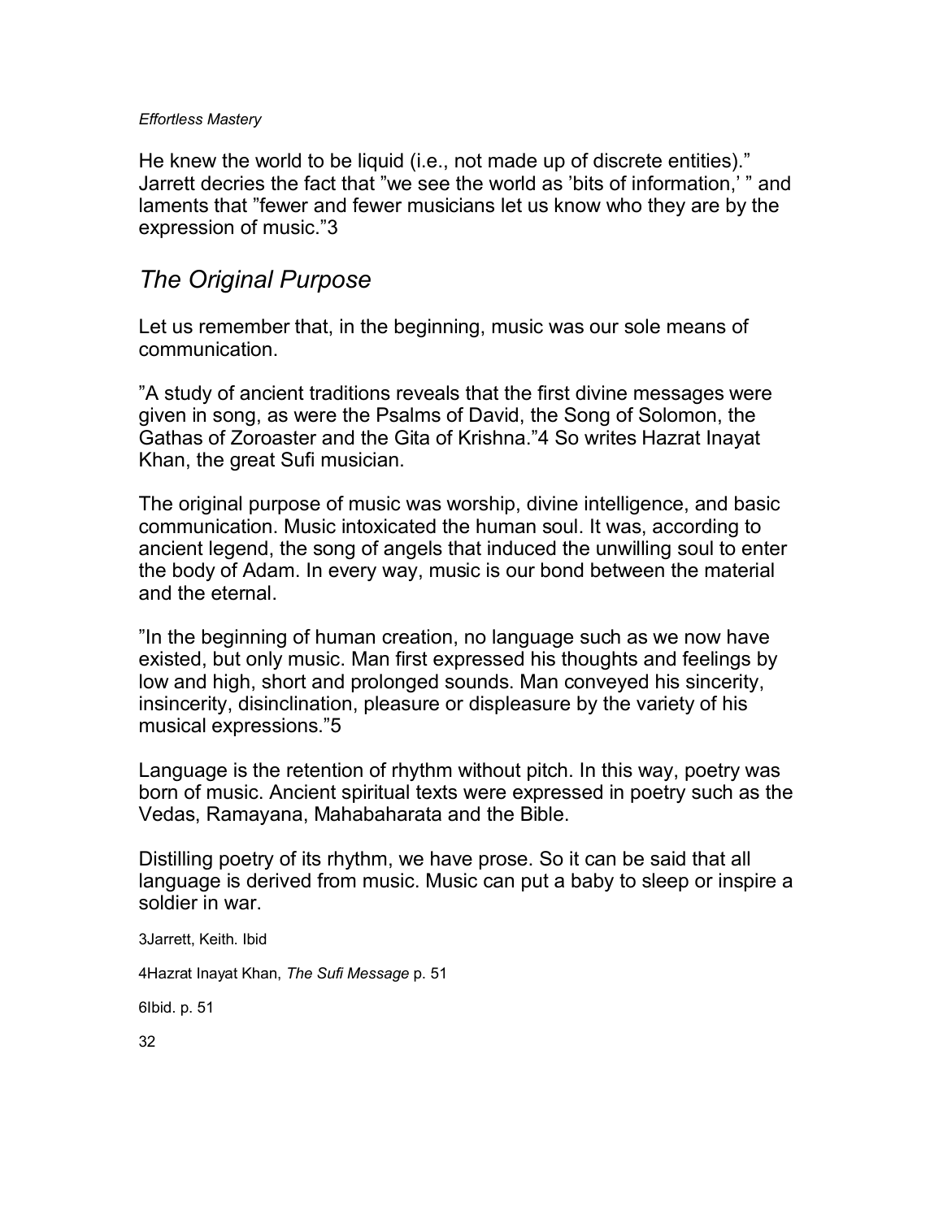He knew the world to be liquid (i.e., not made up of discrete entities)." Jarrett decries the fact that "we see the world as 'bits of information,' " and laments that "fewer and fewer musicians let us know who they are by the expression of music."[3]

## *The Original Purpose*

Let us remember that, in the beginning, music was our sole means of communication.

"A study of ancient traditions reveals that the first divine messages were given in song, as were the Psalms of David, the Song of Solomon, the Gathas of Zoroaster and the Gita of Krishna."[4] So writes Hazrat Inayat Khan, the great Sufi musician.

The original purpose of music was worship, divine intelligence, and basic communication. Music intoxicated the human soul. It was, according to ancient legend, the song of angels that induced the unwilling soul to enter the body of Adam. In every way, music is our bond between the material and the eternal.

"In the beginning of human creation, no language such as we now have existed, but only music. Man first expressed his thoughts and feelings by low and high, short and prolonged sounds. Man conveyed his sincerity, insincerity, disinclination, pleasure or displeasure by the variety of his musical expressions."[5]

Language is the retention of rhythm without pitch. In this way, poetry was born of music. Ancient spiritual texts were expressed in poetry such as the Vedas, Ramayana, Mahabaharata and the Bible.

Distilling poetry of its rhythm, we have prose. So it can be said that all language is derived from music. Music can put a baby to sleep or inspire a soldier in war.

[3]Jarrett, Keith. Ibid

[4]Hazrat Inayat Khan, *The Sufi Message* p. 51

[6]Ibid. p. 51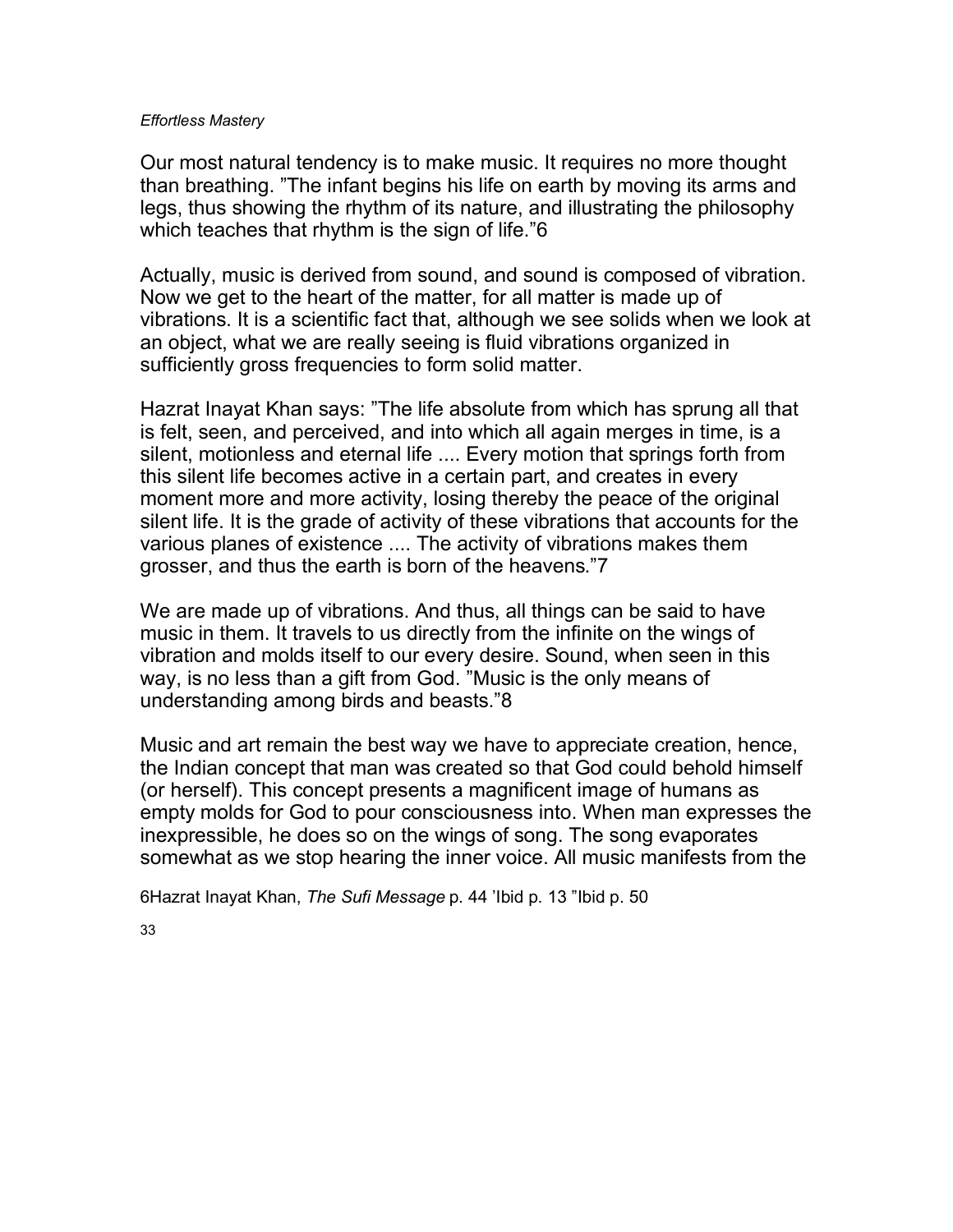Our most natural tendency is to make music. It requires no more thought than breathing. "The infant begins his life on earth by moving its arms and legs, thus showing the rhythm of its nature, and illustrating the philosophy which teaches that rhythm is the sign of life."[6]

Actually, music is derived from sound, and sound is composed of vibration. Now we get to the heart of the matter, for all matter is made up of vibrations. It is a scientific fact that, although we see solids when we look at an object, what we are really seeing is fluid vibrations organized in sufficiently gross frequencies to form solid matter.

Hazrat Inayat Khan says: "The life absolute from which has sprung all that is felt, seen, and perceived, and into which all again merges in time, is a silent, motionless and eternal life .... Every motion that springs forth from this silent life becomes active in a certain part, and creates in every moment more and more activity, losing thereby the peace of the original silent life. It is the grade of activity of these vibrations that accounts for the various planes of existence .... The activity of vibrations makes them grosser, and thus the earth is born of the heavens."[7]

We are made up of vibrations. And thus, all things can be said to have music in them. It travels to us directly from the infinite on the wings of vibration and molds itself to our every desire. Sound, when seen in this way, is no less than a gift from God. "Music is the only means of understanding among birds and beasts."[8]

Music and art remain the best way we have to appreciate creation, hence, the Indian concept that man was created so that God could behold himself (or herself). This concept presents a magnificent image of humans as empty molds for God to pour consciousness into. When man expresses the inexpressible, he does so on the wings of song. The song evaporates somewhat as we stop hearing the inner voice. All music manifests from the

6Hazrat Inayat Khan, *The Sufi Message* p. 44 'Ibid p. 13 "Ibid p. 50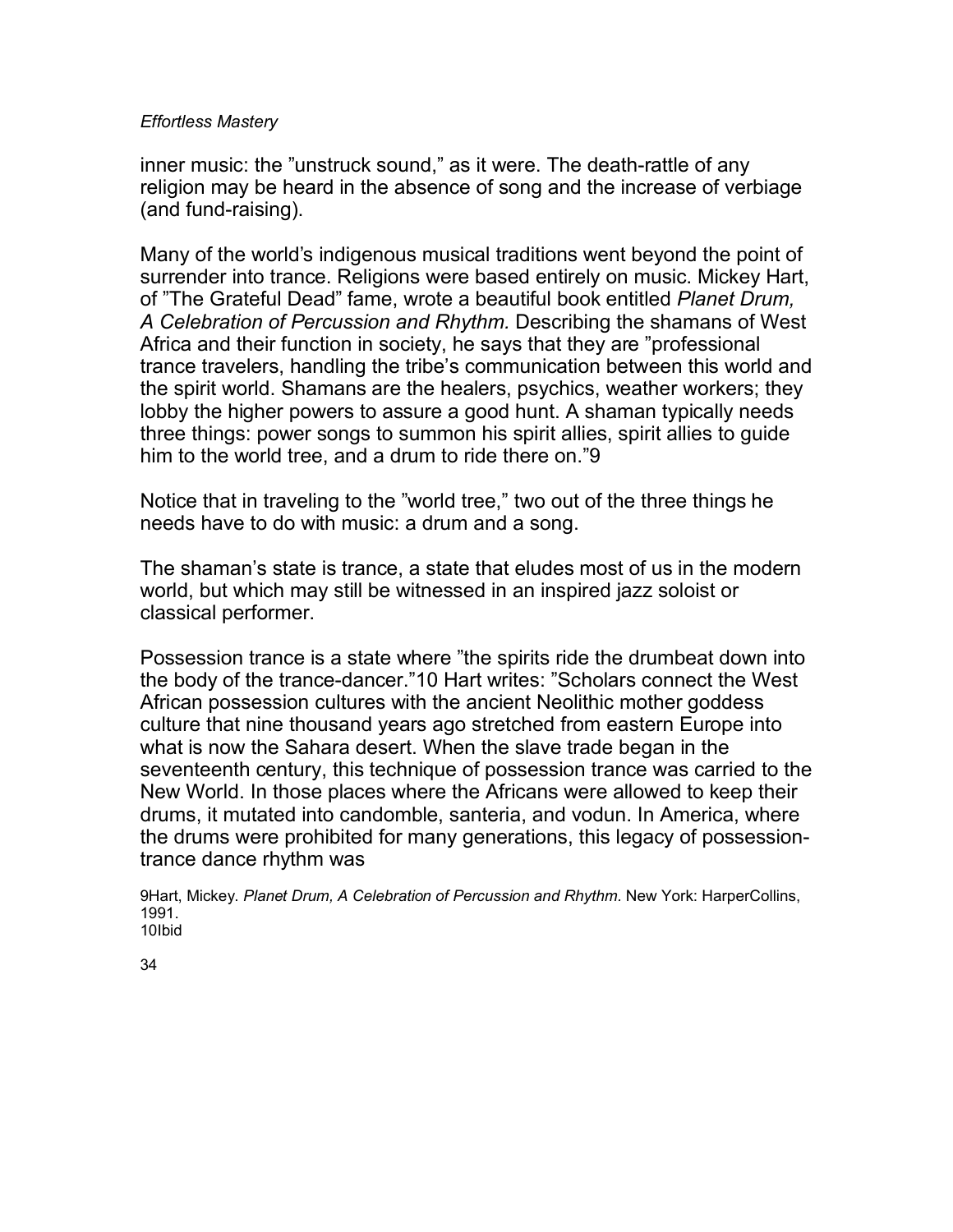inner music: the ”unstruck sound,” as it were. The death-rattle of any religion may be heard in the absence of song and the increase of verbiage (and fund-raising).

Many of the world’s indigenous musical traditions went beyond the point of surrender into trance. Religions were based entirely on music. Mickey Hart, of ”The Grateful Dead” fame, wrote a beautiful book entitled *Planet Drum, A Celebration of Percussion and Rhythm.* Describing the shamans of West Africa and their function in society, he says that they are ”professional trance travelers, handling the tribe’s communication between this world and the spirit world. Shamans are the healers, psychics, weather workers; they lobby the higher powers to assure a good hunt. A shaman typically needs three things: power songs to summon his spirit allies, spirit allies to guide him to the world tree, and a drum to ride there on.”[9]

Notice that in traveling to the ”world tree,” two out of the three things he needs have to do with music: a drum and a song.

The shaman’s state is trance, a state that eludes most of us in the modern world, but which may still be witnessed in an inspired jazz soloist or classical performer.

Possession trance is a state where ”the spirits ride the drumbeat down into the body of the trance-dancer.”[10] Hart writes: ”Scholars connect the West African possession cultures with the ancient Neolithic mother goddess culture that nine thousand years ago stretched from eastern Europe into what is now the Sahara desert. When the slave trade began in the seventeenth century, this technique of possession trance was carried to the New World. In those places where the Africans were allowed to keep their drums, it mutated into candomble, santeria, and vodun. In America, where the drums were prohibited for many generations, this legacy of possession-trance dance rhythm was

[9]Hart, Mickey. *Planet Drum, A Celebration of Percussion and Rhythm.* New York: HarperCollins, 1991.
[10]Ibid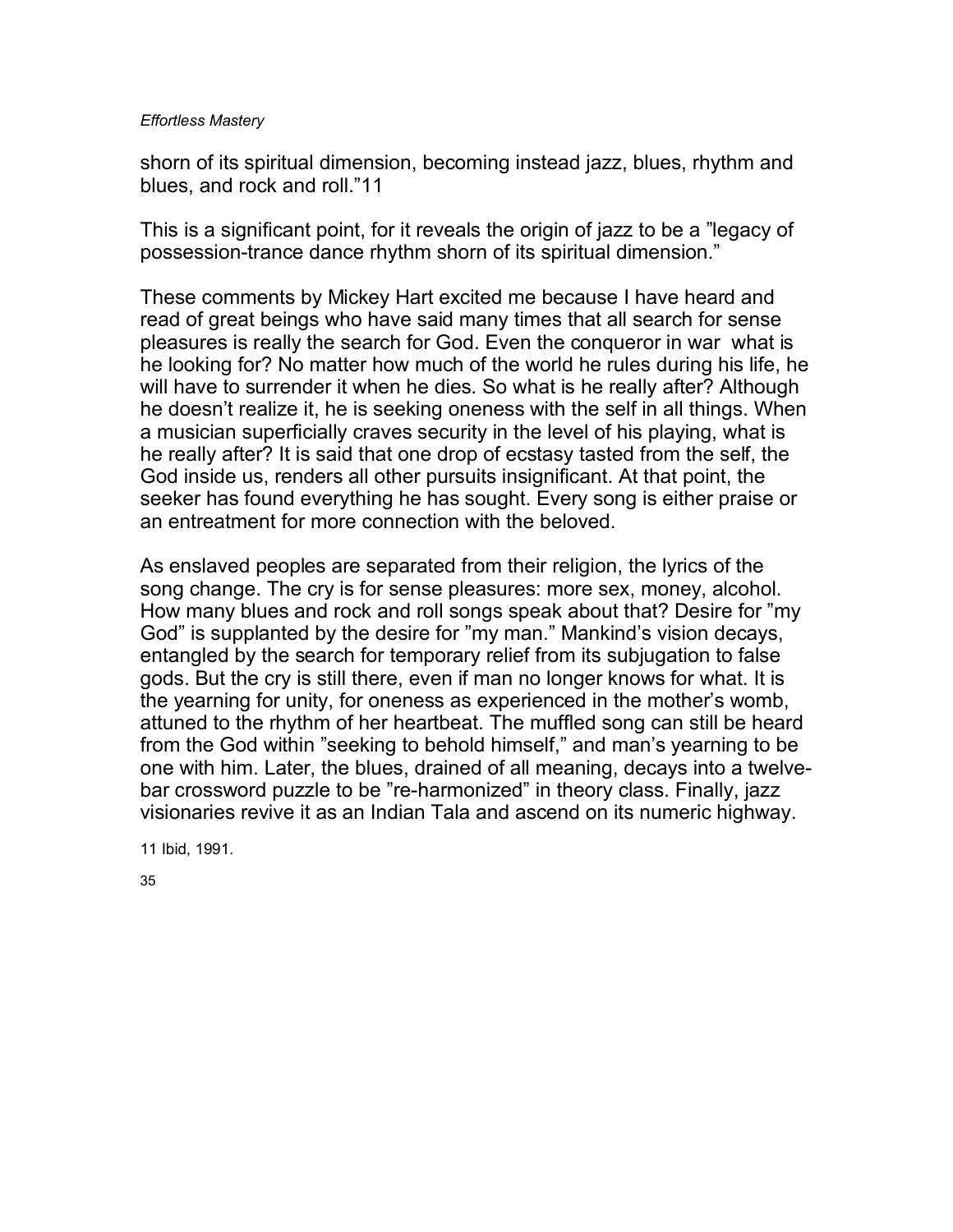shorn of its spiritual dimension, becoming instead jazz, blues, rhythm and blues, and rock and roll."[11]

This is a significant point, for it reveals the origin of jazz to be a "legacy of possession-trance dance rhythm shorn of its spiritual dimension."

These comments by Mickey Hart excited me because I have heard and read of great beings who have said many times that all search for sense pleasures is really the search for God. Even the conqueror in war  what is he looking for? No matter how much of the world he rules during his life, he will have to surrender it when he dies. So what is he really after? Although he doesn't realize it, he is seeking oneness with the self in all things. When a musician superficially craves security in the level of his playing, what is he really after? It is said that one drop of ecstasy tasted from the self, the God inside us, renders all other pursuits insignificant. At that point, the seeker has found everything he has sought. Every song is either praise or an entreatment for more connection with the beloved.

As enslaved peoples are separated from their religion, the lyrics of the song change. The cry is for sense pleasures: more sex, money, alcohol. How many blues and rock and roll songs speak about that? Desire for "my God" is supplanted by the desire for "my man." Mankind's vision decays, entangled by the search for temporary relief from its subjugation to false gods. But the cry is still there, even if man no longer knows for what. It is the yearning for unity, for oneness as experienced in the mother's womb, attuned to the rhythm of her heartbeat. The muffled song can still be heard from the God within "seeking to behold himself," and man's yearning to be one with him. Later, the blues, drained of all meaning, decays into a twelve-bar crossword puzzle to be "re-harmonized" in theory class. Finally, jazz visionaries revive it as an Indian Tala and ascend on its numeric highway.

11 Ibid, 1991.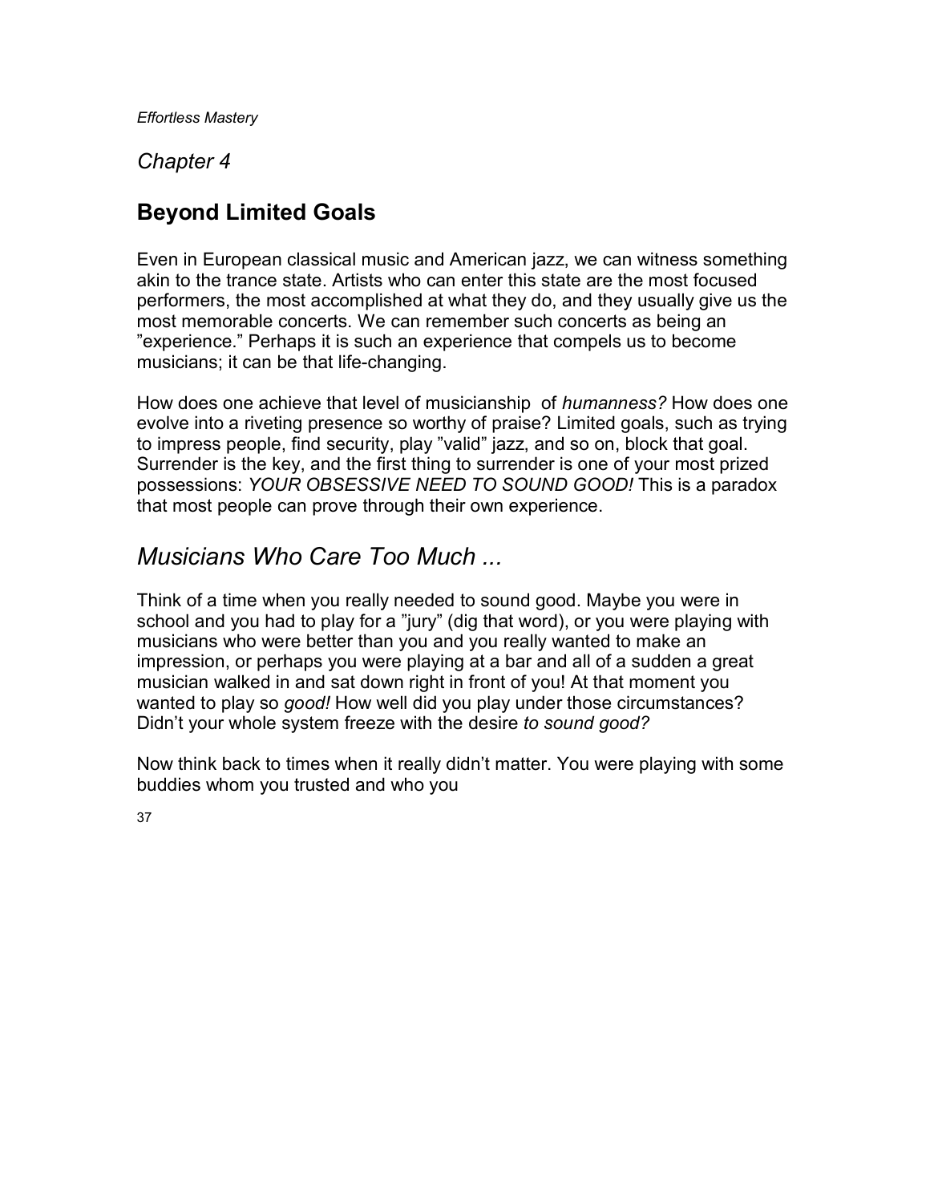*Chapter 4*

# Beyond Limited Goals

Even in European classical music and American jazz, we can witness something akin to the trance state. Artists who can enter this state are the most focused performers, the most accomplished at what they do, and they usually give us the most memorable concerts. We can remember such concerts as being an "experience." Perhaps it is such an experience that compels us to become musicians; it can be that life-changing.

How does one achieve that level of musicianship of *humanness?* How does one evolve into a riveting presence so worthy of praise? Limited goals, such as trying to impress people, find security, play "valid" jazz, and so on, block that goal. Surrender is the key, and the first thing to surrender is one of your most prized possessions: *YOUR OBSESSIVE NEED TO SOUND GOOD!* This is a paradox that most people can prove through their own experience.

## *Musicians Who Care Too Much ...*

Think of a time when you really needed to sound good. Maybe you were in school and you had to play for a "jury" (dig that word), or you were playing with musicians who were better than you and you really wanted to make an impression, or perhaps you were playing at a bar and all of a sudden a great musician walked in and sat down right in front of you! At that moment you wanted to play so *good!* How well did you play under those circumstances? Didn't your whole system freeze with the desire *to sound good?*

Now think back to times when it really didn't matter. You were playing with some buddies whom you trusted and who you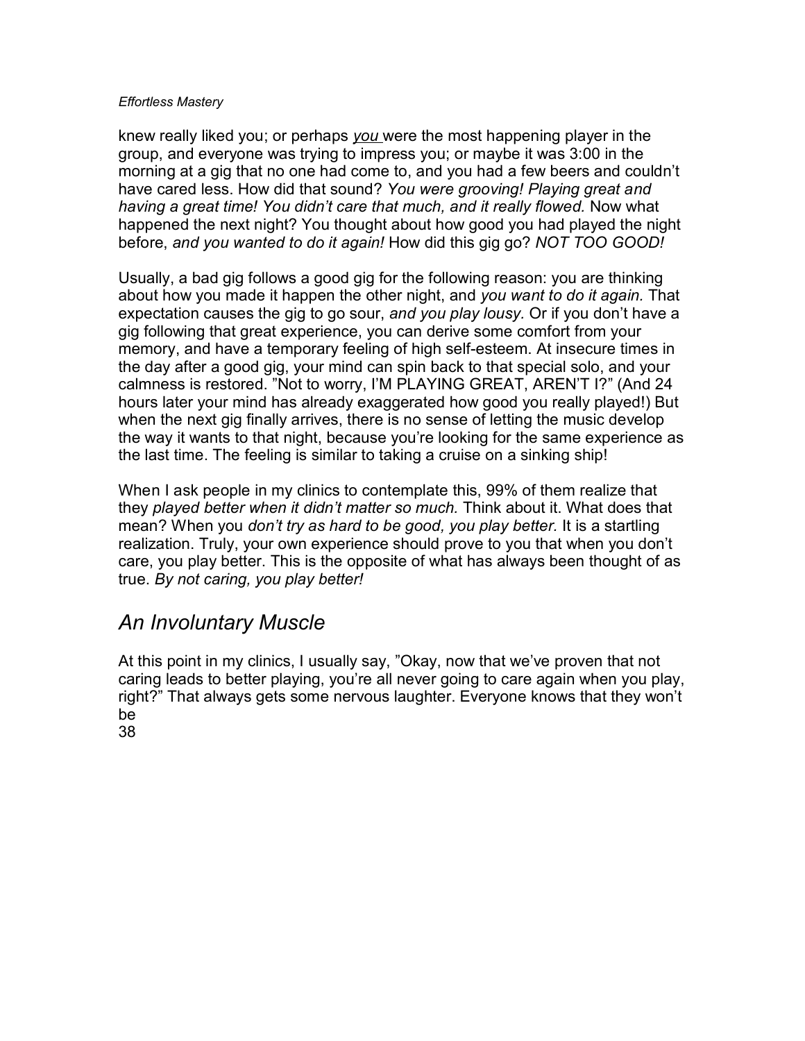knew really liked you; or perhaps <u>you</u> were the most happening player in the group, and everyone was trying to impress you; or maybe it was 3:00 in the morning at a gig that no one had come to, and you had a few beers and couldn't have cared less. How did that sound? *You were grooving! Playing great and having a great time! You didn't care that much, and it really flowed.* Now what happened the next night? You thought about how good you had played the night before, *and you wanted to do it again!* How did this gig go? *NOT TOO GOOD!*

Usually, a bad gig follows a good gig for the following reason: you are thinking about how you made it happen the other night, and *you want to do it again.* That expectation causes the gig to go sour, *and you play lousy.* Or if you don't have a gig following that great experience, you can derive some comfort from your memory, and have a temporary feeling of high self-esteem. At insecure times in the day after a good gig, your mind can spin back to that special solo, and your calmness is restored. "Not to worry, I'M PLAYING GREAT, AREN'T I?" (And 24 hours later your mind has already exaggerated how good you really played!) But when the next gig finally arrives, there is no sense of letting the music develop the way it wants to that night, because you're looking for the same experience as the last time. The feeling is similar to taking a cruise on a sinking ship!

When I ask people in my clinics to contemplate this, 99% of them realize that they *played better when it didn't matter so much.* Think about it. What does that mean? When you *don't try as hard to be good, you play better.* It is a startling realization. Truly, your own experience should prove to you that when you don't care, you play better. This is the opposite of what has always been thought of as true. *By not caring, you play better!*

## *An Involuntary Muscle*

At this point in my clinics, I usually say, "Okay, now that we've proven that not caring leads to better playing, you're all never going to care again when you play, right?" That always gets some nervous laughter. Everyone knows that they won't be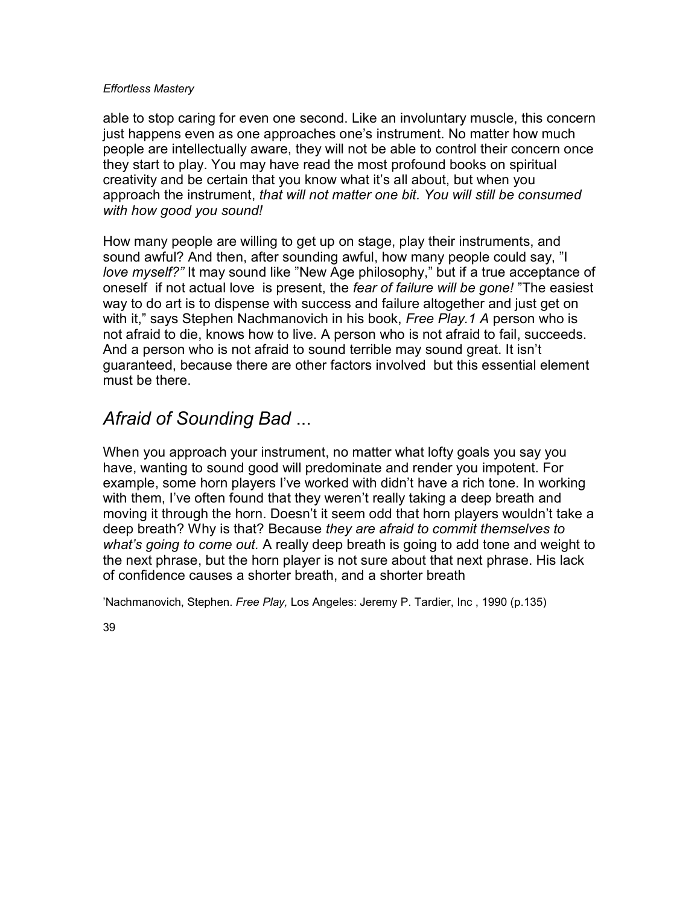able to stop caring for even one second. Like an involuntary muscle, this concern just happens even as one approaches one's instrument. No matter how much people are intellectually aware, they will not be able to control their concern once they start to play. You may have read the most profound books on spiritual creativity and be certain that you know what it's all about, but when you approach the instrument, *that will not matter one bit. You will still be consumed with how good you sound!*

How many people are willing to get up on stage, play their instruments, and sound awful? And then, after sounding awful, how many people could say, "I *love myself?"* It may sound like "New Age philosophy," but if a true acceptance of oneself if not actual love is present, the *fear of failure will be gone!* "The easiest way to do art is to dispense with success and failure altogether and just get on with it," says Stephen Nachmanovich in his book, *Free Play.*[1] A person who is not afraid to die, knows how to live. A person who is not afraid to fail, succeeds. And a person who is not afraid to sound terrible may sound great. It isn't guaranteed, because there are other factors involved but this essential element must be there.

## *Afraid of Sounding Bad ...*

When you approach your instrument, no matter what lofty goals you say you have, wanting to sound good will predominate and render you impotent. For example, some horn players I've worked with didn't have a rich tone. In working with them, I've often found that they weren't really taking a deep breath and moving it through the horn. Doesn't it seem odd that horn players wouldn't take a deep breath? Why is that? Because *they are afraid to commit themselves to what's going to come out.* A really deep breath is going to add tone and weight to the next phrase, but the horn player is not sure about that next phrase. His lack of confidence causes a shorter breath, and a shorter breath

[1] Nachmanovich, Stephen. *Free Play,* Los Angeles: Jeremy P. Tardier, Inc , 1990 (p.135)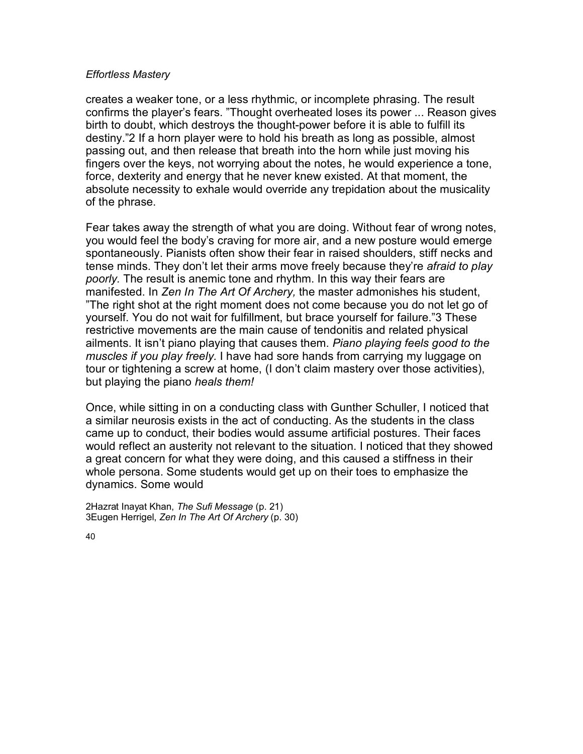creates a weaker tone, or a less rhythmic, or incomplete phrasing. The result confirms the player's fears. "Thought overheated loses its power ... Reason gives birth to doubt, which destroys the thought-power before it is able to fulfill its destiny."[2] If a horn player were to hold his breath as long as possible, almost passing out, and then release that breath into the horn while just moving his fingers over the keys, not worrying about the notes, he would experience a tone, force, dexterity and energy that he never knew existed. At that moment, the absolute necessity to exhale would override any trepidation about the musicality of the phrase.

Fear takes away the strength of what you are doing. Without fear of wrong notes, you would feel the body's craving for more air, and a new posture would emerge spontaneously. Pianists often show their fear in raised shoulders, stiff necks and tense minds. They don't let their arms move freely because they're *afraid to play poorly.* The result is anemic tone and rhythm. In this way their fears are manifested. In *Zen In The Art Of Archery,* the master admonishes his student, "The right shot at the right moment does not come because you do not let go of yourself. You do not wait for fulfillment, but brace yourself for failure."[3] These restrictive movements are the main cause of tendonitis and related physical ailments. It isn't piano playing that causes them. *Piano playing feels good to the muscles if you play freely.* I have had sore hands from carrying my luggage on tour or tightening a screw at home, (I don't claim mastery over those activities), but playing the piano *heals them!*

Once, while sitting in on a conducting class with Gunther Schuller, I noticed that a similar neurosis exists in the act of conducting. As the students in the class came up to conduct, their bodies would assume artificial postures. Their faces would reflect an austerity not relevant to the situation. I noticed that they showed a great concern for what they were doing, and this caused a stiffness in their whole persona. Some students would get up on their toes to emphasize the dynamics. Some would

[2] Hazrat Inayat Khan, *The Sufi Message* (p. 21)
[3] Eugen Herrigel, *Zen In The Art Of Archery* (p. 30)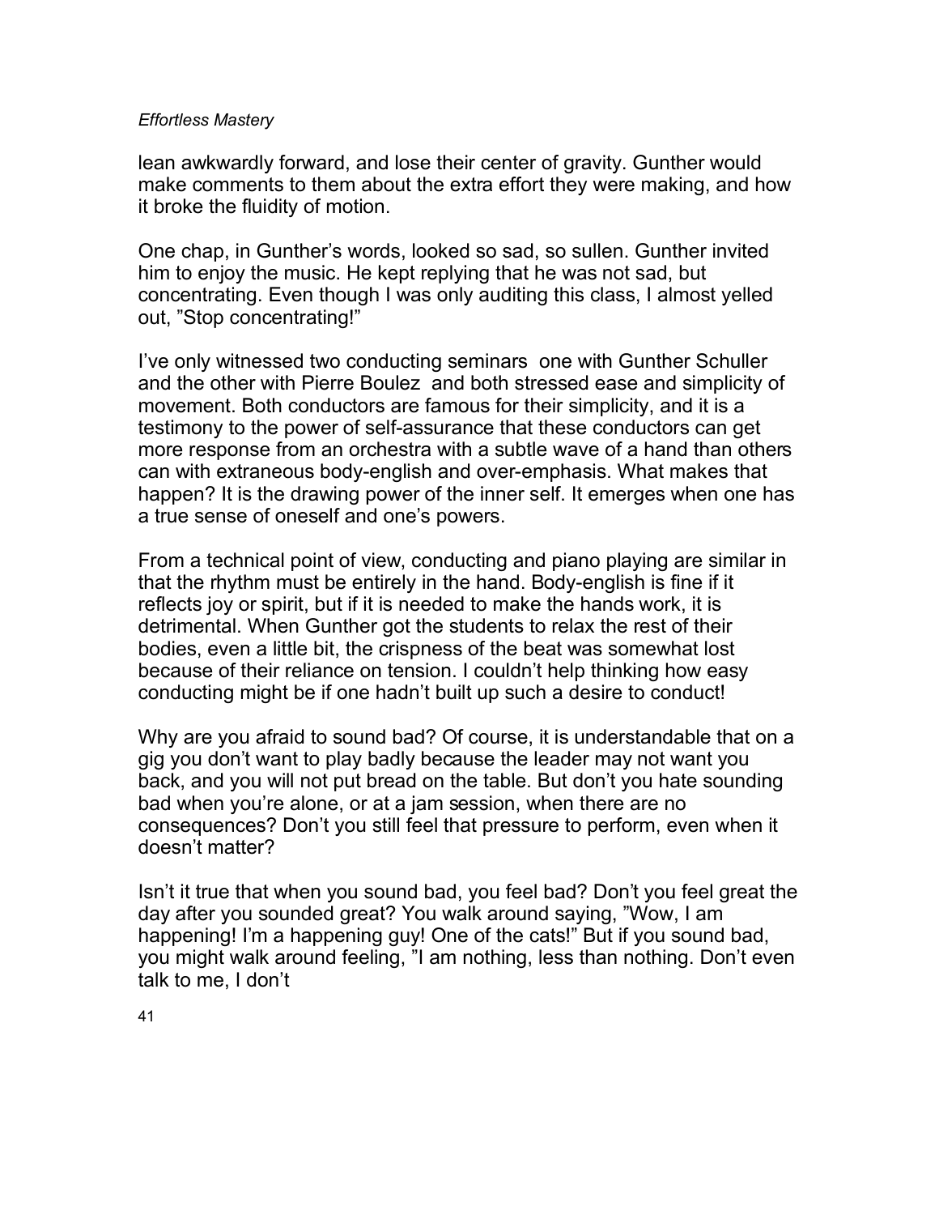lean awkwardly forward, and lose their center of gravity. Gunther would make comments to them about the extra effort they were making, and how it broke the fluidity of motion.

One chap, in Gunther's words, looked so sad, so sullen. Gunther invited him to enjoy the music. He kept replying that he was not sad, but concentrating. Even though I was only auditing this class, I almost yelled out, "Stop concentrating!"

I've only witnessed two conducting seminars  one with Gunther Schuller and the other with Pierre Boulez  and both stressed ease and simplicity of movement. Both conductors are famous for their simplicity, and it is a testimony to the power of self-assurance that these conductors can get more response from an orchestra with a subtle wave of a hand than others can with extraneous body-english and over-emphasis. What makes that happen? It is the drawing power of the inner self. It emerges when one has a true sense of oneself and one's powers.

From a technical point of view, conducting and piano playing are similar in that the rhythm must be entirely in the hand. Body-english is fine if it reflects joy or spirit, but if it is needed to make the hands work, it is detrimental. When Gunther got the students to relax the rest of their bodies, even a little bit, the crispness of the beat was somewhat lost because of their reliance on tension. I couldn't help thinking how easy conducting might be if one hadn't built up such a desire to conduct!

Why are you afraid to sound bad? Of course, it is understandable that on a gig you don't want to play badly because the leader may not want you back, and you will not put bread on the table. But don't you hate sounding bad when you're alone, or at a jam session, when there are no consequences? Don't you still feel that pressure to perform, even when it doesn't matter?

Isn't it true that when you sound bad, you feel bad? Don't you feel great the day after you sounded great? You walk around saying, "Wow, I am happening! I'm a happening guy! One of the cats!" But if you sound bad, you might walk around feeling, "I am nothing, less than nothing. Don't even talk to me, I don't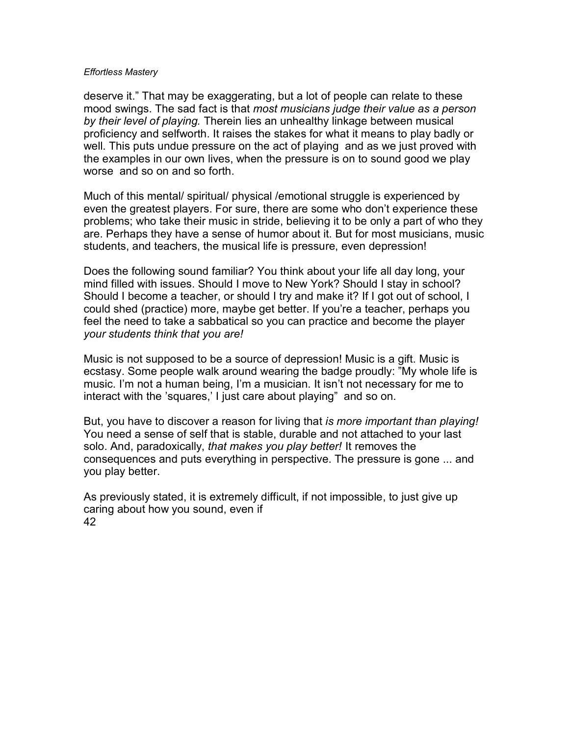deserve it." That may be exaggerating, but a lot of people can relate to these mood swings. The sad fact is that *most musicians judge their value as a person by their level of playing.* Therein lies an unhealthy linkage between musical proficiency and selfworth. It raises the stakes for what it means to play badly or well. This puts undue pressure on the act of playing and as we just proved with the examples in our own lives, when the pressure is on to sound good we play worse and so on and so forth.

Much of this mental/ spiritual/ physical /emotional struggle is experienced by even the greatest players. For sure, there are some who don't experience these problems; who take their music in stride, believing it to be only a part of who they are. Perhaps they have a sense of humor about it. But for most musicians, music students, and teachers, the musical life is pressure, even depression!

Does the following sound familiar? You think about your life all day long, your mind filled with issues. Should I move to New York? Should I stay in school? Should I become a teacher, or should I try and make it? If I got out of school, I could shed (practice) more, maybe get better. If you're a teacher, perhaps you feel the need to take a sabbatical so you can practice and become the player *your students think that you are!*

Music is not supposed to be a source of depression! Music is a gift. Music is ecstasy. Some people walk around wearing the badge proudly: "My whole life is music. I'm not a human being, I'm a musician. It isn't not necessary for me to interact with the 'squares,' I just care about playing" and so on.

But, you have to discover a reason for living that *is more important than playing!* You need a sense of self that is stable, durable and not attached to your last solo. And, paradoxically, *that makes you play better!* It removes the consequences and puts everything in perspective. The pressure is gone ... and you play better.

As previously stated, it is extremely difficult, if not impossible, to just give up caring about how you sound, even if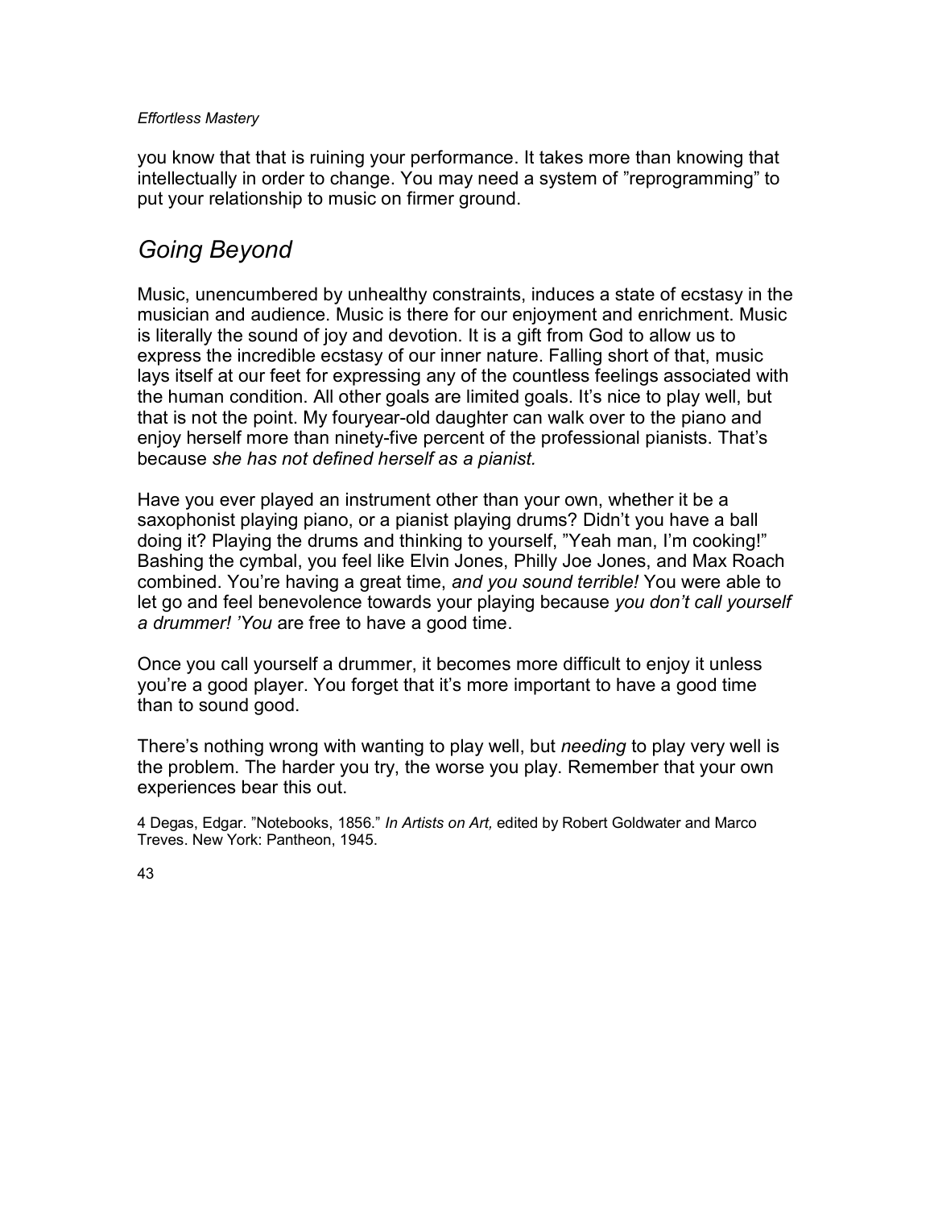you know that that is ruining your performance. It takes more than knowing that intellectually in order to change. You may need a system of ”reprogramming” to put your relationship to music on firmer ground.

## *Going Beyond*

Music, unencumbered by unhealthy constraints, induces a state of ecstasy in the musician and audience. Music is there for our enjoyment and enrichment. Music is literally the sound of joy and devotion. It is a gift from God to allow us to express the incredible ecstasy of our inner nature. Falling short of that, music lays itself at our feet for expressing any of the countless feelings associated with the human condition. All other goals are limited goals. It’s nice to play well, but that is not the point. My fouryear-old daughter can walk over to the piano and enjoy herself more than ninety-five percent of the professional pianists. That’s because *she has not defined herself as a pianist.*

Have you ever played an instrument other than your own, whether it be a saxophonist playing piano, or a pianist playing drums? Didn’t you have a ball doing it? Playing the drums and thinking to yourself, ”Yeah man, I’m cooking!” Bashing the cymbal, you feel like Elvin Jones, Philly Joe Jones, and Max Roach combined. You’re having a great time, *and you sound terrible!* You were able to let go and feel benevolence towards your playing because *you don’t call yourself a drummer! ’You* are free to have a good time.

Once you call yourself a drummer, it becomes more difficult to enjoy it unless you’re a good player. You forget that it’s more important to have a good time than to sound good.

There’s nothing wrong with wanting to play well, but *needing* to play very well is the problem. The harder you try, the worse you play. Remember that your own experiences bear this out.

4 Degas, Edgar. ”Notebooks, 1856.” *In Artists on Art,* edited by Robert Goldwater and Marco Treves. New York: Pantheon, 1945.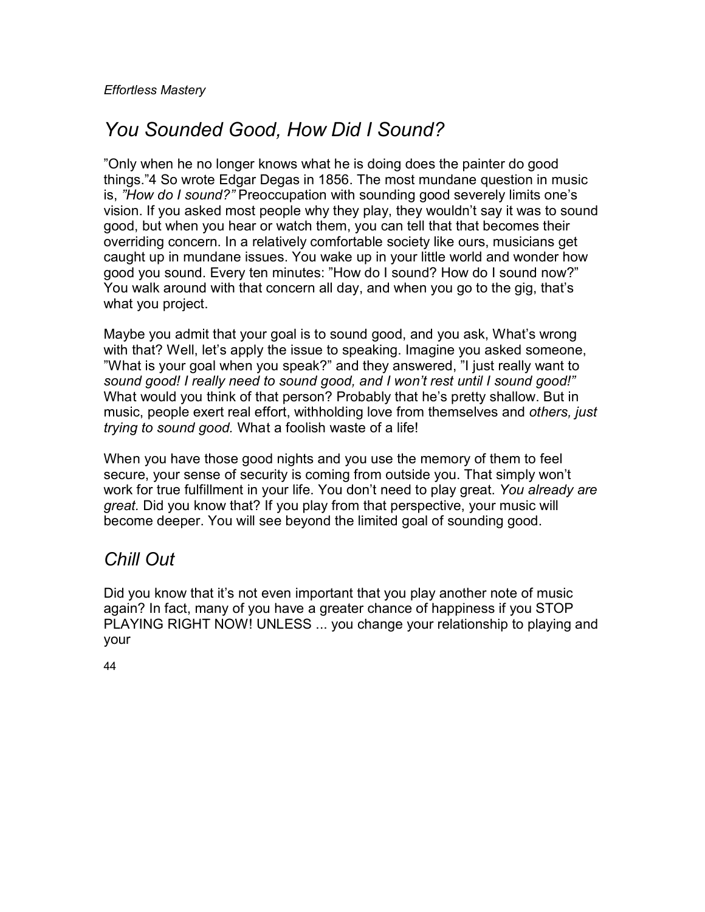## *You Sounded Good, How Did I Sound?*

"Only when he no longer knows what he is doing does the painter do good things."[4] So wrote Edgar Degas in 1856. The most mundane question in music is, *"How do I sound?"* Preoccupation with sounding good severely limits one's vision. If you asked most people why they play, they wouldn't say it was to sound good, but when you hear or watch them, you can tell that that becomes their overriding concern. In a relatively comfortable society like ours, musicians get caught up in mundane issues. You wake up in your little world and wonder how good you sound. Every ten minutes: "How do I sound? How do I sound now?" You walk around with that concern all day, and when you go to the gig, that's what you project.

Maybe you admit that your goal is to sound good, and you ask, What's wrong with that? Well, let's apply the issue to speaking. Imagine you asked someone, "What is your goal when you speak?" and they answered, "I just really want to *sound good! I really need to sound good, and I won't rest until I sound good!"* What would you think of that person? Probably that he's pretty shallow. But in music, people exert real effort, withholding love from themselves and *others, just trying to sound good.* What a foolish waste of a life!

When you have those good nights and you use the memory of them to feel secure, your sense of security is coming from outside you. That simply won't work for true fulfillment in your life. You don't need to play great. *You already are great.* Did you know that? If you play from that perspective, your music will become deeper. You will see beyond the limited goal of sounding good.

## *Chill Out*

Did you know that it's not even important that you play another note of music again? In fact, many of you have a greater chance of happiness if you STOP PLAYING RIGHT NOW! UNLESS ... you change your relationship to playing and your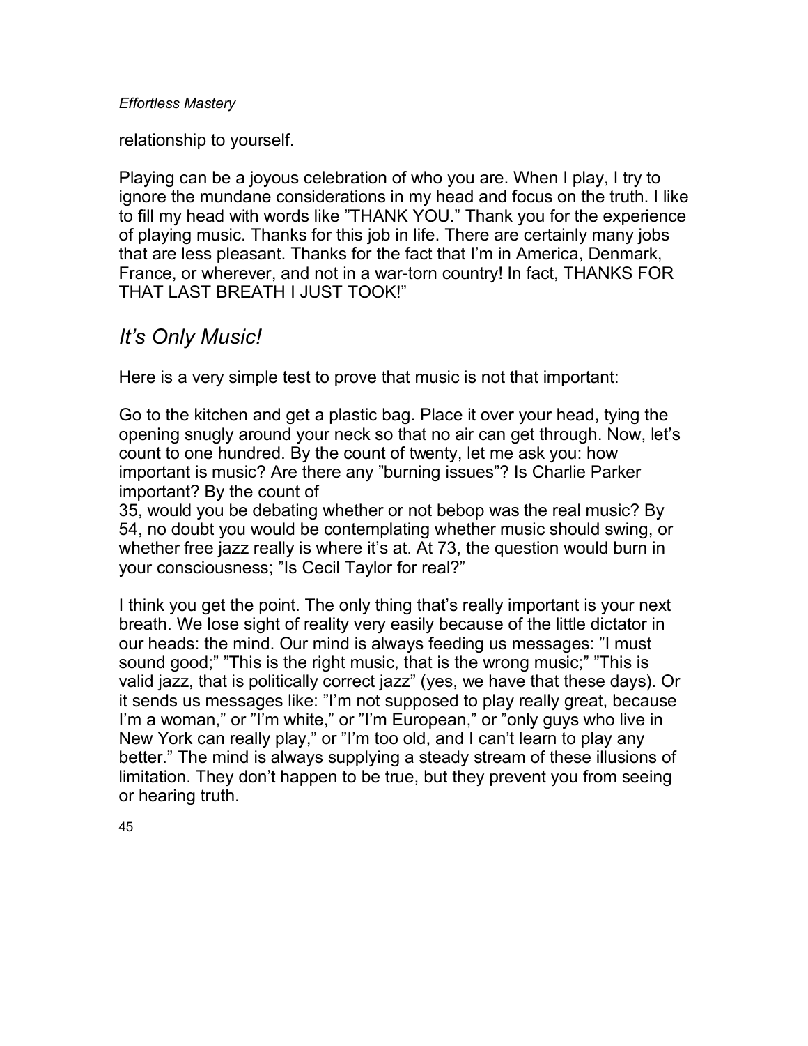relationship to yourself.

Playing can be a joyous celebration of who you are. When I play, I try to ignore the mundane considerations in my head and focus on the truth. I like to fill my head with words like ”THANK YOU.” Thank you for the experience of playing music. Thanks for this job in life. There are certainly many jobs that are less pleasant. Thanks for the fact that I’m in America, Denmark, France, or wherever, and not in a war-torn country! In fact, THANKS FOR THAT LAST BREATH I JUST TOOK!”

## *It’s Only Music!*

Here is a very simple test to prove that music is not that important:

Go to the kitchen and get a plastic bag. Place it over your head, tying the opening snugly around your neck so that no air can get through. Now, let’s count to one hundred. By the count of twenty, let me ask you: how important is music? Are there any ”burning issues”? Is Charlie Parker important? By the count of 35, would you be debating whether or not bebop was the real music? By 54, no doubt you would be contemplating whether music should swing, or whether free jazz really is where it’s at. At 73, the question would burn in your consciousness; ”Is Cecil Taylor for real?”

I think you get the point. The only thing that’s really important is your next breath. We lose sight of reality very easily because of the little dictator in our heads: the mind. Our mind is always feeding us messages: ”I must sound good;” ”This is the right music, that is the wrong music;” ”This is valid jazz, that is politically correct jazz” (yes, we have that these days). Or it sends us messages like: ”I’m not supposed to play really great, because I’m a woman,” or ”I’m white,” or ”I’m European,” or ”only guys who live in New York can really play,” or ”I’m too old, and I can’t learn to play any better.” The mind is always supplying a steady stream of these illusions of limitation. They don’t happen to be true, but they prevent you from seeing or hearing truth.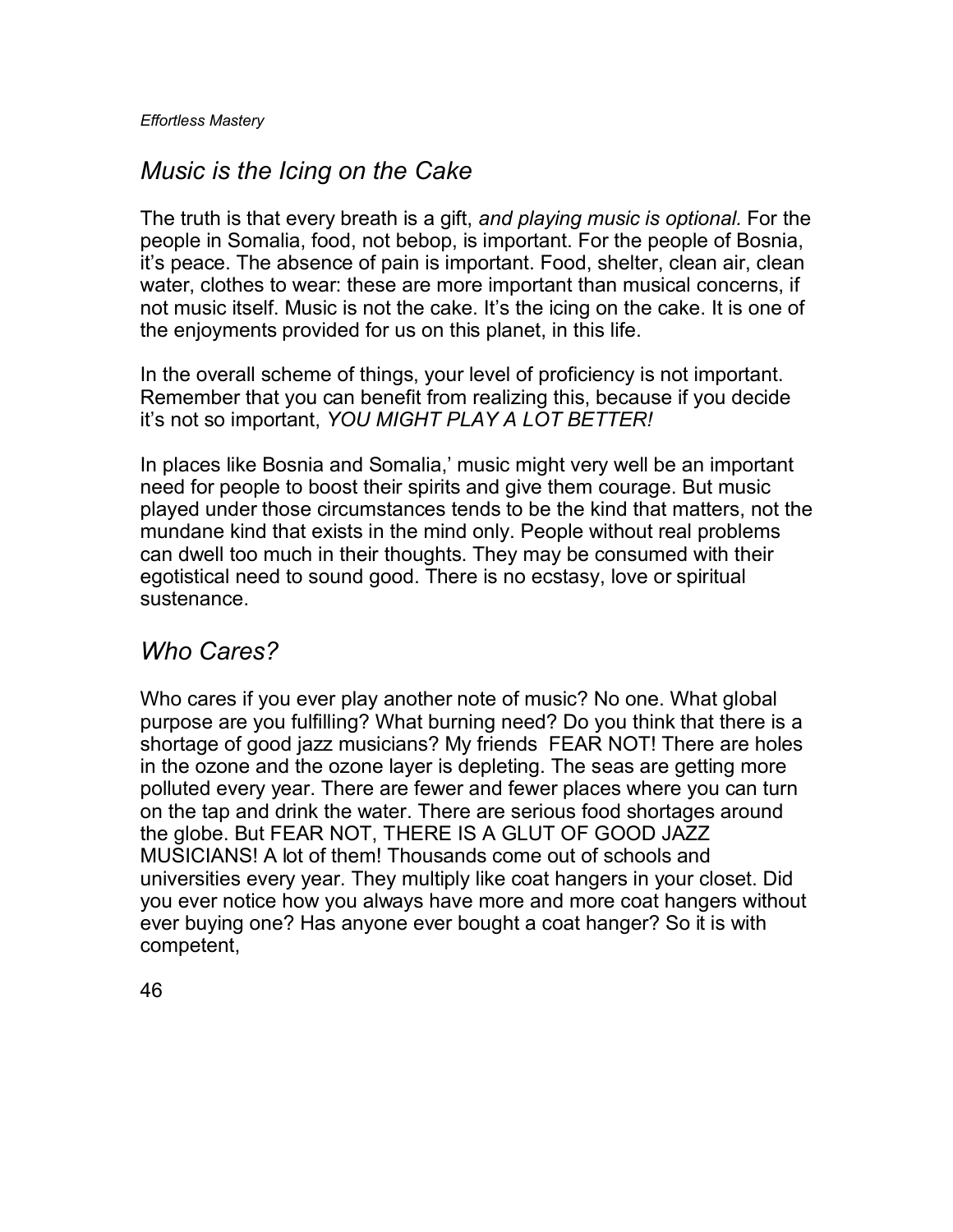## *Music is the Icing on the Cake*

The truth is that every breath is a gift, *and playing music is optional.* For the people in Somalia, food, not bebop, is important. For the people of Bosnia, it's peace. The absence of pain is important. Food, shelter, clean air, clean water, clothes to wear: these are more important than musical concerns, if not music itself. Music is not the cake. It's the icing on the cake. It is one of the enjoyments provided for us on this planet, in this life.

In the overall scheme of things, your level of proficiency is not important. Remember that you can benefit from realizing this, because if you decide it's not so important, *YOU MIGHT PLAY A LOT BETTER!*

In places like Bosnia and Somalia,' music might very well be an important need for people to boost their spirits and give them courage. But music played under those circumstances tends to be the kind that matters, not the mundane kind that exists in the mind only. People without real problems can dwell too much in their thoughts. They may be consumed with their egotistical need to sound good. There is no ecstasy, love or spiritual sustenance.

## *Who Cares?*

Who cares if you ever play another note of music? No one. What global purpose are you fulfilling? What burning need? Do you think that there is a shortage of good jazz musicians? My friends FEAR NOT! There are holes in the ozone and the ozone layer is depleting. The seas are getting more polluted every year. There are fewer and fewer places where you can turn on the tap and drink the water. There are serious food shortages around the globe. But FEAR NOT, THERE IS A GLUT OF GOOD JAZZ MUSICIANS! A lot of them! Thousands come out of schools and universities every year. They multiply like coat hangers in your closet. Did you ever notice how you always have more and more coat hangers without ever buying one? Has anyone ever bought a coat hanger? So it is with competent,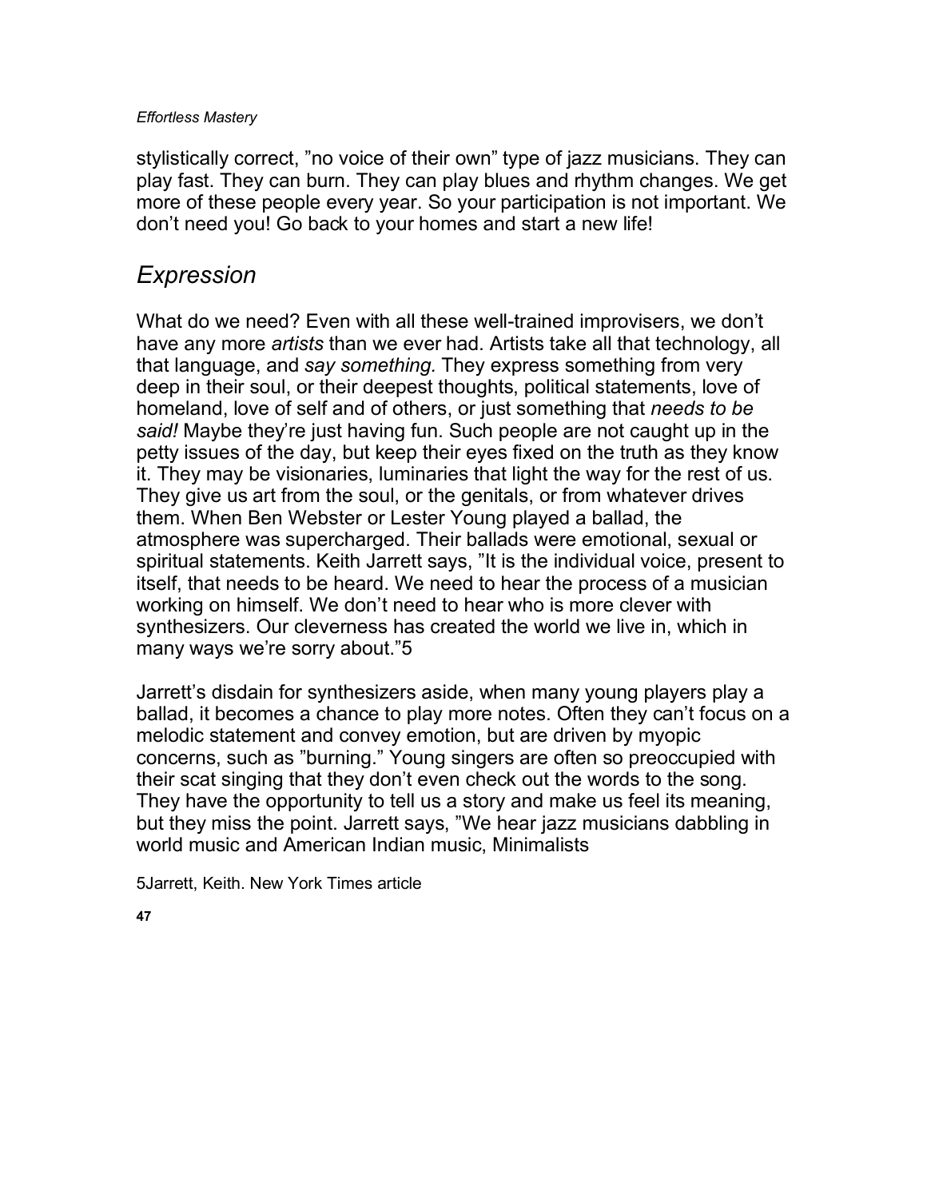stylistically correct, ”no voice of their own” type of jazz musicians. They can play fast. They can burn. They can play blues and rhythm changes. We get more of these people every year. So your participation is not important. We don’t need you! Go back to your homes and start a new life!

## *Expression*

What do we need? Even with all these well-trained improvisers, we don’t have any more *artists* than we ever had. Artists take all that technology, all that language, and *say something.* They express something from very deep in their soul, or their deepest thoughts, political statements, love of homeland, love of self and of others, or just something that *needs to be said!* Maybe they’re just having fun. Such people are not caught up in the petty issues of the day, but keep their eyes fixed on the truth as they know it. They may be visionaries, luminaries that light the way for the rest of us. They give us art from the soul, or the genitals, or from whatever drives them. When Ben Webster or Lester Young played a ballad, the atmosphere was supercharged. Their ballads were emotional, sexual or spiritual statements. Keith Jarrett says, ”It is the individual voice, present to itself, that needs to be heard. We need to hear the process of a musician working on himself. We don’t need to hear who is more clever with synthesizers. Our cleverness has created the world we live in, which in many ways we’re sorry about.”[5]

Jarrett’s disdain for synthesizers aside, when many young players play a ballad, it becomes a chance to play more notes. Often they can’t focus on a melodic statement and convey emotion, but are driven by myopic concerns, such as ”burning.” Young singers are often so preoccupied with their scat singing that they don’t even check out the words to the song. They have the opportunity to tell us a story and make us feel its meaning, but they miss the point. Jarrett says, ”We hear jazz musicians dabbling in world music and American Indian music, Minimalists

[5] Jarrett, Keith. New York Times article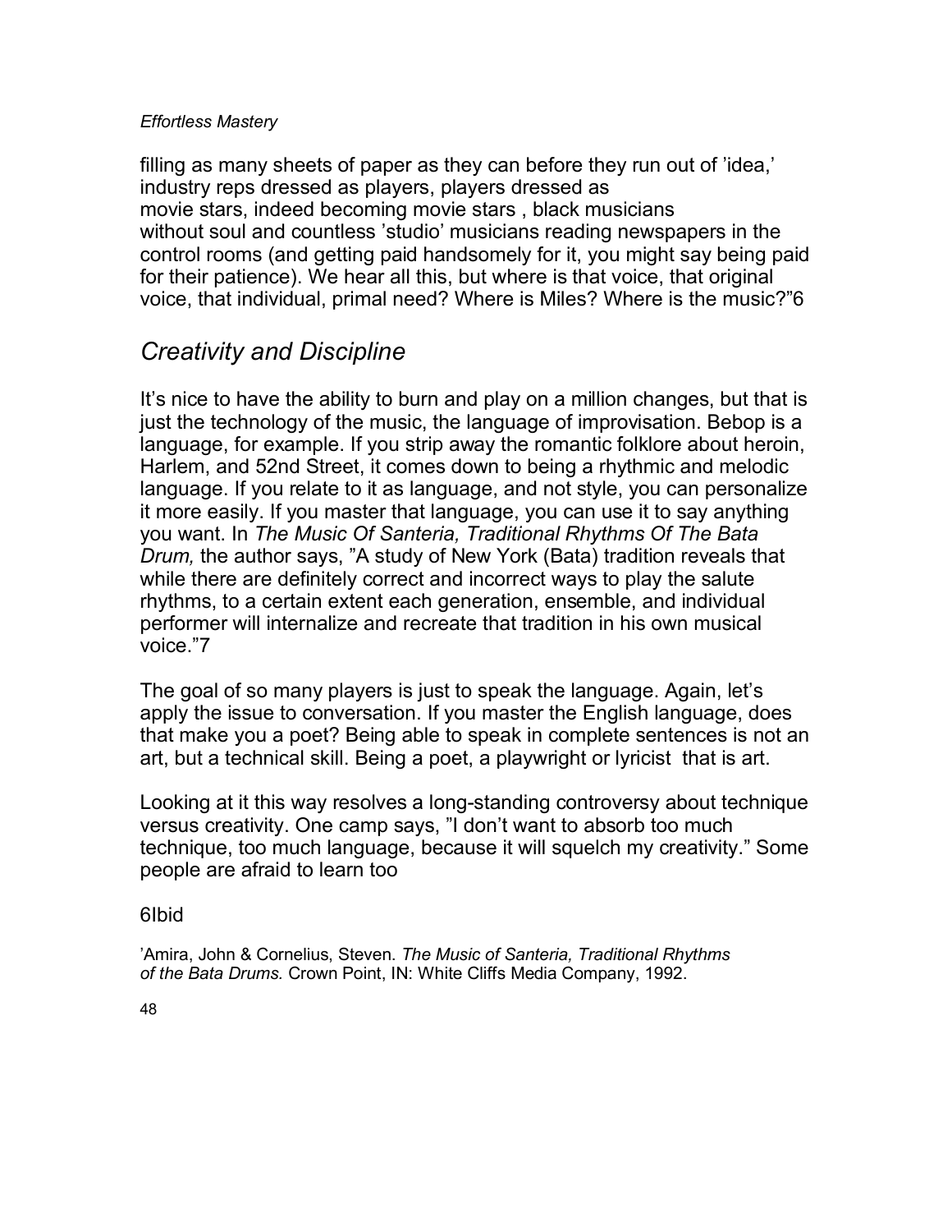filling as many sheets of paper as they can before they run out of 'idea,' industry reps dressed as players, players dressed as movie stars, indeed becoming movie stars , black musicians without soul and countless 'studio' musicians reading newspapers in the control rooms (and getting paid handsomely for it, you might say being paid for their patience). We hear all this, but where is that voice, that original voice, that individual, primal need? Where is Miles? Where is the music?"[6]

## *Creativity and Discipline*

It's nice to have the ability to burn and play on a million changes, but that is just the technology of the music, the language of improvisation. Bebop is a language, for example. If you strip away the romantic folklore about heroin, Harlem, and 52nd Street, it comes down to being a rhythmic and melodic language. If you relate to it as language, and not style, you can personalize it more easily. If you master that language, you can use it to say anything you want. In *The Music Of Santeria, Traditional Rhythms Of The Bata Drum,* the author says, "A study of New York (Bata) tradition reveals that while there are definitely correct and incorrect ways to play the salute rhythms, to a certain extent each generation, ensemble, and individual performer will internalize and recreate that tradition in his own musical voice."[7]

The goal of so many players is just to speak the language. Again, let's apply the issue to conversation. If you master the English language, does that make you a poet? Being able to speak in complete sentences is not an art, but a technical skill. Being a poet, a playwright or lyricist  that is art.

Looking at it this way resolves a long-standing controversy about technique versus creativity. One camp says, "I don't want to absorb too much technique, too much language, because it will squelch my creativity." Some people are afraid to learn too

[6] Ibid

[7] Amira, John & Cornelius, Steven. *The Music of Santeria, Traditional Rhythms of the Bata Drums.* Crown Point, IN: White Cliffs Media Company, 1992.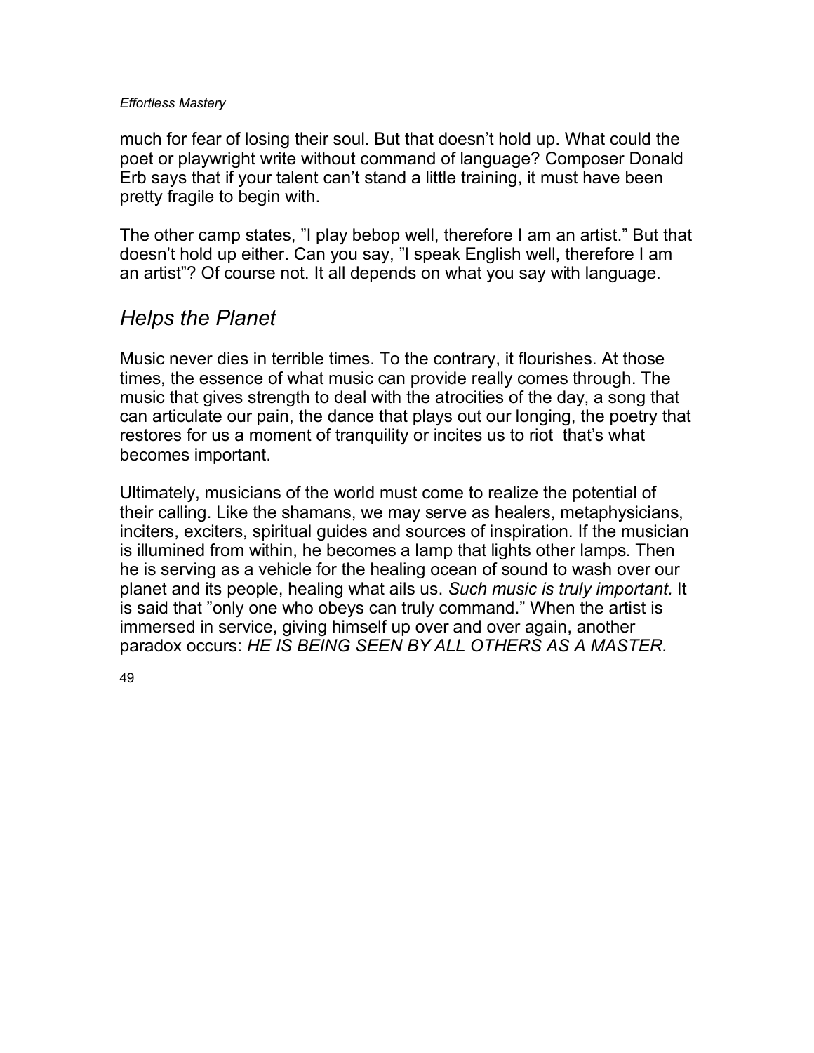much for fear of losing their soul. But that doesn't hold up. What could the poet or playwright write without command of language? Composer Donald Erb says that if your talent can't stand a little training, it must have been pretty fragile to begin with.

The other camp states, "I play bebop well, therefore I am an artist." But that doesn't hold up either. Can you say, "I speak English well, therefore I am an artist"? Of course not. It all depends on what you say with language.

## *Helps the Planet*

Music never dies in terrible times. To the contrary, it flourishes. At those times, the essence of what music can provide really comes through. The music that gives strength to deal with the atrocities of the day, a song that can articulate our pain, the dance that plays out our longing, the poetry that restores for us a moment of tranquility or incites us to riot  that's what becomes important.

Ultimately, musicians of the world must come to realize the potential of their calling. Like the shamans, we may serve as healers, metaphysicians, inciters, exciters, spiritual guides and sources of inspiration. If the musician is illumined from within, he becomes a lamp that lights other lamps. Then he is serving as a vehicle for the healing ocean of sound to wash over our planet and its people, healing what ails us. *Such music is truly important.* It is said that "only one who obeys can truly command." When the artist is immersed in service, giving himself up over and over again, another paradox occurs: *HE IS BEING SEEN BY ALL OTHERS AS A MASTER.*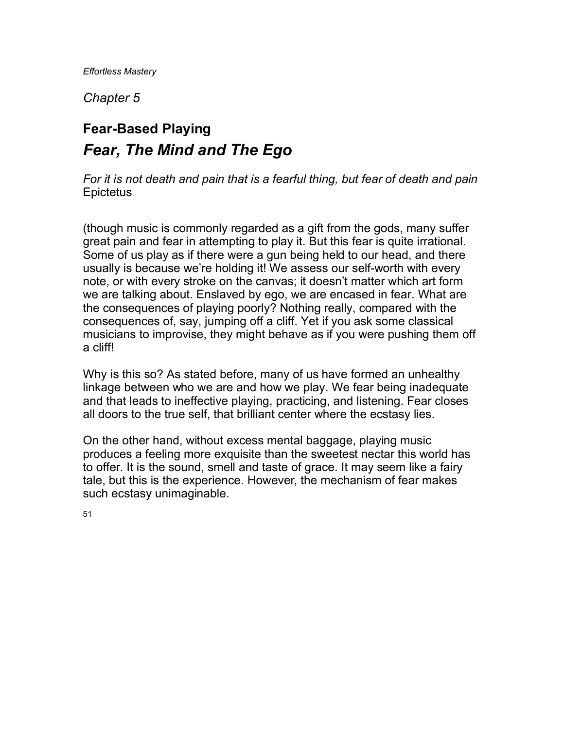*Chapter 5*

## Fear-Based Playing

## *Fear, The Mind and The Ego*

*For it is not death and pain that is a fearful thing, but fear of death and pain*
Epictetus

(though music is commonly regarded as a gift from the gods, many suffer great pain and fear in attempting to play it. But this fear is quite irrational. Some of us play as if there were a gun being held to our head, and there usually is because we're holding it! We assess our self-worth with every note, or with every stroke on the canvas; it doesn't matter which art form we are talking about. Enslaved by ego, we are encased in fear. What are the consequences of playing poorly? Nothing really, compared with the consequences of, say, jumping off a cliff. Yet if you ask some classical musicians to improvise, they might behave as if you were pushing them off a cliff!

Why is this so? As stated before, many of us have formed an unhealthy linkage between who we are and how we play. We fear being inadequate and that leads to ineffective playing, practicing, and listening. Fear closes all doors to the true self, that brilliant center where the ecstasy lies.

On the other hand, without excess mental baggage, playing music produces a feeling more exquisite than the sweetest nectar this world has to offer. It is the sound, smell and taste of grace. It may seem like a fairy tale, but this is the experience. However, the mechanism of fear makes such ecstasy unimaginable.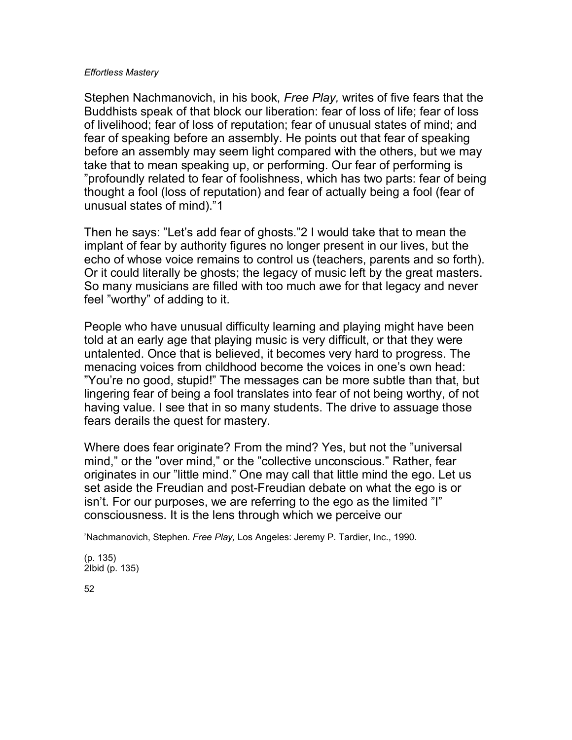Stephen Nachmanovich, in his book, *Free Play,* writes of five fears that the Buddhists speak of that block our liberation: fear of loss of life; fear of loss of livelihood; fear of loss of reputation; fear of unusual states of mind; and fear of speaking before an assembly. He points out that fear of speaking before an assembly may seem light compared with the others, but we may take that to mean speaking up, or performing. Our fear of performing is ”profoundly related to fear of foolishness, which has two parts: fear of being thought a fool (loss of reputation) and fear of actually being a fool (fear of unusual states of mind).”[1]

Then he says: ”Let’s add fear of ghosts.”[2] I would take that to mean the implant of fear by authority figures no longer present in our lives, but the echo of whose voice remains to control us (teachers, parents and so forth). Or it could literally be ghosts; the legacy of music left by the great masters. So many musicians are filled with too much awe for that legacy and never feel ”worthy” of adding to it.

People who have unusual difficulty learning and playing might have been told at an early age that playing music is very difficult, or that they were untalented. Once that is believed, it becomes very hard to progress. The menacing voices from childhood become the voices in one’s own head: ”You’re no good, stupid!” The messages can be more subtle than that, but lingering fear of being a fool translates into fear of not being worthy, of not having value. I see that in so many students. The drive to assuage those fears derails the quest for mastery.

Where does fear originate? From the mind? Yes, but not the ”universal mind,” or the ”over mind,” or the ”collective unconscious.” Rather, fear originates in our ”little mind.” One may call that little mind the ego. Let us set aside the Freudian and post-Freudian debate on what the ego is or isn’t. For our purposes, we are referring to the ego as the limited ”I” consciousness. It is the lens through which we perceive our

[1] Nachmanovich, Stephen. *Free Play,* Los Angeles: Jeremy P. Tardier, Inc., 1990. (p. 135)

[2] Ibid (p. 135)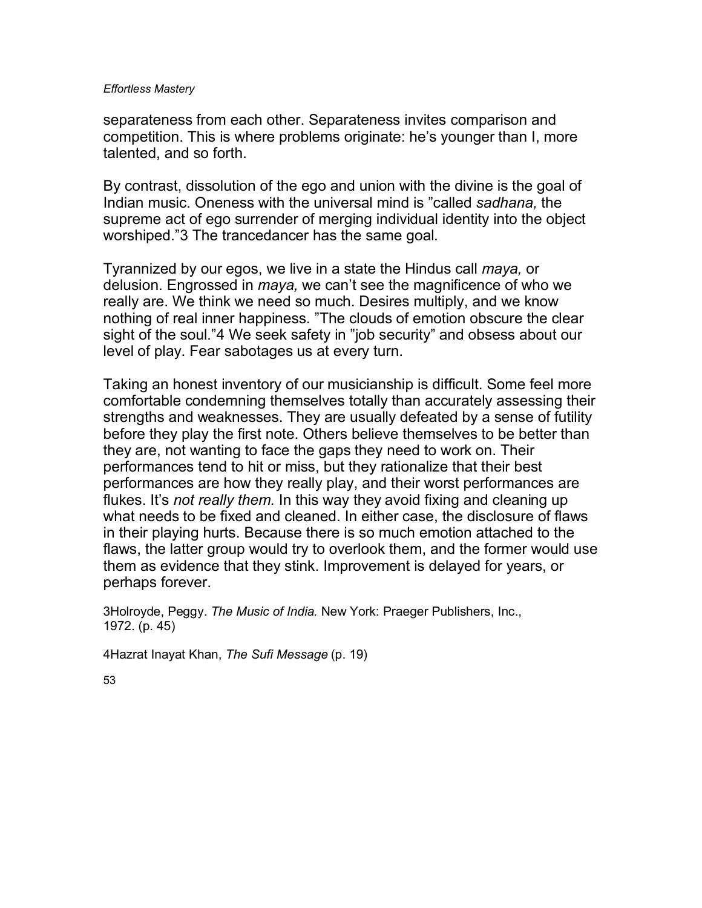separateness from each other. Separateness invites comparison and competition. This is where problems originate: he's younger than I, more talented, and so forth.

By contrast, dissolution of the ego and union with the divine is the goal of Indian music. Oneness with the universal mind is "called *sadhana,* the supreme act of ego surrender of merging individual identity into the object worshiped."[3] The trancedancer has the same goal.

Tyrannized by our egos, we live in a state the Hindus call *maya,* or delusion. Engrossed in *maya,* we can't see the magnificence of who we really are. We think we need so much. Desires multiply, and we know nothing of real inner happiness. "The clouds of emotion obscure the clear sight of the soul."[4] We seek safety in "job security" and obsess about our level of play. Fear sabotages us at every turn.

Taking an honest inventory of our musicianship is difficult. Some feel more comfortable condemning themselves totally than accurately assessing their strengths and weaknesses. They are usually defeated by a sense of futility before they play the first note. Others believe themselves to be better than they are, not wanting to face the gaps they need to work on. Their performances tend to hit or miss, but they rationalize that their best performances are how they really play, and their worst performances are flukes. It's *not really them.* In this way they avoid fixing and cleaning up what needs to be fixed and cleaned. In either case, the disclosure of flaws in their playing hurts. Because there is so much emotion attached to the flaws, the latter group would try to overlook them, and the former would use them as evidence that they stink. Improvement is delayed for years, or perhaps forever.

[3] Holroyde, Peggy. *The Music of India.* New York: Praeger Publishers, Inc., 1972. (p. 45)

[4] Hazrat Inayat Khan, *The Sufi Message* (p. 19)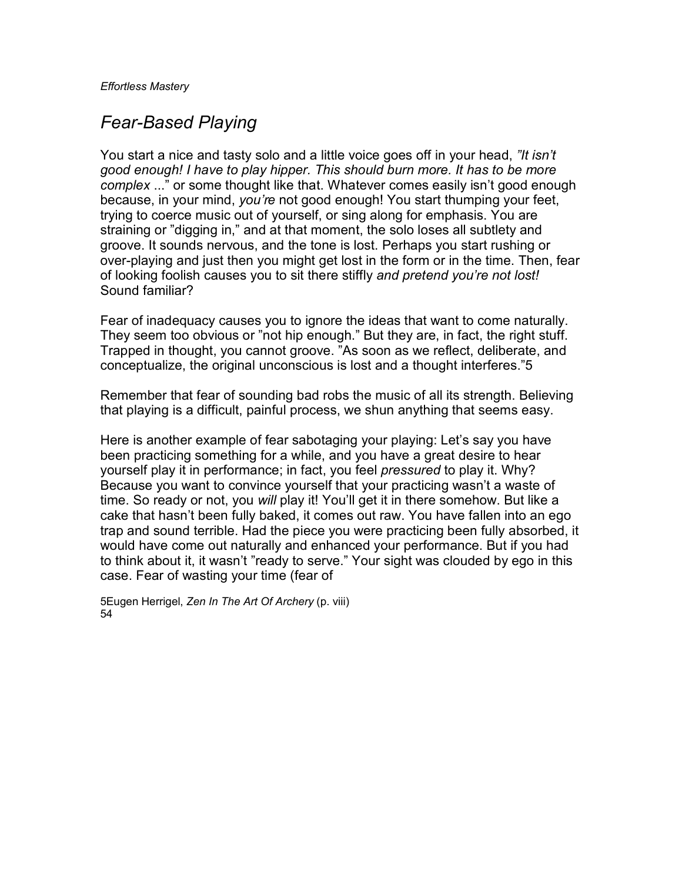## *Fear-Based Playing*

You start a nice and tasty solo and a little voice goes off in your head, *"It isn't good enough! I have to play hipper. This should burn more. It has to be more complex ...*" or some thought like that. Whatever comes easily isn't good enough because, in your mind, *you're* not good enough! You start thumping your feet, trying to coerce music out of yourself, or sing along for emphasis. You are straining or "digging in," and at that moment, the solo loses all subtlety and groove. It sounds nervous, and the tone is lost. Perhaps you start rushing or over-playing and just then you might get lost in the form or in the time. Then, fear of looking foolish causes you to sit there stiffly *and pretend you're not lost!* Sound familiar?

Fear of inadequacy causes you to ignore the ideas that want to come naturally. They seem too obvious or "not hip enough." But they are, in fact, the right stuff. Trapped in thought, you cannot groove. "As soon as we reflect, deliberate, and conceptualize, the original unconscious is lost and a thought interferes."[5]

Remember that fear of sounding bad robs the music of all its strength. Believing that playing is a difficult, painful process, we shun anything that seems easy.

Here is another example of fear sabotaging your playing: Let's say you have been practicing something for a while, and you have a great desire to hear yourself play it in performance; in fact, you feel *pressured* to play it. Why? Because you want to convince yourself that your practicing wasn't a waste of time. So ready or not, you *will* play it! You'll get it in there somehow. But like a cake that hasn't been fully baked, it comes out raw. You have fallen into an ego trap and sound terrible. Had the piece you were practicing been fully absorbed, it would have come out naturally and enhanced your performance. But if you had to think about it, it wasn't "ready to serve." Your sight was clouded by ego in this case. Fear of wasting your time (fear of

[5] Eugen Herrigel, *Zen In The Art Of Archery* (p. viii)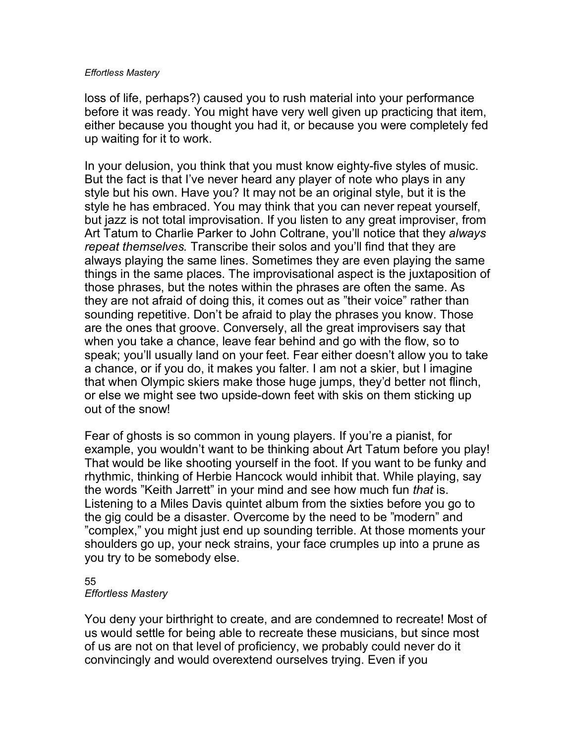loss of life, perhaps?) caused you to rush material into your performance before it was ready. You might have very well given up practicing that item, either because you thought you had it, or because you were completely fed up waiting for it to work.

In your delusion, you think that you must know eighty-five styles of music. But the fact is that I've never heard any player of note who plays in any style but his own. Have you? It may not be an original style, but it is the style he has embraced. You may think that you can never repeat yourself, but jazz is not total improvisation. If you listen to any great improviser, from Art Tatum to Charlie Parker to John Coltrane, you'll notice that they *always repeat themselves.* Transcribe their solos and you'll find that they are always playing the same lines. Sometimes they are even playing the same things in the same places. The improvisational aspect is the juxtaposition of those phrases, but the notes within the phrases are often the same. As they are not afraid of doing this, it comes out as "their voice" rather than sounding repetitive. Don't be afraid to play the phrases you know. Those are the ones that groove. Conversely, all the great improvisers say that when you take a chance, leave fear behind and go with the flow, so to speak; you'll usually land on your feet. Fear either doesn't allow you to take a chance, or if you do, it makes you falter. I am not a skier, but I imagine that when Olympic skiers make those huge jumps, they'd better not flinch, or else we might see two upside-down feet with skis on them sticking up out of the snow!

Fear of ghosts is so common in young players. If you're a pianist, for example, you wouldn't want to be thinking about Art Tatum before you play! That would be like shooting yourself in the foot. If you want to be funky and rhythmic, thinking of Herbie Hancock would inhibit that. While playing, say the words "Keith Jarrett" in your mind and see how much fun *that* is. Listening to a Miles Davis quintet album from the sixties before you go to the gig could be a disaster. Overcome by the need to be "modern" and "complex," you might just end up sounding terrible. At those moments your shoulders go up, your neck strains, your face crumples up into a prune as you try to be somebody else.

You deny your birthright to create, and are condemned to recreate! Most of us would settle for being able to recreate these musicians, but since most of us are not on that level of proficiency, we probably could never do it convincingly and would overextend ourselves trying. Even if you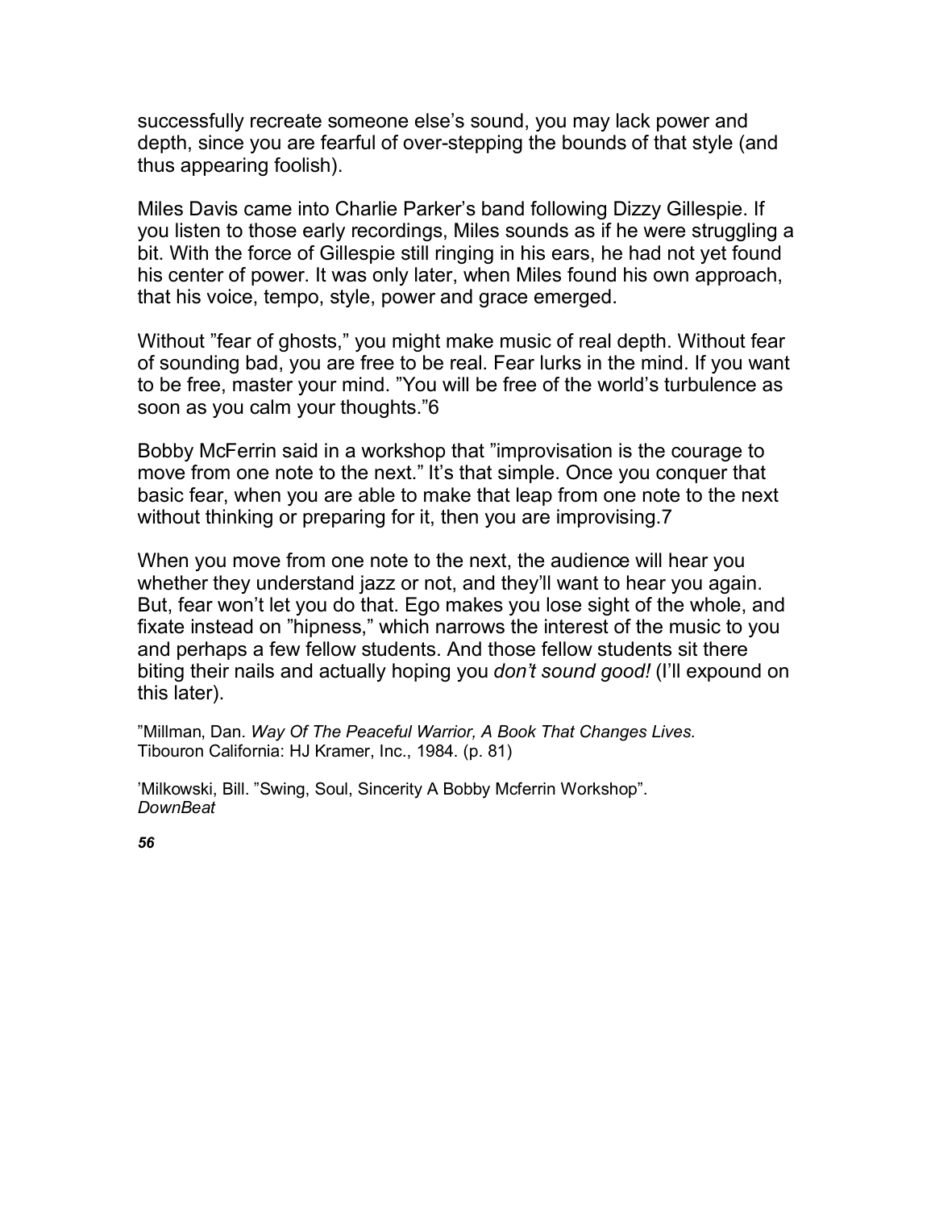successfully recreate someone else's sound, you may lack power and depth, since you are fearful of over-stepping the bounds of that style (and thus appearing foolish).

Miles Davis came into Charlie Parker's band following Dizzy Gillespie. If you listen to those early recordings, Miles sounds as if he were struggling a bit. With the force of Gillespie still ringing in his ears, he had not yet found his center of power. It was only later, when Miles found his own approach, that his voice, tempo, style, power and grace emerged.

Without "fear of ghosts," you might make music of real depth. Without fear of sounding bad, you are free to be real. Fear lurks in the mind. If you want to be free, master your mind. "You will be free of the world's turbulence as soon as you calm your thoughts."[6]

Bobby McFerrin said in a workshop that "improvisation is the courage to move from one note to the next." It's that simple. Once you conquer that basic fear, when you are able to make that leap from one note to the next without thinking or preparing for it, then you are improvising.[7]

When you move from one note to the next, the audience will hear you whether they understand jazz or not, and they'll want to hear you again. But, fear won't let you do that. Ego makes you lose sight of the whole, and fixate instead on "hipness," which narrows the interest of the music to you and perhaps a few fellow students. And those fellow students sit there biting their nails and actually hoping you *don't sound good!* (I'll expound on this later).

"Millman, Dan. *Way Of The Peaceful Warrior, A Book That Changes Lives.* Tibouron California: HJ Kramer, Inc., 1984. (p. 81)

'Milkowski, Bill. "Swing, Soul, Sincerity A Bobby Mcferrin Workshop". *DownBeat*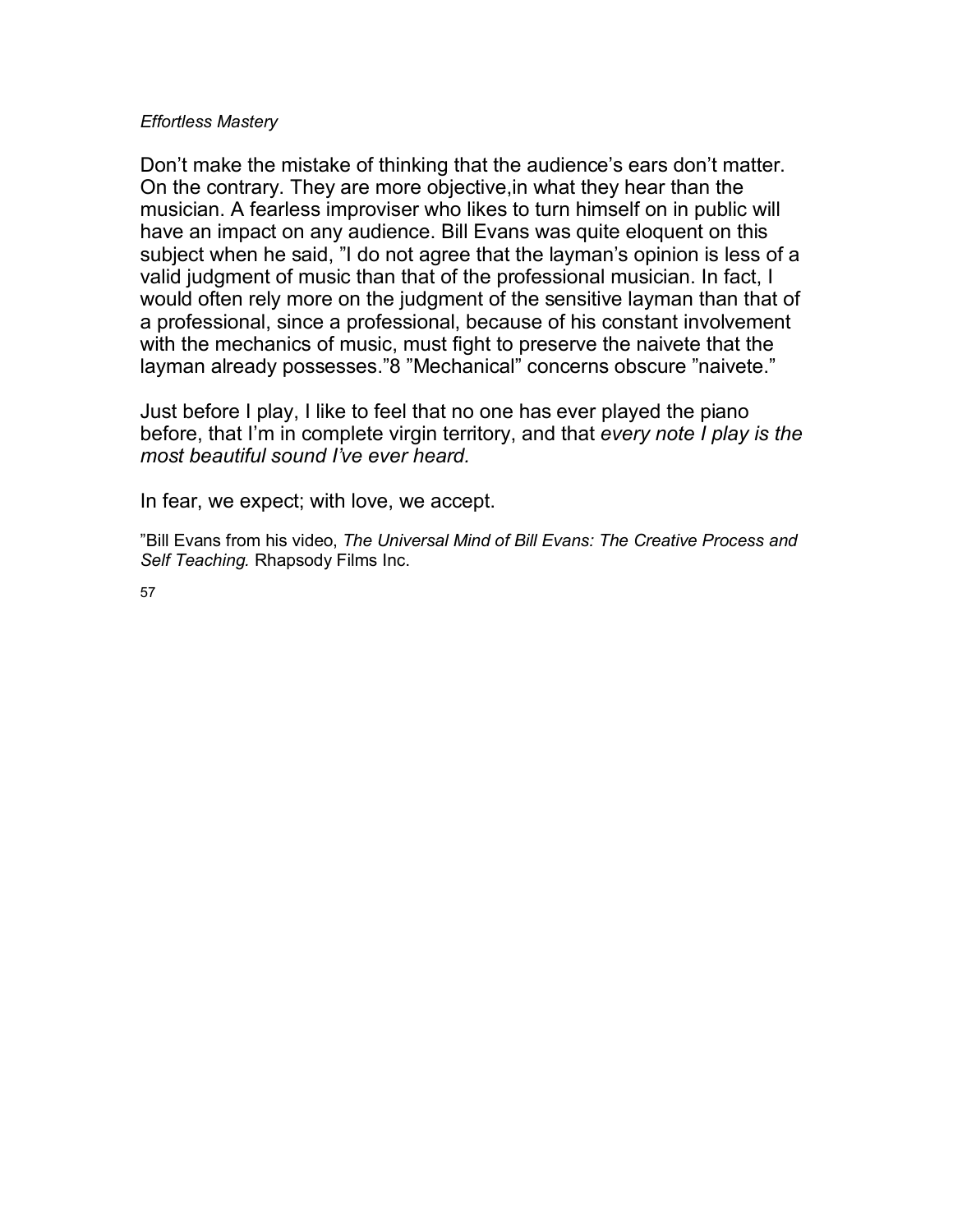Don't make the mistake of thinking that the audience's ears don't matter. On the contrary. They are more objective,in what they hear than the musician. A fearless improviser who likes to turn himself on in public will have an impact on any audience. Bill Evans was quite eloquent on this subject when he said, "I do not agree that the layman's opinion is less of a valid judgment of music than that of the professional musician. In fact, I would often rely more on the judgment of the sensitive layman than that of a professional, since a professional, because of his constant involvement with the mechanics of music, must fight to preserve the naivete that the layman already possesses."[8] "Mechanical" concerns obscure "naivete."

Just before I play, I like to feel that no one has ever played the piano before, that I'm in complete virgin territory, and that *every note I play is the most beautiful sound I've ever heard.*

In fear, we expect; with love, we accept.

[8]Bill Evans from his video, *The Universal Mind of Bill Evans: The Creative Process and Self Teaching.* Rhapsody Films Inc.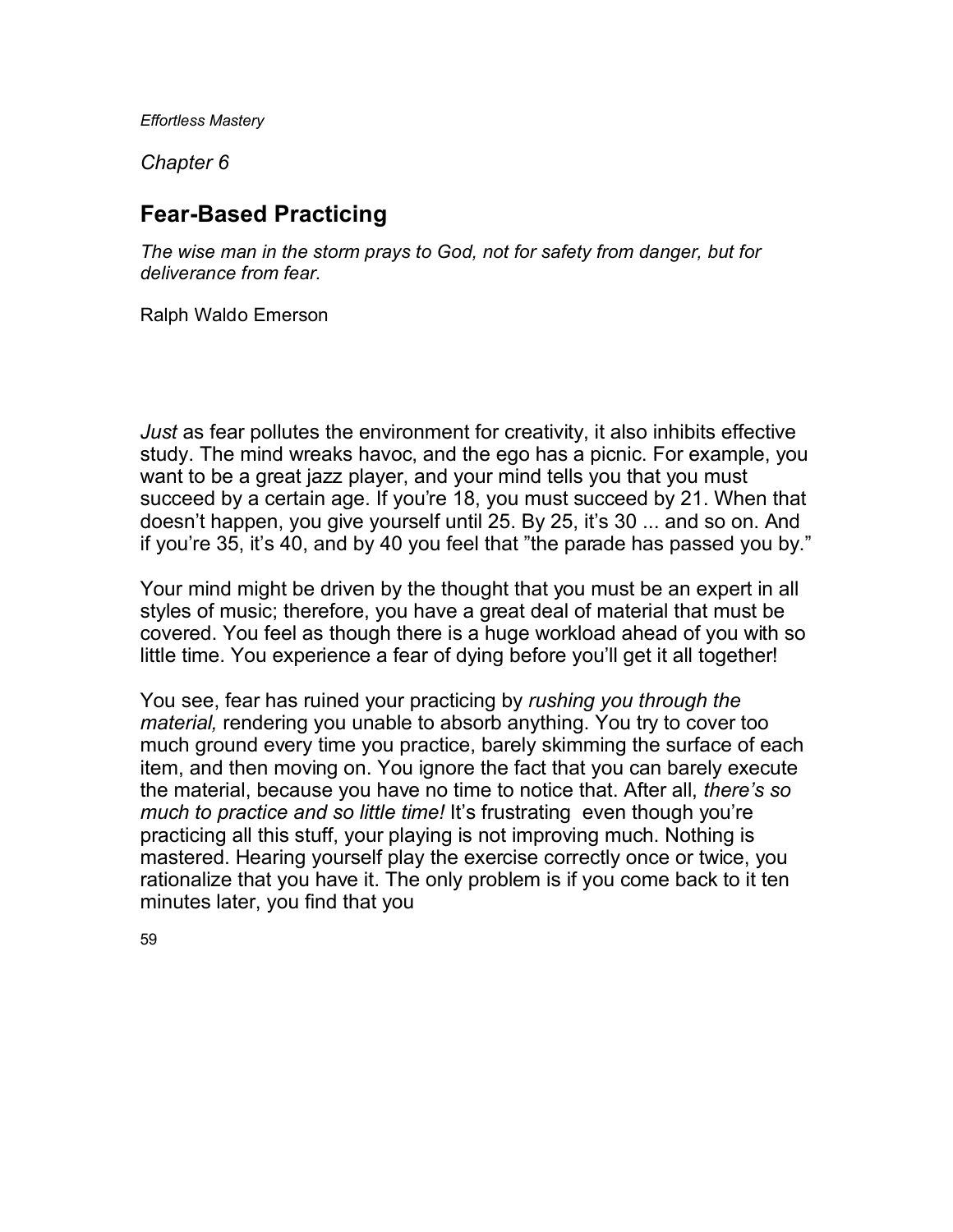*Chapter 6*

## Fear-Based Practicing

*The wise man in the storm prays to God, not for safety from danger, but for deliverance from fear.*

Ralph Waldo Emerson

*Just* as fear pollutes the environment for creativity, it also inhibits effective study. The mind wreaks havoc, and the ego has a picnic. For example, you want to be a great jazz player, and your mind tells you that you must succeed by a certain age. If you're 18, you must succeed by 21. When that doesn't happen, you give yourself until 25. By 25, it's 30 ... and so on. And if you're 35, it's 40, and by 40 you feel that "the parade has passed you by."

Your mind might be driven by the thought that you must be an expert in all styles of music; therefore, you have a great deal of material that must be covered. You feel as though there is a huge workload ahead of you with so little time. You experience a fear of dying before you'll get it all together!

You see, fear has ruined your practicing by *rushing you through the material,* rendering you unable to absorb anything. You try to cover too much ground every time you practice, barely skimming the surface of each item, and then moving on. You ignore the fact that you can barely execute the material, because you have no time to notice that. After all, *there's so much to practice and so little time!* It's frustrating even though you're practicing all this stuff, your playing is not improving much. Nothing is mastered. Hearing yourself play the exercise correctly once or twice, you rationalize that you have it. The only problem is if you come back to it ten minutes later, you find that you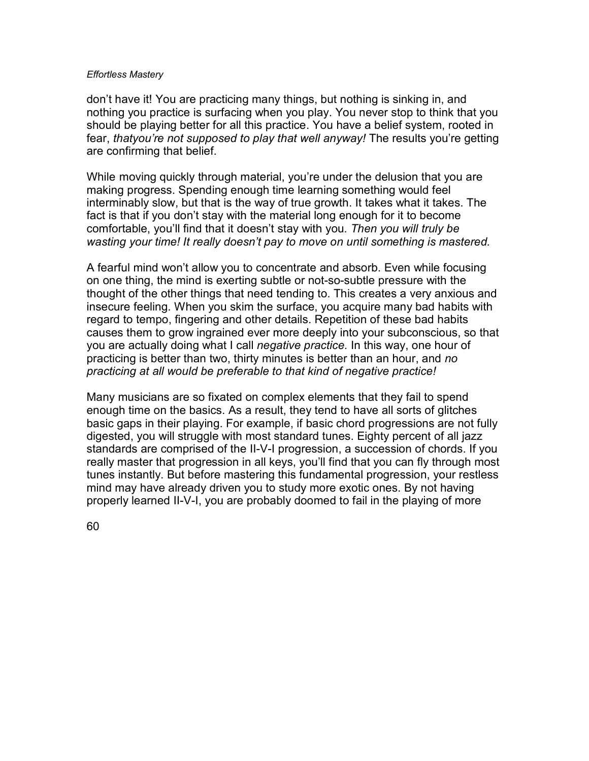don't have it! You are practicing many things, but nothing is sinking in, and nothing you practice is surfacing when you play. You never stop to think that you should be playing better for all this practice. You have a belief system, rooted in fear, *thatyou're not supposed to play that well anyway!* The results you're getting are confirming that belief.

While moving quickly through material, you're under the delusion that you are making progress. Spending enough time learning something would feel interminably slow, but that is the way of true growth. It takes what it takes. The fact is that if you don't stay with the material long enough for it to become comfortable, you'll find that it doesn't stay with you. *Then you will truly be wasting your time! It really doesn't pay to move on until something is mastered.*

A fearful mind won't allow you to concentrate and absorb. Even while focusing on one thing, the mind is exerting subtle or not-so-subtle pressure with the thought of the other things that need tending to. This creates a very anxious and insecure feeling. When you skim the surface, you acquire many bad habits with regard to tempo, fingering and other details. Repetition of these bad habits causes them to grow ingrained ever more deeply into your subconscious, so that you are actually doing what I call *negative practice.* In this way, one hour of practicing is better than two, thirty minutes is better than an hour, and *no practicing at all would be preferable to that kind of negative practice!*

Many musicians are so fixated on complex elements that they fail to spend enough time on the basics. As a result, they tend to have all sorts of glitches basic gaps in their playing. For example, if basic chord progressions are not fully digested, you will struggle with most standard tunes. Eighty percent of all jazz standards are comprised of the II-V-I progression, a succession of chords. If you really master that progression in all keys, you'll find that you can fly through most tunes instantly. But before mastering this fundamental progression, your restless mind may have already driven you to study more exotic ones. By not having properly learned II-V-I, you are probably doomed to fail in the playing of more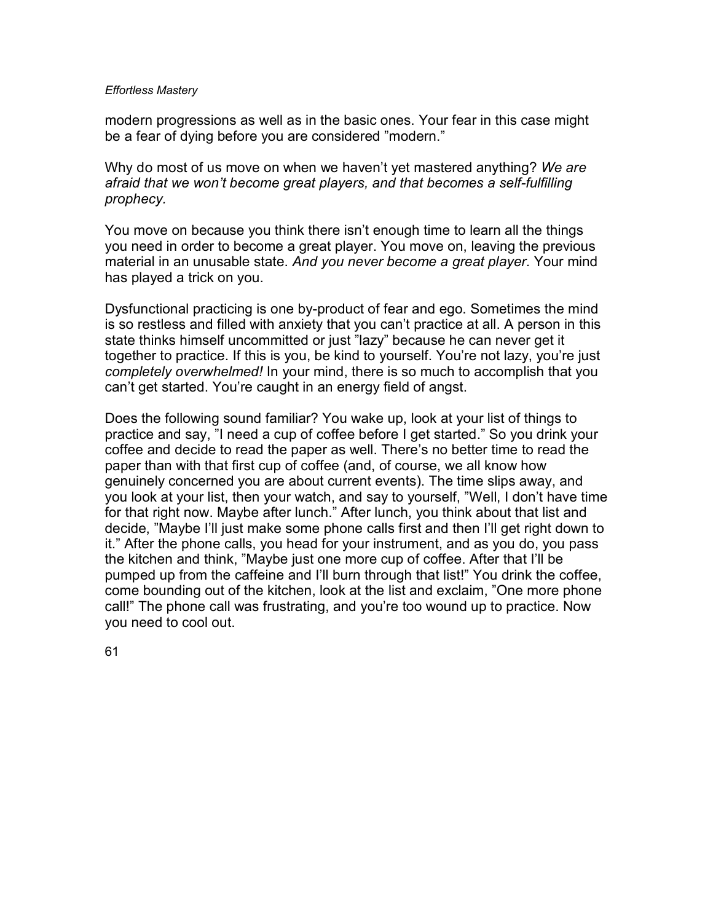modern progressions as well as in the basic ones. Your fear in this case might be a fear of dying before you are considered "modern."

Why do most of us move on when we haven't yet mastered anything? *We are afraid that we won't become great players, and that becomes a self-fulfilling prophecy.*

You move on because you think there isn't enough time to learn all the things you need in order to become a great player. You move on, leaving the previous material in an unusable state. *And you never become a great player.* Your mind has played a trick on you.

Dysfunctional practicing is one by-product of fear and ego. Sometimes the mind is so restless and filled with anxiety that you can't practice at all. A person in this state thinks himself uncommitted or just "lazy" because he can never get it together to practice. If this is you, be kind to yourself. You're not lazy, you're just *completely overwhelmed!* In your mind, there is so much to accomplish that you can't get started. You're caught in an energy field of angst.

Does the following sound familiar? You wake up, look at your list of things to practice and say, "I need a cup of coffee before I get started." So you drink your coffee and decide to read the paper as well. There's no better time to read the paper than with that first cup of coffee (and, of course, we all know how genuinely concerned you are about current events). The time slips away, and you look at your list, then your watch, and say to yourself, "Well, I don't have time for that right now. Maybe after lunch." After lunch, you think about that list and decide, "Maybe I'll just make some phone calls first and then I'll get right down to it." After the phone calls, you head for your instrument, and as you do, you pass the kitchen and think, "Maybe just one more cup of coffee. After that I'll be pumped up from the caffeine and I'll burn through that list!" You drink the coffee, come bounding out of the kitchen, look at the list and exclaim, "One more phone call!" The phone call was frustrating, and you're too wound up to practice. Now you need to cool out.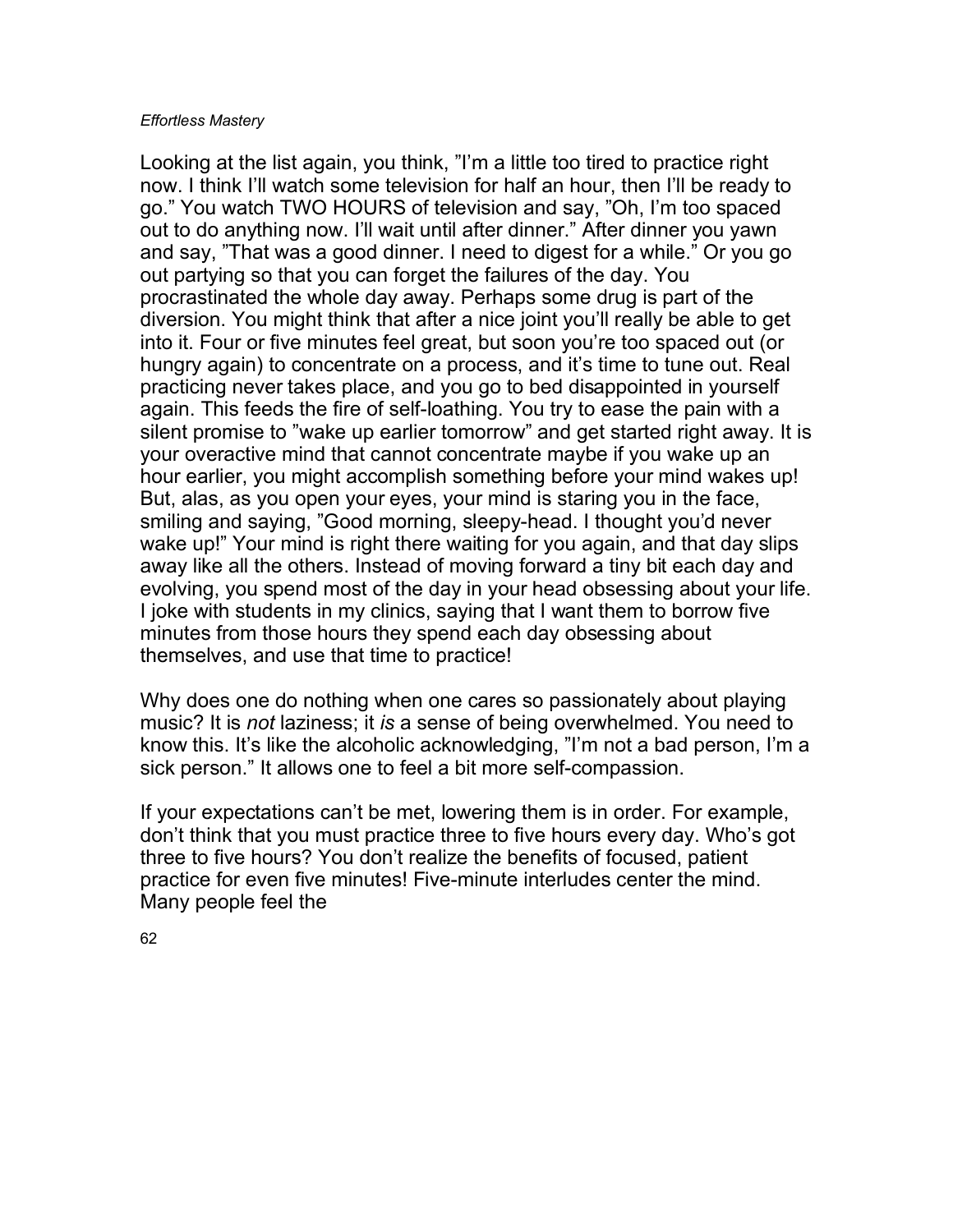Looking at the list again, you think, "I'm a little too tired to practice right now. I think I'll watch some television for half an hour, then I'll be ready to go." You watch TWO HOURS of television and say, "Oh, I'm too spaced out to do anything now. I'll wait until after dinner." After dinner you yawn and say, "That was a good dinner. I need to digest for a while." Or you go out partying so that you can forget the failures of the day. You procrastinated the whole day away. Perhaps some drug is part of the diversion. You might think that after a nice joint you'll really be able to get into it. Four or five minutes feel great, but soon you're too spaced out (or hungry again) to concentrate on a process, and it's time to tune out. Real practicing never takes place, and you go to bed disappointed in yourself again. This feeds the fire of self-loathing. You try to ease the pain with a silent promise to "wake up earlier tomorrow" and get started right away. It is your overactive mind that cannot concentrate maybe if you wake up an hour earlier, you might accomplish something before your mind wakes up! But, alas, as you open your eyes, your mind is staring you in the face, smiling and saying, "Good morning, sleepy-head. I thought you'd never wake up!" Your mind is right there waiting for you again, and that day slips away like all the others. Instead of moving forward a tiny bit each day and evolving, you spend most of the day in your head obsessing about your life. I joke with students in my clinics, saying that I want them to borrow five minutes from those hours they spend each day obsessing about themselves, and use that time to practice!

Why does one do nothing when one cares so passionately about playing music? It is *not* laziness; it *is* a sense of being overwhelmed. You need to know this. It's like the alcoholic acknowledging, "I'm not a bad person, I'm a sick person." It allows one to feel a bit more self-compassion.

If your expectations can't be met, lowering them is in order. For example, don't think that you must practice three to five hours every day. Who's got three to five hours? You don't realize the benefits of focused, patient practice for even five minutes! Five-minute interludes center the mind. Many people feel the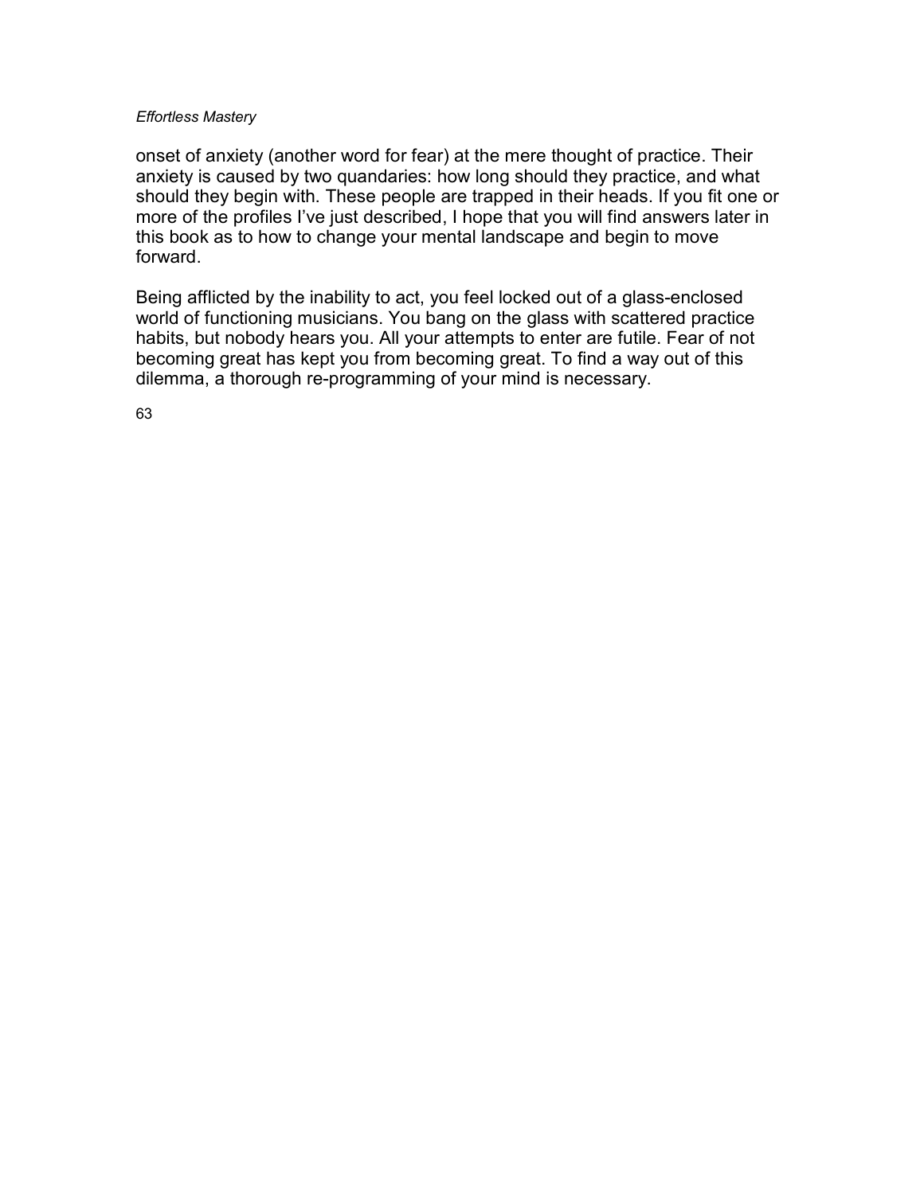onset of anxiety (another word for fear) at the mere thought of practice. Their anxiety is caused by two quandaries: how long should they practice, and what should they begin with. These people are trapped in their heads. If you fit one or more of the profiles I've just described, I hope that you will find answers later in this book as to how to change your mental landscape and begin to move forward.

Being afflicted by the inability to act, you feel locked out of a glass-enclosed world of functioning musicians. You bang on the glass with scattered practice habits, but nobody hears you. All your attempts to enter are futile. Fear of not becoming great has kept you from becoming great. To find a way out of this dilemma, a thorough re-programming of your mind is necessary.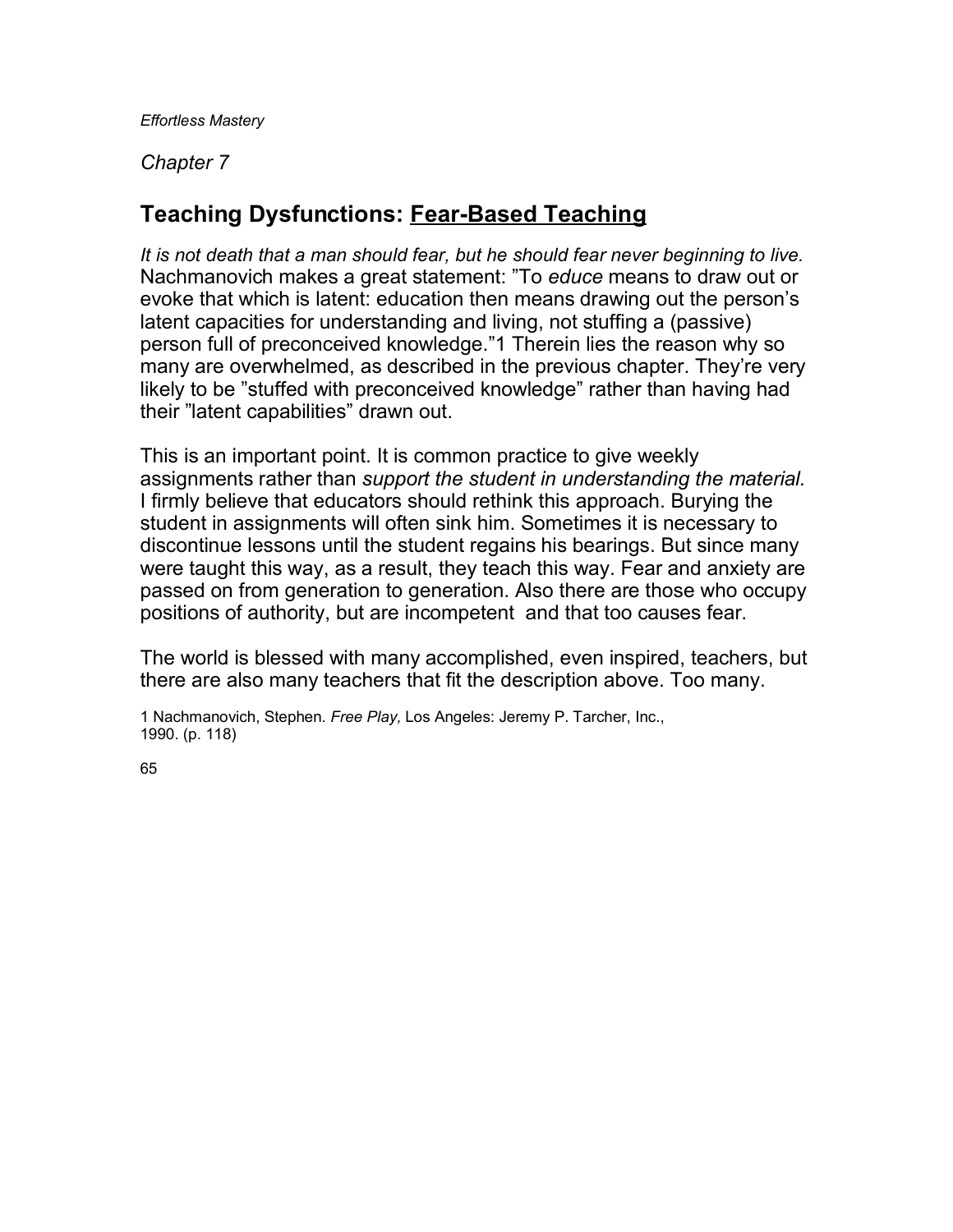*Chapter 7*

## Teaching Dysfunctions: Fear-Based Teaching

*It is not death that a man should fear, but he should fear never beginning to live.* Nachmanovich makes a great statement: ”To *educe* means to draw out or evoke that which is latent: education then means drawing out the person’s latent capacities for understanding and living, not stuffing a (passive) person full of preconceived knowledge.”[1] Therein lies the reason why so many are overwhelmed, as described in the previous chapter. They’re very likely to be ”stuffed with preconceived knowledge” rather than having had their ”latent capabilities” drawn out.

This is an important point. It is common practice to give weekly assignments rather than *support the student in understanding the material.* I firmly believe that educators should rethink this approach. Burying the student in assignments will often sink him. Sometimes it is necessary to discontinue lessons until the student regains his bearings. But since many were taught this way, as a result, they teach this way. Fear and anxiety are passed on from generation to generation. Also there are those who occupy positions of authority, but are incompetent and that too causes fear.

The world is blessed with many accomplished, even inspired, teachers, but there are also many teachers that fit the description above. Too many.

1 Nachmanovich, Stephen. *Free Play,* Los Angeles: Jeremy P. Tarcher, Inc., 1990. (p. 118)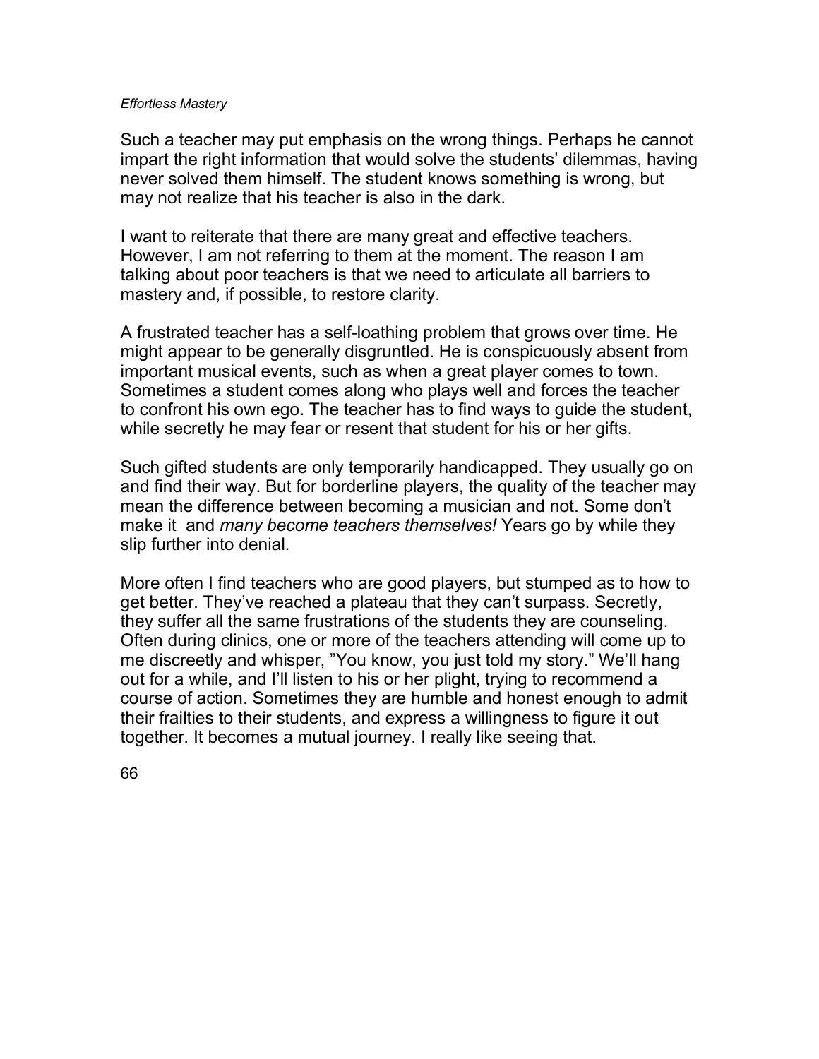Such a teacher may put emphasis on the wrong things. Perhaps he cannot impart the right information that would solve the students' dilemmas, having never solved them himself. The student knows something is wrong, but may not realize that his teacher is also in the dark.

I want to reiterate that there are many great and effective teachers. However, I am not referring to them at the moment. The reason I am talking about poor teachers is that we need to articulate all barriers to mastery and, if possible, to restore clarity.

A frustrated teacher has a self-loathing problem that grows over time. He might appear to be generally disgruntled. He is conspicuously absent from important musical events, such as when a great player comes to town. Sometimes a student comes along who plays well and forces the teacher to confront his own ego. The teacher has to find ways to guide the student, while secretly he may fear or resent that student for his or her gifts.

Such gifted students are only temporarily handicapped. They usually go on and find their way. But for borderline players, the quality of the teacher may mean the difference between becoming a musician and not. Some don't make it and *many become teachers themselves!* Years go by while they slip further into denial.

More often I find teachers who are good players, but stumped as to how to get better. They've reached a plateau that they can't surpass. Secretly, they suffer all the same frustrations of the students they are counseling. Often during clinics, one or more of the teachers attending will come up to me discreetly and whisper, "You know, you just told my story." We'll hang out for a while, and I'll listen to his or her plight, trying to recommend a course of action. Sometimes they are humble and honest enough to admit their frailties to their students, and express a willingness to figure it out together. It becomes a mutual journey. I really like seeing that.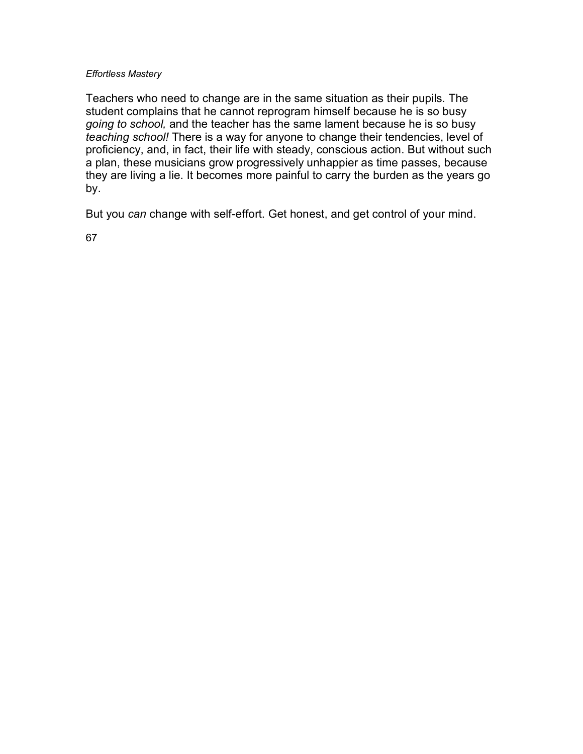Teachers who need to change are in the same situation as their pupils. The student complains that he cannot reprogram himself because he is so busy *going to school,* and the teacher has the same lament because he is so busy *teaching school!* There is a way for anyone to change their tendencies, level of proficiency, and, in fact, their life with steady, conscious action. But without such a plan, these musicians grow progressively unhappier as time passes, because they are living a lie. It becomes more painful to carry the burden as the years go by.

But you *can* change with self-effort. Get honest, and get control of your mind.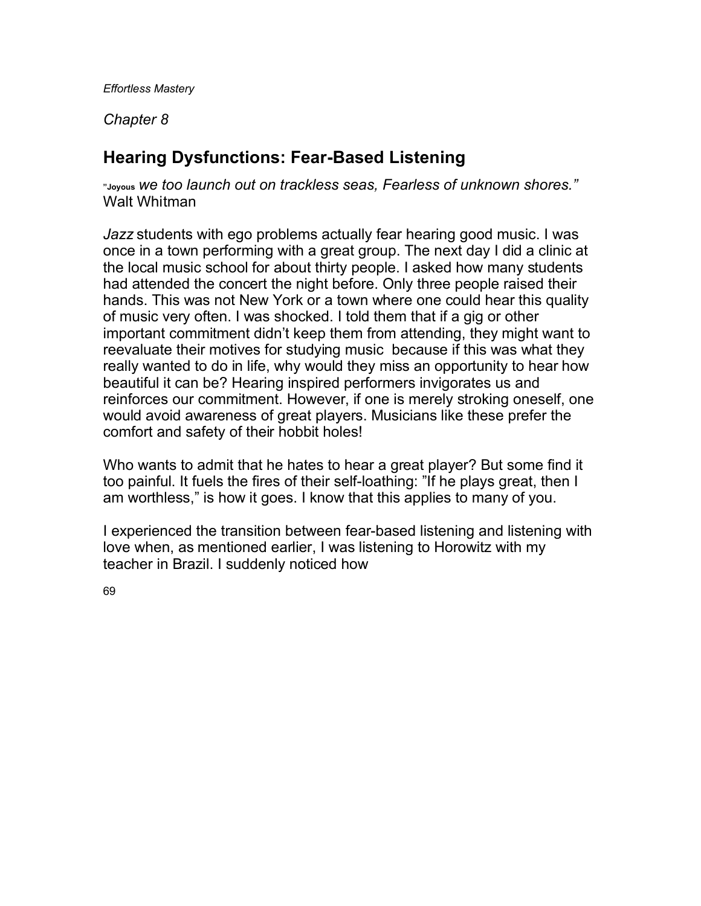*Chapter 8*

## Hearing Dysfunctions: Fear-Based Listening

*"Joyous we too launch out on trackless seas, Fearless of unknown shores."*
Walt Whitman

*Jazz* students with ego problems actually fear hearing good music. I was once in a town performing with a great group. The next day I did a clinic at the local music school for about thirty people. I asked how many students had attended the concert the night before. Only three people raised their hands. This was not New York or a town where one could hear this quality of music very often. I was shocked. I told them that if a gig or other important commitment didn't keep them from attending, they might want to reevaluate their motives for studying music because if this was what they really wanted to do in life, why would they miss an opportunity to hear how beautiful it can be? Hearing inspired performers invigorates us and reinforces our commitment. However, if one is merely stroking oneself, one would avoid awareness of great players. Musicians like these prefer the comfort and safety of their hobbit holes!

Who wants to admit that he hates to hear a great player? But some find it too painful. It fuels the fires of their self-loathing: "If he plays great, then I am worthless," is how it goes. I know that this applies to many of you.

I experienced the transition between fear-based listening and listening with love when, as mentioned earlier, I was listening to Horowitz with my teacher in Brazil. I suddenly noticed how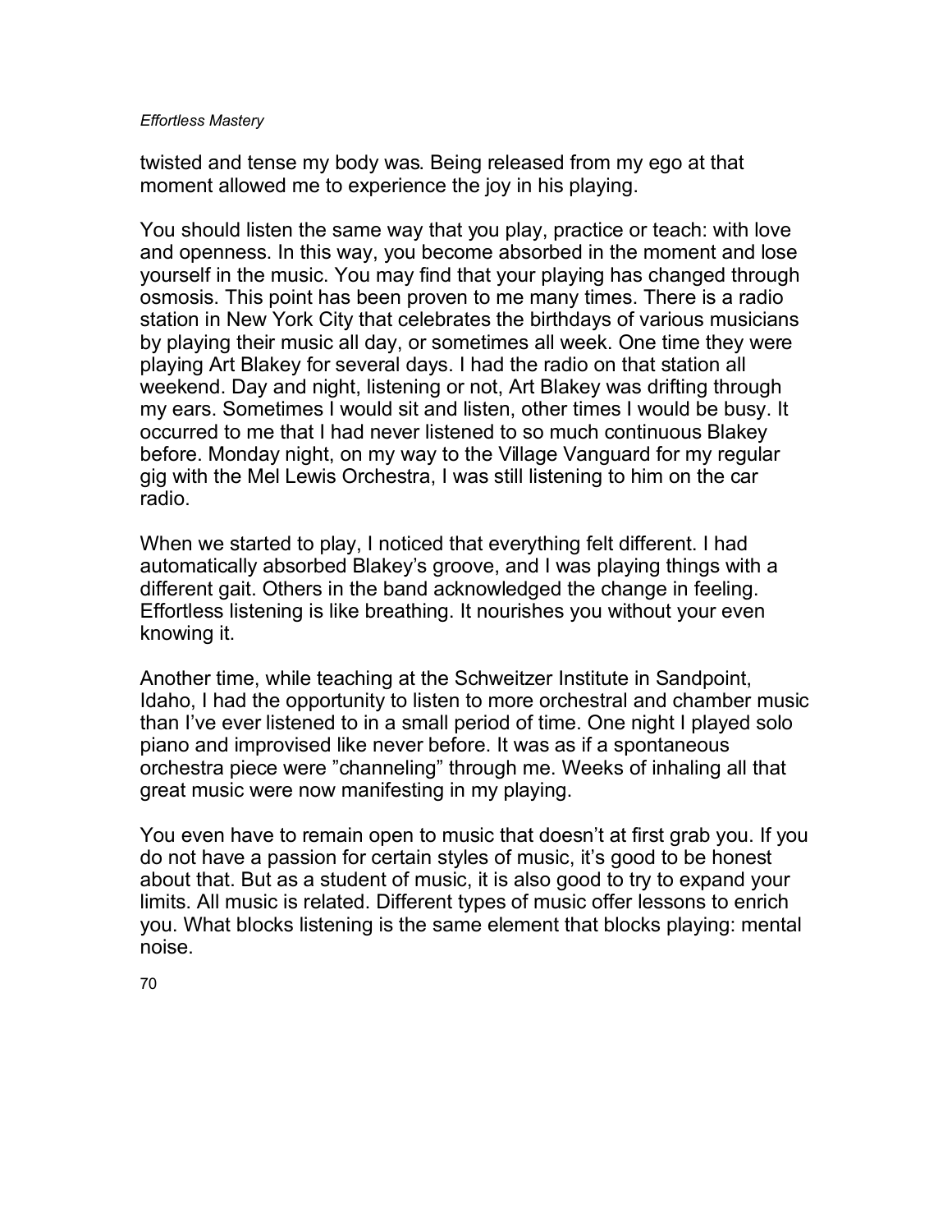twisted and tense my body was. Being released from my ego at that moment allowed me to experience the joy in his playing.

You should listen the same way that you play, practice or teach: with love and openness. In this way, you become absorbed in the moment and lose yourself in the music. You may find that your playing has changed through osmosis. This point has been proven to me many times. There is a radio station in New York City that celebrates the birthdays of various musicians by playing their music all day, or sometimes all week. One time they were playing Art Blakey for several days. I had the radio on that station all weekend. Day and night, listening or not, Art Blakey was drifting through my ears. Sometimes I would sit and listen, other times I would be busy. It occurred to me that I had never listened to so much continuous Blakey before. Monday night, on my way to the Village Vanguard for my regular gig with the Mel Lewis Orchestra, I was still listening to him on the car radio.

When we started to play, I noticed that everything felt different. I had automatically absorbed Blakey's groove, and I was playing things with a different gait. Others in the band acknowledged the change in feeling. Effortless listening is like breathing. It nourishes you without your even knowing it.

Another time, while teaching at the Schweitzer Institute in Sandpoint, Idaho, I had the opportunity to listen to more orchestral and chamber music than I've ever listened to in a small period of time. One night I played solo piano and improvised like never before. It was as if a spontaneous orchestra piece were "channeling" through me. Weeks of inhaling all that great music were now manifesting in my playing.

You even have to remain open to music that doesn't at first grab you. If you do not have a passion for certain styles of music, it's good to be honest about that. But as a student of music, it is also good to try to expand your limits. All music is related. Different types of music offer lessons to enrich you. What blocks listening is the same element that blocks playing: mental noise.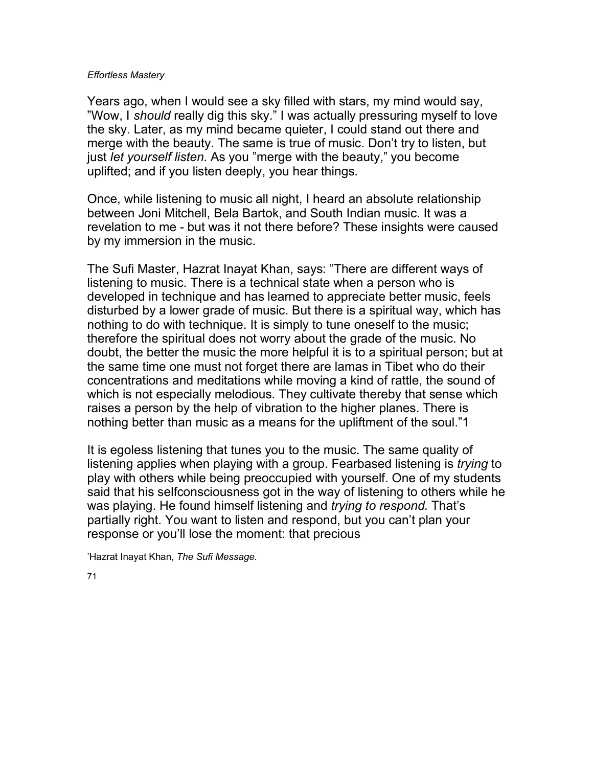Years ago, when I would see a sky filled with stars, my mind would say, "Wow, I *should* really dig this sky." I was actually pressuring myself to love the sky. Later, as my mind became quieter, I could stand out there and merge with the beauty. The same is true of music. Don't try to listen, but just *let yourself listen.* As you "merge with the beauty," you become uplifted; and if you listen deeply, you hear things.

Once, while listening to music all night, I heard an absolute relationship between Joni Mitchell, Bela Bartok, and South Indian music. It was a revelation to me - but was it not there before? These insights were caused by my immersion in the music.

The Sufi Master, Hazrat Inayat Khan, says: "There are different ways of listening to music. There is a technical state when a person who is developed in technique and has learned to appreciate better music, feels disturbed by a lower grade of music. But there is a spiritual way, which has nothing to do with technique. It is simply to tune oneself to the music; therefore the spiritual does not worry about the grade of the music. No doubt, the better the music the more helpful it is to a spiritual person; but at the same time one must not forget there are lamas in Tibet who do their concentrations and meditations while moving a kind of rattle, the sound of which is not especially melodious. They cultivate thereby that sense which raises a person by the help of vibration to the higher planes. There is nothing better than music as a means for the upliftment of the soul."[1]

It is egoless listening that tunes you to the music. The same quality of listening applies when playing with a group. Fearbased listening is *trying* to play with others while being preoccupied with yourself. One of my students said that his selfconsciousness got in the way of listening to others while he was playing. He found himself listening and *trying to respond.* That's partially right. You want to listen and respond, but you can't plan your response or you'll lose the moment: that precious

[1] Hazrat Inayat Khan, *The Sufi Message.*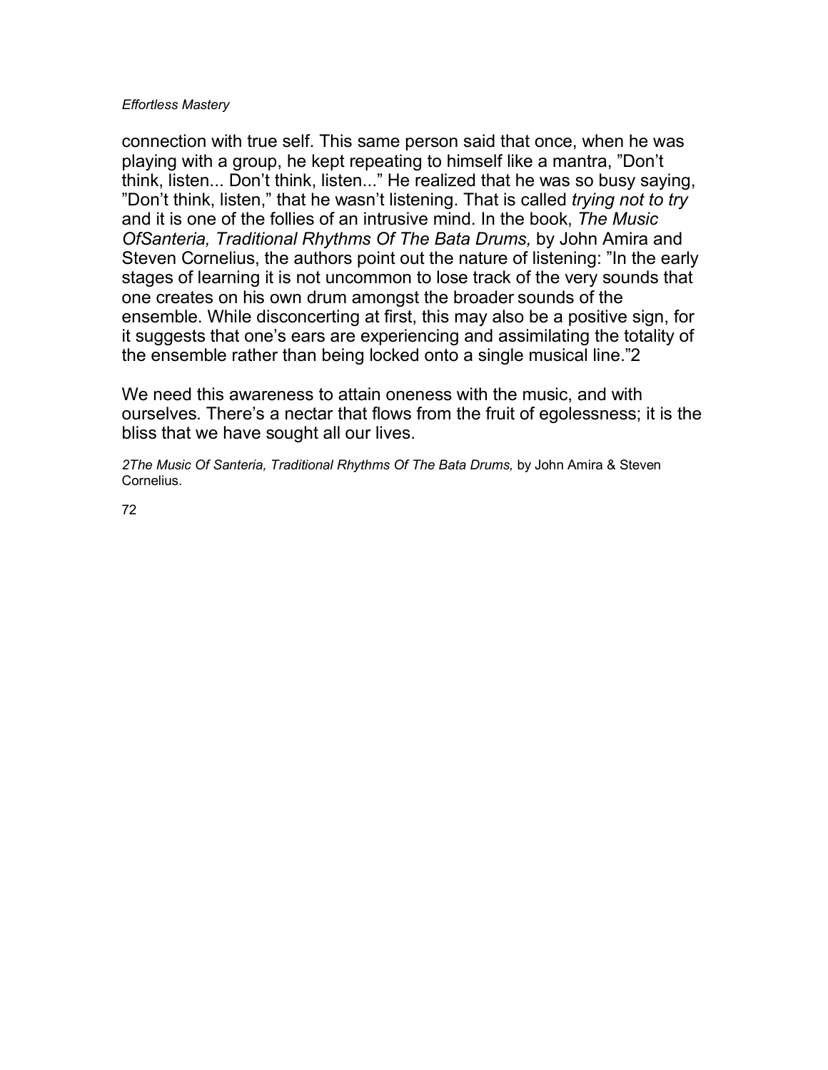connection with true self. This same person said that once, when he was playing with a group, he kept repeating to himself like a mantra, ”Don’t think, listen... Don’t think, listen...” He realized that he was so busy saying, ”Don’t think, listen,” that he wasn’t listening. That is called *trying not to try* and it is one of the follies of an intrusive mind. In the book, *The Music OfSanteria, Traditional Rhythms Of The Bata Drums,* by John Amira and Steven Cornelius, the authors point out the nature of listening: ”In the early stages of learning it is not uncommon to lose track of the very sounds that one creates on his own drum amongst the broader sounds of the ensemble. While disconcerting at first, this may also be a positive sign, for it suggests that one’s ears are experiencing and assimilating the totality of the ensemble rather than being locked onto a single musical line.”[2]

We need this awareness to attain oneness with the music, and with ourselves. There’s a nectar that flows from the fruit of egolessness; it is the bliss that we have sought all our lives.

[2] *The Music Of Santeria, Traditional Rhythms Of The Bata Drums,* by John Amira & Steven Cornelius.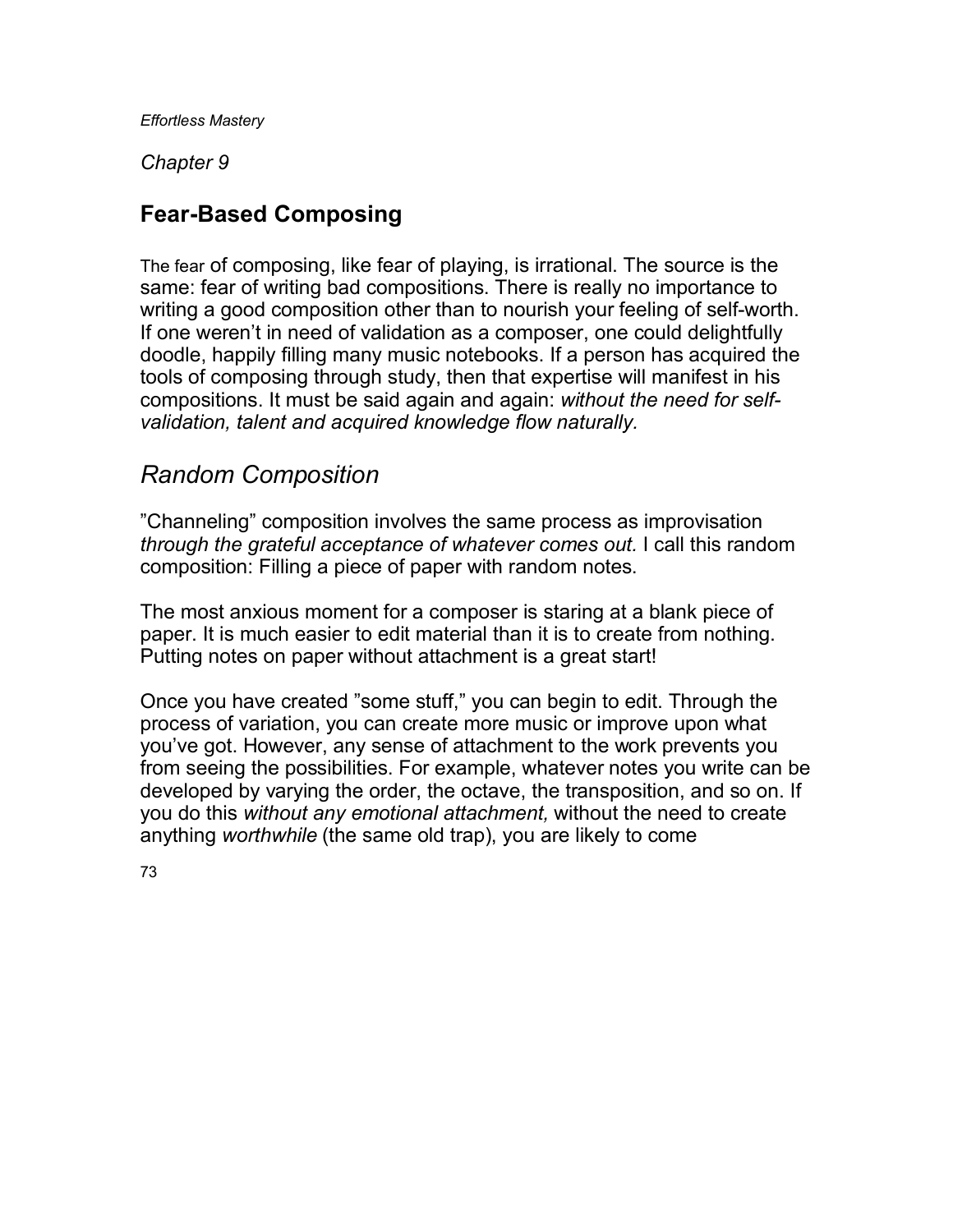*Chapter 9*

## Fear-Based Composing

The fear of composing, like fear of playing, is irrational. The source is the same: fear of writing bad compositions. There is really no importance to writing a good composition other than to nourish your feeling of self-worth. If one weren't in need of validation as a composer, one could delightfully doodle, happily filling many music notebooks. If a person has acquired the tools of composing through study, then that expertise will manifest in his compositions. It must be said again and again: *without the need for self-validation, talent and acquired knowledge flow naturally.*

### *Random Composition*

"Channeling" composition involves the same process as improvisation *through the grateful acceptance of whatever comes out.* I call this random composition: Filling a piece of paper with random notes.

The most anxious moment for a composer is staring at a blank piece of paper. It is much easier to edit material than it is to create from nothing. Putting notes on paper without attachment is a great start!

Once you have created "some stuff," you can begin to edit. Through the process of variation, you can create more music or improve upon what you've got. However, any sense of attachment to the work prevents you from seeing the possibilities. For example, whatever notes you write can be developed by varying the order, the octave, the transposition, and so on. If you do this *without any emotional attachment,* without the need to create anything *worthwhile* (the same old trap), you are likely to come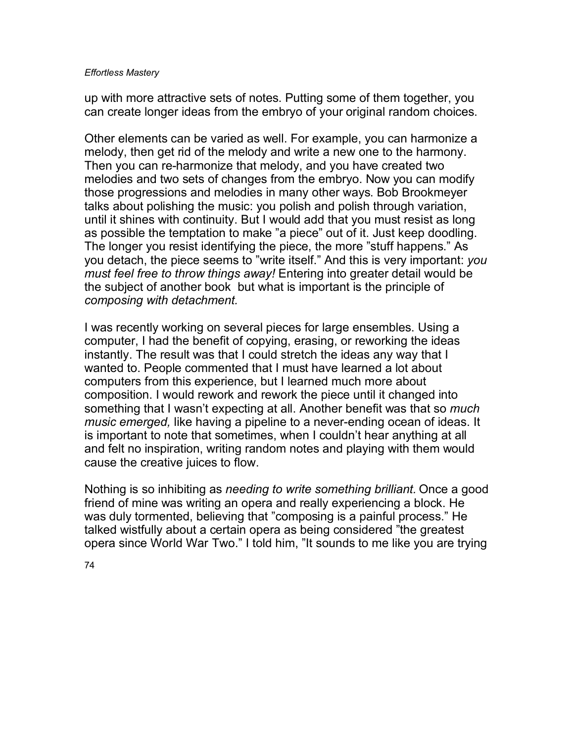up with more attractive sets of notes. Putting some of them together, you can create longer ideas from the embryo of your original random choices.

Other elements can be varied as well. For example, you can harmonize a melody, then get rid of the melody and write a new one to the harmony. Then you can re-harmonize that melody, and you have created two melodies and two sets of changes from the embryo. Now you can modify those progressions and melodies in many other ways. Bob Brookmeyer talks about polishing the music: you polish and polish through variation, until it shines with continuity. But I would add that you must resist as long as possible the temptation to make "a piece" out of it. Just keep doodling. The longer you resist identifying the piece, the more "stuff happens." As you detach, the piece seems to "write itself." And this is very important: *you must feel free to throw things away!* Entering into greater detail would be the subject of another book but what is important is the principle of *composing with detachment.*

I was recently working on several pieces for large ensembles. Using a computer, I had the benefit of copying, erasing, or reworking the ideas instantly. The result was that I could stretch the ideas any way that I wanted to. People commented that I must have learned a lot about computers from this experience, but I learned much more about composition. I would rework and rework the piece until it changed into something that I wasn't expecting at all. Another benefit was that so *much music emerged,* like having a pipeline to a never-ending ocean of ideas. It is important to note that sometimes, when I couldn't hear anything at all and felt no inspiration, writing random notes and playing with them would cause the creative juices to flow.

Nothing is so inhibiting as *needing to write something brilliant.* Once a good friend of mine was writing an opera and really experiencing a block. He was duly tormented, believing that "composing is a painful process." He talked wistfully about a certain opera as being considered "the greatest opera since World War Two." I told him, "It sounds to me like you are trying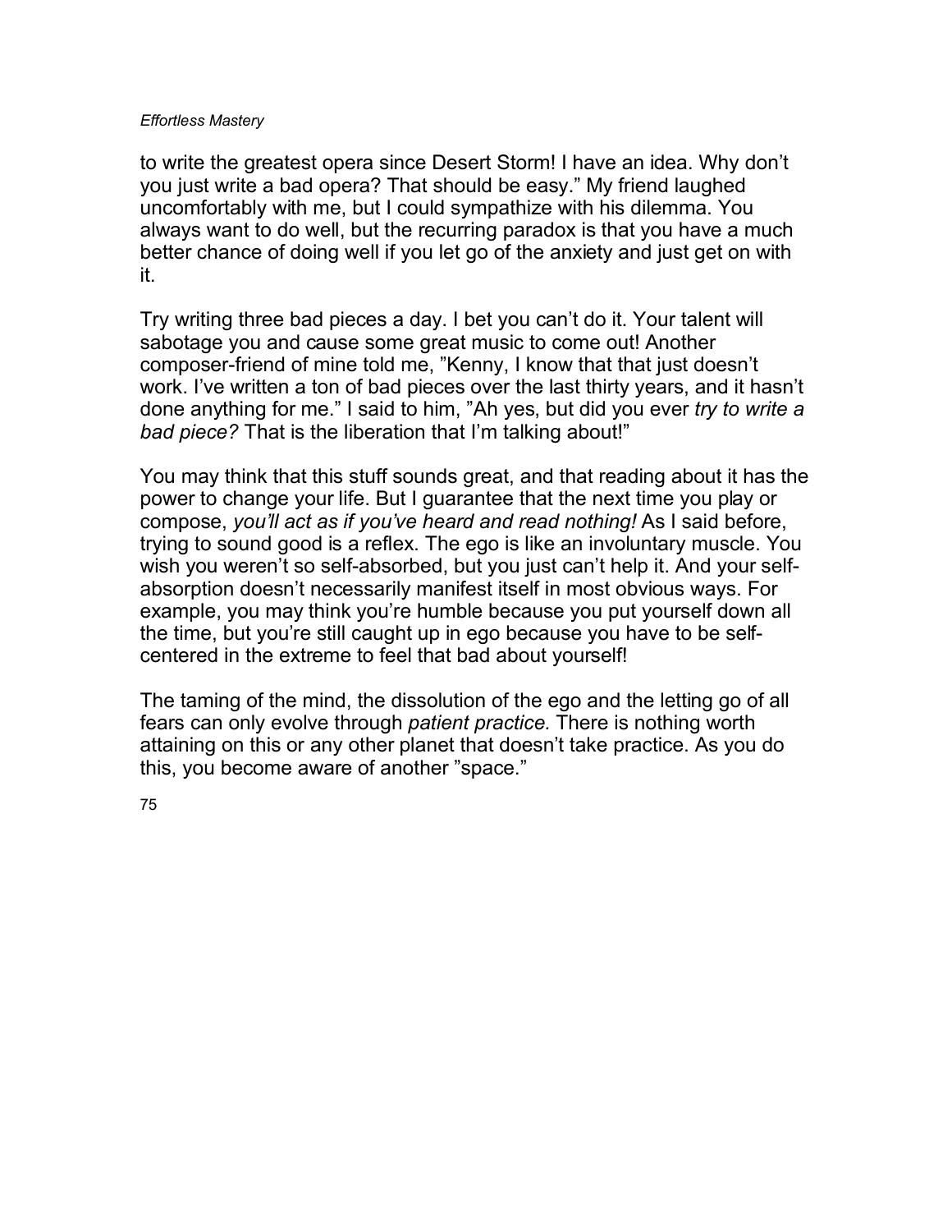to write the greatest opera since Desert Storm! I have an idea. Why don't you just write a bad opera? That should be easy." My friend laughed uncomfortably with me, but I could sympathize with his dilemma. You always want to do well, but the recurring paradox is that you have a much better chance of doing well if you let go of the anxiety and just get on with it.

Try writing three bad pieces a day. I bet you can't do it. Your talent will sabotage you and cause some great music to come out! Another composer-friend of mine told me, "Kenny, I know that that just doesn't work. I've written a ton of bad pieces over the last thirty years, and it hasn't done anything for me." I said to him, "Ah yes, but did you ever *try to write a bad piece?* That is the liberation that I'm talking about!"

You may think that this stuff sounds great, and that reading about it has the power to change your life. But I guarantee that the next time you play or compose, *you'll act as if you've heard and read nothing!* As I said before, trying to sound good is a reflex. The ego is like an involuntary muscle. You wish you weren't so self-absorbed, but you just can't help it. And your self-absorption doesn't necessarily manifest itself in most obvious ways. For example, you may think you're humble because you put yourself down all the time, but you're still caught up in ego because you have to be self-centered in the extreme to feel that bad about yourself!

The taming of the mind, the dissolution of the ego and the letting go of all fears can only evolve through *patient practice.* There is nothing worth attaining on this or any other planet that doesn't take practice. As you do this, you become aware of another "space."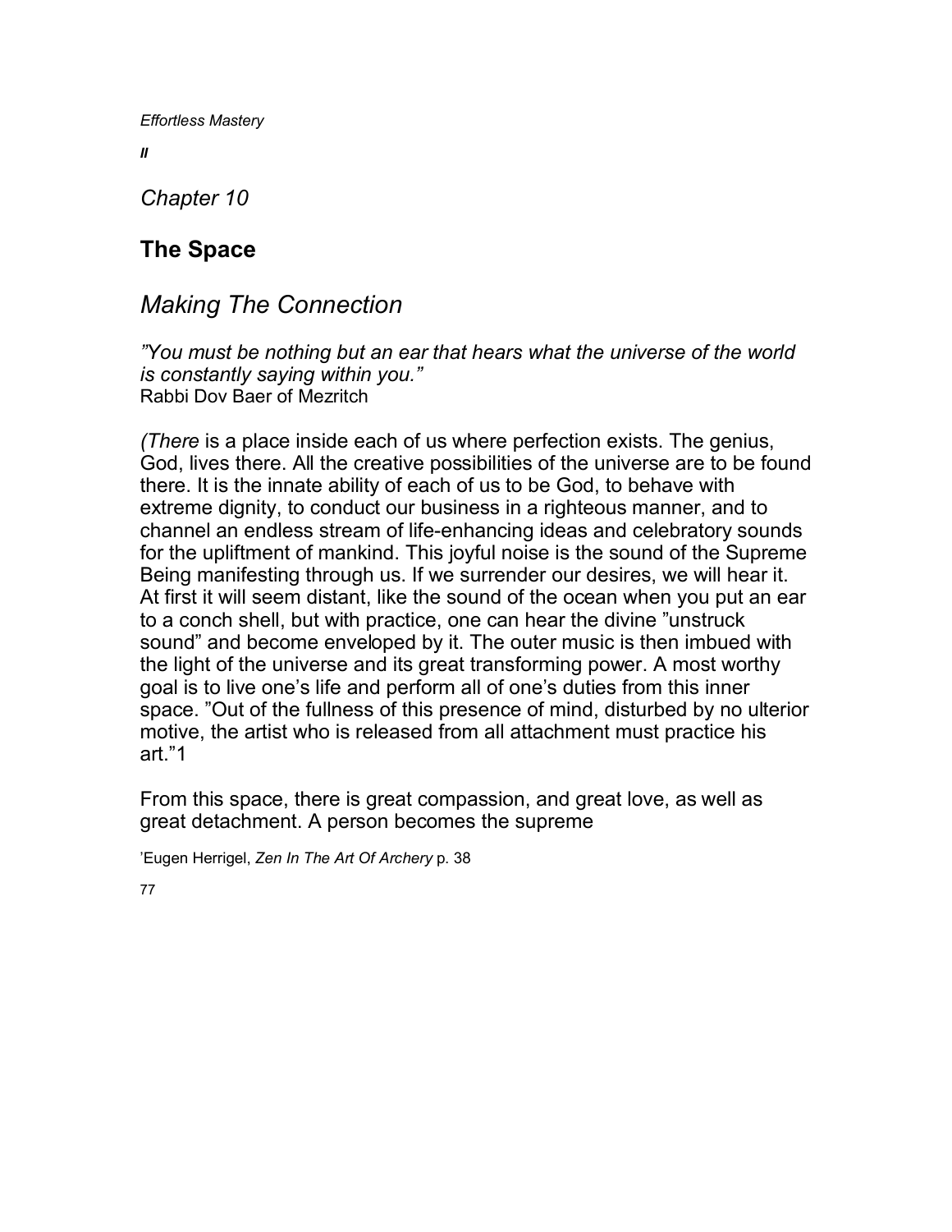*Chapter 10*

## The Space

# *Making The Connection*

*"You must be nothing but an ear that hears what the universe of the world is constantly saying within you."*
Rabbi Dov Baer of Mezritch

*(There* is a place inside each of us where perfection exists. The genius, God, lives there. All the creative possibilities of the universe are to be found there. It is the innate ability of each of us to be God, to behave with extreme dignity, to conduct our business in a righteous manner, and to channel an endless stream of life-enhancing ideas and celebratory sounds for the upliftment of mankind. This joyful noise is the sound of the Supreme Being manifesting through us. If we surrender our desires, we will hear it. At first it will seem distant, like the sound of the ocean when you put an ear to a conch shell, but with practice, one can hear the divine "unstruck sound" and become enveloped by it. The outer music is then imbued with the light of the universe and its great transforming power. A most worthy goal is to live one's life and perform all of one's duties from this inner space. "Out of the fullness of this presence of mind, disturbed by no ulterior motive, the artist who is released from all attachment must practice his art."[1]

From this space, there is great compassion, and great love, as well as great detachment. A person becomes the supreme

[1] Eugen Herrigel, *Zen In The Art Of Archery* p. 38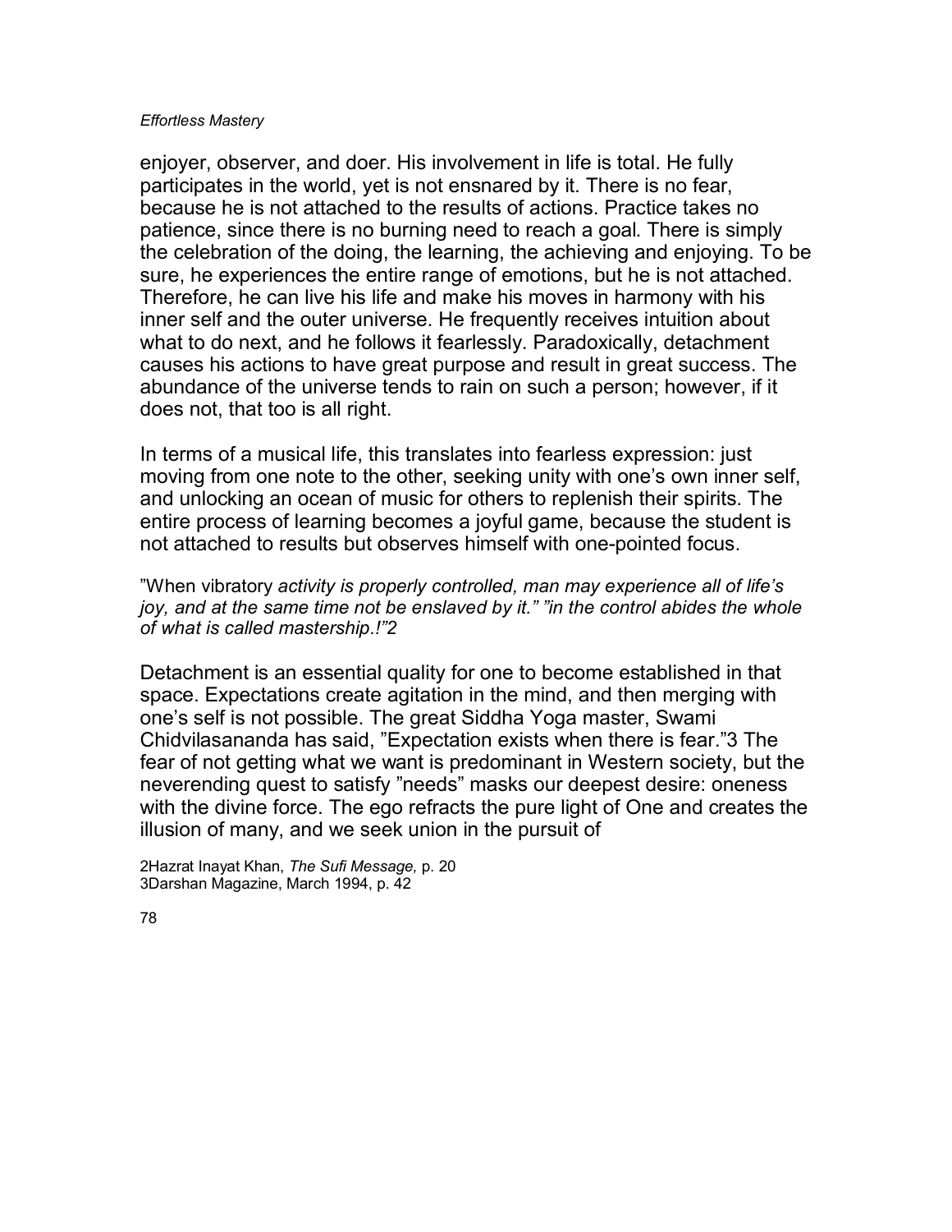enjoyer, observer, and doer. His involvement in life is total. He fully participates in the world, yet is not ensnared by it. There is no fear, because he is not attached to the results of actions. Practice takes no patience, since there is no burning need to reach a goal. There is simply the celebration of the doing, the learning, the achieving and enjoying. To be sure, he experiences the entire range of emotions, but he is not attached. Therefore, he can live his life and make his moves in harmony with his inner self and the outer universe. He frequently receives intuition about what to do next, and he follows it fearlessly. Paradoxically, detachment causes his actions to have great purpose and result in great success. The abundance of the universe tends to rain on such a person; however, if it does not, that too is all right.

In terms of a musical life, this translates into fearless expression: just moving from one note to the other, seeking unity with one's own inner self, and unlocking an ocean of music for others to replenish their spirits. The entire process of learning becomes a joyful game, because the student is not attached to results but observes himself with one-pointed focus.

"When vibratory *activity is properly controlled, man may experience all of life's joy, and at the same time not be enslaved by it." "in the control abides the whole of what is called mastership.!"*[2]

Detachment is an essential quality for one to become established in that space. Expectations create agitation in the mind, and then merging with one's self is not possible. The great Siddha Yoga master, Swami Chidvilasananda has said, "Expectation exists when there is fear."[3] The fear of not getting what we want is predominant in Western society, but the neverending quest to satisfy "needs" masks our deepest desire: oneness with the divine force. The ego refracts the pure light of One and creates the illusion of many, and we seek union in the pursuit of

2Hazrat Inayat Khan, *The Sufi Message,* p. 20
3Darshan Magazine, March 1994, p. 42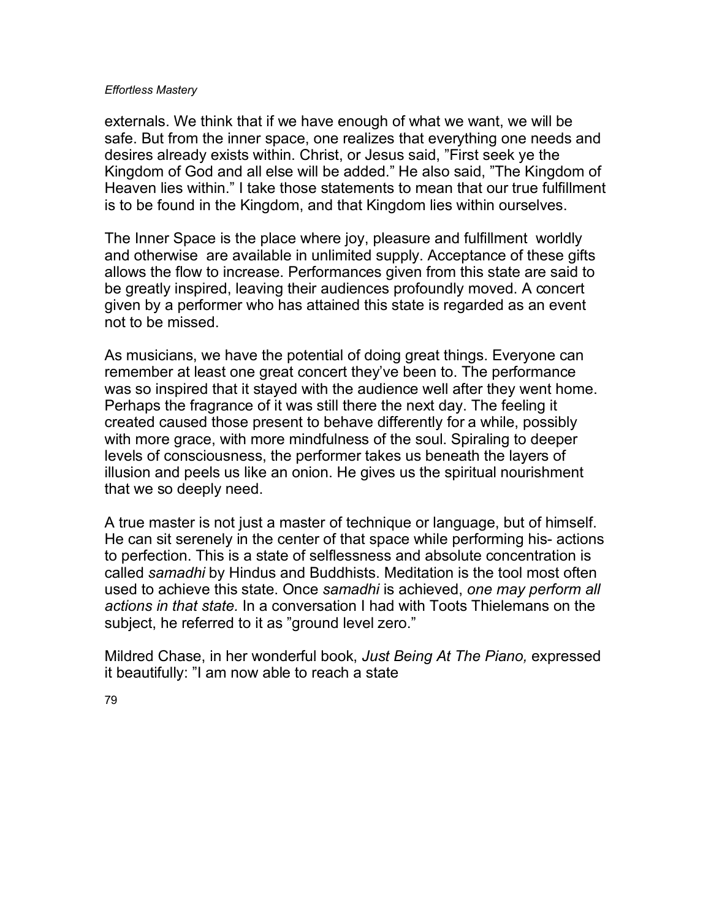externals. We think that if we have enough of what we want, we will be safe. But from the inner space, one realizes that everything one needs and desires already exists within. Christ, or Jesus said, "First seek ye the Kingdom of God and all else will be added." He also said, "The Kingdom of Heaven lies within." I take those statements to mean that our true fulfillment is to be found in the Kingdom, and that Kingdom lies within ourselves.

The Inner Space is the place where joy, pleasure and fulfillment worldly and otherwise are available in unlimited supply. Acceptance of these gifts allows the flow to increase. Performances given from this state are said to be greatly inspired, leaving their audiences profoundly moved. A concert given by a performer who has attained this state is regarded as an event not to be missed.

As musicians, we have the potential of doing great things. Everyone can remember at least one great concert they've been to. The performance was so inspired that it stayed with the audience well after they went home. Perhaps the fragrance of it was still there the next day. The feeling it created caused those present to behave differently for a while, possibly with more grace, with more mindfulness of the soul. Spiraling to deeper levels of consciousness, the performer takes us beneath the layers of illusion and peels us like an onion. He gives us the spiritual nourishment that we so deeply need.

A true master is not just a master of technique or language, but of himself. He can sit serenely in the center of that space while performing his- actions to perfection. This is a state of selflessness and absolute concentration is called *samadhi* by Hindus and Buddhists. Meditation is the tool most often used to achieve this state. Once *samadhi* is achieved, *one may perform all actions in that state.* In a conversation I had with Toots Thielemans on the subject, he referred to it as "ground level zero."

Mildred Chase, in her wonderful book, *Just Being At The Piano,* expressed it beautifully: "I am now able to reach a state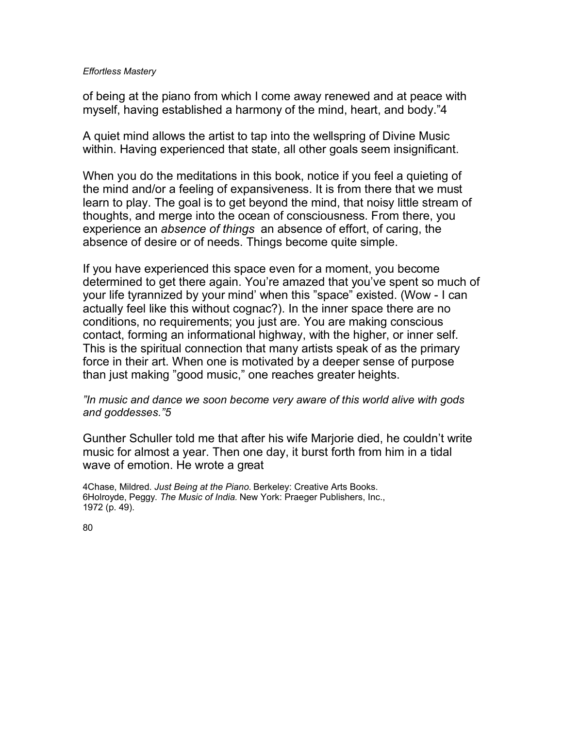of being at the piano from which I come away renewed and at peace with myself, having established a harmony of the mind, heart, and body."4

A quiet mind allows the artist to tap into the wellspring of Divine Music within. Having experienced that state, all other goals seem insignificant.

When you do the meditations in this book, notice if you feel a quieting of the mind and/or a feeling of expansiveness. It is from there that we must learn to play. The goal is to get beyond the mind, that noisy little stream of thoughts, and merge into the ocean of consciousness. From there, you experience an *absence of things*  an absence of effort, of caring, the absence of desire or of needs. Things become quite simple.

If you have experienced this space even for a moment, you become determined to get there again. You're amazed that you've spent so much of your life tyrannized by your mind' when this "space" existed. (Wow - I can actually feel like this without cognac?). In the inner space there are no conditions, no requirements; you just are. You are making conscious contact, forming an informational highway, with the higher, or inner self. This is the spiritual connection that many artists speak of as the primary force in their art. When one is motivated by a deeper sense of purpose than just making "good music," one reaches greater heights.

*"In music and dance we soon become very aware of this world alive with gods and goddesses."5*

Gunther Schuller told me that after his wife Marjorie died, he couldn't write music for almost a year. Then one day, it burst forth from him in a tidal wave of emotion. He wrote a great

4Chase, Mildred. *Just Being at the Piano.* Berkeley: Creative Arts Books.
6Holroyde, Peggy. *The Music of India.* New York: Praeger Publishers, Inc., 1972 (p. 49).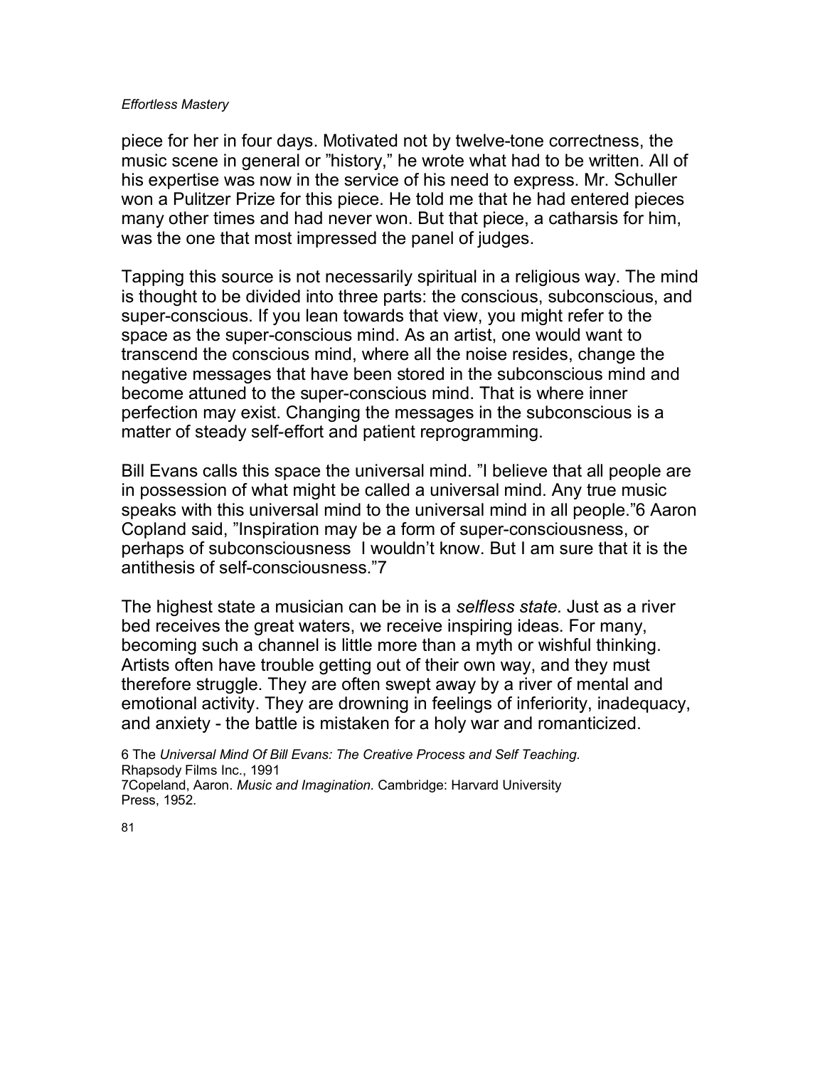piece for her in four days. Motivated not by twelve-tone correctness, the music scene in general or "history," he wrote what had to be written. All of his expertise was now in the service of his need to express. Mr. Schuller won a Pulitzer Prize for this piece. He told me that he had entered pieces many other times and had never won. But that piece, a catharsis for him, was the one that most impressed the panel of judges.

Tapping this source is not necessarily spiritual in a religious way. The mind is thought to be divided into three parts: the conscious, subconscious, and super-conscious. If you lean towards that view, you might refer to the space as the super-conscious mind. As an artist, one would want to transcend the conscious mind, where all the noise resides, change the negative messages that have been stored in the subconscious mind and become attuned to the super-conscious mind. That is where inner perfection may exist. Changing the messages in the subconscious is a matter of steady self-effort and patient reprogramming.

Bill Evans calls this space the universal mind. "I believe that all people are in possession of what might be called a universal mind. Any true music speaks with this universal mind to the universal mind in all people."[6] Aaron Copland said, "Inspiration may be a form of super-consciousness, or perhaps of subconsciousness  I wouldn't know. But I am sure that it is the antithesis of self-consciousness."[7]

The highest state a musician can be in is a *selfless state*. Just as a river bed receives the great waters, we receive inspiring ideas. For many, becoming such a channel is little more than a myth or wishful thinking. Artists often have trouble getting out of their own way, and they must therefore struggle. They are often swept away by a river of mental and emotional activity. They are drowning in feelings of inferiority, inadequacy, and anxiety - the battle is mistaken for a holy war and romanticized.

6 The *Universal Mind Of Bill Evans: The Creative Process and Self Teaching*. Rhapsody Films Inc., 1991

7Copeland, Aaron. *Music and Imagination*. Cambridge: Harvard University Press, 1952.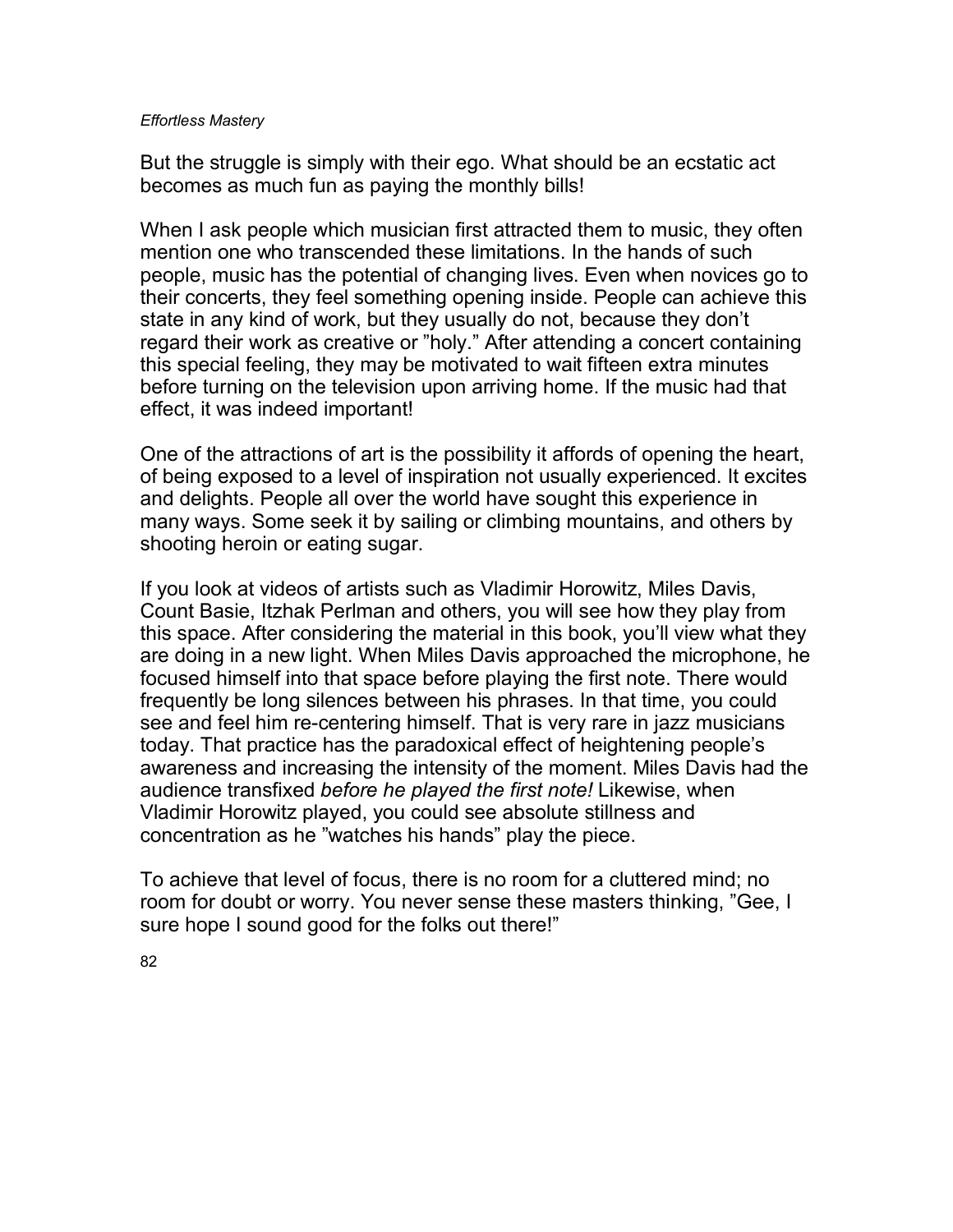But the struggle is simply with their ego. What should be an ecstatic act becomes as much fun as paying the monthly bills!

When I ask people which musician first attracted them to music, they often mention one who transcended these limitations. In the hands of such people, music has the potential of changing lives. Even when novices go to their concerts, they feel something opening inside. People can achieve this state in any kind of work, but they usually do not, because they don't regard their work as creative or "holy." After attending a concert containing this special feeling, they may be motivated to wait fifteen extra minutes before turning on the television upon arriving home. If the music had that effect, it was indeed important!

One of the attractions of art is the possibility it affords of opening the heart, of being exposed to a level of inspiration not usually experienced. It excites and delights. People all over the world have sought this experience in many ways. Some seek it by sailing or climbing mountains, and others by shooting heroin or eating sugar.

If you look at videos of artists such as Vladimir Horowitz, Miles Davis, Count Basie, Itzhak Perlman and others, you will see how they play from this space. After considering the material in this book, you'll view what they are doing in a new light. When Miles Davis approached the microphone, he focused himself into that space before playing the first note. There would frequently be long silences between his phrases. In that time, you could see and feel him re-centering himself. That is very rare in jazz musicians today. That practice has the paradoxical effect of heightening people's awareness and increasing the intensity of the moment. Miles Davis had the audience transfixed *before he played the first note!* Likewise, when Vladimir Horowitz played, you could see absolute stillness and concentration as he "watches his hands" play the piece.

To achieve that level of focus, there is no room for a cluttered mind; no room for doubt or worry. You never sense these masters thinking, "Gee, I sure hope I sound good for the folks out there!"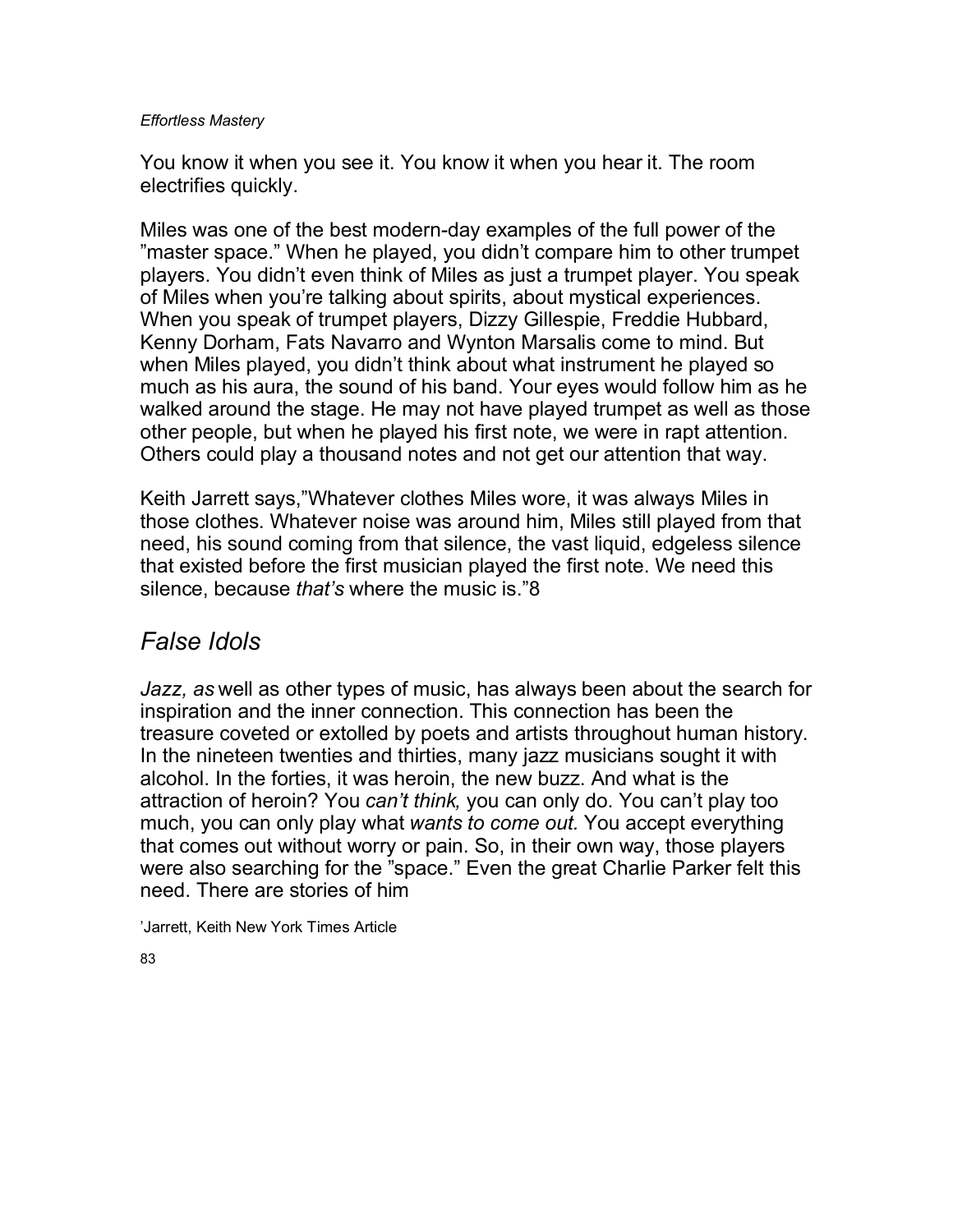You know it when you see it. You know it when you hear it. The room electrifies quickly.

Miles was one of the best modern-day examples of the full power of the ”master space.” When he played, you didn’t compare him to other trumpet players. You didn’t even think of Miles as just a trumpet player. You speak of Miles when you’re talking about spirits, about mystical experiences. When you speak of trumpet players, Dizzy Gillespie, Freddie Hubbard, Kenny Dorham, Fats Navarro and Wynton Marsalis come to mind. But when Miles played, you didn’t think about what instrument he played so much as his aura, the sound of his band. Your eyes would follow him as he walked around the stage. He may not have played trumpet as well as those other people, but when he played his first note, we were in rapt attention. Others could play a thousand notes and not get our attention that way.

Keith Jarrett says,”Whatever clothes Miles wore, it was always Miles in those clothes. Whatever noise was around him, Miles still played from that need, his sound coming from that silence, the vast liquid, edgeless silence that existed before the first musician played the first note. We need this silence, because *that’s* where the music is.”8

## *False Idols*

*Jazz, as* well as other types of music, has always been about the search for inspiration and the inner connection. This connection has been the treasure coveted or extolled by poets and artists throughout human history. In the nineteen twenties and thirties, many jazz musicians sought it with alcohol. In the forties, it was heroin, the new buzz. And what is the attraction of heroin? You *can’t think,* you can only do. You can’t play too much, you can only play what *wants to come out.* You accept everything that comes out without worry or pain. So, in their own way, those players were also searching for the ”space.” Even the great Charlie Parker felt this need. There are stories of him

’Jarrett, Keith New York Times Article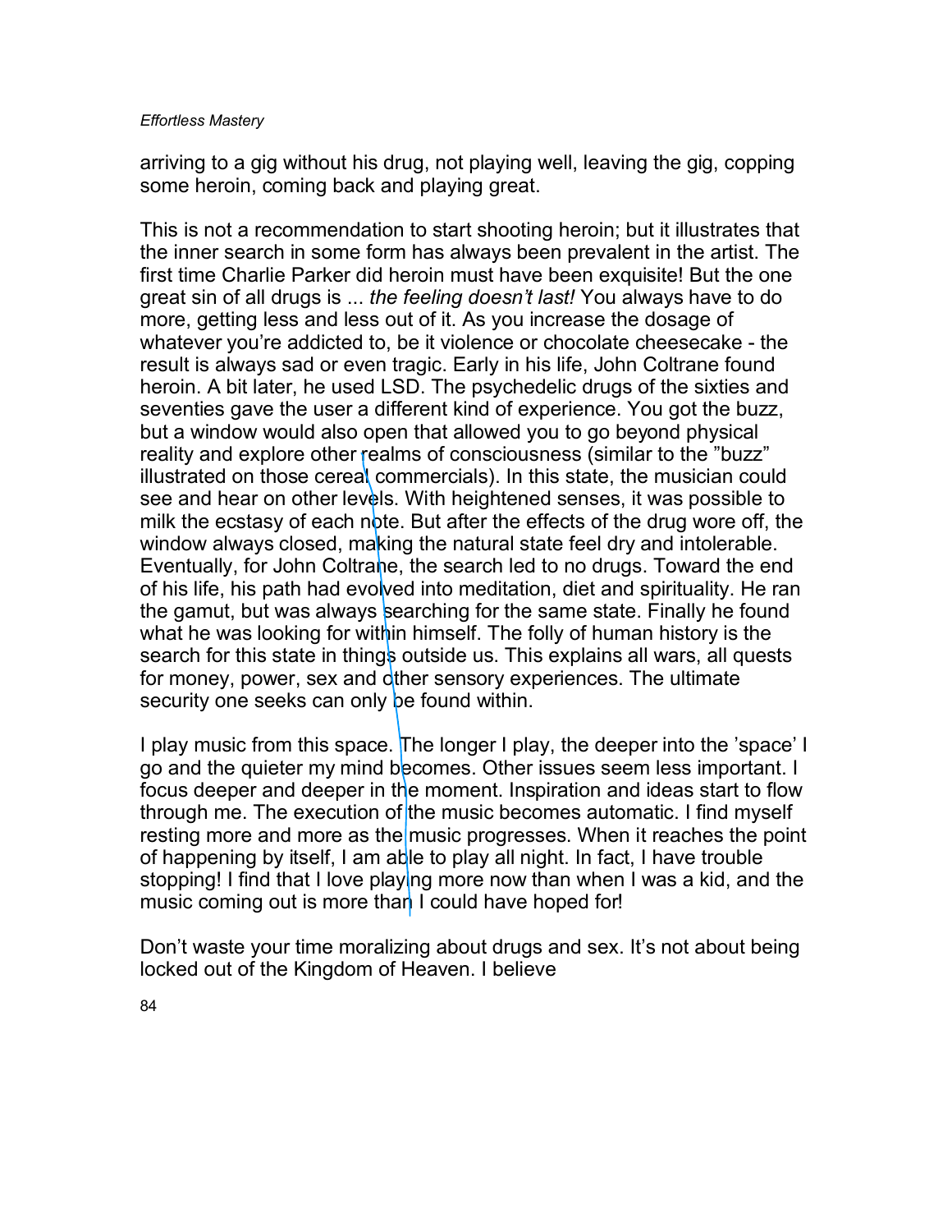arriving to a gig without his drug, not playing well, leaving the gig, copping some heroin, coming back and playing great.

This is not a recommendation to start shooting heroin; but it illustrates that the inner search in some form has always been prevalent in the artist. The first time Charlie Parker did heroin must have been exquisite! But the one great sin of all drugs is ... *the feeling doesn't last!* You always have to do more, getting less and less out of it. As you increase the dosage of whatever you're addicted to, be it violence or chocolate cheesecake - the result is always sad or even tragic. Early in his life, John Coltrane found heroin. A bit later, he used LSD. The psychedelic drugs of the sixties and seventies gave the user a different kind of experience. You got the buzz, but a window would also open that allowed you to go beyond physical reality and explore other realms of consciousness (similar to the "buzz" illustrated on those cereal commercials). In this state, the musician could see and hear on other levels. With heightened senses, it was possible to milk the ecstasy of each note. But after the effects of the drug wore off, the window always closed, making the natural state feel dry and intolerable. Eventually, for John Coltrane, the search led to no drugs. Toward the end of his life, his path had evolved into meditation, diet and spirituality. He ran the gamut, but was always searching for the same state. Finally he found what he was looking for within himself. The folly of human history is the search for this state in things outside us. This explains all wars, all quests for money, power, sex and other sensory experiences. The ultimate security one seeks can only be found within.

I play music from this space. The longer I play, the deeper into the 'space' I go and the quieter my mind becomes. Other issues seem less important. I focus deeper and deeper in the moment. Inspiration and ideas start to flow through me. The execution of the music becomes automatic. I find myself resting more and more as the music progresses. When it reaches the point of happening by itself, I am able to play all night. In fact, I have trouble stopping! I find that I love playing more now than when I was a kid, and the music coming out is more than I could have hoped for!

Don't waste your time moralizing about drugs and sex. It's not about being locked out of the Kingdom of Heaven. I believe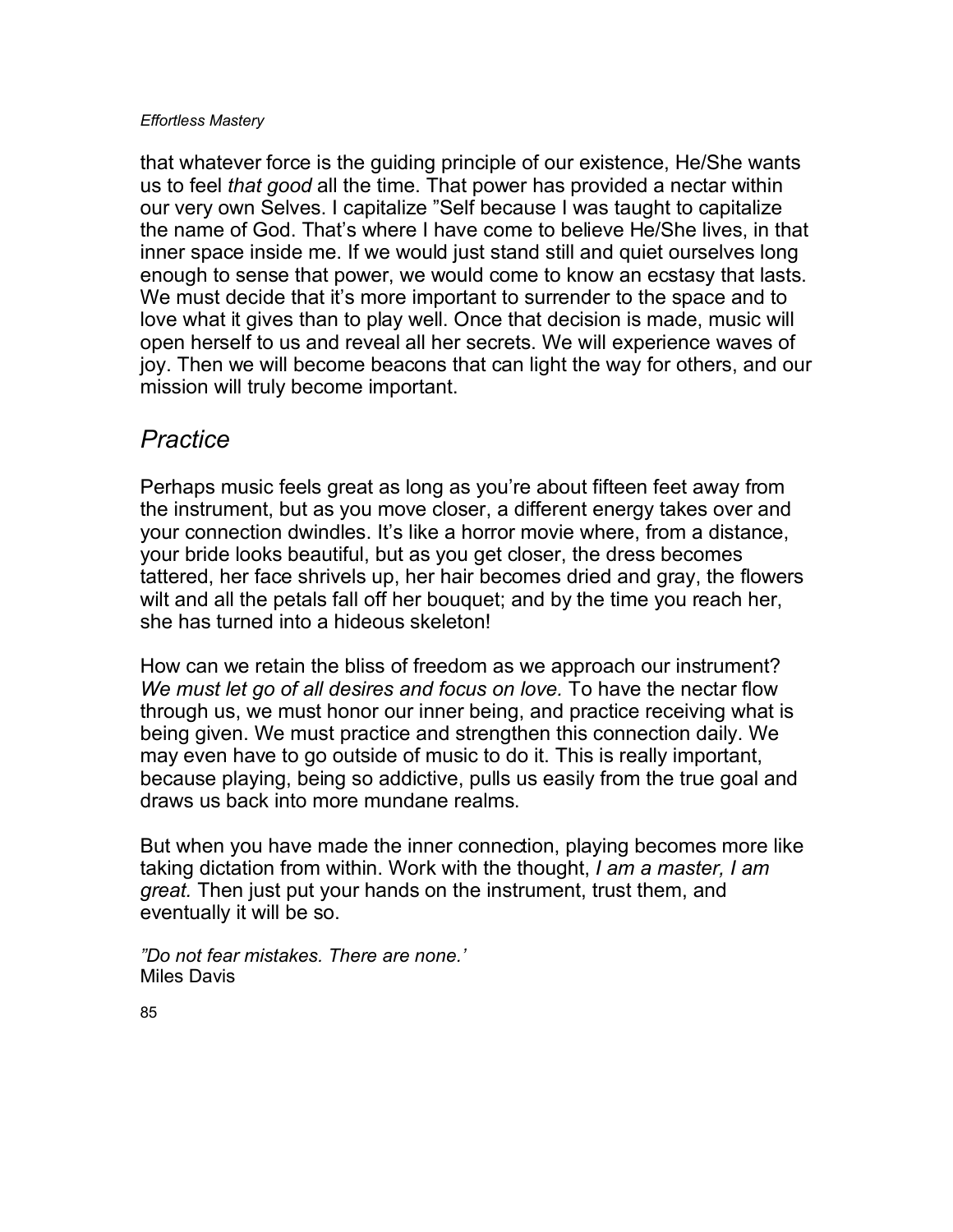that whatever force is the guiding principle of our existence, He/She wants us to feel *that good* all the time. That power has provided a nectar within our very own Selves. I capitalize "Self because I was taught to capitalize the name of God. That's where I have come to believe He/She lives, in that inner space inside me. If we would just stand still and quiet ourselves long enough to sense that power, we would come to know an ecstasy that lasts. We must decide that it's more important to surrender to the space and to love what it gives than to play well. Once that decision is made, music will open herself to us and reveal all her secrets. We will experience waves of joy. Then we will become beacons that can light the way for others, and our mission will truly become important.

## *Practice*

Perhaps music feels great as long as you're about fifteen feet away from the instrument, but as you move closer, a different energy takes over and your connection dwindles. It's like a horror movie where, from a distance, your bride looks beautiful, but as you get closer, the dress becomes tattered, her face shrivels up, her hair becomes dried and gray, the flowers wilt and all the petals fall off her bouquet; and by the time you reach her, she has turned into a hideous skeleton!

How can we retain the bliss of freedom as we approach our instrument? *We must let go of all desires and focus on love.* To have the nectar flow through us, we must honor our inner being, and practice receiving what is being given. We must practice and strengthen this connection daily. We may even have to go outside of music to do it. This is really important, because playing, being so addictive, pulls us easily from the true goal and draws us back into more mundane realms.

But when you have made the inner connection, playing becomes more like taking dictation from within. Work with the thought, *I am a master, I am great.* Then just put your hands on the instrument, trust them, and eventually it will be so.

*"Do not fear mistakes. There are none.'*
Miles Davis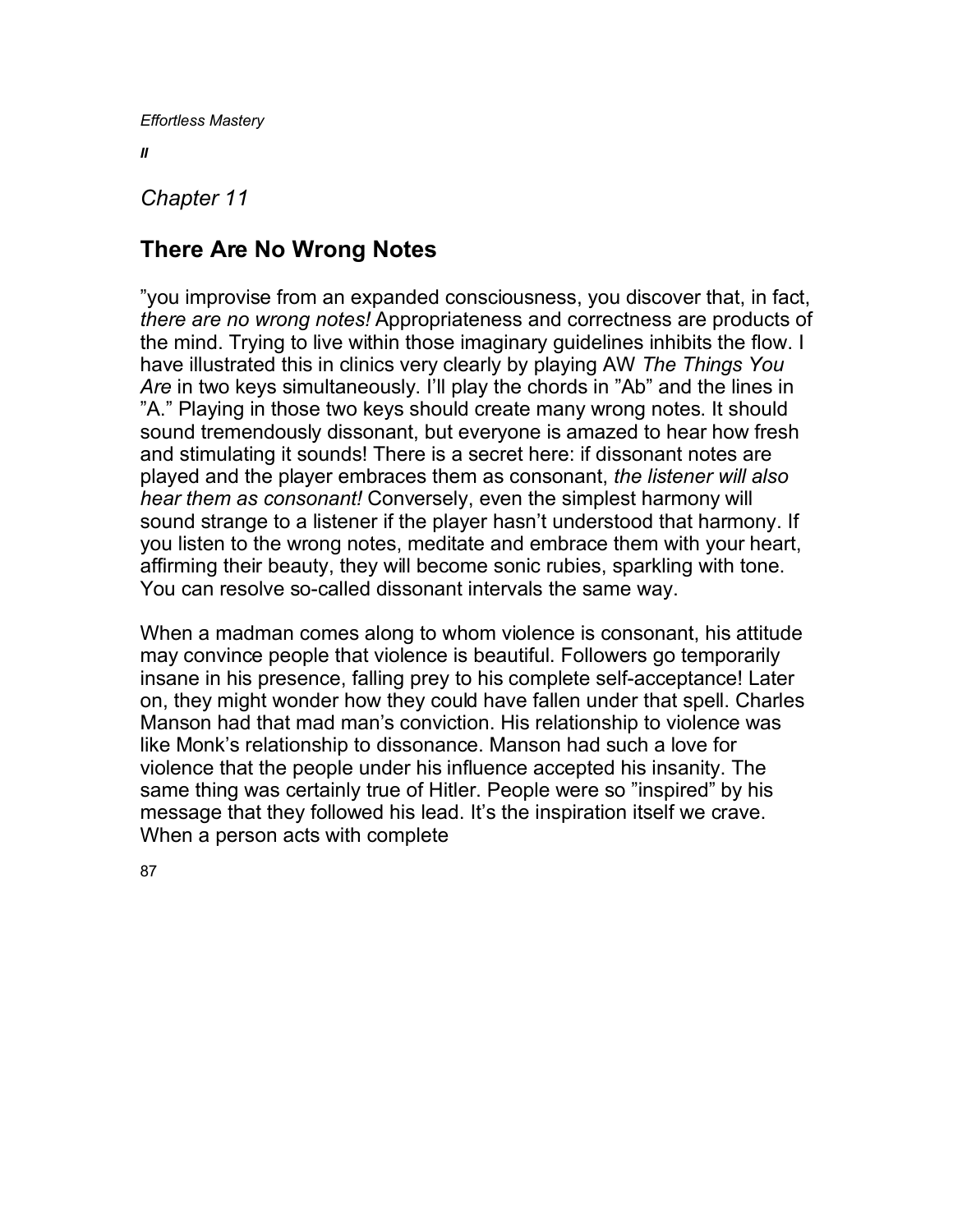*Chapter 11*

## There Are No Wrong Notes

”you improvise from an expanded consciousness, you discover that, in fact, *there are no wrong notes!* Appropriateness and correctness are products of the mind. Trying to live within those imaginary guidelines inhibits the flow. I have illustrated this in clinics very clearly by playing AW *The Things You Are* in two keys simultaneously. I’ll play the chords in ”Ab” and the lines in ”A.” Playing in those two keys should create many wrong notes. It should sound tremendously dissonant, but everyone is amazed to hear how fresh and stimulating it sounds! There is a secret here: if dissonant notes are played and the player embraces them as consonant, *the listener will also hear them as consonant!* Conversely, even the simplest harmony will sound strange to a listener if the player hasn’t understood that harmony. If you listen to the wrong notes, meditate and embrace them with your heart, affirming their beauty, they will become sonic rubies, sparkling with tone. You can resolve so-called dissonant intervals the same way.

When a madman comes along to whom violence is consonant, his attitude may convince people that violence is beautiful. Followers go temporarily insane in his presence, falling prey to his complete self-acceptance! Later on, they might wonder how they could have fallen under that spell. Charles Manson had that mad man’s conviction. His relationship to violence was like Monk’s relationship to dissonance. Manson had such a love for violence that the people under his influence accepted his insanity. The same thing was certainly true of Hitler. People were so ”inspired” by his message that they followed his lead. It’s the inspiration itself we crave. When a person acts with complete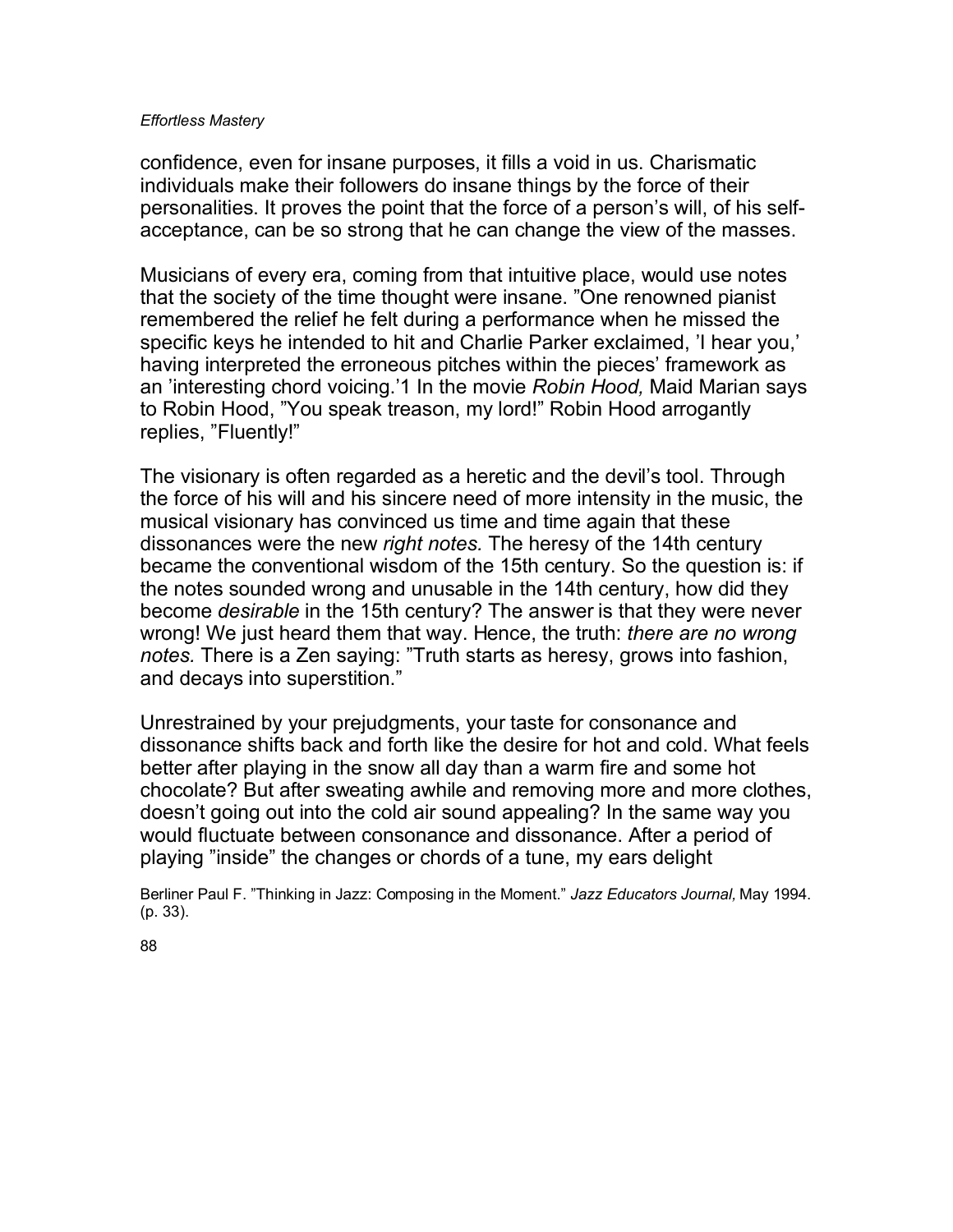confidence, even for insane purposes, it fills a void in us. Charismatic individuals make their followers do insane things by the force of their personalities. It proves the point that the force of a person's will, of his self-acceptance, can be so strong that he can change the view of the masses.

Musicians of every era, coming from that intuitive place, would use notes that the society of the time thought were insane. "One renowned pianist remembered the relief he felt during a performance when he missed the specific keys he intended to hit and Charlie Parker exclaimed, 'I hear you,' having interpreted the erroneous pitches within the pieces' framework as an 'interesting chord voicing.'[1] In the movie *Robin Hood,* Maid Marian says to Robin Hood, "You speak treason, my lord!" Robin Hood arrogantly replies, "Fluently!"

The visionary is often regarded as a heretic and the devil's tool. Through the force of his will and his sincere need of more intensity in the music, the musical visionary has convinced us time and time again that these dissonances were the new *right notes.* The heresy of the 14th century became the conventional wisdom of the 15th century. So the question is: if the notes sounded wrong and unusable in the 14th century, how did they become *desirable* in the 15th century? The answer is that they were never wrong! We just heard them that way. Hence, the truth: *there are no wrong notes.* There is a Zen saying: "Truth starts as heresy, grows into fashion, and decays into superstition."

Unrestrained by your prejudgments, your taste for consonance and dissonance shifts back and forth like the desire for hot and cold. What feels better after playing in the snow all day than a warm fire and some hot chocolate? But after sweating awhile and removing more and more clothes, doesn't going out into the cold air sound appealing? In the same way you would fluctuate between consonance and dissonance. After a period of playing "inside" the changes or chords of a tune, my ears delight

Berliner Paul F. "Thinking in Jazz: Composing in the Moment." *Jazz Educators Journal,* May 1994. (p. 33).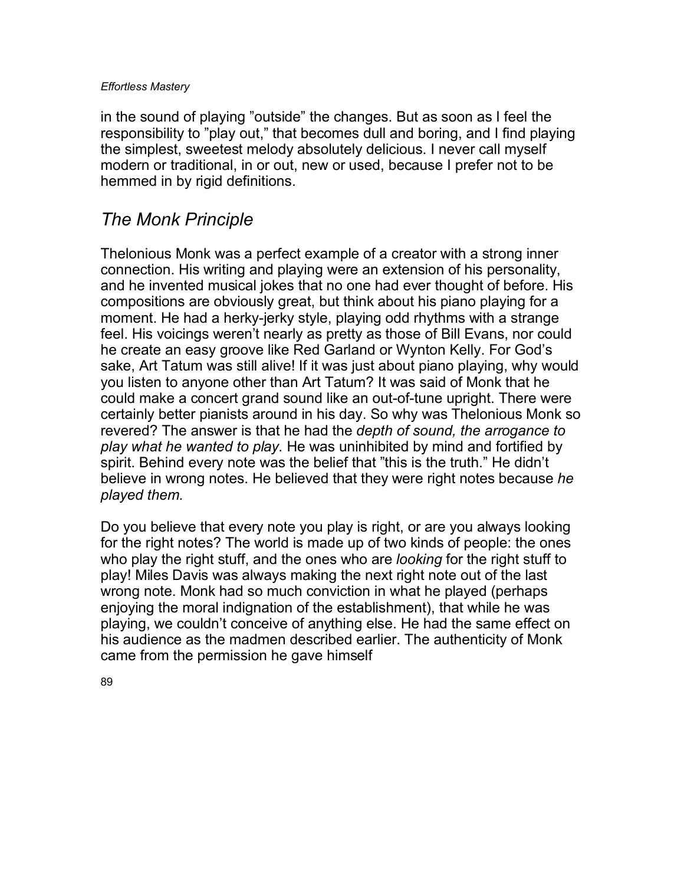in the sound of playing ”outside” the changes. But as soon as I feel the responsibility to ”play out,” that becomes dull and boring, and I find playing the simplest, sweetest melody absolutely delicious. I never call myself modern or traditional, in or out, new or used, because I prefer not to be hemmed in by rigid definitions.

## *The Monk Principle*

Thelonious Monk was a perfect example of a creator with a strong inner connection. His writing and playing were an extension of his personality, and he invented musical jokes that no one had ever thought of before. His compositions are obviously great, but think about his piano playing for a moment. He had a herky-jerky style, playing odd rhythms with a strange feel. His voicings weren't nearly as pretty as those of Bill Evans, nor could he create an easy groove like Red Garland or Wynton Kelly. For God's sake, Art Tatum was still alive! If it was just about piano playing, why would you listen to anyone other than Art Tatum? It was said of Monk that he could make a concert grand sound like an out-of-tune upright. There were certainly better pianists around in his day. So why was Thelonious Monk so revered? The answer is that he had the *depth of sound, the arrogance to play what he wanted to play.* He was uninhibited by mind and fortified by spirit. Behind every note was the belief that ”this is the truth.” He didn't believe in wrong notes. He believed that they were right notes because *he played them.*

Do you believe that every note you play is right, or are you always looking for the right notes? The world is made up of two kinds of people: the ones who play the right stuff, and the ones who are *looking* for the right stuff to play! Miles Davis was always making the next right note out of the last wrong note. Monk had so much conviction in what he played (perhaps enjoying the moral indignation of the establishment), that while he was playing, we couldn't conceive of anything else. He had the same effect on his audience as the madmen described earlier. The authenticity of Monk came from the permission he gave himself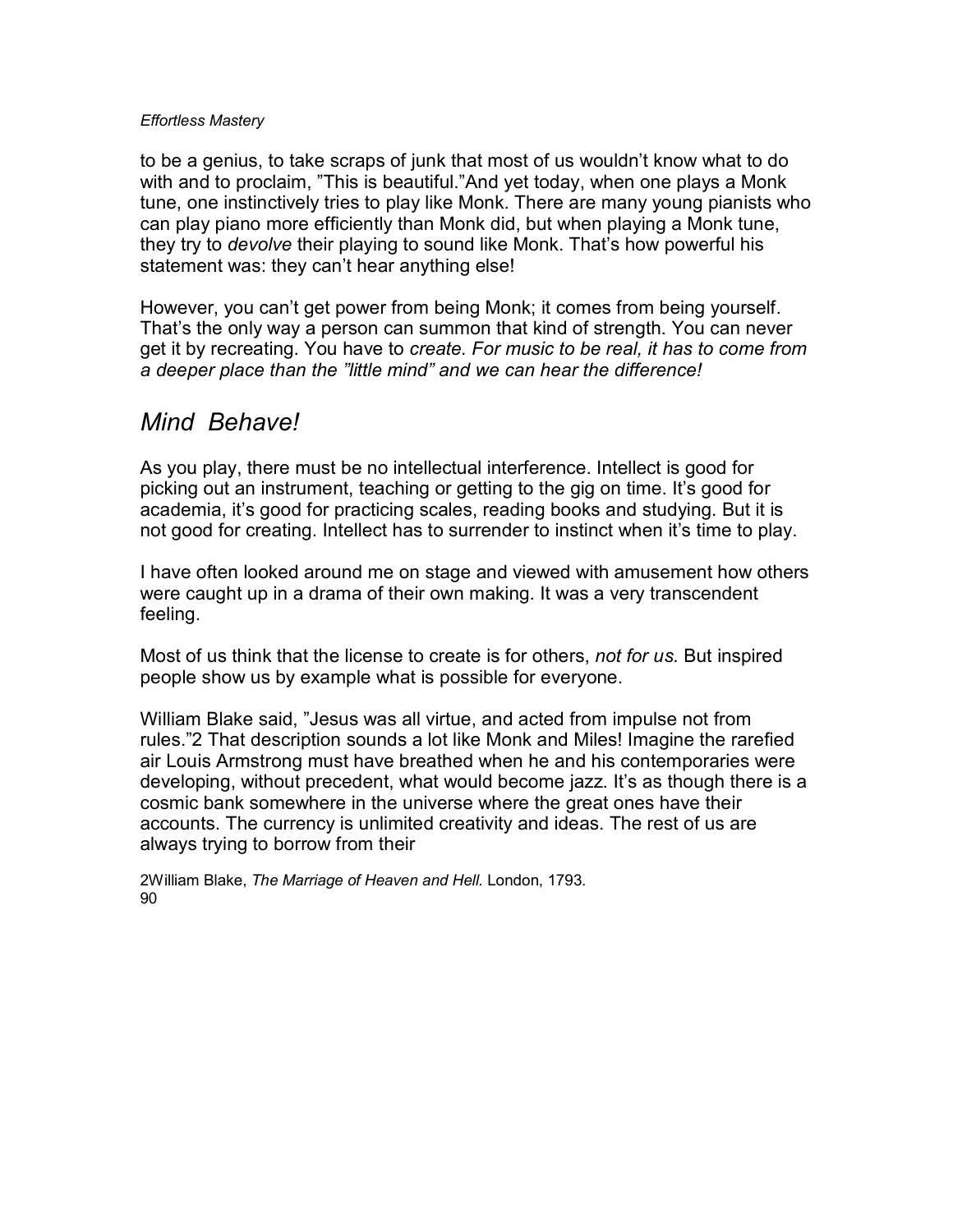to be a genius, to take scraps of junk that most of us wouldn't know what to do with and to proclaim, "This is beautiful."And yet today, when one plays a Monk tune, one instinctively tries to play like Monk. There are many young pianists who can play piano more efficiently than Monk did, but when playing a Monk tune, they try to *devolve* their playing to sound like Monk. That's how powerful his statement was: they can't hear anything else!

However, you can't get power from being Monk; it comes from being yourself. That's the only way a person can summon that kind of strength. You can never get it by recreating. You have to *create. For music to be real, it has to come from a deeper place than the "little mind" and we can hear the difference!*

## *Mind Behave!*

As you play, there must be no intellectual interference. Intellect is good for picking out an instrument, teaching or getting to the gig on time. It's good for academia, it's good for practicing scales, reading books and studying. But it is not good for creating. Intellect has to surrender to instinct when it's time to play.

I have often looked around me on stage and viewed with amusement how others were caught up in a drama of their own making. It was a very transcendent feeling.

Most of us think that the license to create is for others, *not for us.* But inspired people show us by example what is possible for everyone.

William Blake said, "Jesus was all virtue, and acted from impulse not from rules."[2] That description sounds a lot like Monk and Miles! Imagine the rarefied air Louis Armstrong must have breathed when he and his contemporaries were developing, without precedent, what would become jazz. It's as though there is a cosmic bank somewhere in the universe where the great ones have their accounts. The currency is unlimited creativity and ideas. The rest of us are always trying to borrow from their

[2] William Blake, *The Marriage of Heaven and Hell.* London, 1793.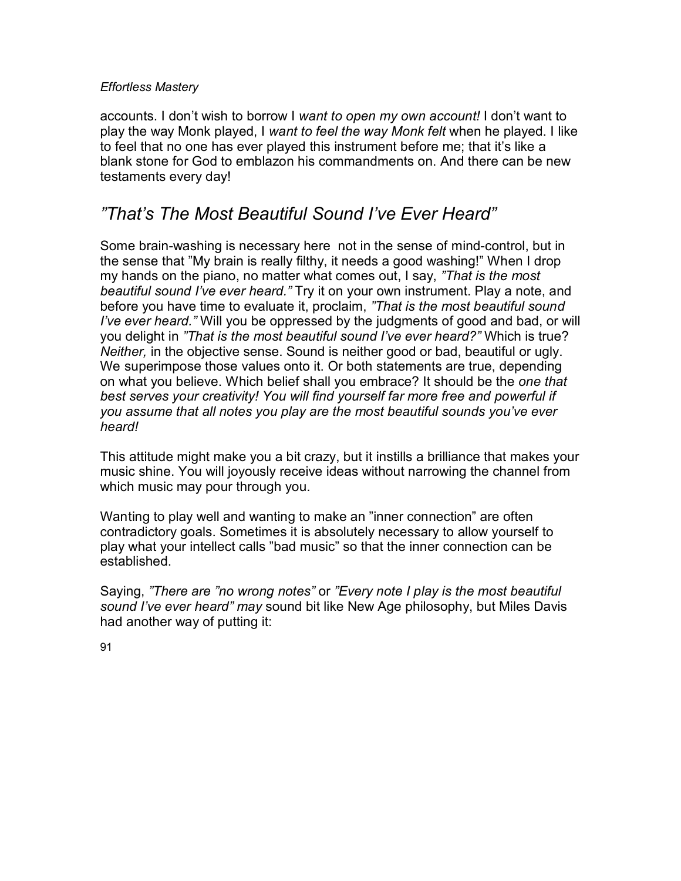accounts. I don't wish to borrow I *want to open my own account!* I don't want to play the way Monk played, I *want to feel the way Monk felt* when he played. I like to feel that no one has ever played this instrument before me; that it's like a blank stone for God to emblazon his commandments on. And there can be new testaments every day!

## *"That's The Most Beautiful Sound I've Ever Heard"*

Some brain-washing is necessary here  not in the sense of mind-control, but in the sense that "My brain is really filthy, it needs a good washing!" When I drop my hands on the piano, no matter what comes out, I say, *"That is the most beautiful sound I've ever heard."* Try it on your own instrument. Play a note, and before you have time to evaluate it, proclaim, *"That is the most beautiful sound I've ever heard."* Will you be oppressed by the judgments of good and bad, or will you delight in *"That is the most beautiful sound I've ever heard?"* Which is true? *Neither,* in the objective sense. Sound is neither good or bad, beautiful or ugly. We superimpose those values onto it. Or both statements are true, depending on what you believe. Which belief shall you embrace? It should be the *one that best serves your creativity! You will find yourself far more free and powerful if you assume that all notes you play are the most beautiful sounds you've ever heard!*

This attitude might make you a bit crazy, but it instills a brilliance that makes your music shine. You will joyously receive ideas without narrowing the channel from which music may pour through you.

Wanting to play well and wanting to make an "inner connection" are often contradictory goals. Sometimes it is absolutely necessary to allow yourself to play what your intellect calls "bad music" so that the inner connection can be established.

Saying, *"There are "no wrong notes"* or *"Every note I play is the most beautiful sound I've ever heard" may* sound bit like New Age philosophy, but Miles Davis had another way of putting it: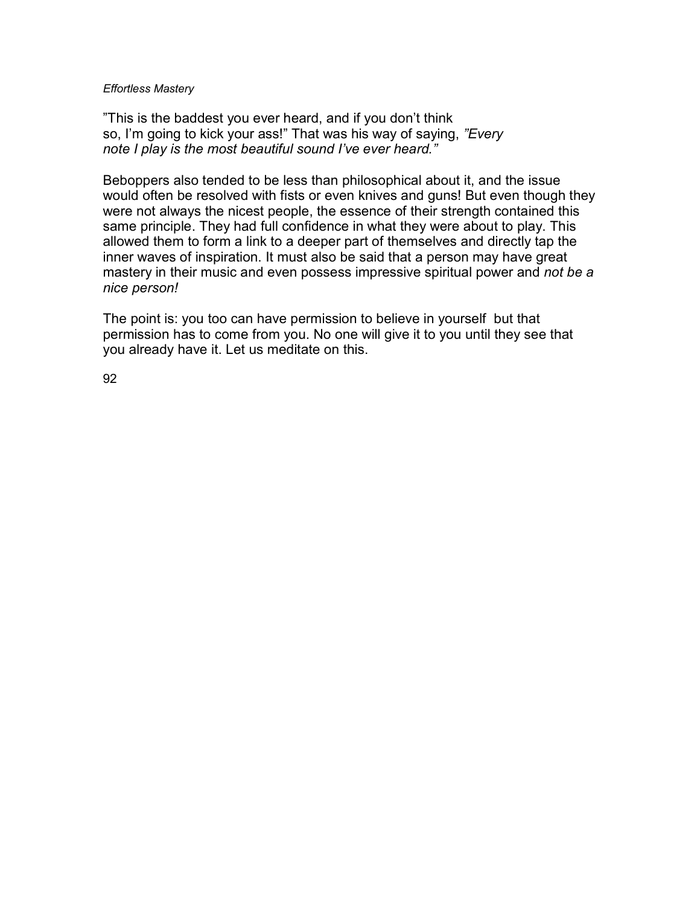"This is the baddest you ever heard, and if you don't think so, I'm going to kick your ass!" That was his way of saying, *"Every note I play is the most beautiful sound I've ever heard."*

Beboppers also tended to be less than philosophical about it, and the issue would often be resolved with fists or even knives and guns! But even though they were not always the nicest people, the essence of their strength contained this same principle. They had full confidence in what they were about to play. This allowed them to form a link to a deeper part of themselves and directly tap the inner waves of inspiration. It must also be said that a person may have great mastery in their music and even possess impressive spiritual power and *not be a nice person!*

The point is: you too can have permission to believe in yourself but that permission has to come from you. No one will give it to you until they see that you already have it. Let us meditate on this.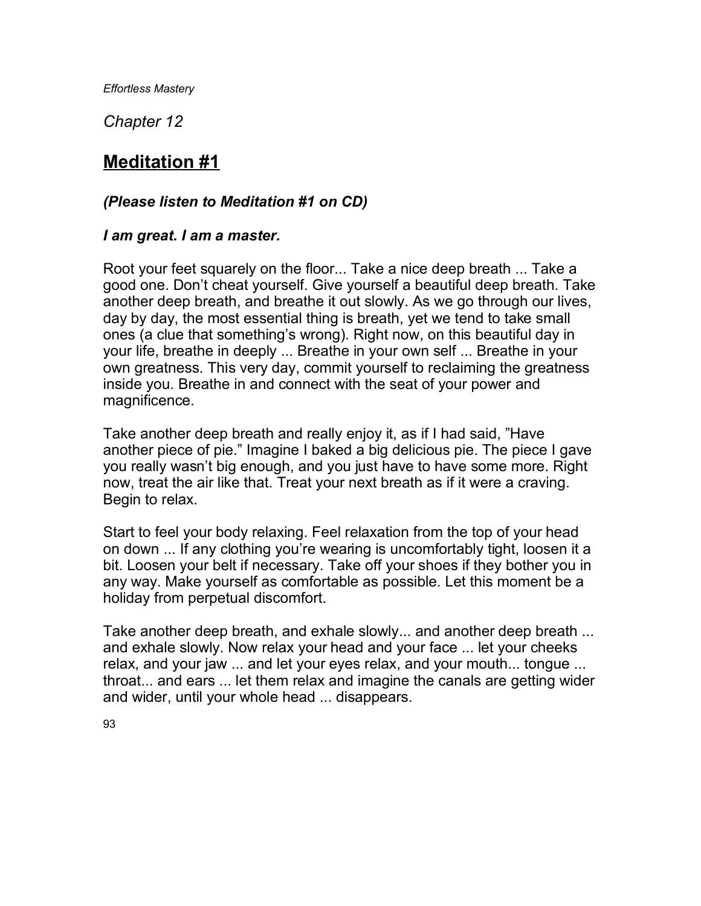*Chapter 12*

# Meditation #1

### *(Please listen to Meditation #1 on CD)*

***I am great. I am a master.***

Root your feet squarely on the floor... Take a nice deep breath ... Take a good one. Don't cheat yourself. Give yourself a beautiful deep breath. Take another deep breath, and breathe it out slowly. As we go through our lives, day by day, the most essential thing is breath, yet we tend to take small ones (a clue that something's wrong). Right now, on this beautiful day in your life, breathe in deeply ... Breathe in your own self ... Breathe in your own greatness. This very day, commit yourself to reclaiming the greatness inside you. Breathe in and connect with the seat of your power and magnificence.

Take another deep breath and really enjoy it, as if I had said, "Have another piece of pie." Imagine I baked a big delicious pie. The piece I gave you really wasn't big enough, and you just have to have some more. Right now, treat the air like that. Treat your next breath as if it were a craving. Begin to relax.

Start to feel your body relaxing. Feel relaxation from the top of your head on down ... If any clothing you're wearing is uncomfortably tight, loosen it a bit. Loosen your belt if necessary. Take off your shoes if they bother you in any way. Make yourself as comfortable as possible. Let this moment be a holiday from perpetual discomfort.

Take another deep breath, and exhale slowly... and another deep breath ... and exhale slowly. Now relax your head and your face ... let your cheeks relax, and your jaw ... and let your eyes relax, and your mouth... tongue ... throat... and ears ... let them relax and imagine the canals are getting wider and wider, until your whole head ... disappears.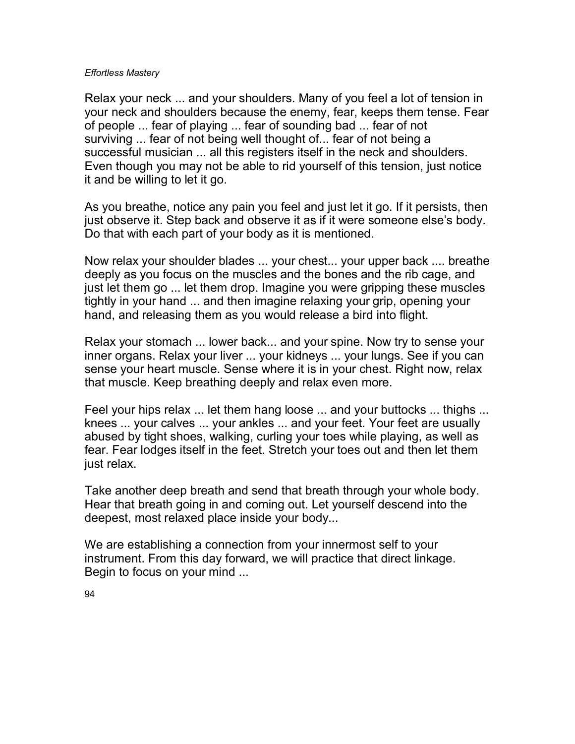Relax your neck ... and your shoulders. Many of you feel a lot of tension in your neck and shoulders because the enemy, fear, keeps them tense. Fear of people ... fear of playing ... fear of sounding bad ... fear of not surviving ... fear of not being well thought of... fear of not being a successful musician ... all this registers itself in the neck and shoulders. Even though you may not be able to rid yourself of this tension, just notice it and be willing to let it go.

As you breathe, notice any pain you feel and just let it go. If it persists, then just observe it. Step back and observe it as if it were someone else's body. Do that with each part of your body as it is mentioned.

Now relax your shoulder blades ... your chest... your upper back .... breathe deeply as you focus on the muscles and the bones and the rib cage, and just let them go ... let them drop. Imagine you were gripping these muscles tightly in your hand ... and then imagine relaxing your grip, opening your hand, and releasing them as you would release a bird into flight.

Relax your stomach ... lower back... and your spine. Now try to sense your inner organs. Relax your liver ... your kidneys ... your lungs. See if you can sense your heart muscle. Sense where it is in your chest. Right now, relax that muscle. Keep breathing deeply and relax even more.

Feel your hips relax ... let them hang loose ... and your buttocks ... thighs ... knees ... your calves ... your ankles ... and your feet. Your feet are usually abused by tight shoes, walking, curling your toes while playing, as well as fear. Fear lodges itself in the feet. Stretch your toes out and then let them just relax.

Take another deep breath and send that breath through your whole body. Hear that breath going in and coming out. Let yourself descend into the deepest, most relaxed place inside your body...

We are establishing a connection from your innermost self to your instrument. From this day forward, we will practice that direct linkage. Begin to focus on your mind ...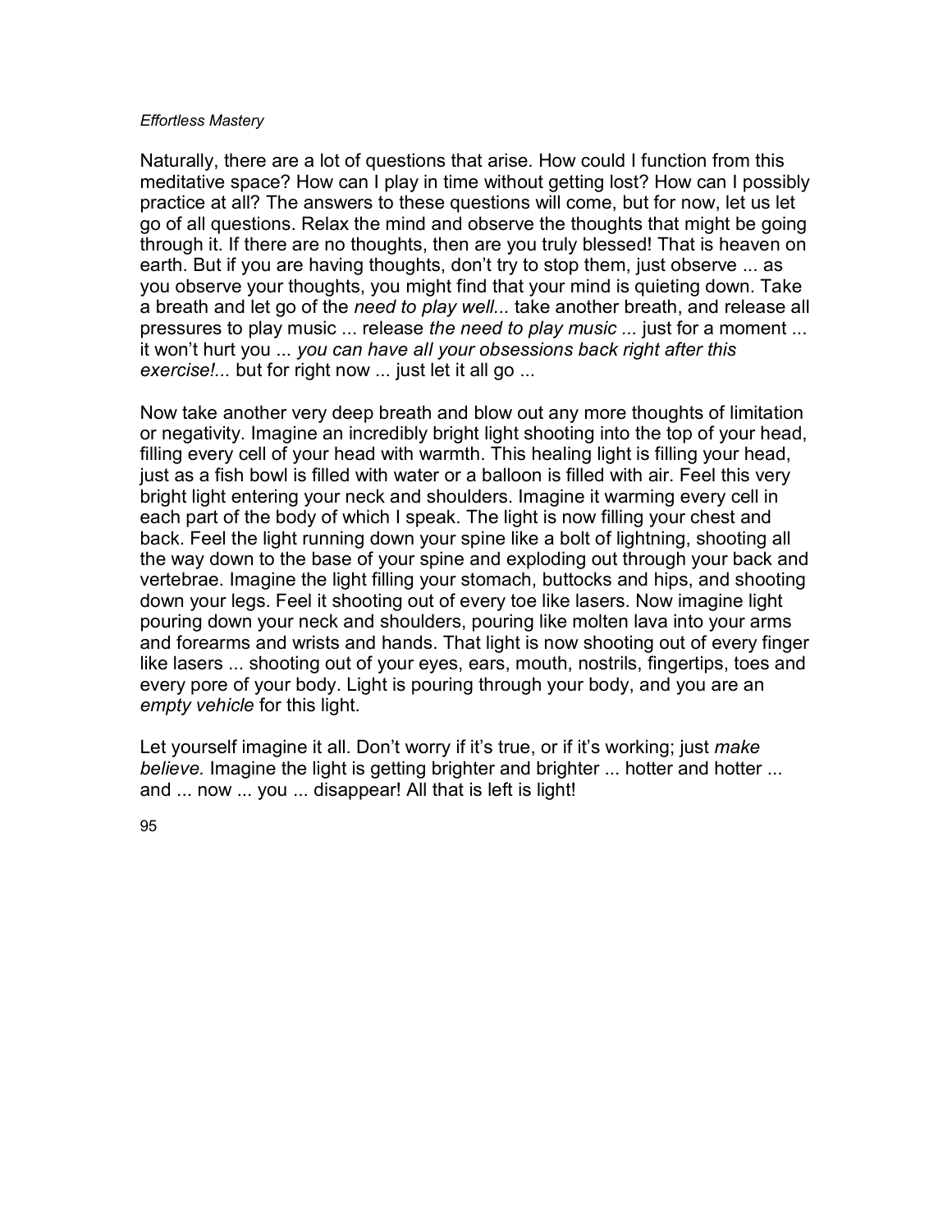Naturally, there are a lot of questions that arise. How could I function from this meditative space? How can I play in time without getting lost? How can I possibly practice at all? The answers to these questions will come, but for now, let us let go of all questions. Relax the mind and observe the thoughts that might be going through it. If there are no thoughts, then are you truly blessed! That is heaven on earth. But if you are having thoughts, don't try to stop them, just observe ... as you observe your thoughts, you might find that your mind is quieting down. Take a breath and let go of the *need to play well...* take another breath, and release all pressures to play music ... release *the need to play music ...* just for a moment ... it won't hurt you ... *you can have all your obsessions back right after this exercise!...* but for right now ... just let it all go ...

Now take another very deep breath and blow out any more thoughts of limitation or negativity. Imagine an incredibly bright light shooting into the top of your head, filling every cell of your head with warmth. This healing light is filling your head, just as a fish bowl is filled with water or a balloon is filled with air. Feel this very bright light entering your neck and shoulders. Imagine it warming every cell in each part of the body of which I speak. The light is now filling your chest and back. Feel the light running down your spine like a bolt of lightning, shooting all the way down to the base of your spine and exploding out through your back and vertebrae. Imagine the light filling your stomach, buttocks and hips, and shooting down your legs. Feel it shooting out of every toe like lasers. Now imagine light pouring down your neck and shoulders, pouring like molten lava into your arms and forearms and wrists and hands. That light is now shooting out of every finger like lasers ... shooting out of your eyes, ears, mouth, nostrils, fingertips, toes and every pore of your body. Light is pouring through your body, and you are an *empty vehicle* for this light.

Let yourself imagine it all. Don't worry if it's true, or if it's working; just *make believe.* Imagine the light is getting brighter and brighter ... hotter and hotter ... and ... now ... you ... disappear! All that is left is light!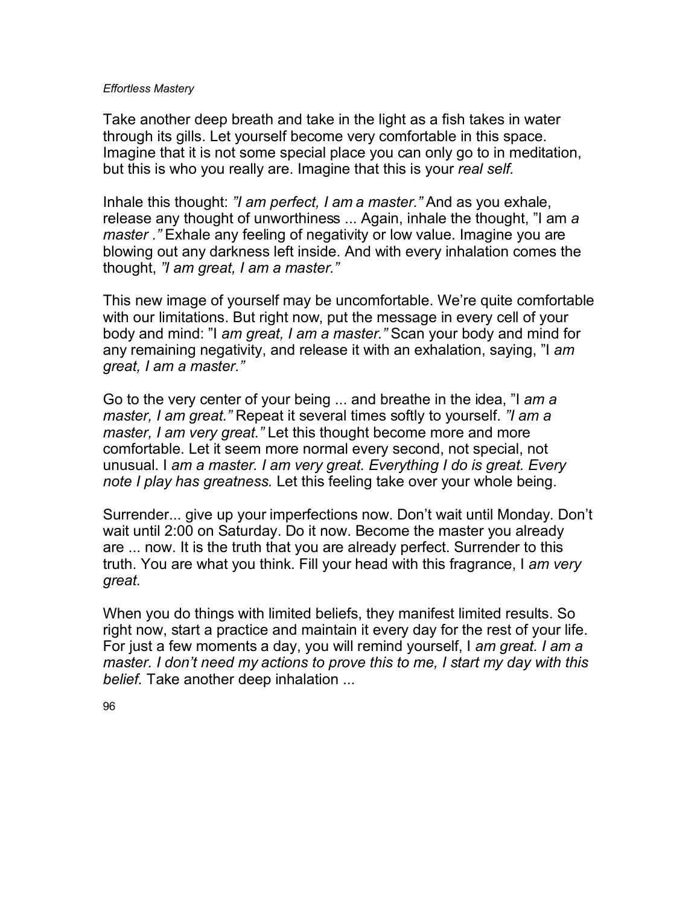Take another deep breath and take in the light as a fish takes in water through its gills. Let yourself become very comfortable in this space. Imagine that it is not some special place you can only go to in meditation, but this is who you really are. Imagine that this is your *real self.*

Inhale this thought: *"I am perfect, I am a master."* And as you exhale, release any thought of unworthiness ... Again, inhale the thought, "I am *a master ."* Exhale any feeling of negativity or low value. Imagine you are blowing out any darkness left inside. And with every inhalation comes the thought, *"I am great, I am a master."*

This new image of yourself may be uncomfortable. We're quite comfortable with our limitations. But right now, put the message in every cell of your body and mind: "I *am great, I am a master."* Scan your body and mind for any remaining negativity, and release it with an exhalation, saying, "I *am great, I am a master."*

Go to the very center of your being ... and breathe in the idea, "I *am a master, I am great."* Repeat it several times softly to yourself. *"I am a master, I am very great."* Let this thought become more and more comfortable. Let it seem more normal every second, not special, not unusual. I *am a master. I am very great. Everything I do is great. Every note I play has greatness.* Let this feeling take over your whole being.

Surrender... give up your imperfections now. Don't wait until Monday. Don't wait until 2:00 on Saturday. Do it now. Become the master you already are ... now. It is the truth that you are already perfect. Surrender to this truth. You are what you think. Fill your head with this fragrance, I *am very great.*

When you do things with limited beliefs, they manifest limited results. So right now, start a practice and maintain it every day for the rest of your life. For just a few moments a day, you will remind yourself, I *am great. I am a master. I don't need my actions to prove this to me, I start my day with this belief.* Take another deep inhalation ...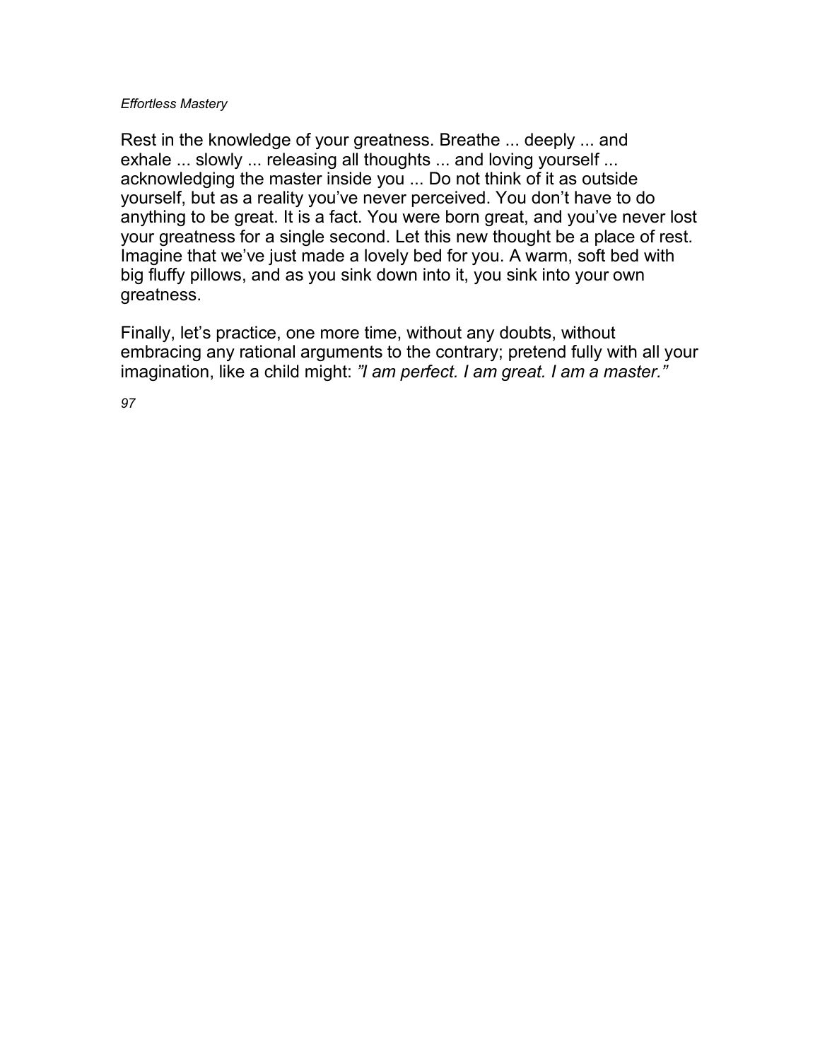Rest in the knowledge of your greatness. Breathe ... deeply ... and exhale ... slowly ... releasing all thoughts ... and loving yourself ... acknowledging the master inside you ... Do not think of it as outside yourself, but as a reality you've never perceived. You don't have to do anything to be great. It is a fact. You were born great, and you've never lost your greatness for a single second. Let this new thought be a place of rest. Imagine that we've just made a lovely bed for you. A warm, soft bed with big fluffy pillows, and as you sink down into it, you sink into your own greatness.

Finally, let's practice, one more time, without any doubts, without embracing any rational arguments to the contrary; pretend fully with all your imagination, like a child might: *"I am perfect. I am great. I am a master."*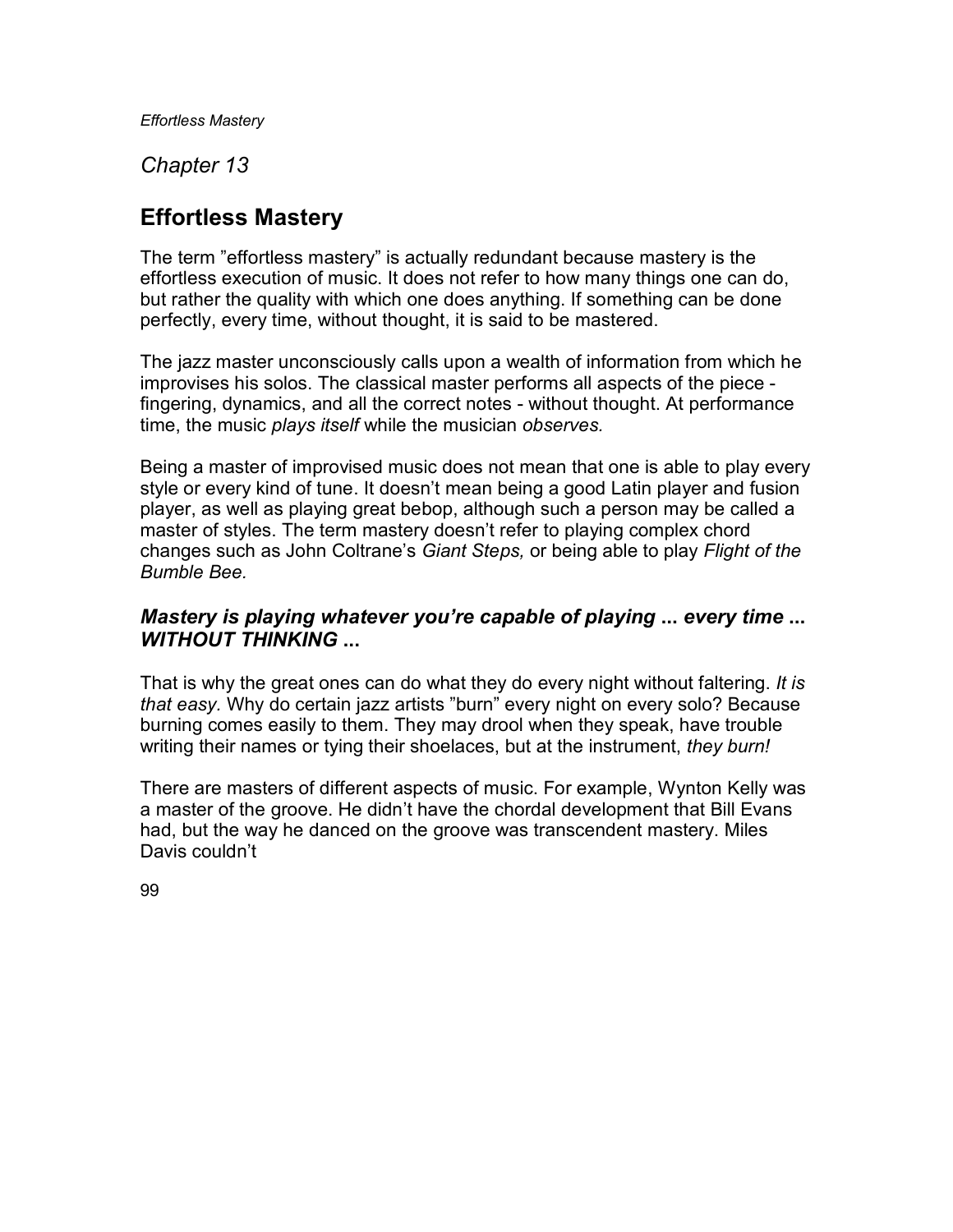*Chapter 13*

# Effortless Mastery

The term "effortless mastery" is actually redundant because mastery is the effortless execution of music. It does not refer to how many things one can do, but rather the quality with which one does anything. If something can be done perfectly, every time, without thought, it is said to be mastered.

The jazz master unconsciously calls upon a wealth of information from which he improvises his solos. The classical master performs all aspects of the piece - fingering, dynamics, and all the correct notes - without thought. At performance time, the music *plays itself* while the musician *observes.*

Being a master of improvised music does not mean that one is able to play every style or every kind of tune. It doesn't mean being a good Latin player and fusion player, as well as playing great bebop, although such a person may be called a master of styles. The term mastery doesn't refer to playing complex chord changes such as John Coltrane's *Giant Steps,* or being able to play *Flight of the Bumble Bee.*

***Mastery is playing whatever you're capable of playing ... every time ... WITHOUT THINKING ...***

That is why the great ones can do what they do every night without faltering. *It is that easy.* Why do certain jazz artists "burn" every night on every solo? Because burning comes easily to them. They may drool when they speak, have trouble writing their names or tying their shoelaces, but at the instrument, *they burn!*

There are masters of different aspects of music. For example, Wynton Kelly was a master of the groove. He didn't have the chordal development that Bill Evans had, but the way he danced on the groove was transcendent mastery. Miles Davis couldn't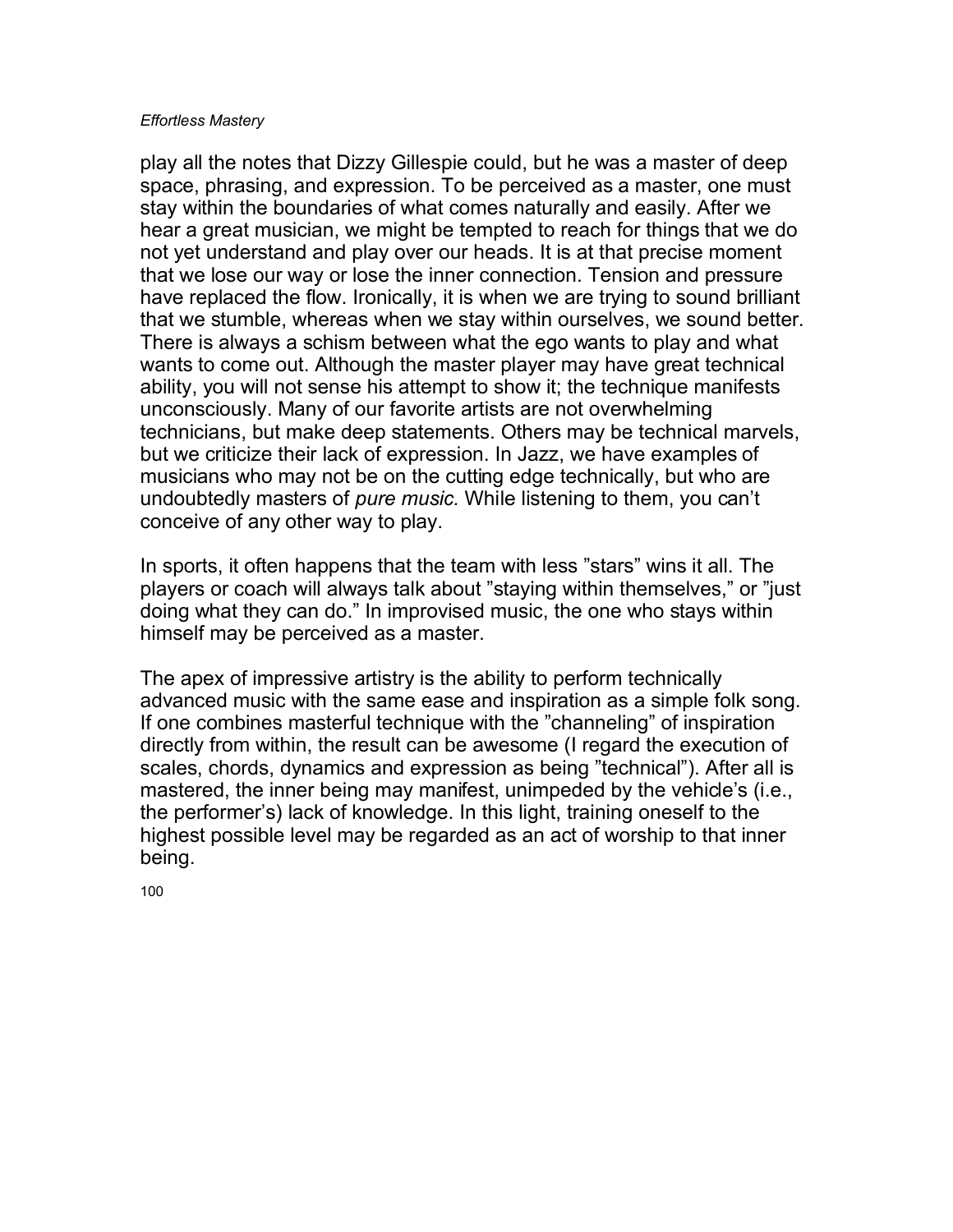play all the notes that Dizzy Gillespie could, but he was a master of deep space, phrasing, and expression. To be perceived as a master, one must stay within the boundaries of what comes naturally and easily. After we hear a great musician, we might be tempted to reach for things that we do not yet understand and play over our heads. It is at that precise moment that we lose our way or lose the inner connection. Tension and pressure have replaced the flow. Ironically, it is when we are trying to sound brilliant that we stumble, whereas when we stay within ourselves, we sound better. There is always a schism between what the ego wants to play and what wants to come out. Although the master player may have great technical ability, you will not sense his attempt to show it; the technique manifests unconsciously. Many of our favorite artists are not overwhelming technicians, but make deep statements. Others may be technical marvels, but we criticize their lack of expression. In Jazz, we have examples of musicians who may not be on the cutting edge technically, but who are undoubtedly masters of *pure music.* While listening to them, you can't conceive of any other way to play.

In sports, it often happens that the team with less "stars" wins it all. The players or coach will always talk about "staying within themselves," or "just doing what they can do." In improvised music, the one who stays within himself may be perceived as a master.

The apex of impressive artistry is the ability to perform technically advanced music with the same ease and inspiration as a simple folk song. If one combines masterful technique with the "channeling" of inspiration directly from within, the result can be awesome (I regard the execution of scales, chords, dynamics and expression as being "technical"). After all is mastered, the inner being may manifest, unimpeded by the vehicle's (i.e., the performer's) lack of knowledge. In this light, training oneself to the highest possible level may be regarded as an act of worship to that inner being.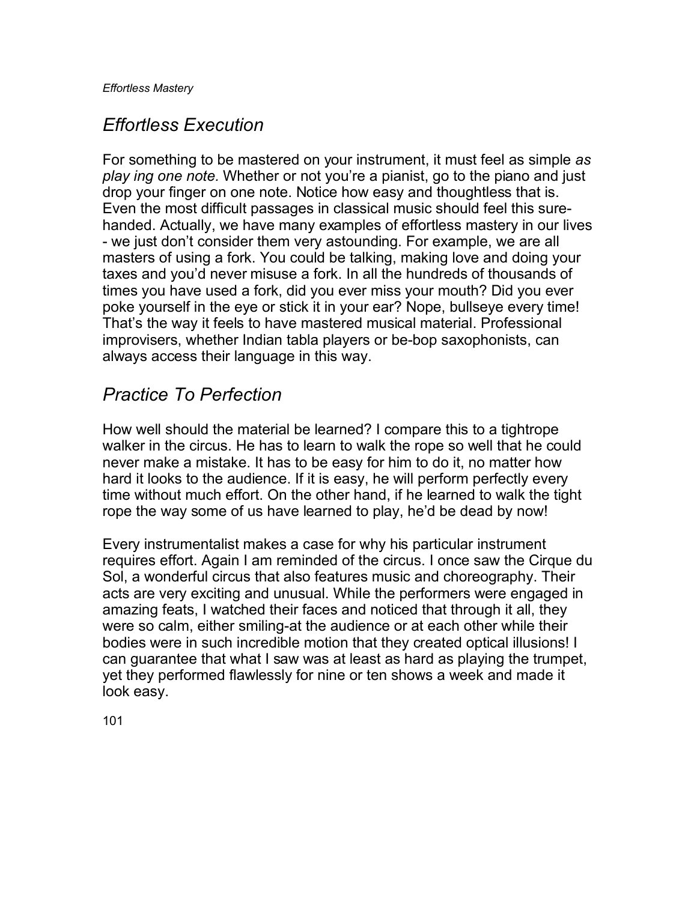## *Effortless Execution*

For something to be mastered on your instrument, it must feel as simple *as play ing one note.* Whether or not you're a pianist, go to the piano and just drop your finger on one note. Notice how easy and thoughtless that is. Even the most difficult passages in classical music should feel this sure-handed. Actually, we have many examples of effortless mastery in our lives - we just don't consider them very astounding. For example, we are all masters of using a fork. You could be talking, making love and doing your taxes and you'd never misuse a fork. In all the hundreds of thousands of times you have used a fork, did you ever miss your mouth? Did you ever poke yourself in the eye or stick it in your ear? Nope, bullseye every time! That's the way it feels to have mastered musical material. Professional improvisers, whether Indian tabla players or be-bop saxophonists, can always access their language in this way.

## *Practice To Perfection*

How well should the material be learned? I compare this to a tightrope walker in the circus. He has to learn to walk the rope so well that he could never make a mistake. It has to be easy for him to do it, no matter how hard it looks to the audience. If it is easy, he will perform perfectly every time without much effort. On the other hand, if he learned to walk the tight rope the way some of us have learned to play, he'd be dead by now!

Every instrumentalist makes a case for why his particular instrument requires effort. Again I am reminded of the circus. I once saw the Cirque du Sol, a wonderful circus that also features music and choreography. Their acts are very exciting and unusual. While the performers were engaged in amazing feats, I watched their faces and noticed that through it all, they were so calm, either smiling-at the audience or at each other while their bodies were in such incredible motion that they created optical illusions! I can guarantee that what I saw was at least as hard as playing the trumpet, yet they performed flawlessly for nine or ten shows a week and made it look easy.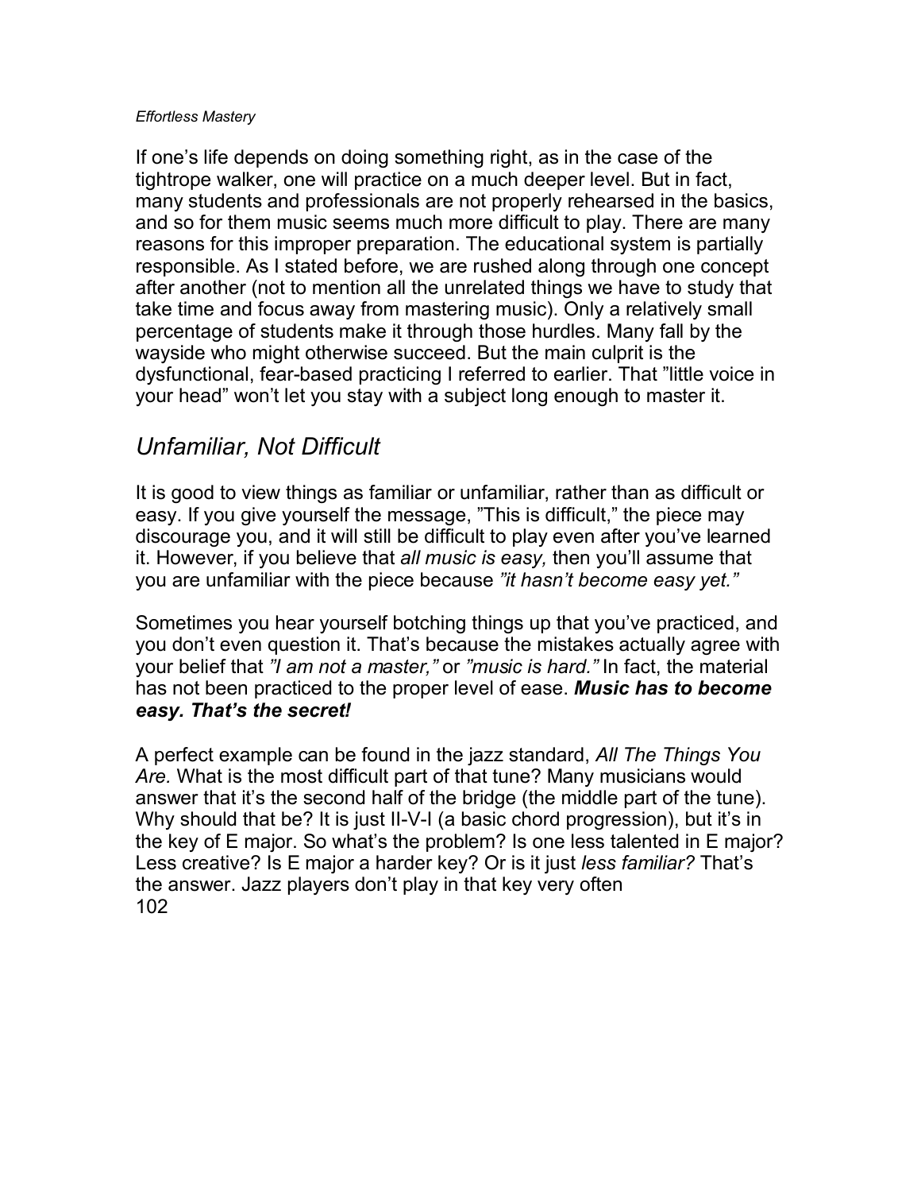If one's life depends on doing something right, as in the case of the tightrope walker, one will practice on a much deeper level. But in fact, many students and professionals are not properly rehearsed in the basics, and so for them music seems much more difficult to play. There are many reasons for this improper preparation. The educational system is partially responsible. As I stated before, we are rushed along through one concept after another (not to mention all the unrelated things we have to study that take time and focus away from mastering music). Only a relatively small percentage of students make it through those hurdles. Many fall by the wayside who might otherwise succeed. But the main culprit is the dysfunctional, fear-based practicing I referred to earlier. That "little voice in your head" won't let you stay with a subject long enough to master it.

## *Unfamiliar, Not Difficult*

It is good to view things as familiar or unfamiliar, rather than as difficult or easy. If you give yourself the message, "This is difficult," the piece may discourage you, and it will still be difficult to play even after you've learned it. However, if you believe that *all music is easy,* then you'll assume that you are unfamiliar with the piece because *"it hasn't become easy yet."*

Sometimes you hear yourself botching things up that you've practiced, and you don't even question it. That's because the mistakes actually agree with your belief that *"I am not a master,"* or *"music is hard."* In fact, the material has not been practiced to the proper level of ease. ***Music has to become easy. That's the secret!***

A perfect example can be found in the jazz standard, *All The Things You Are.* What is the most difficult part of that tune? Many musicians would answer that it's the second half of the bridge (the middle part of the tune). Why should that be? It is just II-V-I (a basic chord progression), but it's in the key of E major. So what's the problem? Is one less talented in E major? Less creative? Is E major a harder key? Or is it just *less familiar?* That's the answer. Jazz players don't play in that key very often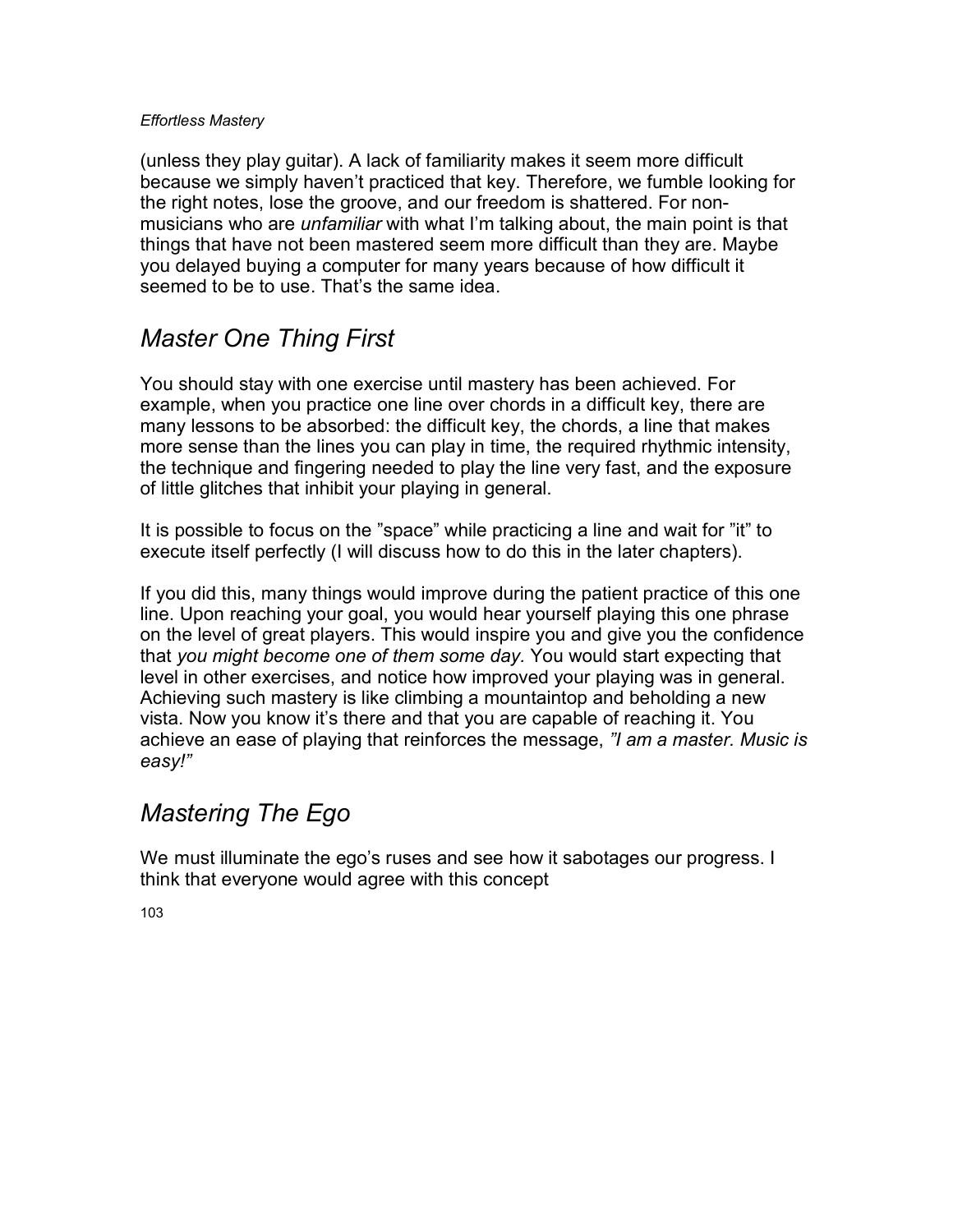(unless they play guitar). A lack of familiarity makes it seem more difficult because we simply haven't practiced that key. Therefore, we fumble looking for the right notes, lose the groove, and our freedom is shattered. For non-musicians who are *unfamiliar* with what I'm talking about, the main point is that things that have not been mastered seem more difficult than they are. Maybe you delayed buying a computer for many years because of how difficult it seemed to be to use. That's the same idea.

## *Master One Thing First*

You should stay with one exercise until mastery has been achieved. For example, when you practice one line over chords in a difficult key, there are many lessons to be absorbed: the difficult key, the chords, a line that makes more sense than the lines you can play in time, the required rhythmic intensity, the technique and fingering needed to play the line very fast, and the exposure of little glitches that inhibit your playing in general.

It is possible to focus on the "space" while practicing a line and wait for "it" to execute itself perfectly (I will discuss how to do this in the later chapters).

If you did this, many things would improve during the patient practice of this one line. Upon reaching your goal, you would hear yourself playing this one phrase on the level of great players. This would inspire you and give you the confidence that *you might become one of them some day.* You would start expecting that level in other exercises, and notice how improved your playing was in general. Achieving such mastery is like climbing a mountaintop and beholding a new vista. Now you know it's there and that you are capable of reaching it. You achieve an ease of playing that reinforces the message, *"I am a master. Music is easy!"*

## *Mastering The Ego*

We must illuminate the ego's ruses and see how it sabotages our progress. I think that everyone would agree with this concept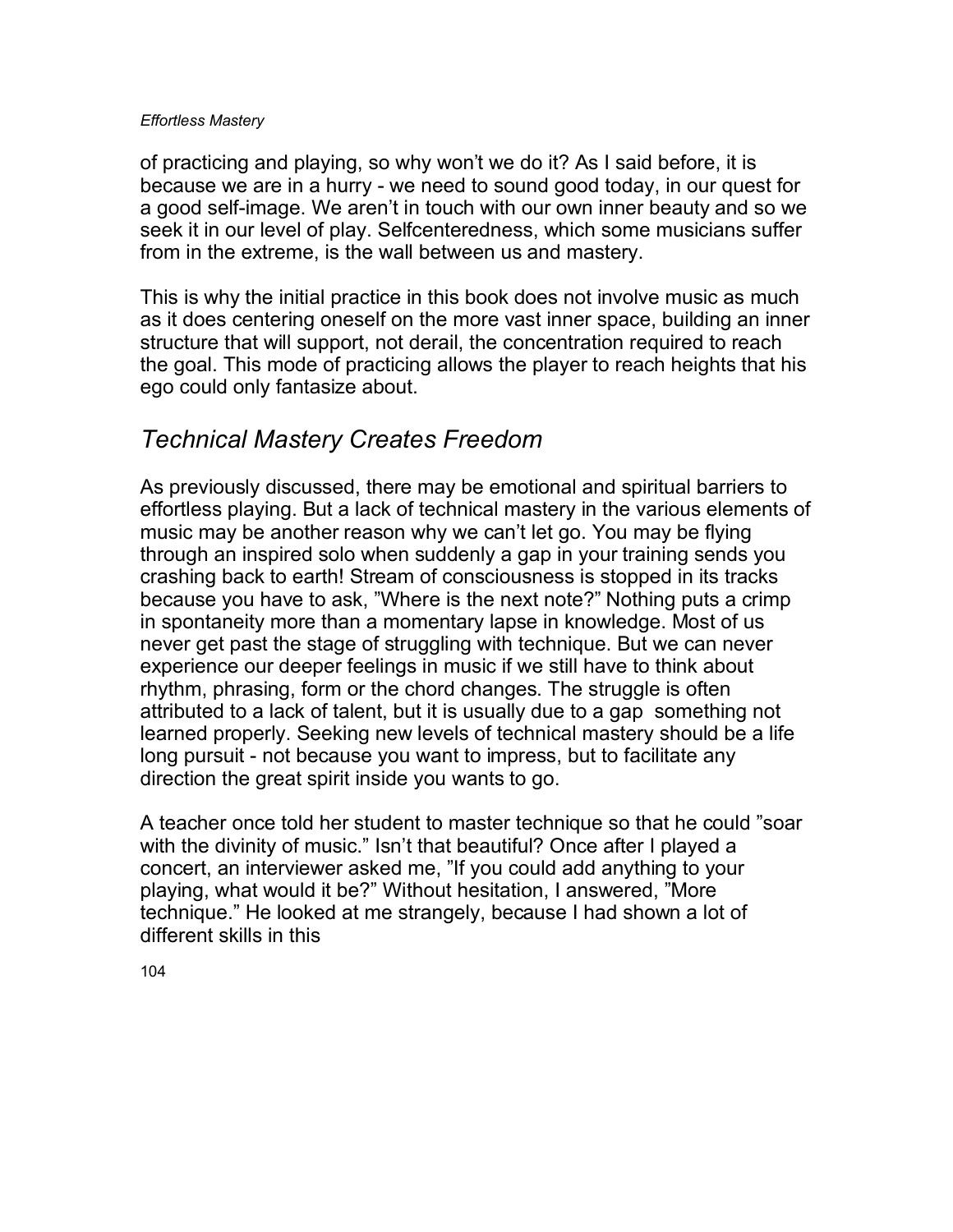of practicing and playing, so why won't we do it? As I said before, it is because we are in a hurry - we need to sound good today, in our quest for a good self-image. We aren't in touch with our own inner beauty and so we seek it in our level of play. Selfcenteredness, which some musicians suffer from in the extreme, is the wall between us and mastery.

This is why the initial practice in this book does not involve music as much as it does centering oneself on the more vast inner space, building an inner structure that will support, not derail, the concentration required to reach the goal. This mode of practicing allows the player to reach heights that his ego could only fantasize about.

## *Technical Mastery Creates Freedom*

As previously discussed, there may be emotional and spiritual barriers to effortless playing. But a lack of technical mastery in the various elements of music may be another reason why we can't let go. You may be flying through an inspired solo when suddenly a gap in your training sends you crashing back to earth! Stream of consciousness is stopped in its tracks because you have to ask, "Where is the next note?" Nothing puts a crimp in spontaneity more than a momentary lapse in knowledge. Most of us never get past the stage of struggling with technique. But we can never experience our deeper feelings in music if we still have to think about rhythm, phrasing, form or the chord changes. The struggle is often attributed to a lack of talent, but it is usually due to a gap  something not learned properly. Seeking new levels of technical mastery should be a life long pursuit - not because you want to impress, but to facilitate any direction the great spirit inside you wants to go.

A teacher once told her student to master technique so that he could "soar with the divinity of music." Isn't that beautiful? Once after I played a concert, an interviewer asked me, "If you could add anything to your playing, what would it be?" Without hesitation, I answered, "More technique." He looked at me strangely, because I had shown a lot of different skills in this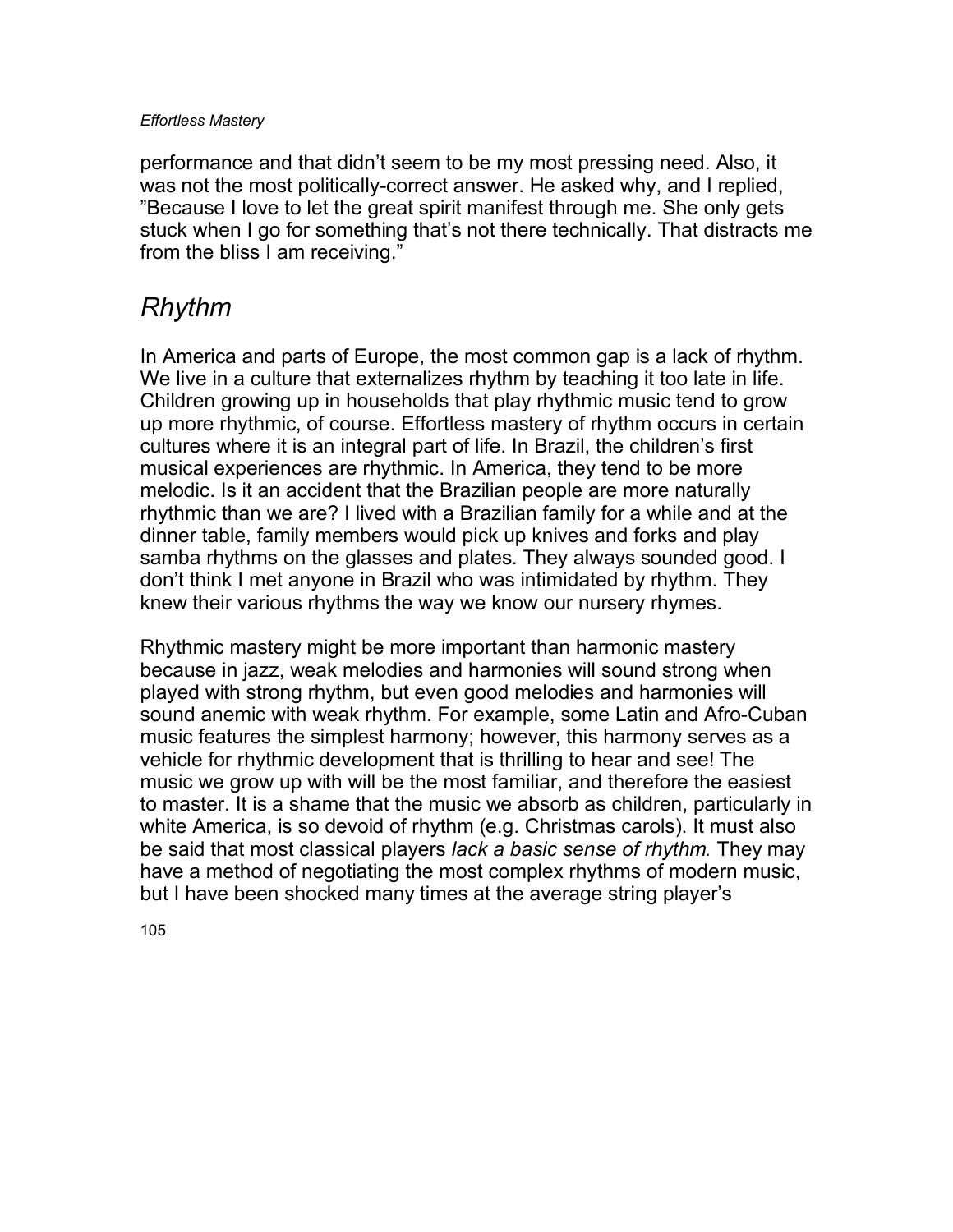performance and that didn't seem to be my most pressing need. Also, it was not the most politically-correct answer. He asked why, and I replied, "Because I love to let the great spirit manifest through me. She only gets stuck when I go for something that's not there technically. That distracts me from the bliss I am receiving."

## *Rhythm*

In America and parts of Europe, the most common gap is a lack of rhythm. We live in a culture that externalizes rhythm by teaching it too late in life. Children growing up in households that play rhythmic music tend to grow up more rhythmic, of course. Effortless mastery of rhythm occurs in certain cultures where it is an integral part of life. In Brazil, the children's first musical experiences are rhythmic. In America, they tend to be more melodic. Is it an accident that the Brazilian people are more naturally rhythmic than we are? I lived with a Brazilian family for a while and at the dinner table, family members would pick up knives and forks and play samba rhythms on the glasses and plates. They always sounded good. I don't think I met anyone in Brazil who was intimidated by rhythm. They knew their various rhythms the way we know our nursery rhymes.

Rhythmic mastery might be more important than harmonic mastery because in jazz, weak melodies and harmonies will sound strong when played with strong rhythm, but even good melodies and harmonies will sound anemic with weak rhythm. For example, some Latin and Afro-Cuban music features the simplest harmony; however, this harmony serves as a vehicle for rhythmic development that is thrilling to hear and see! The music we grow up with will be the most familiar, and therefore the easiest to master. It is a shame that the music we absorb as children, particularly in white America, is so devoid of rhythm (e.g. Christmas carols). It must also be said that most classical players *lack a basic sense of rhythm.* They may have a method of negotiating the most complex rhythms of modern music, but I have been shocked many times at the average string player's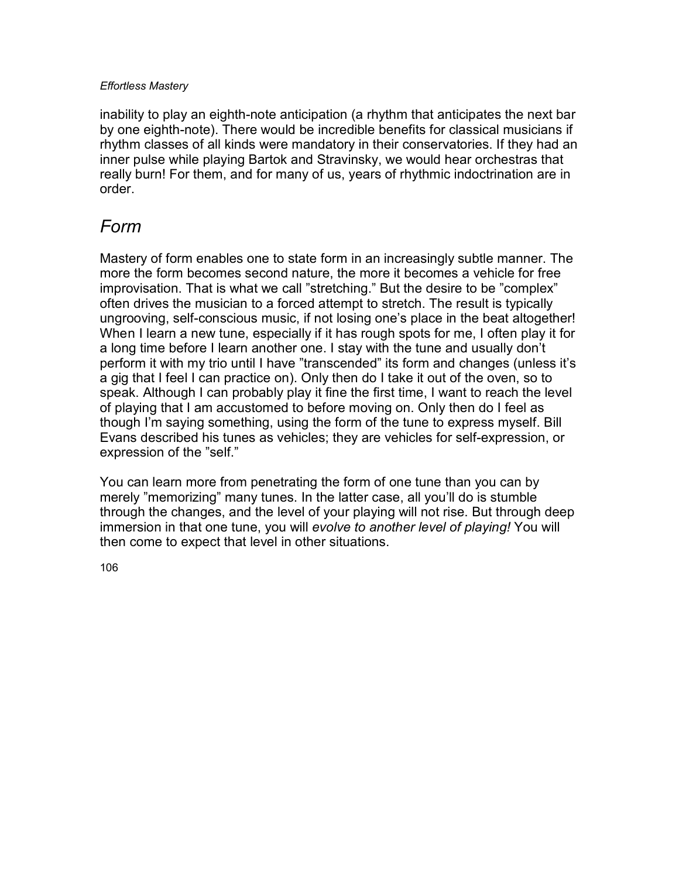inability to play an eighth-note anticipation (a rhythm that anticipates the next bar by one eighth-note). There would be incredible benefits for classical musicians if rhythm classes of all kinds were mandatory in their conservatories. If they had an inner pulse while playing Bartok and Stravinsky, we would hear orchestras that really burn! For them, and for many of us, years of rhythmic indoctrination are in order.

## *Form*

Mastery of form enables one to state form in an increasingly subtle manner. The more the form becomes second nature, the more it becomes a vehicle for free improvisation. That is what we call ”stretching.” But the desire to be ”complex” often drives the musician to a forced attempt to stretch. The result is typically ungrooving, self-conscious music, if not losing one's place in the beat altogether! When I learn a new tune, especially if it has rough spots for me, I often play it for a long time before I learn another one. I stay with the tune and usually don't perform it with my trio until I have ”transcended” its form and changes (unless it's a gig that I feel I can practice on). Only then do I take it out of the oven, so to speak. Although I can probably play it fine the first time, I want to reach the level of playing that I am accustomed to before moving on. Only then do I feel as though I'm saying something, using the form of the tune to express myself. Bill Evans described his tunes as vehicles; they are vehicles for self-expression, or expression of the ”self.”

You can learn more from penetrating the form of one tune than you can by merely ”memorizing” many tunes. In the latter case, all you'll do is stumble through the changes, and the level of your playing will not rise. But through deep immersion in that one tune, you will *evolve to another level of playing!* You will then come to expect that level in other situations.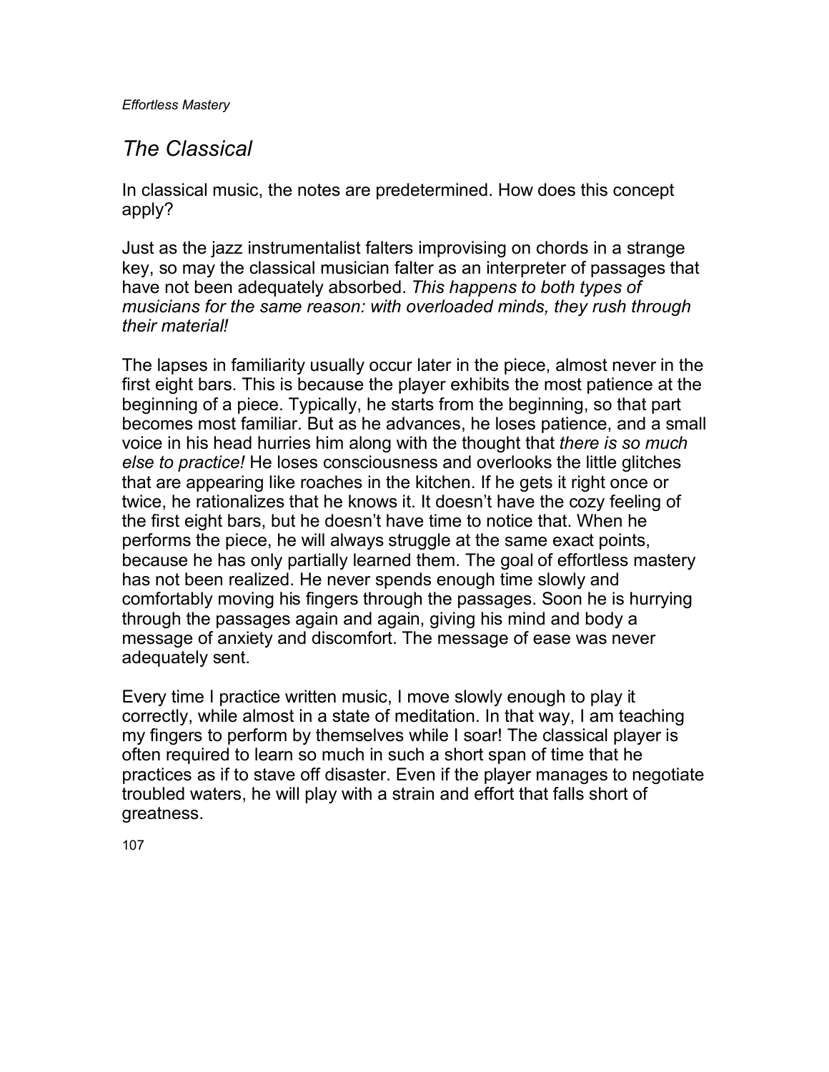## *The Classical*

In classical music, the notes are predetermined. How does this concept apply?

Just as the jazz instrumentalist falters improvising on chords in a strange key, so may the classical musician falter as an interpreter of passages that have not been adequately absorbed. *This happens to both types of musicians for the same reason: with overloaded minds, they rush through their material!*

The lapses in familiarity usually occur later in the piece, almost never in the first eight bars. This is because the player exhibits the most patience at the beginning of a piece. Typically, he starts from the beginning, so that part becomes most familiar. But as he advances, he loses patience, and a small voice in his head hurries him along with the thought that *there is so much else to practice!* He loses consciousness and overlooks the little glitches that are appearing like roaches in the kitchen. If he gets it right once or twice, he rationalizes that he knows it. It doesn't have the cozy feeling of the first eight bars, but he doesn't have time to notice that. When he performs the piece, he will always struggle at the same exact points, because he has only partially learned them. The goal of effortless mastery has not been realized. He never spends enough time slowly and comfortably moving his fingers through the passages. Soon he is hurrying through the passages again and again, giving his mind and body a message of anxiety and discomfort. The message of ease was never adequately sent.

Every time I practice written music, I move slowly enough to play it correctly, while almost in a state of meditation. In that way, I am teaching my fingers to perform by themselves while I soar! The classical player is often required to learn so much in such a short span of time that he practices as if to stave off disaster. Even if the player manages to negotiate troubled waters, he will play with a strain and effort that falls short of greatness.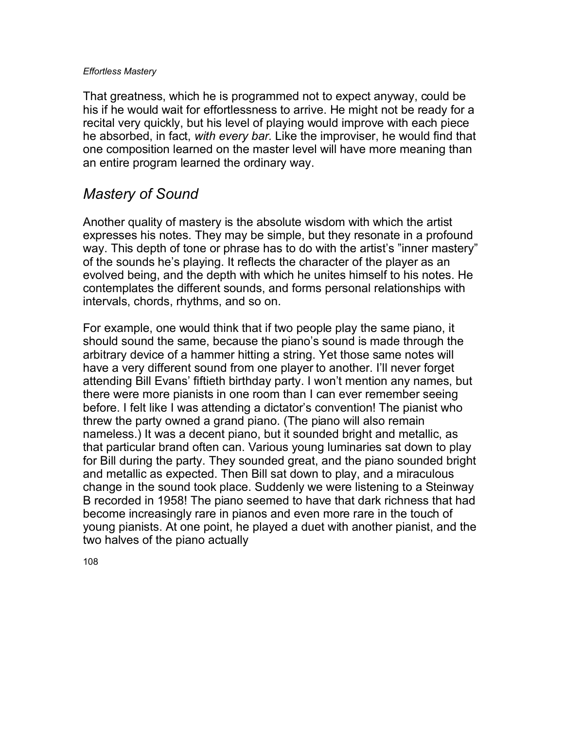That greatness, which he is programmed not to expect anyway, could be his if he would wait for effortlessness to arrive. He might not be ready for a recital very quickly, but his level of playing would improve with each piece he absorbed, in fact, *with every bar.* Like the improviser, he would find that one composition learned on the master level will have more meaning than an entire program learned the ordinary way.

## *Mastery of Sound*

Another quality of mastery is the absolute wisdom with which the artist expresses his notes. They may be simple, but they resonate in a profound way. This depth of tone or phrase has to do with the artist's "inner mastery" of the sounds he's playing. It reflects the character of the player as an evolved being, and the depth with which he unites himself to his notes. He contemplates the different sounds, and forms personal relationships with intervals, chords, rhythms, and so on.

For example, one would think that if two people play the same piano, it should sound the same, because the piano's sound is made through the arbitrary device of a hammer hitting a string. Yet those same notes will have a very different sound from one player to another. I'll never forget attending Bill Evans' fiftieth birthday party. I won't mention any names, but there were more pianists in one room than I can ever remember seeing before. I felt like I was attending a dictator's convention! The pianist who threw the party owned a grand piano. (The piano will also remain nameless.) It was a decent piano, but it sounded bright and metallic, as that particular brand often can. Various young luminaries sat down to play for Bill during the party. They sounded great, and the piano sounded bright and metallic as expected. Then Bill sat down to play, and a miraculous change in the sound took place. Suddenly we were listening to a Steinway B recorded in 1958! The piano seemed to have that dark richness that had become increasingly rare in pianos and even more rare in the touch of young pianists. At one point, he played a duet with another pianist, and the two halves of the piano actually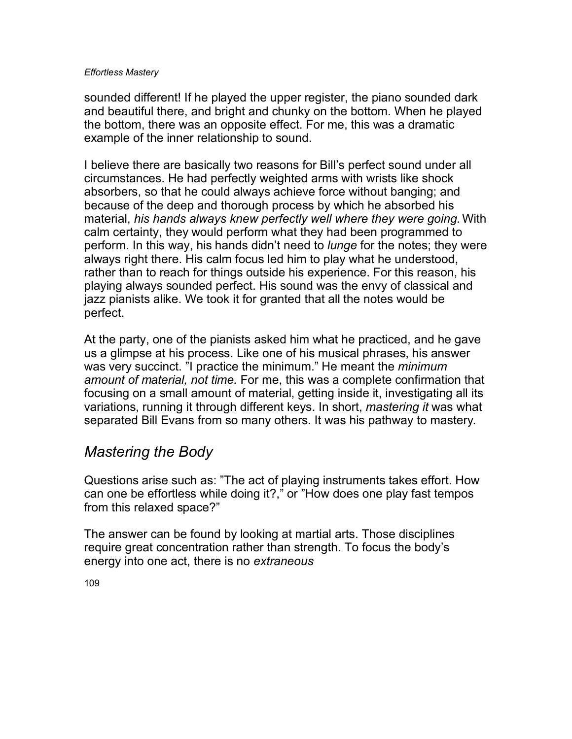sounded different! If he played the upper register, the piano sounded dark and beautiful there, and bright and chunky on the bottom. When he played the bottom, there was an opposite effect. For me, this was a dramatic example of the inner relationship to sound.

I believe there are basically two reasons for Bill's perfect sound under all circumstances. He had perfectly weighted arms with wrists like shock absorbers, so that he could always achieve force without banging; and because of the deep and thorough process by which he absorbed his material, *his hands always knew perfectly well where they were going.* With calm certainty, they would perform what they had been programmed to perform. In this way, his hands didn't need to *lunge* for the notes; they were always right there. His calm focus led him to play what he understood, rather than to reach for things outside his experience. For this reason, his playing always sounded perfect. His sound was the envy of classical and jazz pianists alike. We took it for granted that all the notes would be perfect.

At the party, one of the pianists asked him what he practiced, and he gave us a glimpse at his process. Like one of his musical phrases, his answer was very succinct. "I practice the minimum." He meant the *minimum amount of material, not time.* For me, this was a complete confirmation that focusing on a small amount of material, getting inside it, investigating all its variations, running it through different keys. In short, *mastering it* was what separated Bill Evans from so many others. It was his pathway to mastery.

## *Mastering the Body*

Questions arise such as: "The act of playing instruments takes effort. How can one be effortless while doing it?," or "How does one play fast tempos from this relaxed space?"

The answer can be found by looking at martial arts. Those disciplines require great concentration rather than strength. To focus the body's energy into one act, there is no *extraneous*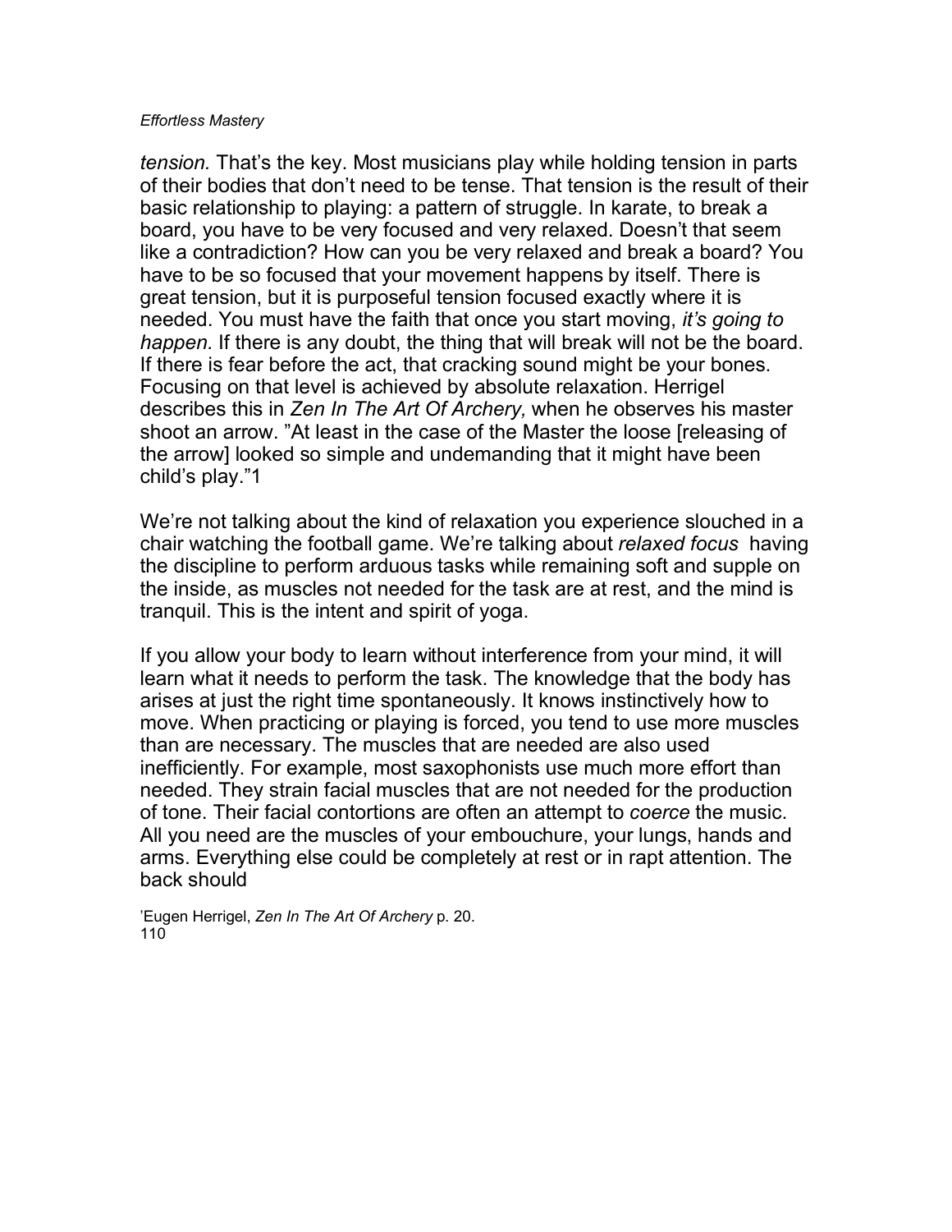*tension.* That's the key. Most musicians play while holding tension in parts of their bodies that don't need to be tense. That tension is the result of their basic relationship to playing: a pattern of struggle. In karate, to break a board, you have to be very focused and very relaxed. Doesn't that seem like a contradiction? How can you be very relaxed and break a board? You have to be so focused that your movement happens by itself. There is great tension, but it is purposeful tension focused exactly where it is needed. You must have the faith that once you start moving, *it's going to happen.* If there is any doubt, the thing that will break will not be the board. If there is fear before the act, that cracking sound might be your bones. Focusing on that level is achieved by absolute relaxation. Herrigel describes this in *Zen In The Art Of Archery,* when he observes his master shoot an arrow. "At least in the case of the Master the loose [releasing of the arrow] looked so simple and undemanding that it might have been child's play."[1]

We're not talking about the kind of relaxation you experience slouched in a chair watching the football game. We're talking about *relaxed focus* having the discipline to perform arduous tasks while remaining soft and supple on the inside, as muscles not needed for the task are at rest, and the mind is tranquil. This is the intent and spirit of yoga.

If you allow your body to learn without interference from your mind, it will learn what it needs to perform the task. The knowledge that the body has arises at just the right time spontaneously. It knows instinctively how to move. When practicing or playing is forced, you tend to use more muscles than are necessary. The muscles that are needed are also used inefficiently. For example, most saxophonists use much more effort than needed. They strain facial muscles that are not needed for the production of tone. Their facial contortions are often an attempt to *coerce* the music. All you need are the muscles of your embouchure, your lungs, hands and arms. Everything else could be completely at rest or in rapt attention. The back should

[1] Eugen Herrigel, *Zen In The Art Of Archery* p. 20.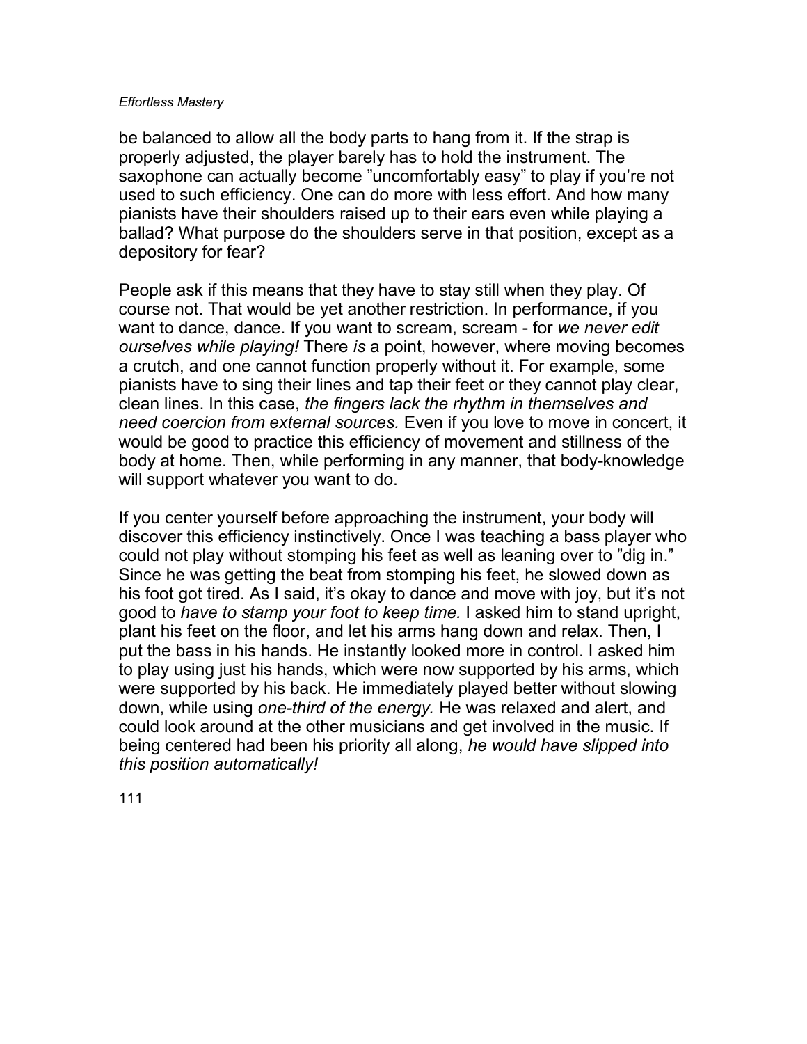be balanced to allow all the body parts to hang from it. If the strap is properly adjusted, the player barely has to hold the instrument. The saxophone can actually become ”uncomfortably easy” to play if you're not used to such efficiency. One can do more with less effort. And how many pianists have their shoulders raised up to their ears even while playing a ballad? What purpose do the shoulders serve in that position, except as a depository for fear?

People ask if this means that they have to stay still when they play. Of course not. That would be yet another restriction. In performance, if you want to dance, dance. If you want to scream, scream - for *we never edit ourselves while playing!* There *is* a point, however, where moving becomes a crutch, and one cannot function properly without it. For example, some pianists have to sing their lines and tap their feet or they cannot play clear, clean lines. In this case, *the fingers lack the rhythm in themselves and need coercion from external sources.* Even if you love to move in concert, it would be good to practice this efficiency of movement and stillness of the body at home. Then, while performing in any manner, that body-knowledge will support whatever you want to do.

If you center yourself before approaching the instrument, your body will discover this efficiency instinctively. Once I was teaching a bass player who could not play without stomping his feet as well as leaning over to ”dig in.” Since he was getting the beat from stomping his feet, he slowed down as his foot got tired. As I said, it's okay to dance and move with joy, but it's not good to *have to stamp your foot to keep time.* I asked him to stand upright, plant his feet on the floor, and let his arms hang down and relax. Then, I put the bass in his hands. He instantly looked more in control. I asked him to play using just his hands, which were now supported by his arms, which were supported by his back. He immediately played better without slowing down, while using *one-third of the energy.* He was relaxed and alert, and could look around at the other musicians and get involved in the music. If being centered had been his priority all along, *he would have slipped into this position automatically!*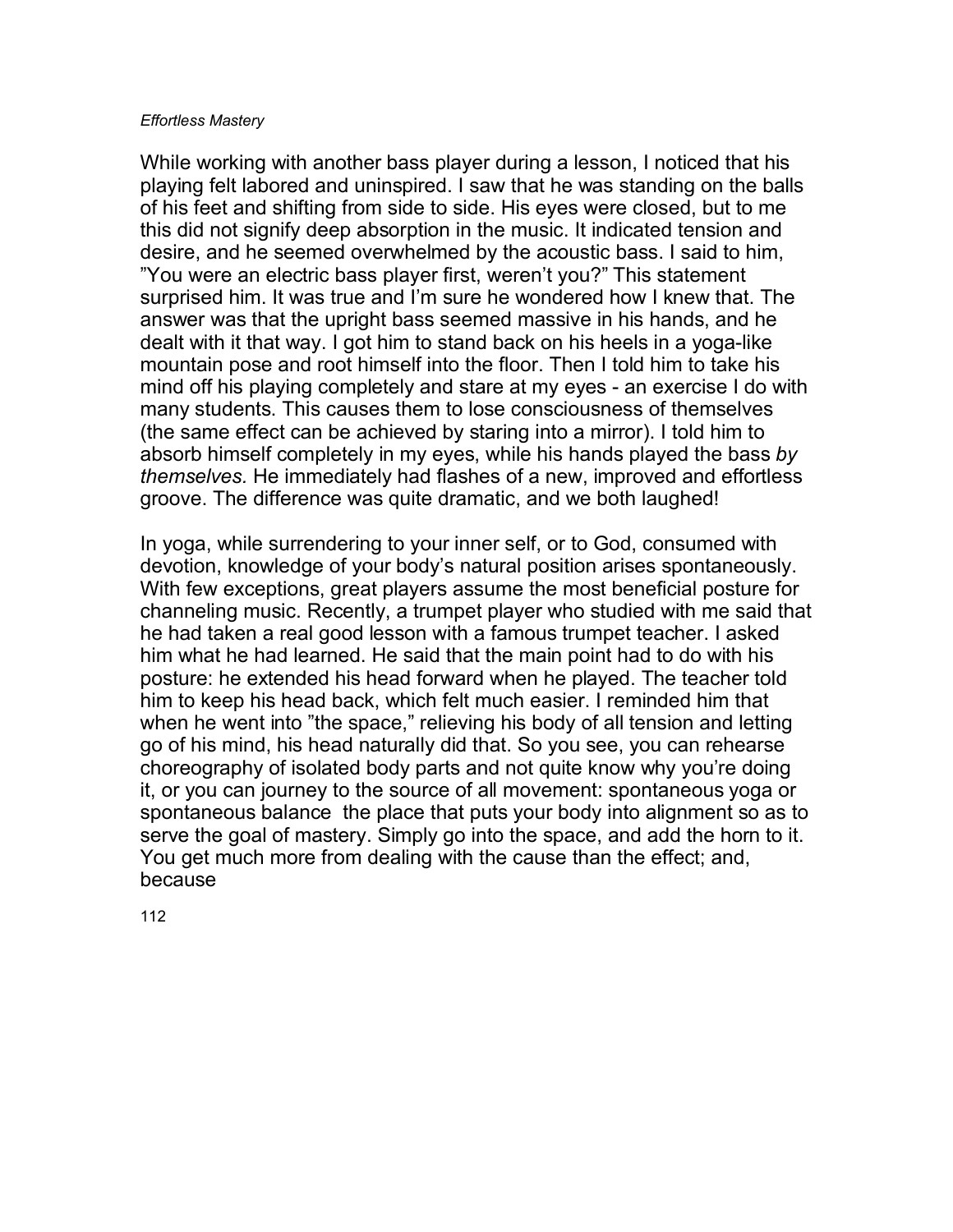While working with another bass player during a lesson, I noticed that his playing felt labored and uninspired. I saw that he was standing on the balls of his feet and shifting from side to side. His eyes were closed, but to me this did not signify deep absorption in the music. It indicated tension and desire, and he seemed overwhelmed by the acoustic bass. I said to him, "You were an electric bass player first, weren't you?" This statement surprised him. It was true and I'm sure he wondered how I knew that. The answer was that the upright bass seemed massive in his hands, and he dealt with it that way. I got him to stand back on his heels in a yoga-like mountain pose and root himself into the floor. Then I told him to take his mind off his playing completely and stare at my eyes - an exercise I do with many students. This causes them to lose consciousness of themselves (the same effect can be achieved by staring into a mirror). I told him to absorb himself completely in my eyes, while his hands played the bass *by themselves.* He immediately had flashes of a new, improved and effortless groove. The difference was quite dramatic, and we both laughed!

In yoga, while surrendering to your inner self, or to God, consumed with devotion, knowledge of your body's natural position arises spontaneously. With few exceptions, great players assume the most beneficial posture for channeling music. Recently, a trumpet player who studied with me said that he had taken a real good lesson with a famous trumpet teacher. I asked him what he had learned. He said that the main point had to do with his posture: he extended his head forward when he played. The teacher told him to keep his head back, which felt much easier. I reminded him that when he went into "the space," relieving his body of all tension and letting go of his mind, his head naturally did that. So you see, you can rehearse choreography of isolated body parts and not quite know why you're doing it, or you can journey to the source of all movement: spontaneous yoga or spontaneous balance  the place that puts your body into alignment so as to serve the goal of mastery. Simply go into the space, and add the horn to it. You get much more from dealing with the cause than the effect; and, because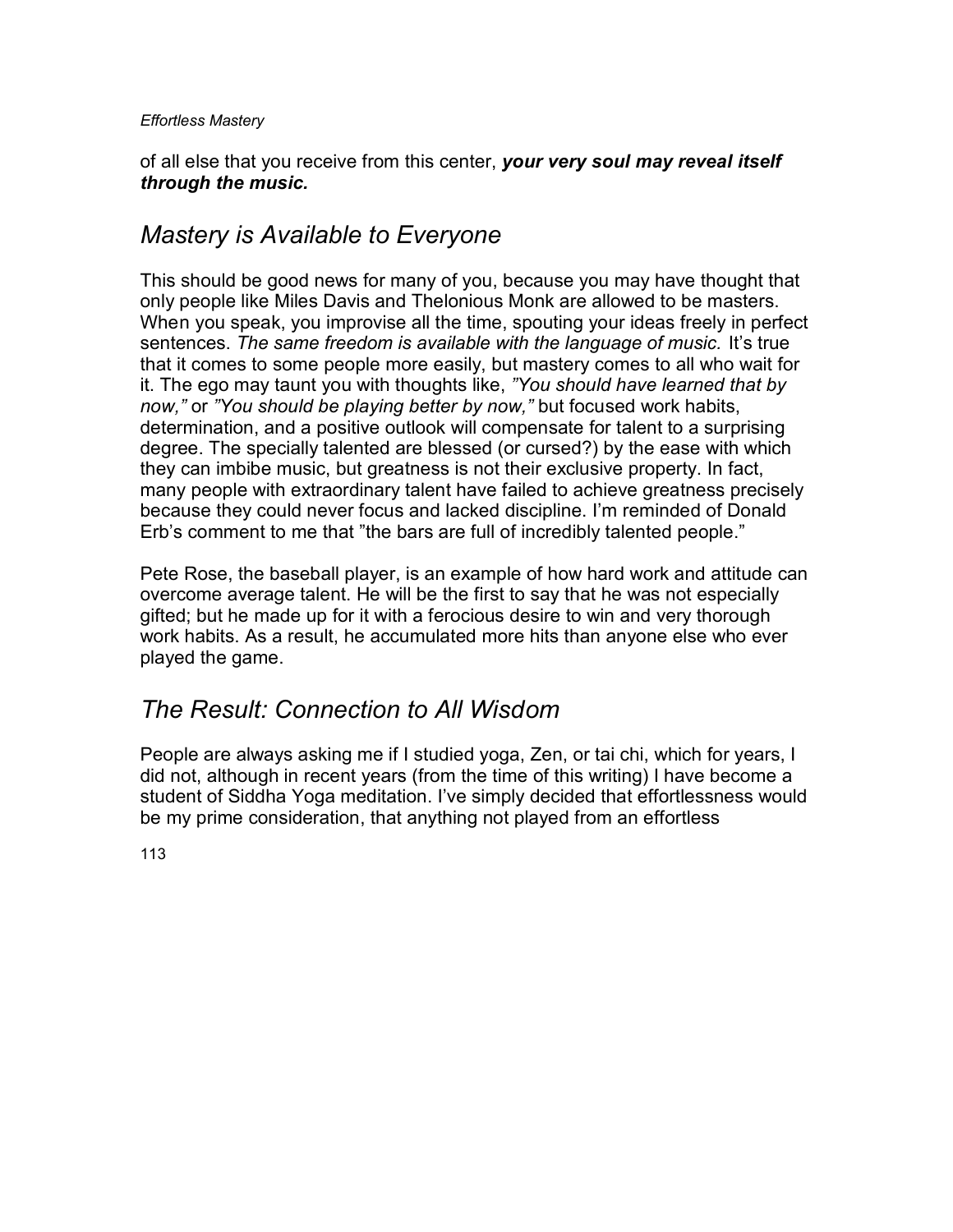of all else that you receive from this center, ***your very soul may reveal itself through the music.***

## *Mastery is Available to Everyone*

This should be good news for many of you, because you may have thought that only people like Miles Davis and Thelonious Monk are allowed to be masters. When you speak, you improvise all the time, spouting your ideas freely in perfect sentences. *The same freedom is available with the language of music.* It's true that it comes to some people more easily, but mastery comes to all who wait for it. The ego may taunt you with thoughts like, *"You should have learned that by now,"* or *"You should be playing better by now,"* but focused work habits, determination, and a positive outlook will compensate for talent to a surprising degree. The specially talented are blessed (or cursed?) by the ease with which they can imbibe music, but greatness is not their exclusive property. In fact, many people with extraordinary talent have failed to achieve greatness precisely because they could never focus and lacked discipline. I'm reminded of Donald Erb's comment to me that "the bars are full of incredibly talented people."

Pete Rose, the baseball player, is an example of how hard work and attitude can overcome average talent. He will be the first to say that he was not especially gifted; but he made up for it with a ferocious desire to win and very thorough work habits. As a result, he accumulated more hits than anyone else who ever played the game.

## *The Result: Connection to All Wisdom*

People are always asking me if I studied yoga, Zen, or tai chi, which for years, I did not, although in recent years (from the time of this writing) I have become a student of Siddha Yoga meditation. I've simply decided that effortlessness would be my prime consideration, that anything not played from an effortless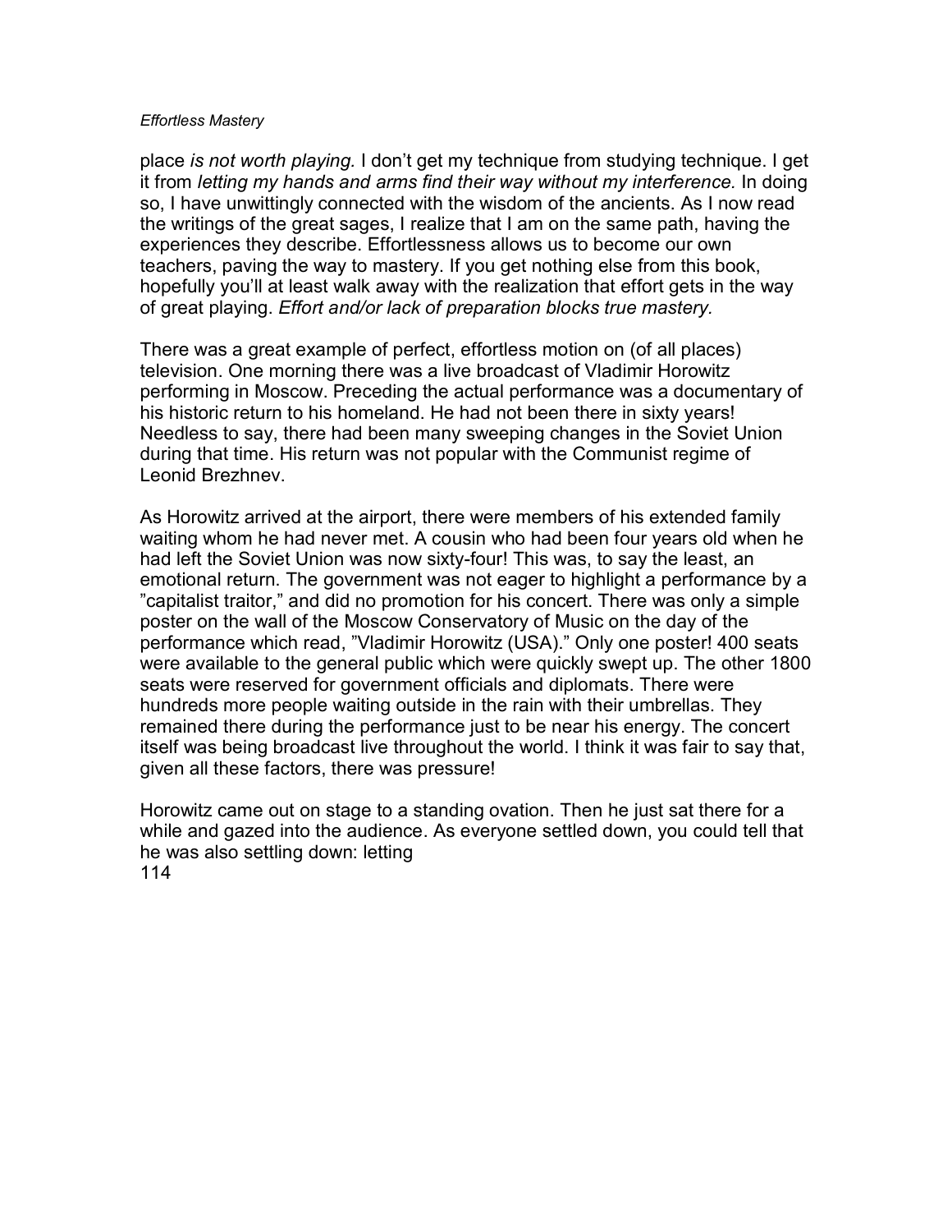place *is not worth playing.* I don't get my technique from studying technique. I get it from *letting my hands and arms find their way without my interference.* In doing so, I have unwittingly connected with the wisdom of the ancients. As I now read the writings of the great sages, I realize that I am on the same path, having the experiences they describe. Effortlessness allows us to become our own teachers, paving the way to mastery. If you get nothing else from this book, hopefully you'll at least walk away with the realization that effort gets in the way of great playing. *Effort and/or lack of preparation blocks true mastery.*

There was a great example of perfect, effortless motion on (of all places) television. One morning there was a live broadcast of Vladimir Horowitz performing in Moscow. Preceding the actual performance was a documentary of his historic return to his homeland. He had not been there in sixty years! Needless to say, there had been many sweeping changes in the Soviet Union during that time. His return was not popular with the Communist regime of Leonid Brezhnev.

As Horowitz arrived at the airport, there were members of his extended family waiting whom he had never met. A cousin who had been four years old when he had left the Soviet Union was now sixty-four! This was, to say the least, an emotional return. The government was not eager to highlight a performance by a "capitalist traitor," and did no promotion for his concert. There was only a simple poster on the wall of the Moscow Conservatory of Music on the day of the performance which read, "Vladimir Horowitz (USA)." Only one poster! 400 seats were available to the general public which were quickly swept up. The other 1800 seats were reserved for government officials and diplomats. There were hundreds more people waiting outside in the rain with their umbrellas. They remained there during the performance just to be near his energy. The concert itself was being broadcast live throughout the world. I think it was fair to say that, given all these factors, there was pressure!

Horowitz came out on stage to a standing ovation. Then he just sat there for a while and gazed into the audience. As everyone settled down, you could tell that he was also settling down: letting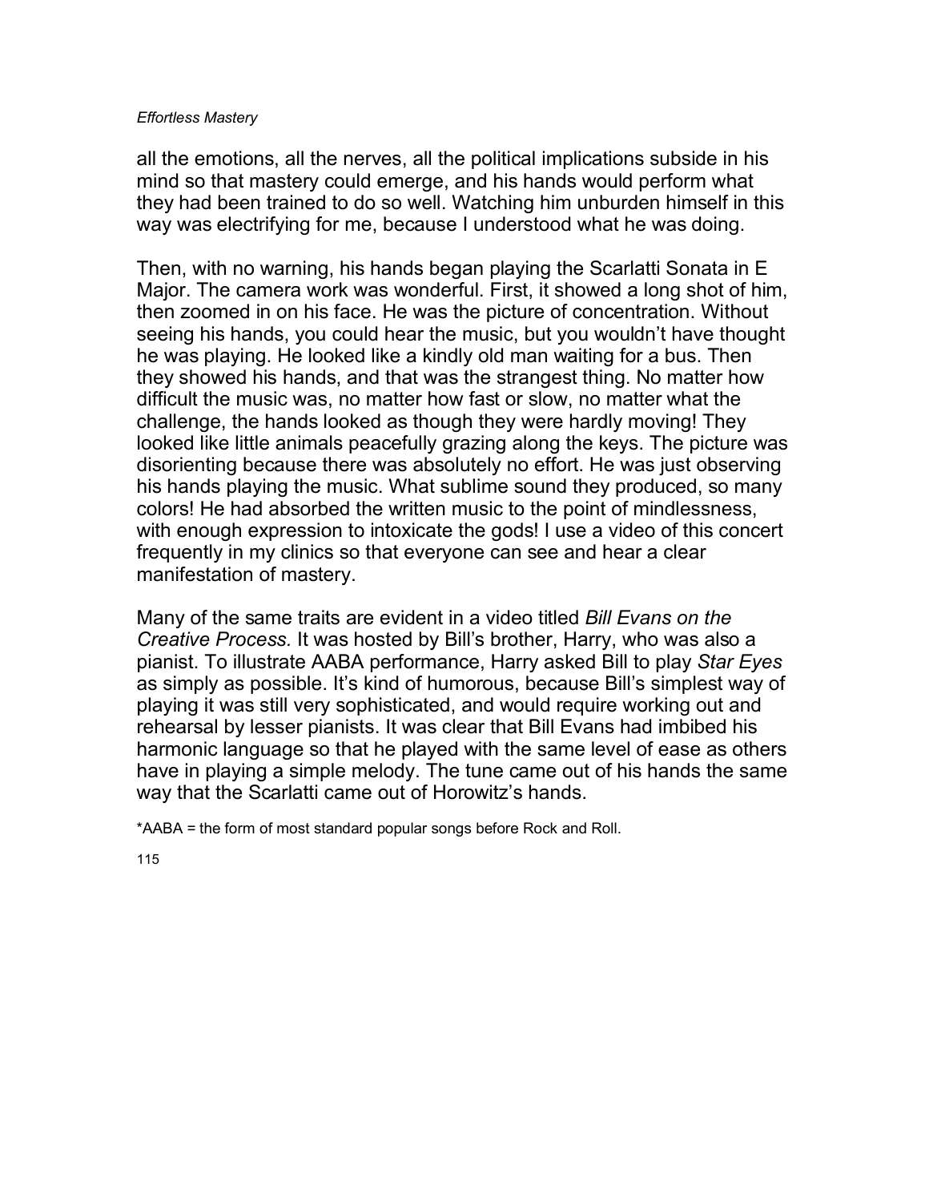all the emotions, all the nerves, all the political implications subside in his mind so that mastery could emerge, and his hands would perform what they had been trained to do so well. Watching him unburden himself in this way was electrifying for me, because I understood what he was doing.

Then, with no warning, his hands began playing the Scarlatti Sonata in E Major. The camera work was wonderful. First, it showed a long shot of him, then zoomed in on his face. He was the picture of concentration. Without seeing his hands, you could hear the music, but you wouldn't have thought he was playing. He looked like a kindly old man waiting for a bus. Then they showed his hands, and that was the strangest thing. No matter how difficult the music was, no matter how fast or slow, no matter what the challenge, the hands looked as though they were hardly moving! They looked like little animals peacefully grazing along the keys. The picture was disorienting because there was absolutely no effort. He was just observing his hands playing the music. What sublime sound they produced, so many colors! He had absorbed the written music to the point of mindlessness, with enough expression to intoxicate the gods! I use a video of this concert frequently in my clinics so that everyone can see and hear a clear manifestation of mastery.

Many of the same traits are evident in a video titled *Bill Evans on the Creative Process.* It was hosted by Bill's brother, Harry, who was also a pianist. To illustrate AABA performance, Harry asked Bill to play *Star Eyes* as simply as possible. It's kind of humorous, because Bill's simplest way of playing it was still very sophisticated, and would require working out and rehearsal by lesser pianists. It was clear that Bill Evans had imbibed his harmonic language so that he played with the same level of ease as others have in playing a simple melody. The tune came out of his hands the same way that the Scarlatti came out of Horowitz's hands.

*AABA = the form of most standard popular songs before Rock and Roll.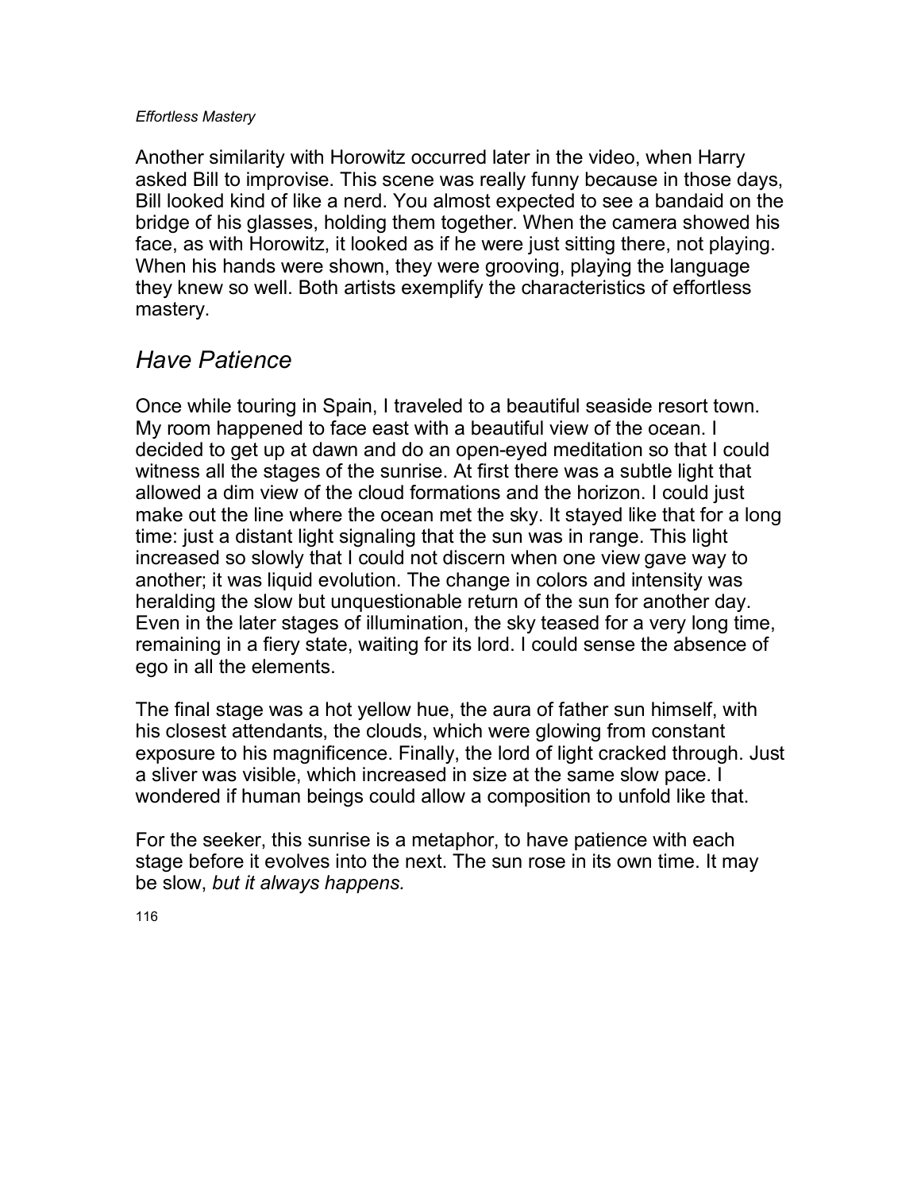Another similarity with Horowitz occurred later in the video, when Harry asked Bill to improvise. This scene was really funny because in those days, Bill looked kind of like a nerd. You almost expected to see a bandaid on the bridge of his glasses, holding them together. When the camera showed his face, as with Horowitz, it looked as if he were just sitting there, not playing. When his hands were shown, they were grooving, playing the language they knew so well. Both artists exemplify the characteristics of effortless mastery.

## *Have Patience*

Once while touring in Spain, I traveled to a beautiful seaside resort town. My room happened to face east with a beautiful view of the ocean. I decided to get up at dawn and do an open-eyed meditation so that I could witness all the stages of the sunrise. At first there was a subtle light that allowed a dim view of the cloud formations and the horizon. I could just make out the line where the ocean met the sky. It stayed like that for a long time: just a distant light signaling that the sun was in range. This light increased so slowly that I could not discern when one view gave way to another; it was liquid evolution. The change in colors and intensity was heralding the slow but unquestionable return of the sun for another day. Even in the later stages of illumination, the sky teased for a very long time, remaining in a fiery state, waiting for its lord. I could sense the absence of ego in all the elements.

The final stage was a hot yellow hue, the aura of father sun himself, with his closest attendants, the clouds, which were glowing from constant exposure to his magnificence. Finally, the lord of light cracked through. Just a sliver was visible, which increased in size at the same slow pace. I wondered if human beings could allow a composition to unfold like that.

For the seeker, this sunrise is a metaphor, to have patience with each stage before it evolves into the next. The sun rose in its own time. It may be slow, *but it always happens.*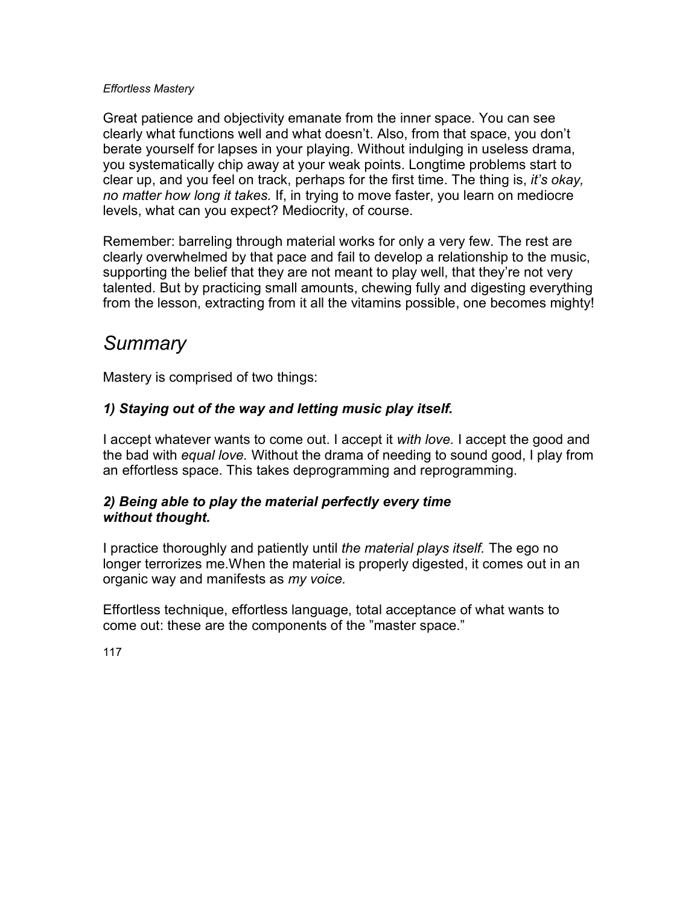Great patience and objectivity emanate from the inner space. You can see clearly what functions well and what doesn't. Also, from that space, you don't berate yourself for lapses in your playing. Without indulging in useless drama, you systematically chip away at your weak points. Longtime problems start to clear up, and you feel on track, perhaps for the first time. The thing is, *it's okay, no matter how long it takes.* If, in trying to move faster, you learn on mediocre levels, what can you expect? Mediocrity, of course.

Remember: barreling through material works for only a very few. The rest are clearly overwhelmed by that pace and fail to develop a relationship to the music, supporting the belief that they are not meant to play well, that they're not very talented. But by practicing small amounts, chewing fully and digesting everything from the lesson, extracting from it all the vitamins possible, one becomes mighty!

## *Summary*

Mastery is comprised of two things:

### ***1) Staying out of the way and letting music play itself.***

I accept whatever wants to come out. I accept it *with love.* I accept the good and the bad with *equal love.* Without the drama of needing to sound good, I play from an effortless space. This takes deprogramming and reprogramming.

### ***2) Being able to play the material perfectly every time without thought.***

I practice thoroughly and patiently until *the material plays itself.* The ego no longer terrorizes me.When the material is properly digested, it comes out in an organic way and manifests as *my voice.*

Effortless technique, effortless language, total acceptance of what wants to come out: these are the components of the "master space."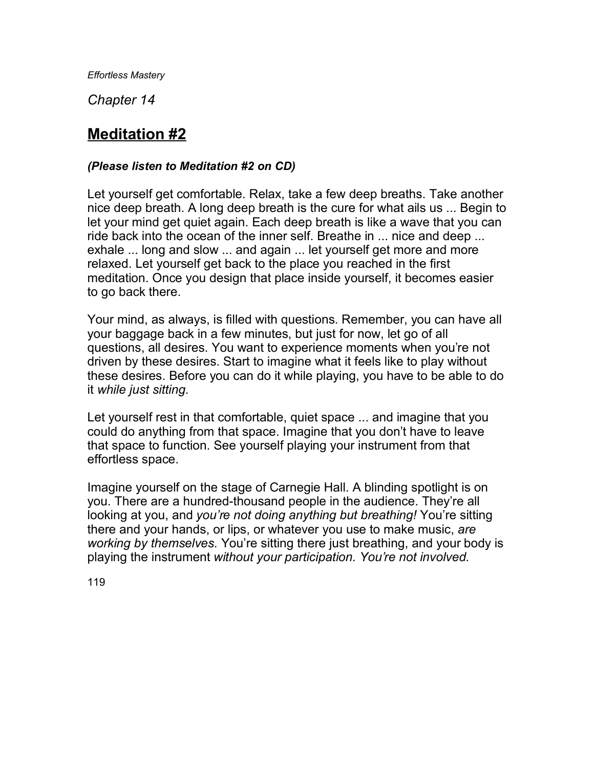*Chapter 14*

# Meditation #2

***(Please listen to Meditation #2 on CD)***

Let yourself get comfortable. Relax, take a few deep breaths. Take another nice deep breath. A long deep breath is the cure for what ails us ... Begin to let your mind get quiet again. Each deep breath is like a wave that you can ride back into the ocean of the inner self. Breathe in ... nice and deep ... exhale ... long and slow ... and again ... let yourself get more and more relaxed. Let yourself get back to the place you reached in the first meditation. Once you design that place inside yourself, it becomes easier to go back there.

Your mind, as always, is filled with questions. Remember, you can have all your baggage back in a few minutes, but just for now, let go of all questions, all desires. You want to experience moments when you're not driven by these desires. Start to imagine what it feels like to play without these desires. Before you can do it while playing, you have to be able to do it *while just sitting*.

Let yourself rest in that comfortable, quiet space ... and imagine that you could do anything from that space. Imagine that you don't have to leave that space to function. See yourself playing your instrument from that effortless space.

Imagine yourself on the stage of Carnegie Hall. A blinding spotlight is on you. There are a hundred-thousand people in the audience. They're all looking at you, and *you're not doing anything but breathing!* You're sitting there and your hands, or lips, or whatever you use to make music, *are working by themselves*. You're sitting there just breathing, and your body is playing the instrument *without your participation. You're not involved.*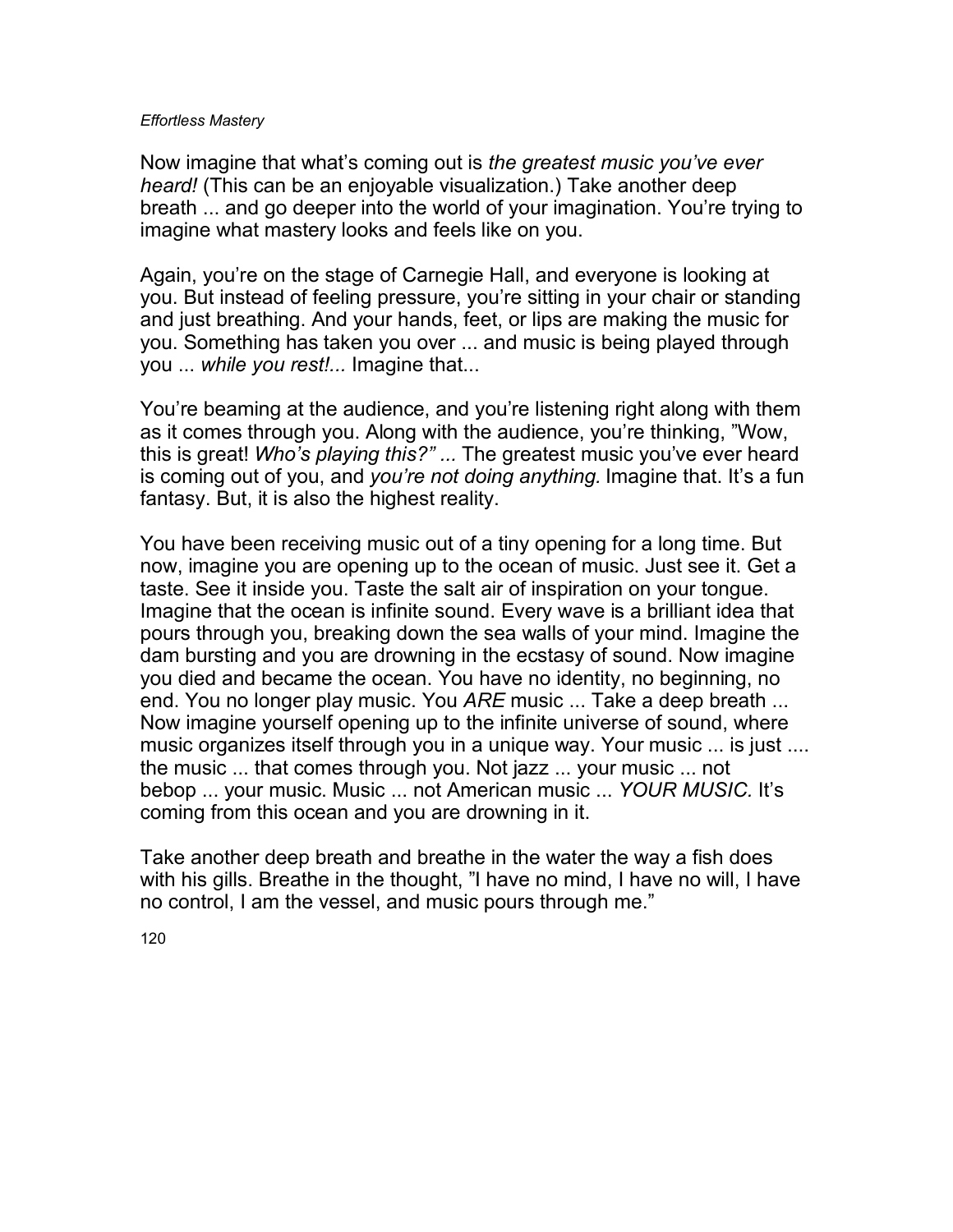Now imagine that what's coming out is *the greatest music you've ever heard!* (This can be an enjoyable visualization.) Take another deep breath ... and go deeper into the world of your imagination. You're trying to imagine what mastery looks and feels like on you.

Again, you're on the stage of Carnegie Hall, and everyone is looking at you. But instead of feeling pressure, you're sitting in your chair or standing and just breathing. And your hands, feet, or lips are making the music for you. Something has taken you over ... and music is being played through you ... *while you rest!...* Imagine that...

You're beaming at the audience, and you're listening right along with them as it comes through you. Along with the audience, you're thinking, "Wow, this is great! *Who's playing this?" ...* The greatest music you've ever heard is coming out of you, and *you're not doing anything.* Imagine that. It's a fun fantasy. But, it is also the highest reality.

You have been receiving music out of a tiny opening for a long time. But now, imagine you are opening up to the ocean of music. Just see it. Get a taste. See it inside you. Taste the salt air of inspiration on your tongue. Imagine that the ocean is infinite sound. Every wave is a brilliant idea that pours through you, breaking down the sea walls of your mind. Imagine the dam bursting and you are drowning in the ecstasy of sound. Now imagine you died and became the ocean. You have no identity, no beginning, no end. You no longer play music. You *ARE* music ... Take a deep breath ... Now imagine yourself opening up to the infinite universe of sound, where music organizes itself through you in a unique way. Your music ... is just .... the music ... that comes through you. Not jazz ... your music ... not bebop ... your music. Music ... not American music ... *YOUR MUSIC.* It's coming from this ocean and you are drowning in it.

Take another deep breath and breathe in the water the way a fish does with his gills. Breathe in the thought, "I have no mind, I have no will, I have no control, I am the vessel, and music pours through me."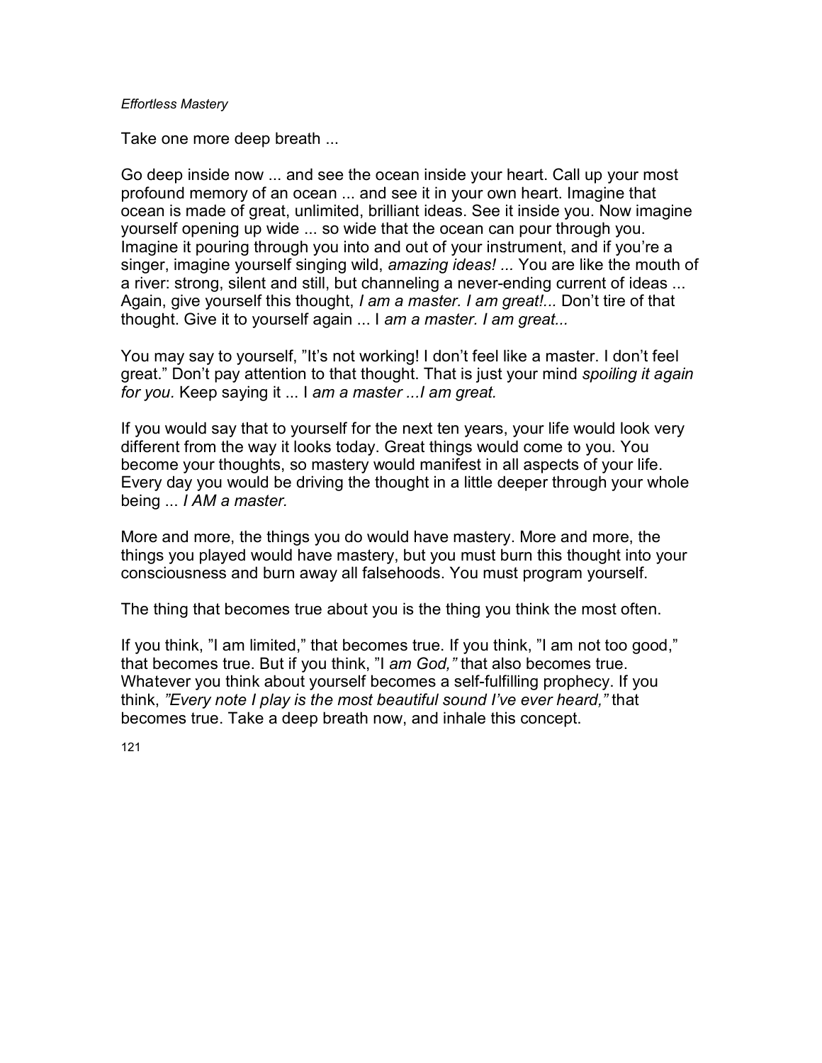Take one more deep breath ...

Go deep inside now ... and see the ocean inside your heart. Call up your most profound memory of an ocean ... and see it in your own heart. Imagine that ocean is made of great, unlimited, brilliant ideas. See it inside you. Now imagine yourself opening up wide ... so wide that the ocean can pour through you. Imagine it pouring through you into and out of your instrument, and if you're a singer, imagine yourself singing wild, *amazing ideas! ...* You are like the mouth of a river: strong, silent and still, but channeling a never-ending current of ideas ... Again, give yourself this thought, *I am a master. I am great!...* Don't tire of that thought. Give it to yourself again ... I *am a master. I am great...*

You may say to yourself, "It's not working! I don't feel like a master. I don't feel great." Don't pay attention to that thought. That is just your mind *spoiling it again for you.* Keep saying it ... I *am a master ...I am great.*

If you would say that to yourself for the next ten years, your life would look very different from the way it looks today. Great things would come to you. You become your thoughts, so mastery would manifest in all aspects of your life. Every day you would be driving the thought in a little deeper through your whole being ... *I AM a master.*

More and more, the things you do would have mastery. More and more, the things you played would have mastery, but you must burn this thought into your consciousness and burn away all falsehoods. You must program yourself.

The thing that becomes true about you is the thing you think the most often.

If you think, "I am limited," that becomes true. If you think, "I am not too good," that becomes true. But if you think, "I *am God,"* that also becomes true. Whatever you think about yourself becomes a self-fulfilling prophecy. If you think, *"Every note I play is the most beautiful sound I've ever heard,"* that becomes true. Take a deep breath now, and inhale this concept.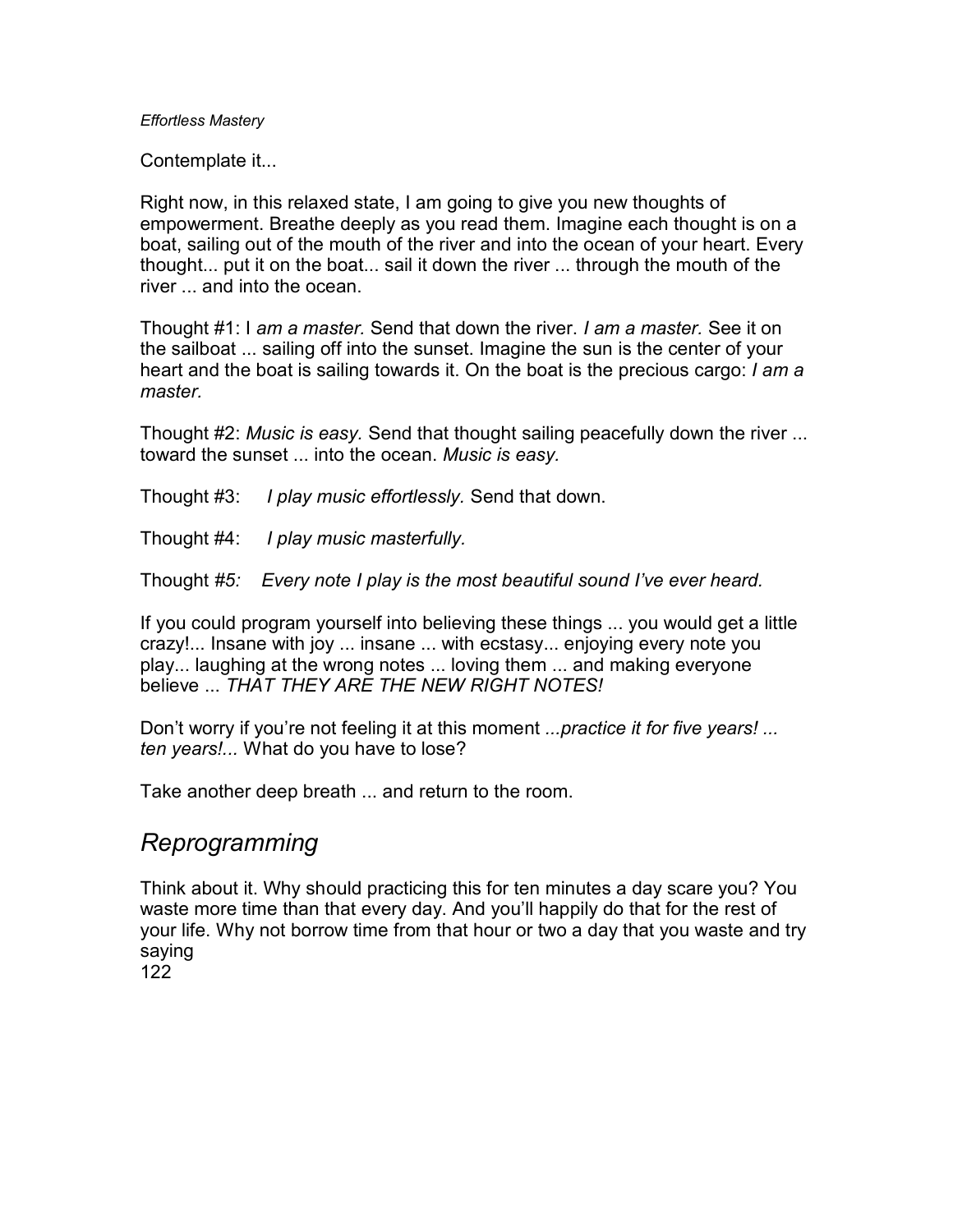Contemplate it...

Right now, in this relaxed state, I am going to give you new thoughts of empowerment. Breathe deeply as you read them. Imagine each thought is on a boat, sailing out of the mouth of the river and into the ocean of your heart. Every thought... put it on the boat... sail it down the river ... through the mouth of the river ... and into the ocean.

Thought #1: I *am a master.* Send that down the river. *I am a master.* See it on the sailboat ... sailing off into the sunset. Imagine the sun is the center of your heart and the boat is sailing towards it. On the boat is the precious cargo: *I am a master.*

Thought #2: *Music is easy.* Send that thought sailing peacefully down the river ... toward the sunset ... into the ocean. *Music is easy.*

Thought #3: *I play music effortlessly.* Send that down.

Thought #4: *I play music masterfully.*

Thought *#5: Every note I play is the most beautiful sound I've ever heard.*

If you could program yourself into believing these things ... you would get a little crazy!... Insane with joy ... insane ... with ecstasy... enjoying every note you play... laughing at the wrong notes ... loving them ... and making everyone believe ... *THAT THEY ARE THE NEW RIGHT NOTES!*

Don't worry if you're not feeling it at this moment *...practice it for five years! ... ten years!...* What do you have to lose?

Take another deep breath ... and return to the room.

## *Reprogramming*

Think about it. Why should practicing this for ten minutes a day scare you? You waste more time than that every day. And you'll happily do that for the rest of your life. Why not borrow time from that hour or two a day that you waste and try saying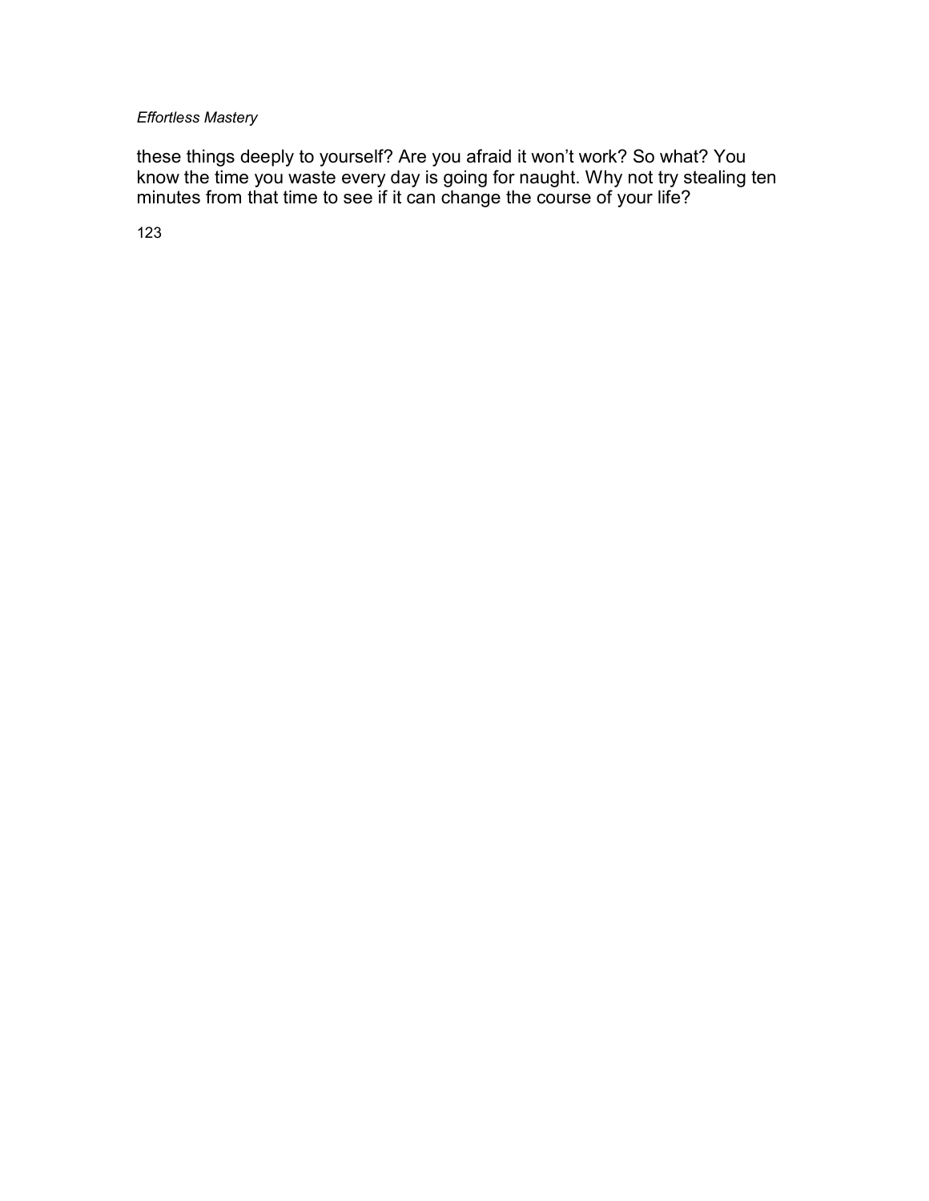these things deeply to yourself? Are you afraid it won't work? So what? You know the time you waste every day is going for naught. Why not try stealing ten minutes from that time to see if it can change the course of your life?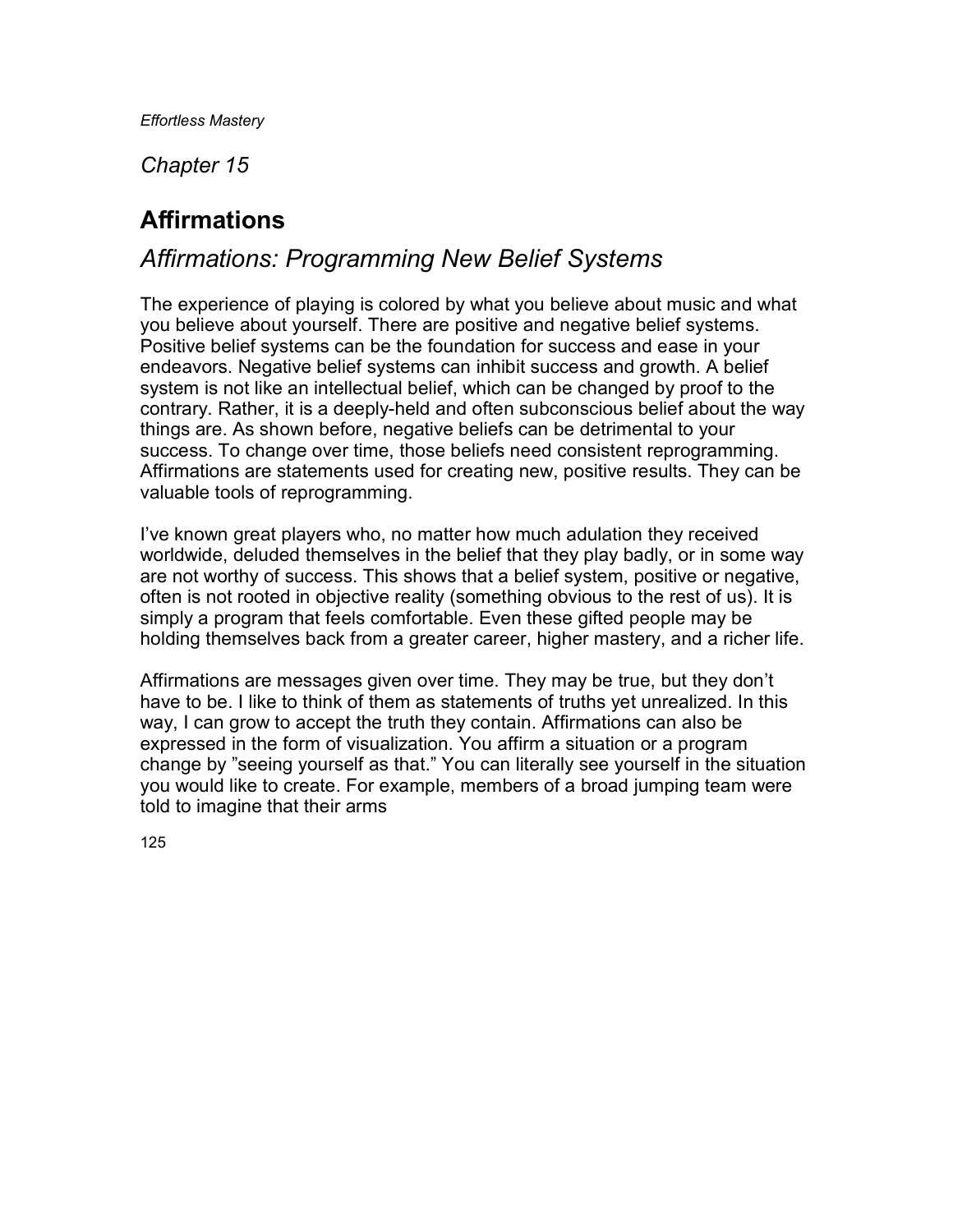*Chapter 15*

# Affirmations

## *Affirmations: Programming New Belief Systems*

The experience of playing is colored by what you believe about music and what you believe about yourself. There are positive and negative belief systems. Positive belief systems can be the foundation for success and ease in your endeavors. Negative belief systems can inhibit success and growth. A belief system is not like an intellectual belief, which can be changed by proof to the contrary. Rather, it is a deeply-held and often subconscious belief about the way things are. As shown before, negative beliefs can be detrimental to your success. To change over time, those beliefs need consistent reprogramming. Affirmations are statements used for creating new, positive results. They can be valuable tools of reprogramming.

I've known great players who, no matter how much adulation they received worldwide, deluded themselves in the belief that they play badly, or in some way are not worthy of success. This shows that a belief system, positive or negative, often is not rooted in objective reality (something obvious to the rest of us). It is simply a program that feels comfortable. Even these gifted people may be holding themselves back from a greater career, higher mastery, and a richer life.

Affirmations are messages given over time. They may be true, but they don't have to be. I like to think of them as statements of truths yet unrealized. In this way, I can grow to accept the truth they contain. Affirmations can also be expressed in the form of visualization. You affirm a situation or a program change by "seeing yourself as that." You can literally see yourself in the situation you would like to create. For example, members of a broad jumping team were told to imagine that their arms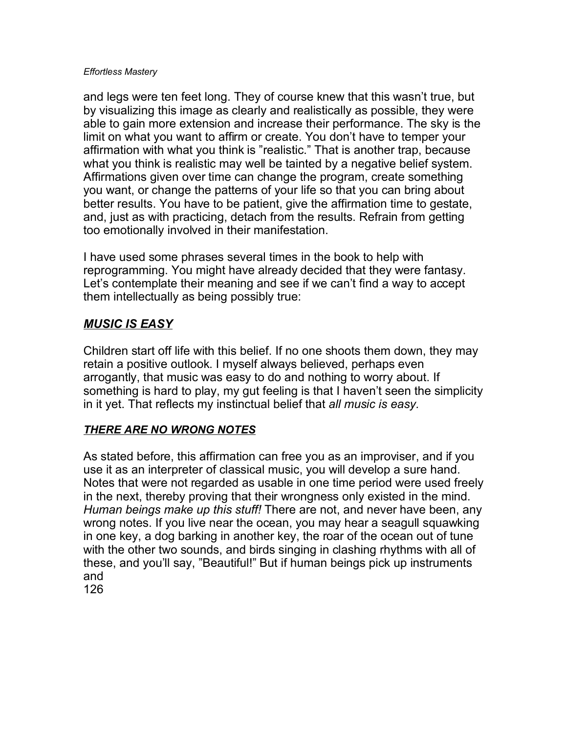and legs were ten feet long. They of course knew that this wasn't true, but by visualizing this image as clearly and realistically as possible, they were able to gain more extension and increase their performance. The sky is the limit on what you want to affirm or create. You don't have to temper your affirmation with what you think is "realistic." That is another trap, because what you think is realistic may well be tainted by a negative belief system. Affirmations given over time can change the program, create something you want, or change the patterns of your life so that you can bring about better results. You have to be patient, give the affirmation time to gestate, and, just as with practicing, detach from the results. Refrain from getting too emotionally involved in their manifestation.

I have used some phrases several times in the book to help with reprogramming. You might have already decided that they were fantasy. Let's contemplate their meaning and see if we can't find a way to accept them intellectually as being possibly true:

### ***MUSIC IS EASY***

Children start off life with this belief. If no one shoots them down, they may retain a positive outlook. I myself always believed, perhaps even arrogantly, that music was easy to do and nothing to worry about. If something is hard to play, my gut feeling is that I haven't seen the simplicity in it yet. That reflects my instinctual belief that *all music is easy*.

### ***THERE ARE NO WRONG NOTES***

As stated before, this affirmation can free you as an improviser, and if you use it as an interpreter of classical music, you will develop a sure hand. Notes that were not regarded as usable in one time period were used freely in the next, thereby proving that their wrongness only existed in the mind. *Human beings make up this stuff!* There are not, and never have been, any wrong notes. If you live near the ocean, you may hear a seagull squawking in one key, a dog barking in another key, the roar of the ocean out of tune with the other two sounds, and birds singing in clashing rhythms with all of these, and you'll say, "Beautiful!" But if human beings pick up instruments and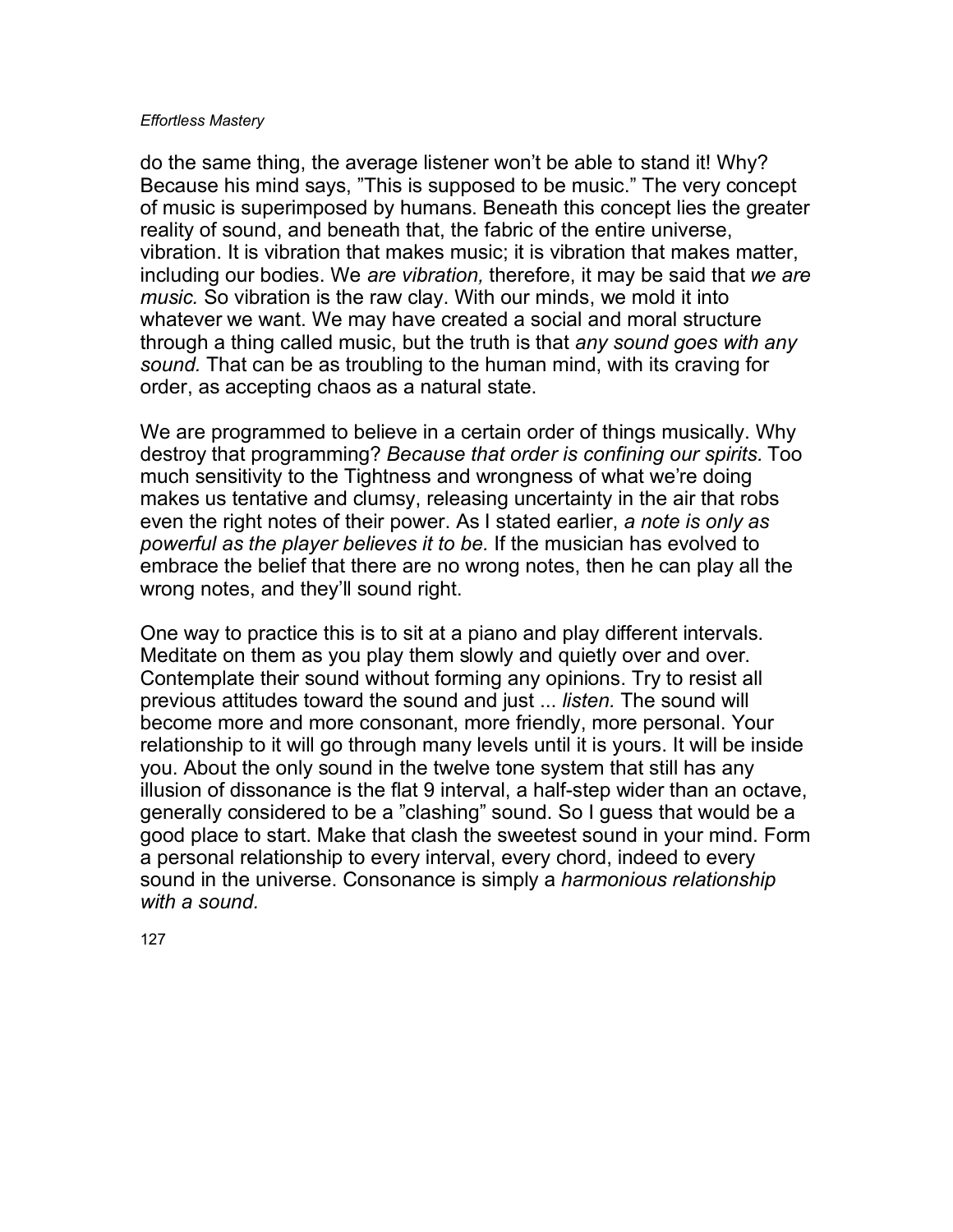do the same thing, the average listener won't be able to stand it! Why? Because his mind says, "This is supposed to be music." The very concept of music is superimposed by humans. Beneath this concept lies the greater reality of sound, and beneath that, the fabric of the entire universe, vibration. It is vibration that makes music; it is vibration that makes matter, including our bodies. We *are vibration,* therefore, it may be said that *we are music.* So vibration is the raw clay. With our minds, we mold it into whatever we want. We may have created a social and moral structure through a thing called music, but the truth is that *any sound goes with any sound.* That can be as troubling to the human mind, with its craving for order, as accepting chaos as a natural state.

We are programmed to believe in a certain order of things musically. Why destroy that programming? *Because that order is confining our spirits.* Too much sensitivity to the Tightness and wrongness of what we're doing makes us tentative and clumsy, releasing uncertainty in the air that robs even the right notes of their power. As I stated earlier, *a note is only as powerful as the player believes it to be.* If the musician has evolved to embrace the belief that there are no wrong notes, then he can play all the wrong notes, and they'll sound right.

One way to practice this is to sit at a piano and play different intervals. Meditate on them as you play them slowly and quietly over and over. Contemplate their sound without forming any opinions. Try to resist all previous attitudes toward the sound and just ... *listen.* The sound will become more and more consonant, more friendly, more personal. Your relationship to it will go through many levels until it is yours. It will be inside you. About the only sound in the twelve tone system that still has any illusion of dissonance is the flat 9 interval, a half-step wider than an octave, generally considered to be a "clashing" sound. So I guess that would be a good place to start. Make that clash the sweetest sound in your mind. Form a personal relationship to every interval, every chord, indeed to every sound in the universe. Consonance is simply a *harmonious relationship with a sound.*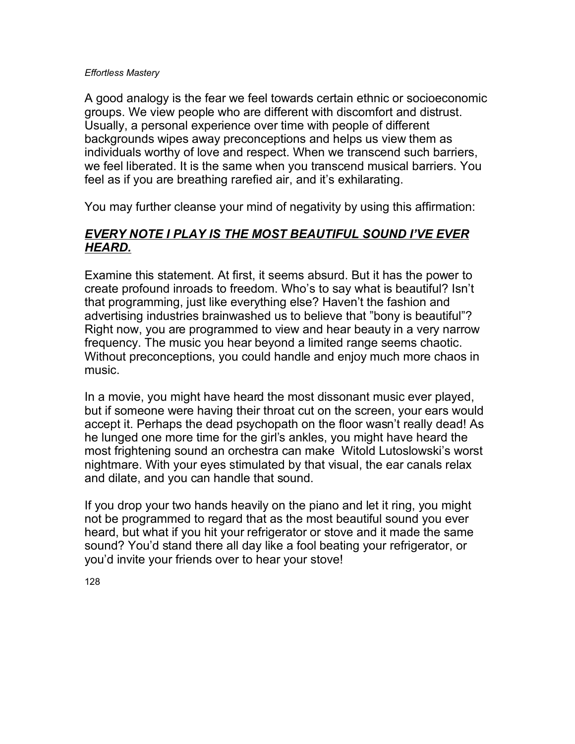A good analogy is the fear we feel towards certain ethnic or socioeconomic groups. We view people who are different with discomfort and distrust. Usually, a personal experience over time with people of different backgrounds wipes away preconceptions and helps us view them as individuals worthy of love and respect. When we transcend such barriers, we feel liberated. It is the same when you transcend musical barriers. You feel as if you are breathing rarefied air, and it's exhilarating.

You may further cleanse your mind of negativity by using this affirmation:

***EVERY NOTE I PLAY IS THE MOST BEAUTIFUL SOUND I'VE EVER HEARD.***

Examine this statement. At first, it seems absurd. But it has the power to create profound inroads to freedom. Who's to say what is beautiful? Isn't that programming, just like everything else? Haven't the fashion and advertising industries brainwashed us to believe that "bony is beautiful"? Right now, you are programmed to view and hear beauty in a very narrow frequency. The music you hear beyond a limited range seems chaotic. Without preconceptions, you could handle and enjoy much more chaos in music.

In a movie, you might have heard the most dissonant music ever played, but if someone were having their throat cut on the screen, your ears would accept it. Perhaps the dead psychopath on the floor wasn't really dead! As he lunged one more time for the girl's ankles, you might have heard the most frightening sound an orchestra can make Witold Lutoslowski's worst nightmare. With your eyes stimulated by that visual, the ear canals relax and dilate, and you can handle that sound.

If you drop your two hands heavily on the piano and let it ring, you might not be programmed to regard that as the most beautiful sound you ever heard, but what if you hit your refrigerator or stove and it made the same sound? You'd stand there all day like a fool beating your refrigerator, or you'd invite your friends over to hear your stove!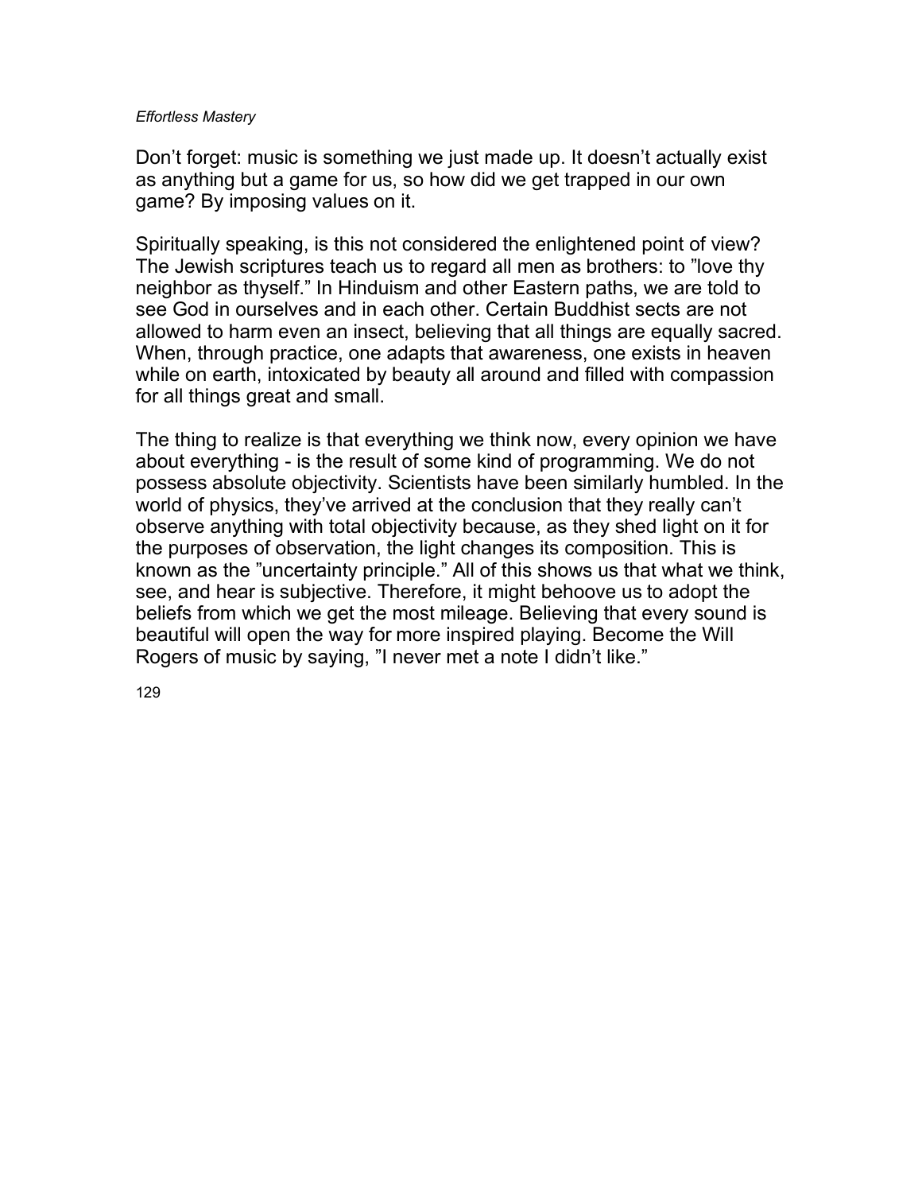Don’t forget: music is something we just made up. It doesn’t actually exist as anything but a game for us, so how did we get trapped in our own game? By imposing values on it.

Spiritually speaking, is this not considered the enlightened point of view? The Jewish scriptures teach us to regard all men as brothers: to ”love thy neighbor as thyself.” In Hinduism and other Eastern paths, we are told to see God in ourselves and in each other. Certain Buddhist sects are not allowed to harm even an insect, believing that all things are equally sacred. When, through practice, one adapts that awareness, one exists in heaven while on earth, intoxicated by beauty all around and filled with compassion for all things great and small.

The thing to realize is that everything we think now, every opinion we have about everything - is the result of some kind of programming. We do not possess absolute objectivity. Scientists have been similarly humbled. In the world of physics, they’ve arrived at the conclusion that they really can’t observe anything with total objectivity because, as they shed light on it for the purposes of observation, the light changes its composition. This is known as the ”uncertainty principle.” All of this shows us that what we think, see, and hear is subjective. Therefore, it might behoove us to adopt the beliefs from which we get the most mileage. Believing that every sound is beautiful will open the way for more inspired playing. Become the Will Rogers of music by saying, ”I never met a note I didn’t like.”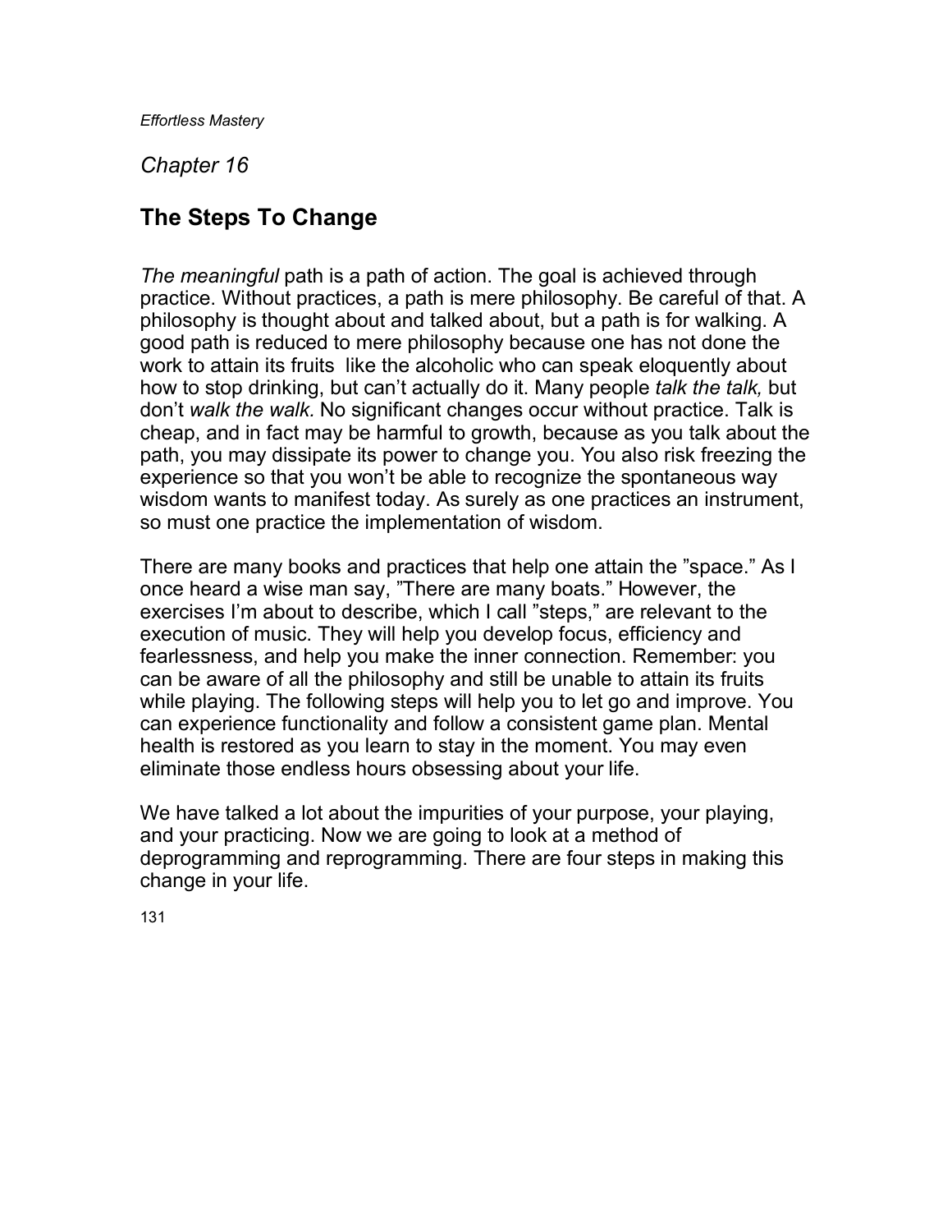*Chapter 16*

## The Steps To Change

*The meaningful* path is a path of action. The goal is achieved through practice. Without practices, a path is mere philosophy. Be careful of that. A philosophy is thought about and talked about, but a path is for walking. A good path is reduced to mere philosophy because one has not done the work to attain its fruits  like the alcoholic who can speak eloquently about how to stop drinking, but can't actually do it. Many people *talk the talk,* but don't *walk the walk.* No significant changes occur without practice. Talk is cheap, and in fact may be harmful to growth, because as you talk about the path, you may dissipate its power to change you. You also risk freezing the experience so that you won't be able to recognize the spontaneous way wisdom wants to manifest today. As surely as one practices an instrument, so must one practice the implementation of wisdom.

There are many books and practices that help one attain the "space." As I once heard a wise man say, "There are many boats." However, the exercises I'm about to describe, which I call "steps," are relevant to the execution of music. They will help you develop focus, efficiency and fearlessness, and help you make the inner connection. Remember: you can be aware of all the philosophy and still be unable to attain its fruits while playing. The following steps will help you to let go and improve. You can experience functionality and follow a consistent game plan. Mental health is restored as you learn to stay in the moment. You may even eliminate those endless hours obsessing about your life.

We have talked a lot about the impurities of your purpose, your playing, and your practicing. Now we are going to look at a method of deprogramming and reprogramming. There are four steps in making this change in your life.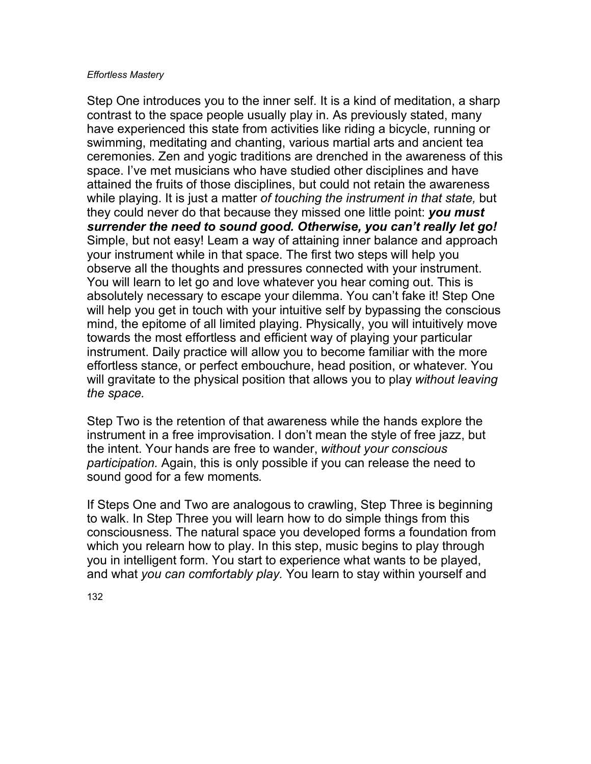Step One introduces you to the inner self. It is a kind of meditation, a sharp contrast to the space people usually play in. As previously stated, many have experienced this state from activities like riding a bicycle, running or swimming, meditating and chanting, various martial arts and ancient tea ceremonies. Zen and yogic traditions are drenched in the awareness of this space. I've met musicians who have studied other disciplines and have attained the fruits of those disciplines, but could not retain the awareness while playing. It is just a matter *of touching the instrument in that state,* but they could never do that because they missed one little point: ***you must surrender the need to sound good. Otherwise, you can't really let go!*** Simple, but not easy! Leam a way of attaining inner balance and approach your instrument while in that space. The first two steps will help you observe all the thoughts and pressures connected with your instrument. You will learn to let go and love whatever you hear coming out. This is absolutely necessary to escape your dilemma. You can't fake it! Step One will help you get in touch with your intuitive self by bypassing the conscious mind, the epitome of all limited playing. Physically, you will intuitively move towards the most effortless and efficient way of playing your particular instrument. Daily practice will allow you to become familiar with the more effortless stance, or perfect embouchure, head position, or whatever. You will gravitate to the physical position that allows you to play *without leaving the space.*

Step Two is the retention of that awareness while the hands explore the instrument in a free improvisation. I don't mean the style of free jazz, but the intent. Your hands are free to wander, *without your conscious participation.* Again, this is only possible if you can release the need to sound good for a few moments.

If Steps One and Two are analogous to crawling, Step Three is beginning to walk. In Step Three you will learn how to do simple things from this consciousness. The natural space you developed forms a foundation from which you relearn how to play. In this step, music begins to play through you in intelligent form. You start to experience what wants to be played, and what *you can comfortably play.* You learn to stay within yourself and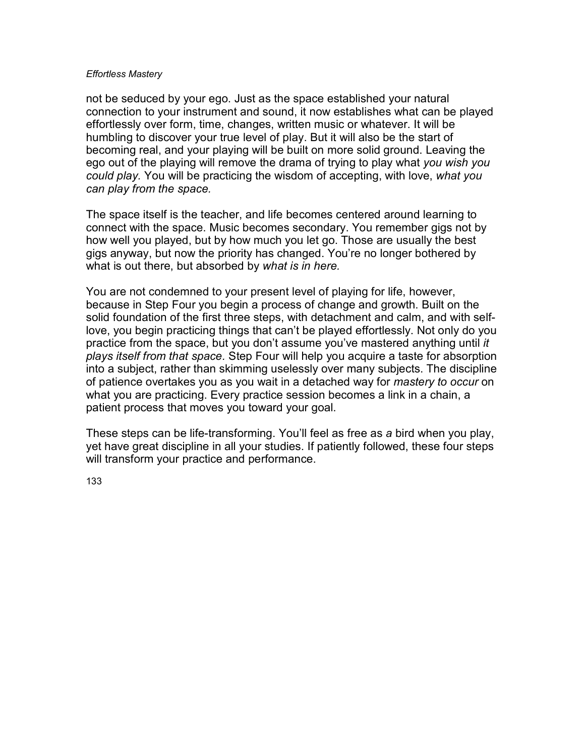not be seduced by your ego. Just as the space established your natural connection to your instrument and sound, it now establishes what can be played effortlessly over form, time, changes, written music or whatever. It will be humbling to discover your true level of play. But it will also be the start of becoming real, and your playing will be built on more solid ground. Leaving the ego out of the playing will remove the drama of trying to play what *you wish you could play.* You will be practicing the wisdom of accepting, with love, *what you can play from the space.*

The space itself is the teacher, and life becomes centered around learning to connect with the space. Music becomes secondary. You remember gigs not by how well you played, but by how much you let go. Those are usually the best gigs anyway, but now the priority has changed. You're no longer bothered by what is out there, but absorbed by *what is in here.*

You are not condemned to your present level of playing for life, however, because in Step Four you begin a process of change and growth. Built on the solid foundation of the first three steps, with detachment and calm, and with self-love, you begin practicing things that can't be played effortlessly. Not only do you practice from the space, but you don't assume you've mastered anything until *it plays itself from that space.* Step Four will help you acquire a taste for absorption into a subject, rather than skimming uselessly over many subjects. The discipline of patience overtakes you as you wait in a detached way for *mastery to occur* on what you are practicing. Every practice session becomes a link in a chain, a patient process that moves you toward your goal.

These steps can be life-transforming. You'll feel as free as *a* bird when you play, yet have great discipline in all your studies. If patiently followed, these four steps will transform your practice and performance.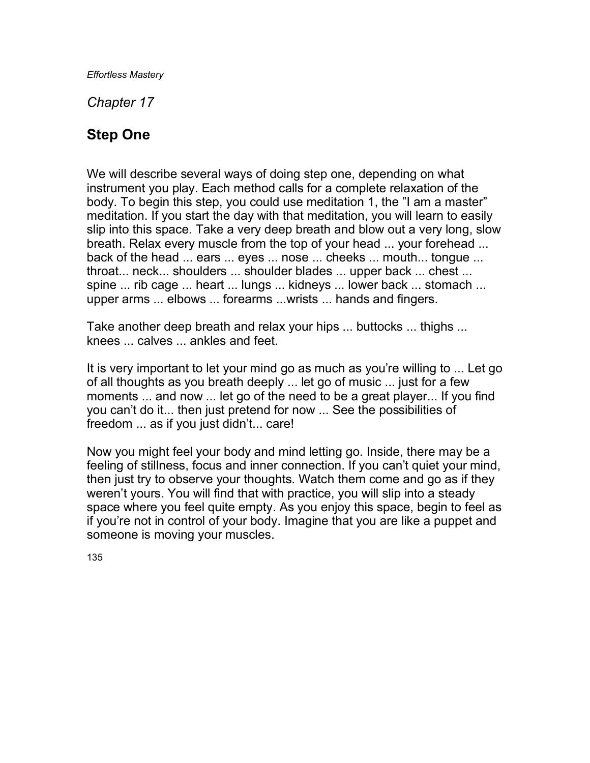*Chapter 17*

## Step One

We will describe several ways of doing step one, depending on what instrument you play. Each method calls for a complete relaxation of the body. To begin this step, you could use meditation 1, the ”I am a master” meditation. If you start the day with that meditation, you will learn to easily slip into this space. Take a very deep breath and blow out a very long, slow breath. Relax every muscle from the top of your head ... your forehead ... back of the head ... ears ... eyes ... nose ... cheeks ... mouth... tongue ... throat... neck... shoulders ... shoulder blades ... upper back ... chest ... spine ... rib cage ... heart ... lungs ... kidneys ... lower back ... stomach ... upper arms ... elbows ... forearms ...wrists ... hands and fingers.

Take another deep breath and relax your hips ... buttocks ... thighs ... knees ... calves ... ankles and feet.

It is very important to let your mind go as much as you’re willing to ... Let go of all thoughts as you breath deeply ... let go of music ... just for a few moments ... and now ... let go of the need to be a great player... If you find you can’t do it... then just pretend for now ... See the possibilities of freedom ... as if you just didn’t... care!

Now you might feel your body and mind letting go. Inside, there may be a feeling of stillness, focus and inner connection. If you can’t quiet your mind, then just try to observe your thoughts. Watch them come and go as if they weren’t yours. You will find that with practice, you will slip into a steady space where you feel quite empty. As you enjoy this space, begin to feel as if you’re not in control of your body. Imagine that you are like a puppet and someone is moving your muscles.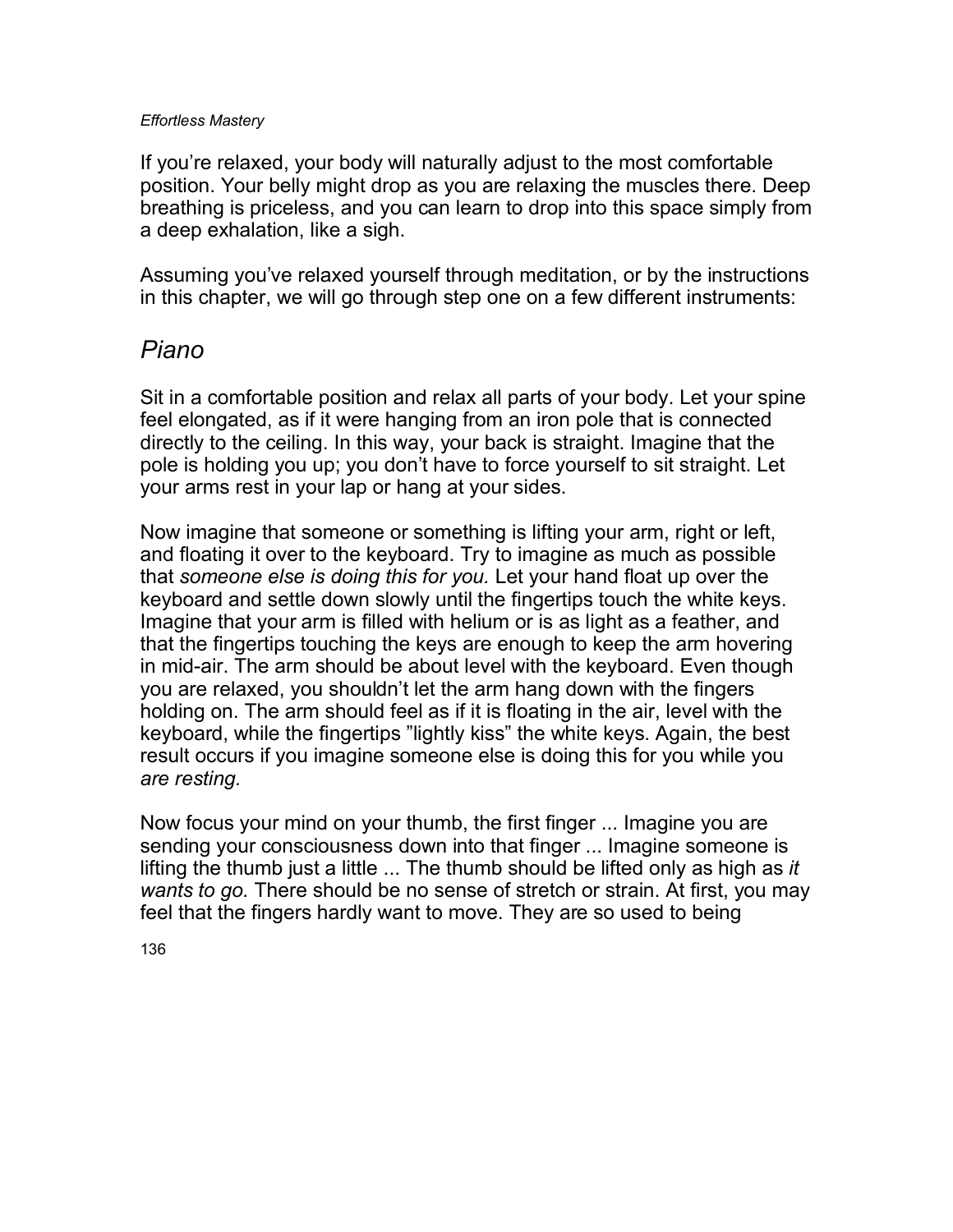If you're relaxed, your body will naturally adjust to the most comfortable position. Your belly might drop as you are relaxing the muscles there. Deep breathing is priceless, and you can learn to drop into this space simply from a deep exhalation, like a sigh.

Assuming you've relaxed yourself through meditation, or by the instructions in this chapter, we will go through step one on a few different instruments:

## *Piano*

Sit in a comfortable position and relax all parts of your body. Let your spine feel elongated, as if it were hanging from an iron pole that is connected directly to the ceiling. In this way, your back is straight. Imagine that the pole is holding you up; you don't have to force yourself to sit straight. Let your arms rest in your lap or hang at your sides.

Now imagine that someone or something is lifting your arm, right or left, and floating it over to the keyboard. Try to imagine as much as possible that *someone else is doing this for you.* Let your hand float up over the keyboard and settle down slowly until the fingertips touch the white keys. Imagine that your arm is filled with helium or is as light as a feather, and that the fingertips touching the keys are enough to keep the arm hovering in mid-air. The arm should be about level with the keyboard. Even though you are relaxed, you shouldn't let the arm hang down with the fingers holding on. The arm should feel as if it is floating in the air, level with the keyboard, while the fingertips "lightly kiss" the white keys. Again, the best result occurs if you imagine someone else is doing this for you while you *are resting.*

Now focus your mind on your thumb, the first finger ... Imagine you are sending your consciousness down into that finger ... Imagine someone is lifting the thumb just a little ... The thumb should be lifted only as high as *it wants to go.* There should be no sense of stretch or strain. At first, you may feel that the fingers hardly want to move. They are so used to being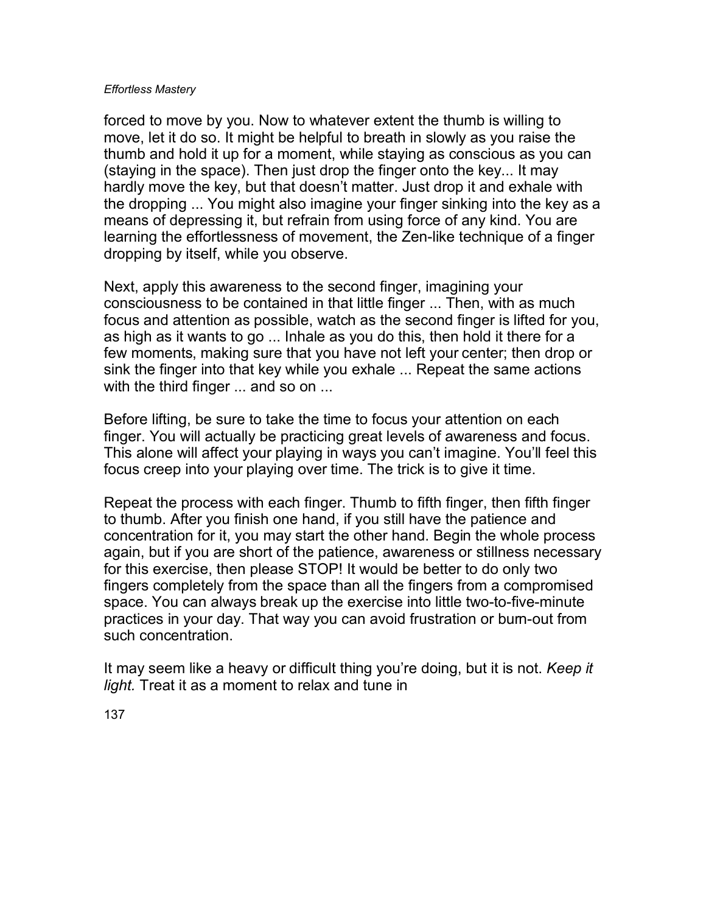forced to move by you. Now to whatever extent the thumb is willing to move, let it do so. It might be helpful to breath in slowly as you raise the thumb and hold it up for a moment, while staying as conscious as you can (staying in the space). Then just drop the finger onto the key... It may hardly move the key, but that doesn't matter. Just drop it and exhale with the dropping ... You might also imagine your finger sinking into the key as a means of depressing it, but refrain from using force of any kind. You are learning the effortlessness of movement, the Zen-like technique of a finger dropping by itself, while you observe.

Next, apply this awareness to the second finger, imagining your consciousness to be contained in that little finger ... Then, with as much focus and attention as possible, watch as the second finger is lifted for you, as high as it wants to go ... Inhale as you do this, then hold it there for a few moments, making sure that you have not left your center; then drop or sink the finger into that key while you exhale ... Repeat the same actions with the third finger ... and so on ...

Before lifting, be sure to take the time to focus your attention on each finger. You will actually be practicing great levels of awareness and focus. This alone will affect your playing in ways you can't imagine. You'll feel this focus creep into your playing over time. The trick is to give it time.

Repeat the process with each finger. Thumb to fifth finger, then fifth finger to thumb. After you finish one hand, if you still have the patience and concentration for it, you may start the other hand. Begin the whole process again, but if you are short of the patience, awareness or stillness necessary for this exercise, then please STOP! It would be better to do only two fingers completely from the space than all the fingers from a compromised space. You can always break up the exercise into little two-to-five-minute practices in your day. That way you can avoid frustration or burn-out from such concentration.

It may seem like a heavy or difficult thing you're doing, but it is not. *Keep it light.* Treat it as a moment to relax and tune in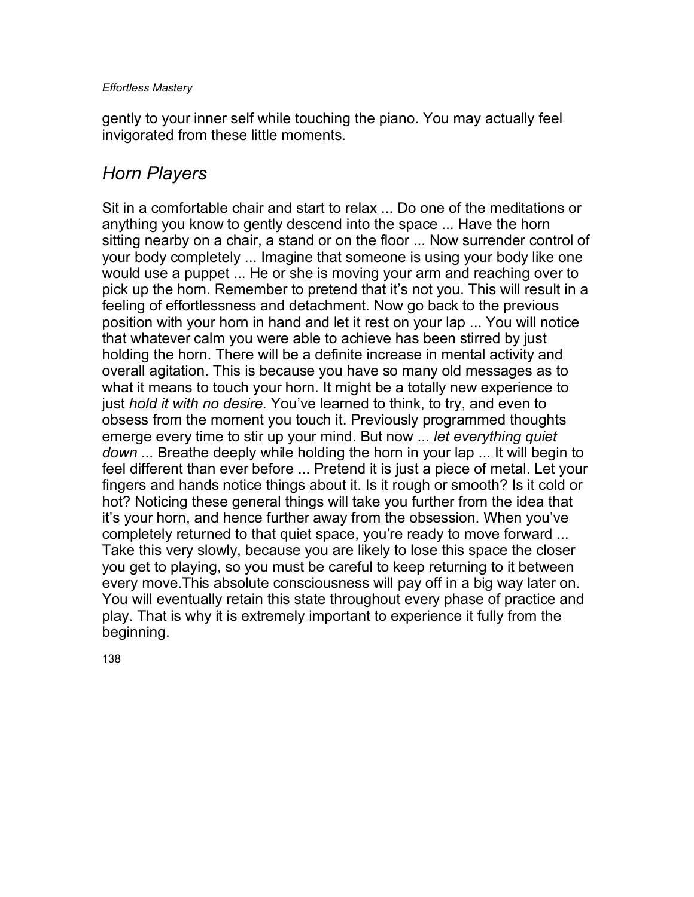gently to your inner self while touching the piano. You may actually feel invigorated from these little moments.

## *Horn Players*

Sit in a comfortable chair and start to relax ... Do one of the meditations or anything you know to gently descend into the space ... Have the horn sitting nearby on a chair, a stand or on the floor ... Now surrender control of your body completely ... Imagine that someone is using your body like one would use a puppet ... He or she is moving your arm and reaching over to pick up the horn. Remember to pretend that it's not you. This will result in a feeling of effortlessness and detachment. Now go back to the previous position with your horn in hand and let it rest on your lap ... You will notice that whatever calm you were able to achieve has been stirred by just holding the horn. There will be a definite increase in mental activity and overall agitation. This is because you have so many old messages as to what it means to touch your horn. It might be a totally new experience to just *hold it with no desire.* You've learned to think, to try, and even to obsess from the moment you touch it. Previously programmed thoughts emerge every time to stir up your mind. But now ... *let everything quiet down ...* Breathe deeply while holding the horn in your lap ... It will begin to feel different than ever before ... Pretend it is just a piece of metal. Let your fingers and hands notice things about it. Is it rough or smooth? Is it cold or hot? Noticing these general things will take you further from the idea that it's your horn, and hence further away from the obsession. When you've completely returned to that quiet space, you're ready to move forward ... Take this very slowly, because you are likely to lose this space the closer you get to playing, so you must be careful to keep returning to it between every move.This absolute consciousness will pay off in a big way later on. You will eventually retain this state throughout every phase of practice and play. That is why it is extremely important to experience it fully from the beginning.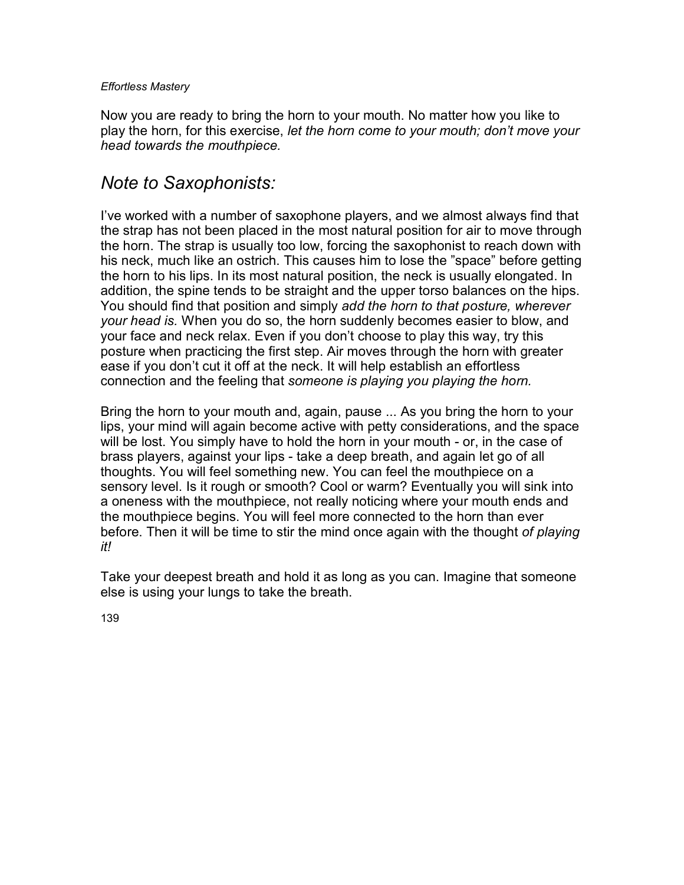Now you are ready to bring the horn to your mouth. No matter how you like to play the horn, for this exercise, *let the horn come to your mouth; don't move your head towards the mouthpiece.*

## *Note to Saxophonists:*

I've worked with a number of saxophone players, and we almost always find that the strap has not been placed in the most natural position for air to move through the horn. The strap is usually too low, forcing the saxophonist to reach down with his neck, much like an ostrich. This causes him to lose the "space" before getting the horn to his lips. In its most natural position, the neck is usually elongated. In addition, the spine tends to be straight and the upper torso balances on the hips. You should find that position and simply *add the horn to that posture, wherever your head is.* When you do so, the horn suddenly becomes easier to blow, and your face and neck relax. Even if you don't choose to play this way, try this posture when practicing the first step. Air moves through the horn with greater ease if you don't cut it off at the neck. It will help establish an effortless connection and the feeling that *someone is playing you playing the horn.*

Bring the horn to your mouth and, again, pause ... As you bring the horn to your lips, your mind will again become active with petty considerations, and the space will be lost. You simply have to hold the horn in your mouth - or, in the case of brass players, against your lips - take a deep breath, and again let go of all thoughts. You will feel something new. You can feel the mouthpiece on a sensory level. Is it rough or smooth? Cool or warm? Eventually you will sink into a oneness with the mouthpiece, not really noticing where your mouth ends and the mouthpiece begins. You will feel more connected to the horn than ever before. Then it will be time to stir the mind once again with the thought *of playing it!*

Take your deepest breath and hold it as long as you can. Imagine that someone else is using your lungs to take the breath.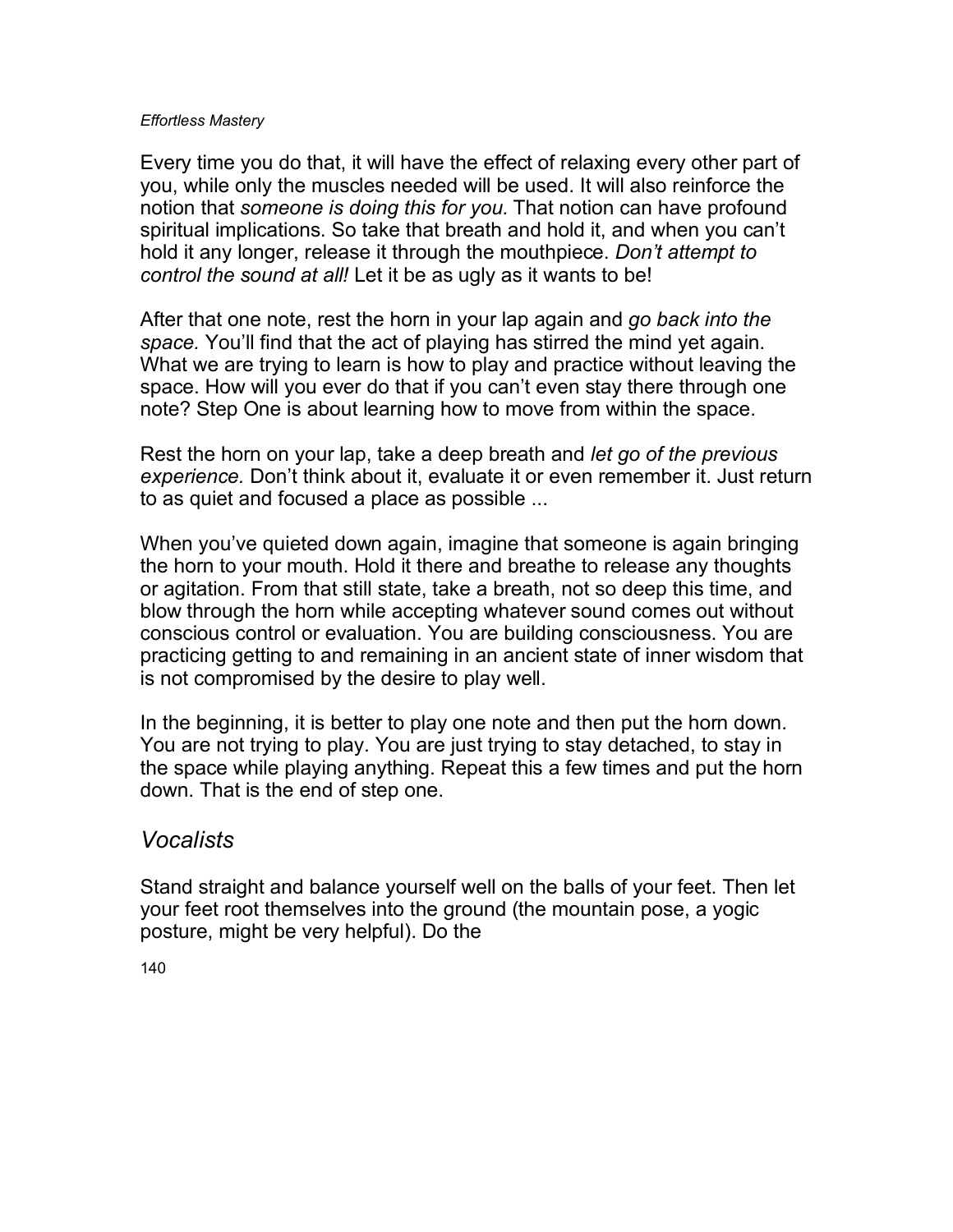Every time you do that, it will have the effect of relaxing every other part of you, while only the muscles needed will be used. It will also reinforce the notion that *someone is doing this for you.* That notion can have profound spiritual implications. So take that breath and hold it, and when you can't hold it any longer, release it through the mouthpiece. *Don't attempt to control the sound at all!* Let it be as ugly as it wants to be!

After that one note, rest the horn in your lap again and *go back into the space.* You'll find that the act of playing has stirred the mind yet again. What we are trying to learn is how to play and practice without leaving the space. How will you ever do that if you can't even stay there through one note? Step One is about learning how to move from within the space.

Rest the horn on your lap, take a deep breath and *let go of the previous experience.* Don't think about it, evaluate it or even remember it. Just return to as quiet and focused a place as possible ...

When you've quieted down again, imagine that someone is again bringing the horn to your mouth. Hold it there and breathe to release any thoughts or agitation. From that still state, take a breath, not so deep this time, and blow through the horn while accepting whatever sound comes out without conscious control or evaluation. You are building consciousness. You are practicing getting to and remaining in an ancient state of inner wisdom that is not compromised by the desire to play well.

In the beginning, it is better to play one note and then put the horn down. You are not trying to play. You are just trying to stay detached, to stay in the space while playing anything. Repeat this a few times and put the horn down. That is the end of step one.

## *Vocalists*

Stand straight and balance yourself well on the balls of your feet. Then let your feet root themselves into the ground (the mountain pose, a yogic posture, might be very helpful). Do the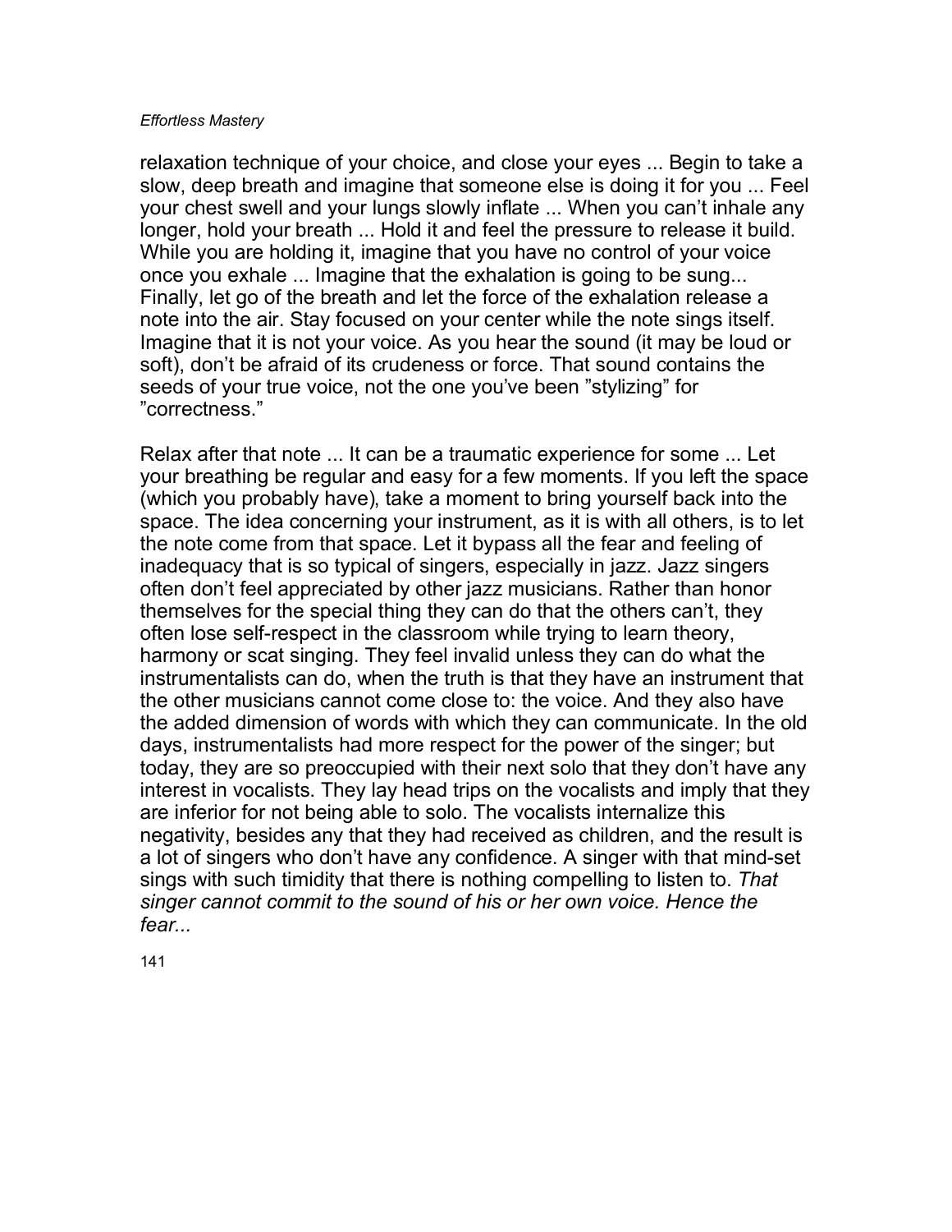relaxation technique of your choice, and close your eyes ... Begin to take a slow, deep breath and imagine that someone else is doing it for you ... Feel your chest swell and your lungs slowly inflate ... When you can't inhale any longer, hold your breath ... Hold it and feel the pressure to release it build. While you are holding it, imagine that you have no control of your voice once you exhale ... Imagine that the exhalation is going to be sung... Finally, let go of the breath and let the force of the exhalation release a note into the air. Stay focused on your center while the note sings itself. Imagine that it is not your voice. As you hear the sound (it may be loud or soft), don't be afraid of its crudeness or force. That sound contains the seeds of your true voice, not the one you've been "stylizing" for "correctness."

Relax after that note ... It can be a traumatic experience for some ... Let your breathing be regular and easy for a few moments. If you left the space (which you probably have), take a moment to bring yourself back into the space. The idea concerning your instrument, as it is with all others, is to let the note come from that space. Let it bypass all the fear and feeling of inadequacy that is so typical of singers, especially in jazz. Jazz singers often don't feel appreciated by other jazz musicians. Rather than honor themselves for the special thing they can do that the others can't, they often lose self-respect in the classroom while trying to learn theory, harmony or scat singing. They feel invalid unless they can do what the instrumentalists can do, when the truth is that they have an instrument that the other musicians cannot come close to: the voice. And they also have the added dimension of words with which they can communicate. In the old days, instrumentalists had more respect for the power of the singer; but today, they are so preoccupied with their next solo that they don't have any interest in vocalists. They lay head trips on the vocalists and imply that they are inferior for not being able to solo. The vocalists internalize this negativity, besides any that they had received as children, and the result is a lot of singers who don't have any confidence. A singer with that mind-set sings with such timidity that there is nothing compelling to listen to. *That singer cannot commit to the sound of his or her own voice. Hence the fear...*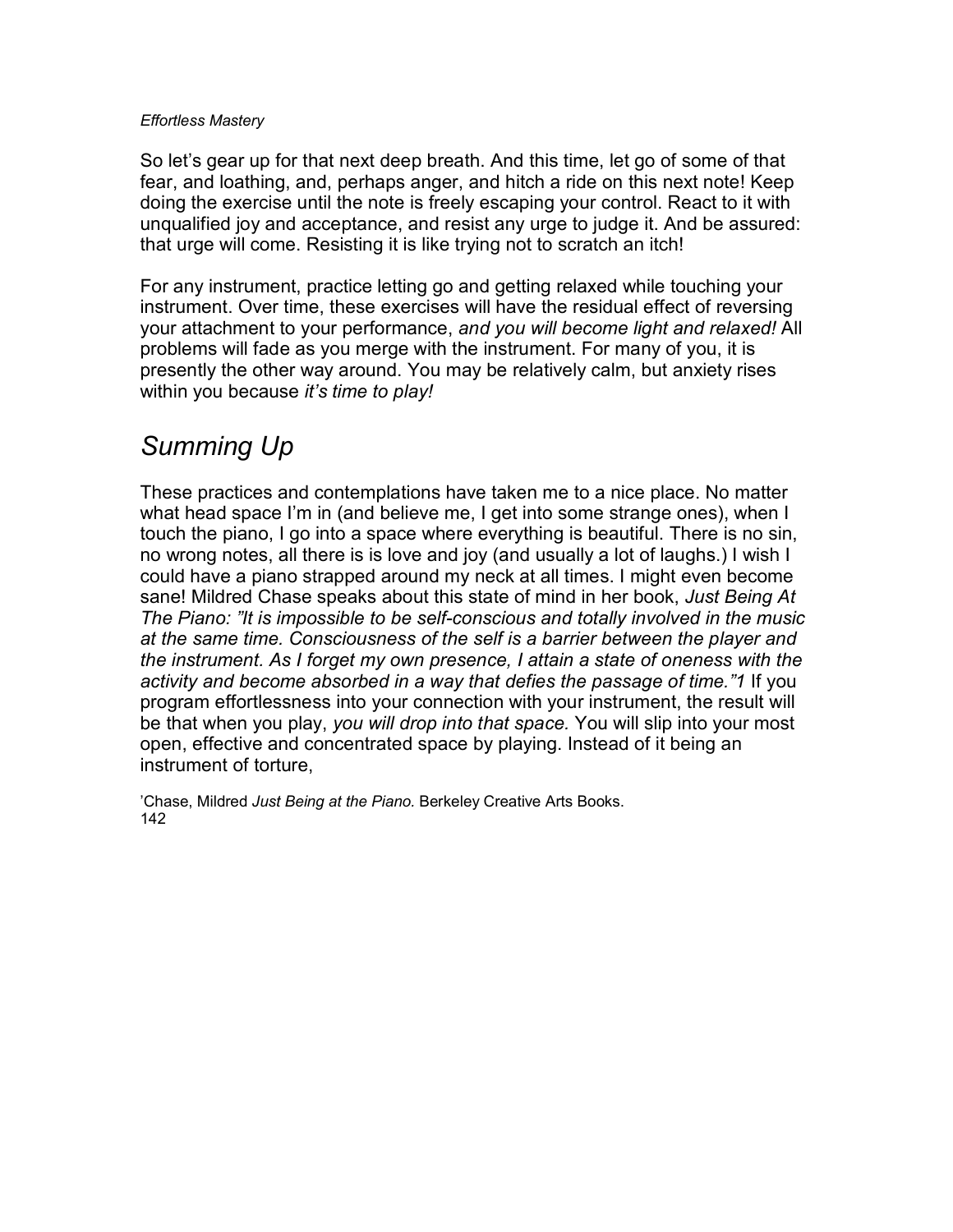So let's gear up for that next deep breath. And this time, let go of some of that fear, and loathing, and, perhaps anger, and hitch a ride on this next note! Keep doing the exercise until the note is freely escaping your control. React to it with unqualified joy and acceptance, and resist any urge to judge it. And be assured: that urge will come. Resisting it is like trying not to scratch an itch!

For any instrument, practice letting go and getting relaxed while touching your instrument. Over time, these exercises will have the residual effect of reversing your attachment to your performance, *and you will become light and relaxed!* All problems will fade as you merge with the instrument. For many of you, it is presently the other way around. You may be relatively calm, but anxiety rises within you because *it's time to play!*

## *Summing Up*

These practices and contemplations have taken me to a nice place. No matter what head space I'm in (and believe me, I get into some strange ones), when I touch the piano, I go into a space where everything is beautiful. There is no sin, no wrong notes, all there is is love and joy (and usually a lot of laughs.) I wish I could have a piano strapped around my neck at all times. I might even become sane! Mildred Chase speaks about this state of mind in her book, *Just Being At The Piano: "It is impossible to be self-conscious and totally involved in the music at the same time. Consciousness of the self is a barrier between the player and the instrument. As I forget my own presence, I attain a state of oneness with the activity and become absorbed in a way that defies the passage of time."1* If you program effortlessness into your connection with your instrument, the result will be that when you play, *you will drop into that space.* You will slip into your most open, effective and concentrated space by playing. Instead of it being an instrument of torture,

'Chase, Mildred *Just Being at the Piano.* Berkeley Creative Arts Books.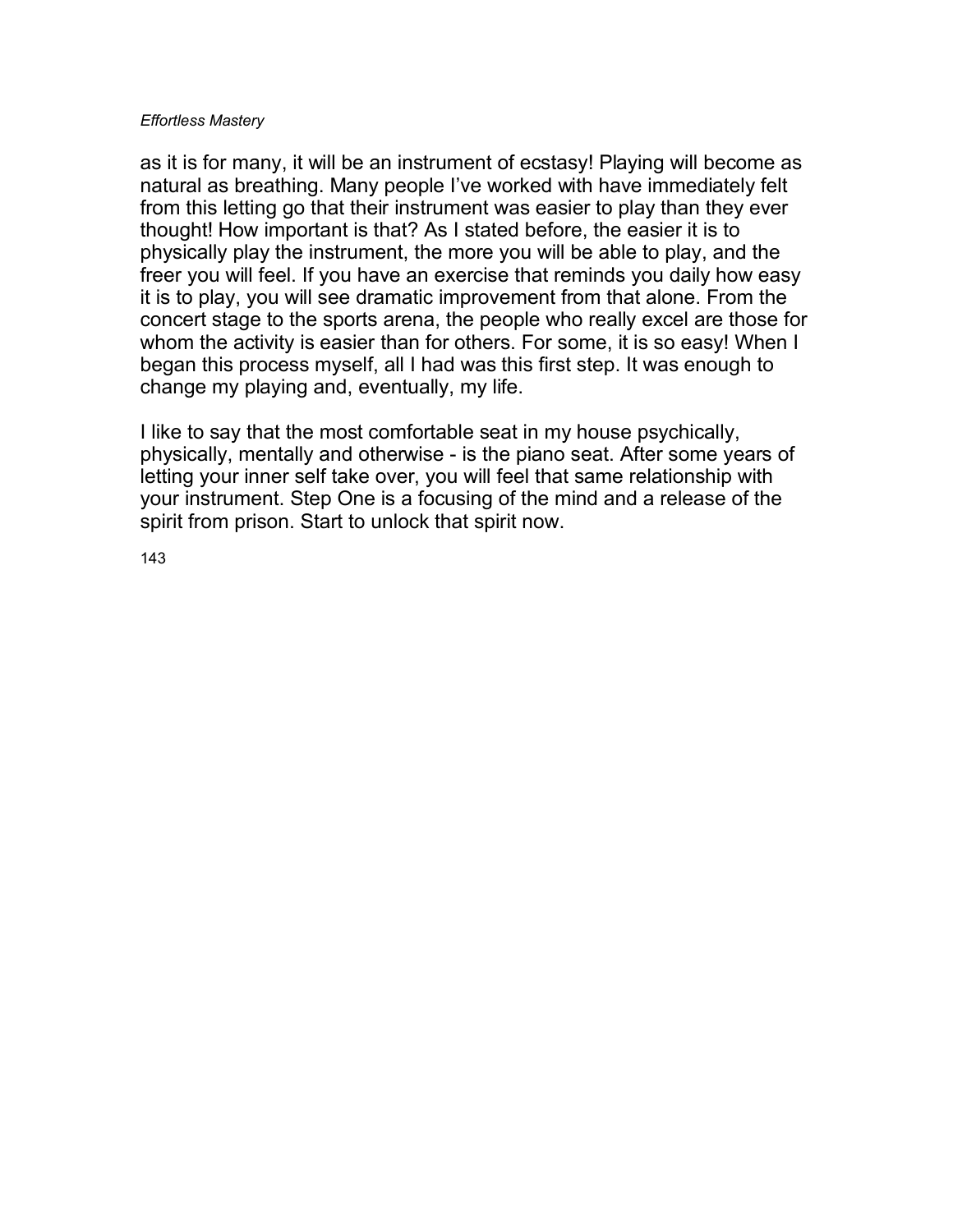as it is for many, it will be an instrument of ecstasy! Playing will become as natural as breathing. Many people I've worked with have immediately felt from this letting go that their instrument was easier to play than they ever thought! How important is that? As I stated before, the easier it is to physically play the instrument, the more you will be able to play, and the freer you will feel. If you have an exercise that reminds you daily how easy it is to play, you will see dramatic improvement from that alone. From the concert stage to the sports arena, the people who really excel are those for whom the activity is easier than for others. For some, it is so easy! When I began this process myself, all I had was this first step. It was enough to change my playing and, eventually, my life.

I like to say that the most comfortable seat in my house psychically, physically, mentally and otherwise - is the piano seat. After some years of letting your inner self take over, you will feel that same relationship with your instrument. Step One is a focusing of the mind and a release of the spirit from prison. Start to unlock that spirit now.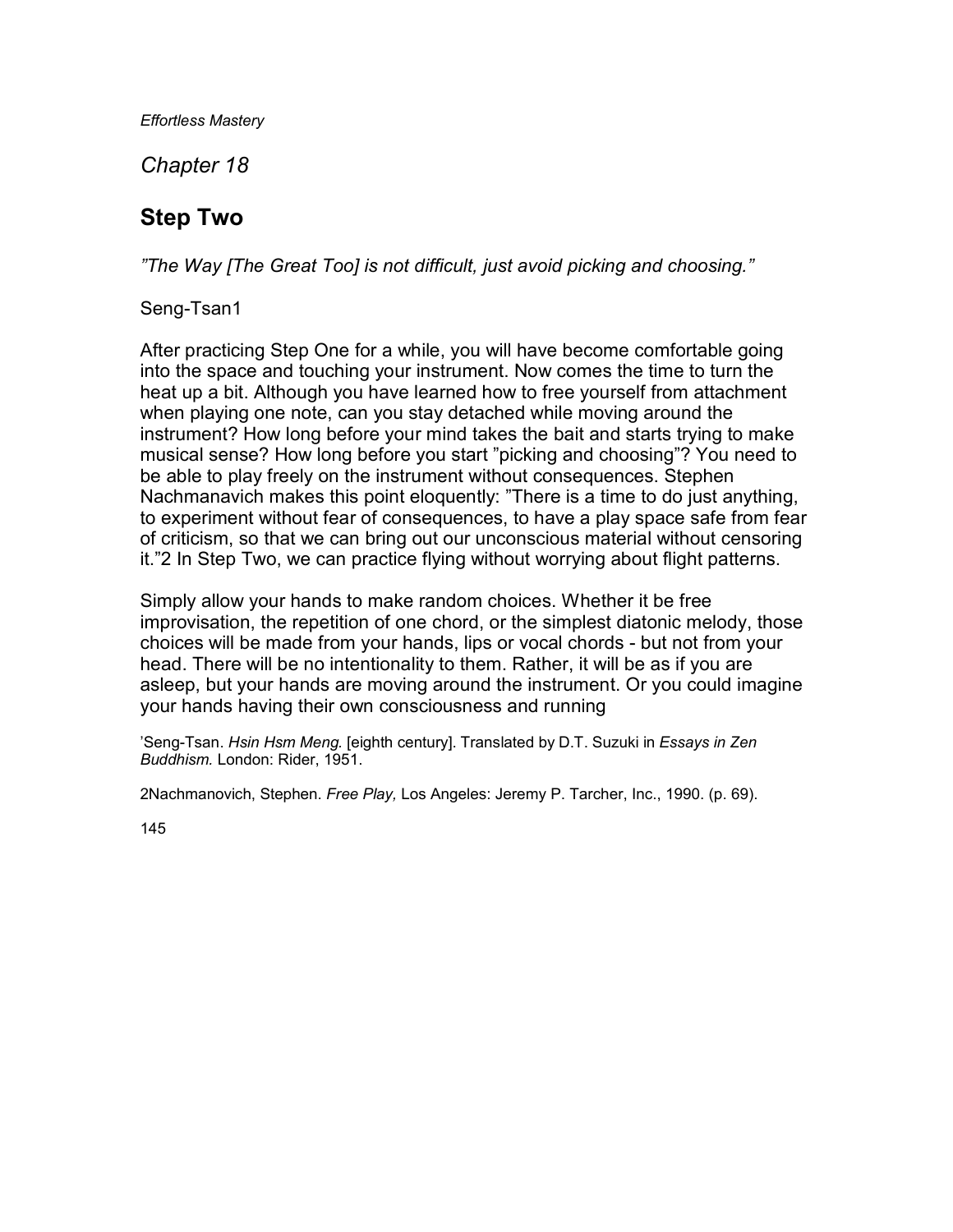# Chapter 18

## Step Two

*"The Way [The Great Too] is not difficult, just avoid picking and choosing."*

Seng-Tsan[1]

After practicing Step One for a while, you will have become comfortable going into the space and touching your instrument. Now comes the time to turn the heat up a bit. Although you have learned how to free yourself from attachment when playing one note, can you stay detached while moving around the instrument? How long before your mind takes the bait and starts trying to make musical sense? How long before you start "picking and choosing"? You need to be able to play freely on the instrument without consequences. Stephen Nachmanavich makes this point eloquently: "There is a time to do just anything, to experiment without fear of consequences, to have a play space safe from fear of criticism, so that we can bring out our unconscious material without censoring it."[2] In Step Two, we can practice flying without worrying about flight patterns.

Simply allow your hands to make random choices. Whether it be free improvisation, the repetition of one chord, or the simplest diatonic melody, those choices will be made from your hands, lips or vocal chords - but not from your head. There will be no intentionality to them. Rather, it will be as if you are asleep, but your hands are moving around the instrument. Or you could imagine your hands having their own consciousness and running

[1] Seng-Tsan. *Hsin Hsm Meng.* [eighth century]. Translated by D.T. Suzuki in *Essays in Zen Buddhism.* London: Rider, 1951.

[2] Nachmanovich, Stephen. *Free Play,* Los Angeles: Jeremy P. Tarcher, Inc., 1990. (p. 69).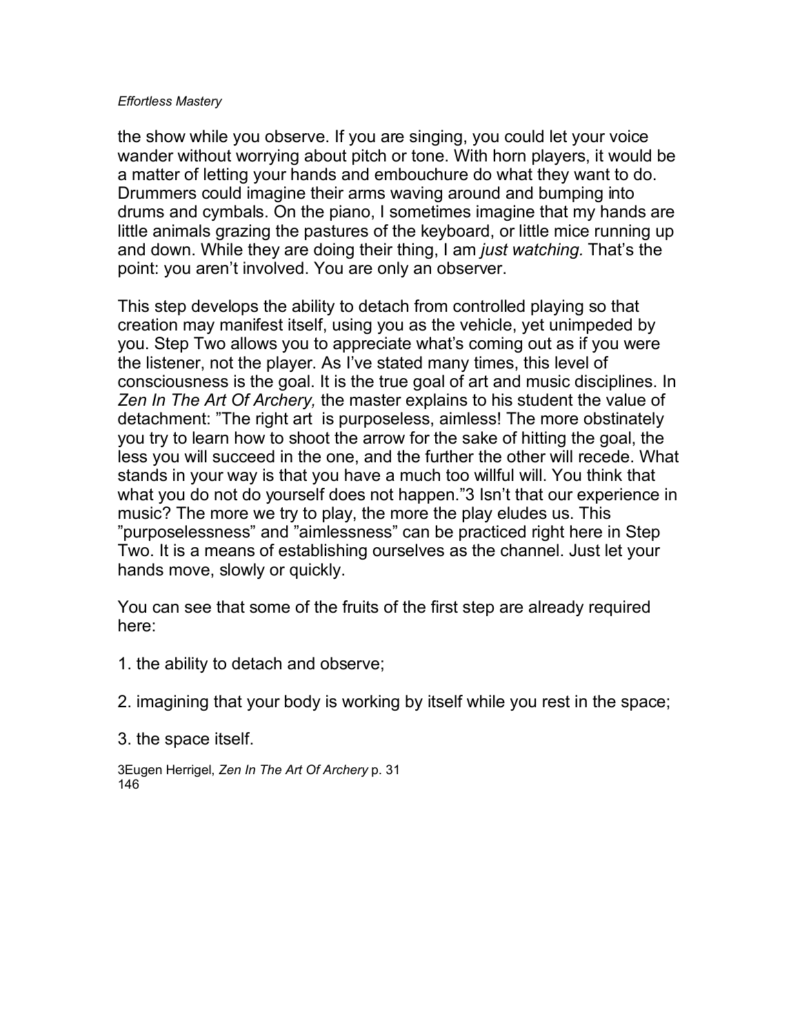the show while you observe. If you are singing, you could let your voice wander without worrying about pitch or tone. With horn players, it would be a matter of letting your hands and embouchure do what they want to do. Drummers could imagine their arms waving around and bumping into drums and cymbals. On the piano, I sometimes imagine that my hands are little animals grazing the pastures of the keyboard, or little mice running up and down. While they are doing their thing, I am *just watching.* That's the point: you aren't involved. You are only an observer.

This step develops the ability to detach from controlled playing so that creation may manifest itself, using you as the vehicle, yet unimpeded by you. Step Two allows you to appreciate what's coming out as if you were the listener, not the player. As I've stated many times, this level of consciousness is the goal. It is the true goal of art and music disciplines. In *Zen In The Art Of Archery,* the master explains to his student the value of detachment: "The right art is purposeless, aimless! The more obstinately you try to learn how to shoot the arrow for the sake of hitting the goal, the less you will succeed in the one, and the further the other will recede. What stands in your way is that you have a much too willful will. You think that what you do not do yourself does not happen."[3] Isn't that our experience in music? The more we try to play, the more the play eludes us. This "purposelessness" and "aimlessness" can be practiced right here in Step Two. It is a means of establishing ourselves as the channel. Just let your hands move, slowly or quickly.

You can see that some of the fruits of the first step are already required here:

1. the ability to detach and observe;

2. imagining that your body is working by itself while you rest in the space;

3. the space itself.

[3] Eugen Herrigel, *Zen In The Art Of Archery* p. 31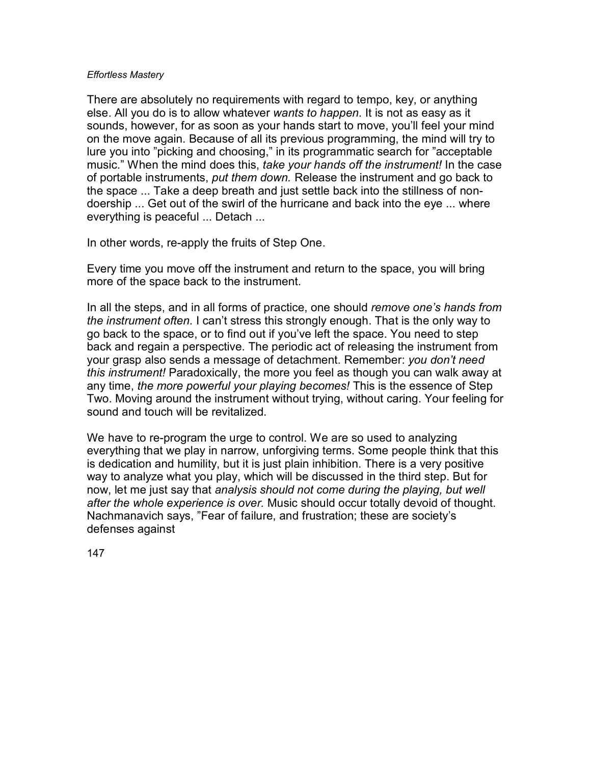There are absolutely no requirements with regard to tempo, key, or anything else. All you do is to allow whatever *wants to happen.* It is not as easy as it sounds, however, for as soon as your hands start to move, you'll feel your mind on the move again. Because of all its previous programming, the mind will try to lure you into "picking and choosing," in its programmatic search for "acceptable music." When the mind does this, *take your hands off the instrument!* In the case of portable instruments, *put them down.* Release the instrument and go back to the space ... Take a deep breath and just settle back into the stillness of non-doership ... Get out of the swirl of the hurricane and back into the eye ... where everything is peaceful ... Detach ...

In other words, re-apply the fruits of Step One.

Every time you move off the instrument and return to the space, you will bring more of the space back to the instrument.

In all the steps, and in all forms of practice, one should *remove one's hands from the instrument often.* I can't stress this strongly enough. That is the only way to go back to the space, or to find out if you've left the space. You need to step back and regain a perspective. The periodic act of releasing the instrument from your grasp also sends a message of detachment. Remember: *you don't need this instrument!* Paradoxically, the more you feel as though you can walk away at any time, *the more powerful your playing becomes!* This is the essence of Step Two. Moving around the instrument without trying, without caring. Your feeling for sound and touch will be revitalized.

We have to re-program the urge to control. We are so used to analyzing everything that we play in narrow, unforgiving terms. Some people think that this is dedication and humility, but it is just plain inhibition. There is a very positive way to analyze what you play, which will be discussed in the third step. But for now, let me just say that *analysis should not come during the playing, but well after the whole experience is over.* Music should occur totally devoid of thought. Nachmanavich says, "Fear of failure, and frustration; these are society's defenses against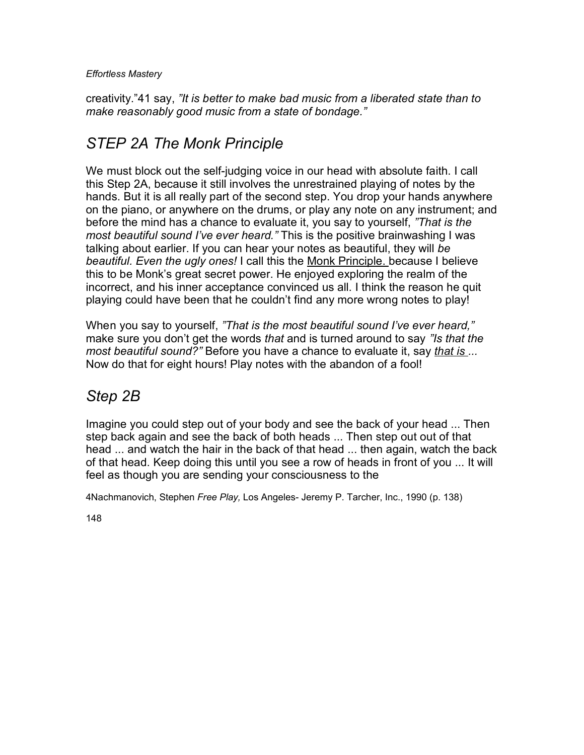creativity."41 say, *"It is better to make bad music from a liberated state than to make reasonably good music from a state of bondage."*

## *STEP 2A The Monk Principle*

We must block out the self-judging voice in our head with absolute faith. I call this Step 2A, because it still involves the unrestrained playing of notes by the hands. But it is all really part of the second step. You drop your hands anywhere on the piano, or anywhere on the drums, or play any note on any instrument; and before the mind has a chance to evaluate it, you say to yourself, *"That is the most beautiful sound I've ever heard."* This is the positive brainwashing I was talking about earlier. If you can hear your notes as beautiful, they will *be beautiful. Even the ugly ones!* I call this the Monk Principle. because I believe this to be Monk's great secret power. He enjoyed exploring the realm of the incorrect, and his inner acceptance convinced us all. I think the reason he quit playing could have been that he couldn't find any more wrong notes to play!

When you say to yourself, *"That is the most beautiful sound I've ever heard,"* make sure you don't get the words *that* and is turned around to say *"Is that the most beautiful sound?"* Before you have a chance to evaluate it, say *that is ...* Now do that for eight hours! Play notes with the abandon of a fool!

## *Step 2B*

Imagine you could step out of your body and see the back of your head ... Then step back again and see the back of both heads ... Then step out out of that head ... and watch the hair in the back of that head ... then again, watch the back of that head. Keep doing this until you see a row of heads in front of you ... It will feel as though you are sending your consciousness to the

4Nachmanovich, Stephen *Free Play,* Los Angeles- Jeremy P. Tarcher, Inc., 1990 (p. 138)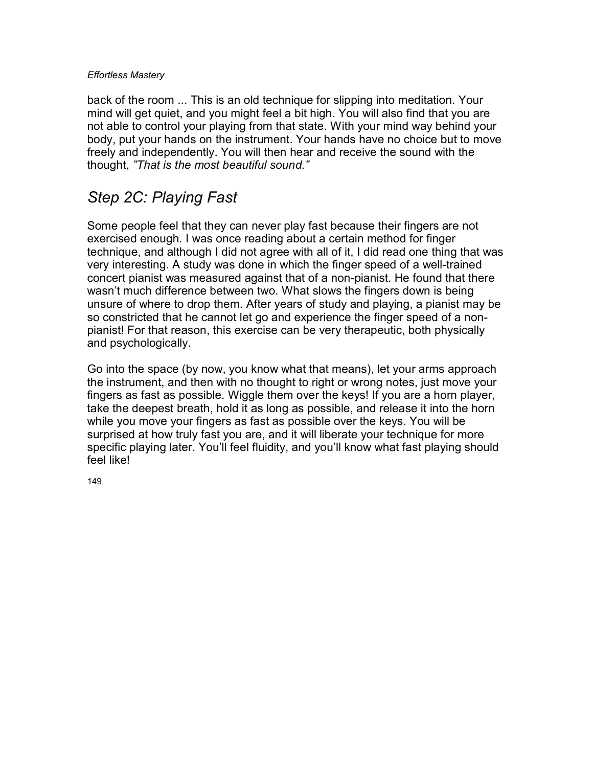back of the room ... This is an old technique for slipping into meditation. Your mind will get quiet, and you might feel a bit high. You will also find that you are not able to control your playing from that state. With your mind way behind your body, put your hands on the instrument. Your hands have no choice but to move freely and independently. You will then hear and receive the sound with the thought, *"That is the most beautiful sound."*

## *Step 2C: Playing Fast*

Some people feel that they can never play fast because their fingers are not exercised enough. I was once reading about a certain method for finger technique, and although I did not agree with all of it, I did read one thing that was very interesting. A study was done in which the finger speed of a well-trained concert pianist was measured against that of a non-pianist. He found that there wasn't much difference between two. What slows the fingers down is being unsure of where to drop them. After years of study and playing, a pianist may be so constricted that he cannot let go and experience the finger speed of a non-pianist! For that reason, this exercise can be very therapeutic, both physically and psychologically.

Go into the space (by now, you know what that means), let your arms approach the instrument, and then with no thought to right or wrong notes, just move your fingers as fast as possible. Wiggle them over the keys! If you are a horn player, take the deepest breath, hold it as long as possible, and release it into the horn while you move your fingers as fast as possible over the keys. You will be surprised at how truly fast you are, and it will liberate your technique for more specific playing later. You'll feel fluidity, and you'll know what fast playing should feel like!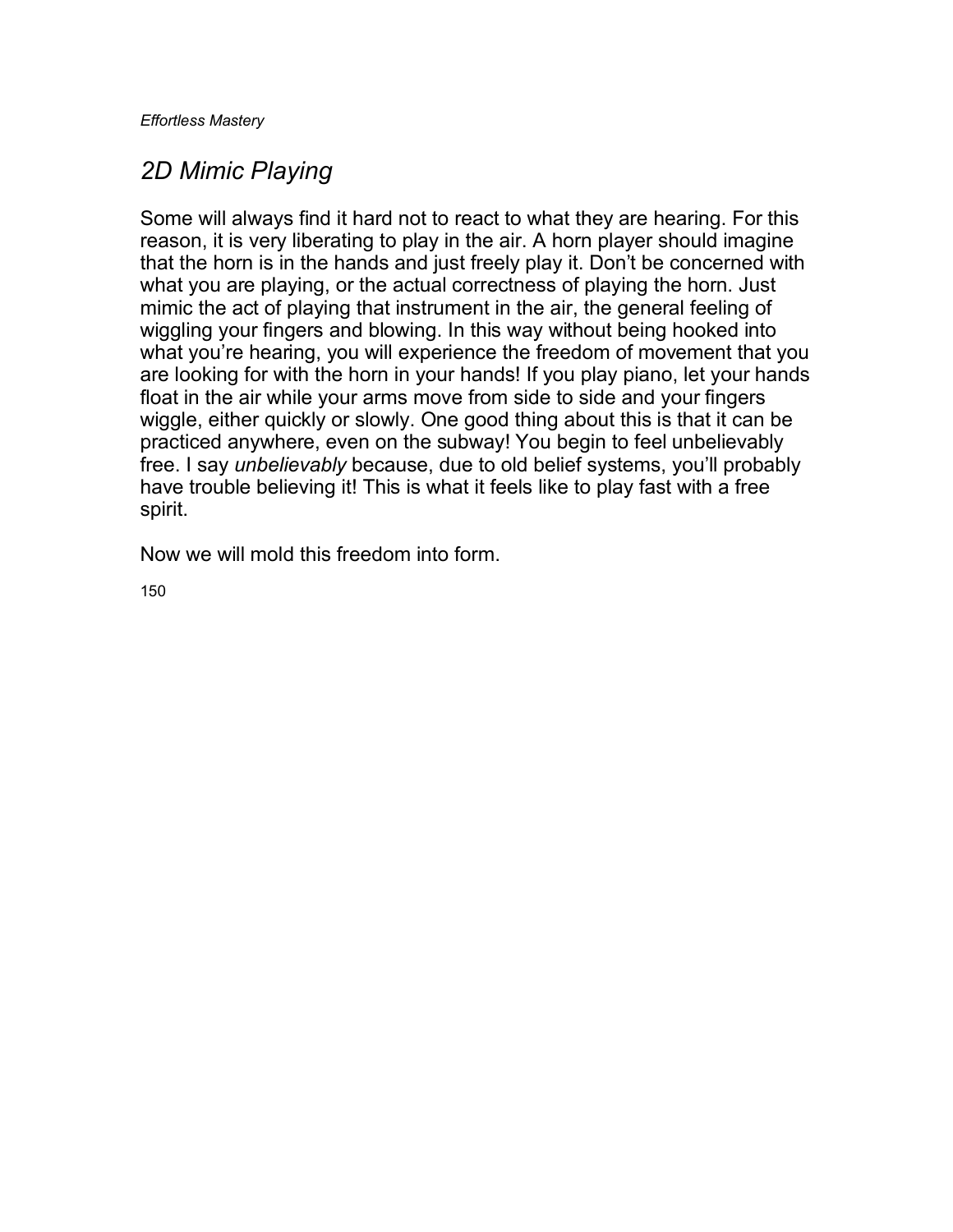## *2D Mimic Playing*

Some will always find it hard not to react to what they are hearing. For this reason, it is very liberating to play in the air. A horn player should imagine that the horn is in the hands and just freely play it. Don't be concerned with what you are playing, or the actual correctness of playing the horn. Just mimic the act of playing that instrument in the air, the general feeling of wiggling your fingers and blowing. In this way without being hooked into what you're hearing, you will experience the freedom of movement that you are looking for with the horn in your hands! If you play piano, let your hands float in the air while your arms move from side to side and your fingers wiggle, either quickly or slowly. One good thing about this is that it can be practiced anywhere, even on the subway! You begin to feel unbelievably free. I say *unbelievably* because, due to old belief systems, you'll probably have trouble believing it! This is what it feels like to play fast with a free spirit.

Now we will mold this freedom into form.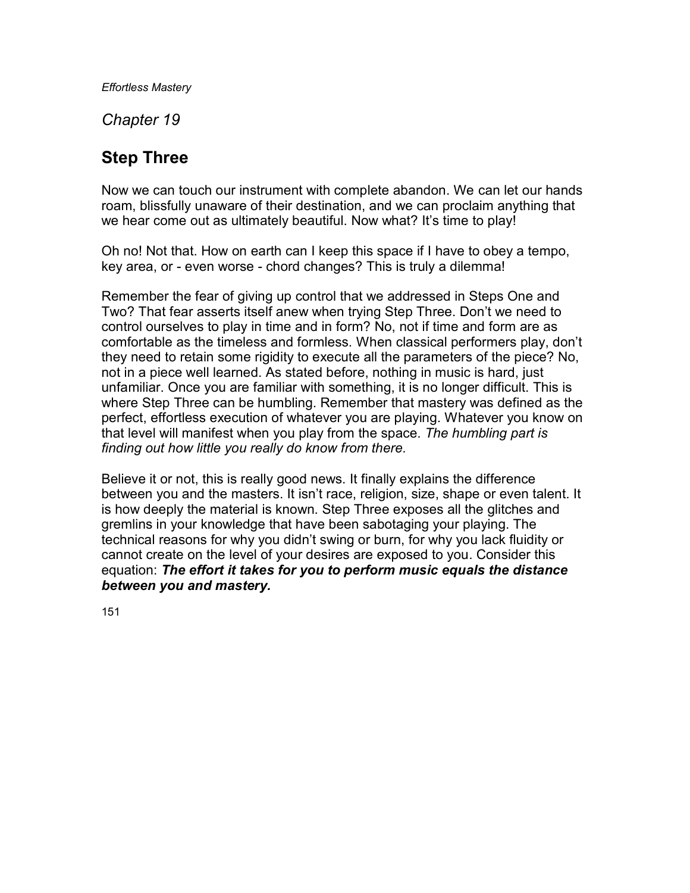## Chapter 19

# Step Three

Now we can touch our instrument with complete abandon. We can let our hands roam, blissfully unaware of their destination, and we can proclaim anything that we hear come out as ultimately beautiful. Now what? It's time to play!

Oh no! Not that. How on earth can I keep this space if I have to obey a tempo, key area, or - even worse - chord changes? This is truly a dilemma!

Remember the fear of giving up control that we addressed in Steps One and Two? That fear asserts itself anew when trying Step Three. Don't we need to control ourselves to play in time and in form? No, not if time and form are as comfortable as the timeless and formless. When classical performers play, don't they need to retain some rigidity to execute all the parameters of the piece? No, not in a piece well learned. As stated before, nothing in music is hard, just unfamiliar. Once you are familiar with something, it is no longer difficult. This is where Step Three can be humbling. Remember that mastery was defined as the perfect, effortless execution of whatever you are playing. Whatever you know on that level will manifest when you play from the space. *The humbling part is finding out how little you really do know from there.*

Believe it or not, this is really good news. It finally explains the difference between you and the masters. It isn't race, religion, size, shape or even talent. It is how deeply the material is known. Step Three exposes all the glitches and gremlins in your knowledge that have been sabotaging your playing. The technical reasons for why you didn't swing or burn, for why you lack fluidity or cannot create on the level of your desires are exposed to you. Consider this equation: ***The effort it takes for you to perform music equals the distance between you and mastery.***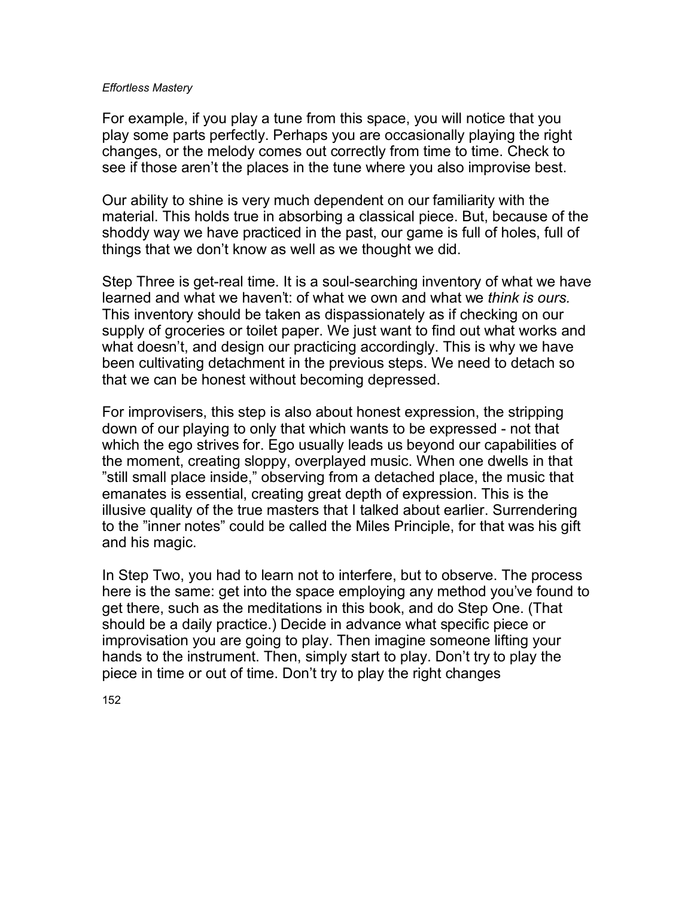For example, if you play a tune from this space, you will notice that you play some parts perfectly. Perhaps you are occasionally playing the right changes, or the melody comes out correctly from time to time. Check to see if those aren't the places in the tune where you also improvise best.

Our ability to shine is very much dependent on our familiarity with the material. This holds true in absorbing a classical piece. But, because of the shoddy way we have practiced in the past, our game is full of holes, full of things that we don't know as well as we thought we did.

Step Three is get-real time. It is a soul-searching inventory of what we have learned and what we haven't: of what we own and what we *think is ours.* This inventory should be taken as dispassionately as if checking on our supply of groceries or toilet paper. We just want to find out what works and what doesn't, and design our practicing accordingly. This is why we have been cultivating detachment in the previous steps. We need to detach so that we can be honest without becoming depressed.

For improvisers, this step is also about honest expression, the stripping down of our playing to only that which wants to be expressed - not that which the ego strives for. Ego usually leads us beyond our capabilities of the moment, creating sloppy, overplayed music. When one dwells in that "still small place inside," observing from a detached place, the music that emanates is essential, creating great depth of expression. This is the illusive quality of the true masters that I talked about earlier. Surrendering to the "inner notes" could be called the Miles Principle, for that was his gift and his magic.

In Step Two, you had to learn not to interfere, but to observe. The process here is the same: get into the space employing any method you've found to get there, such as the meditations in this book, and do Step One. (That should be a daily practice.) Decide in advance what specific piece or improvisation you are going to play. Then imagine someone lifting your hands to the instrument. Then, simply start to play. Don't try to play the piece in time or out of time. Don't try to play the right changes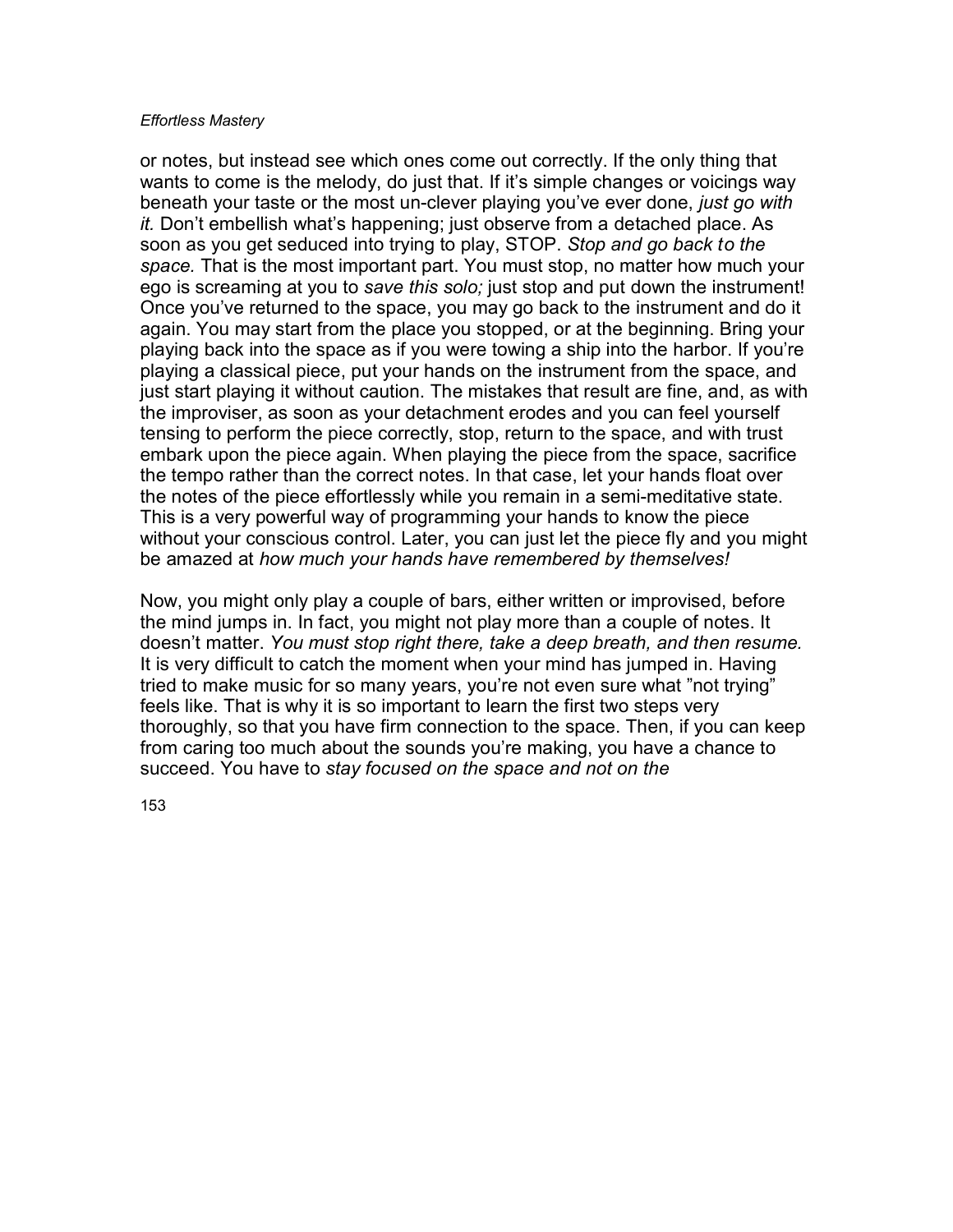or notes, but instead see which ones come out correctly. If the only thing that wants to come is the melody, do just that. If it's simple changes or voicings way beneath your taste or the most un-clever playing you've ever done, *just go with it.* Don't embellish what's happening; just observe from a detached place. As soon as you get seduced into trying to play, STOP. *Stop and go back to the space.* That is the most important part. You must stop, no matter how much your ego is screaming at you to *save this solo;* just stop and put down the instrument! Once you've returned to the space, you may go back to the instrument and do it again. You may start from the place you stopped, or at the beginning. Bring your playing back into the space as if you were towing a ship into the harbor. If you're playing a classical piece, put your hands on the instrument from the space, and just start playing it without caution. The mistakes that result are fine, and, as with the improviser, as soon as your detachment erodes and you can feel yourself tensing to perform the piece correctly, stop, return to the space, and with trust embark upon the piece again. When playing the piece from the space, sacrifice the tempo rather than the correct notes. In that case, let your hands float over the notes of the piece effortlessly while you remain in a semi-meditative state. This is a very powerful way of programming your hands to know the piece without your conscious control. Later, you can just let the piece fly and you might be amazed at *how much your hands have remembered by themselves!*

Now, you might only play a couple of bars, either written or improvised, before the mind jumps in. In fact, you might not play more than a couple of notes. It doesn't matter. *You must stop right there, take a deep breath, and then resume.* It is very difficult to catch the moment when your mind has jumped in. Having tried to make music for so many years, you're not even sure what "not trying" feels like. That is why it is so important to learn the first two steps very thoroughly, so that you have firm connection to the space. Then, if you can keep from caring too much about the sounds you're making, you have a chance to succeed. You have to *stay focused on the space and not on the*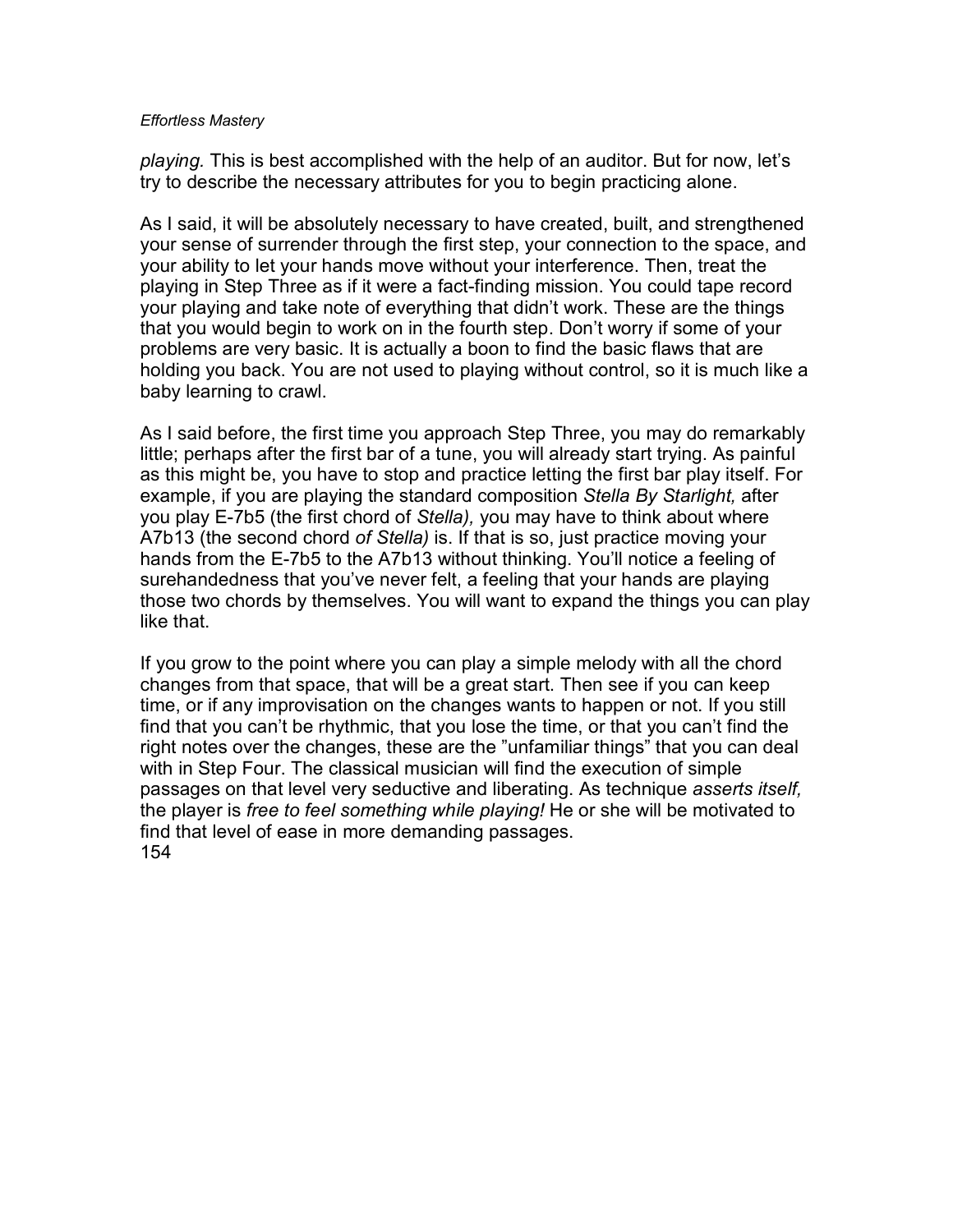*playing.* This is best accomplished with the help of an auditor. But for now, let's try to describe the necessary attributes for you to begin practicing alone.

As I said, it will be absolutely necessary to have created, built, and strengthened your sense of surrender through the first step, your connection to the space, and your ability to let your hands move without your interference. Then, treat the playing in Step Three as if it were a fact-finding mission. You could tape record your playing and take note of everything that didn't work. These are the things that you would begin to work on in the fourth step. Don't worry if some of your problems are very basic. It is actually a boon to find the basic flaws that are holding you back. You are not used to playing without control, so it is much like a baby learning to crawl.

As I said before, the first time you approach Step Three, you may do remarkably little; perhaps after the first bar of a tune, you will already start trying. As painful as this might be, you have to stop and practice letting the first bar play itself. For example, if you are playing the standard composition *Stella By Starlight,* after you play E-7b5 (the first chord of *Stella),* you may have to think about where A7b13 (the second chord *of Stella)* is. If that is so, just practice moving your hands from the E-7b5 to the A7b13 without thinking. You'll notice a feeling of surehandedness that you've never felt, a feeling that your hands are playing those two chords by themselves. You will want to expand the things you can play like that.

If you grow to the point where you can play a simple melody with all the chord changes from that space, that will be a great start. Then see if you can keep time, or if any improvisation on the changes wants to happen or not. If you still find that you can't be rhythmic, that you lose the time, or that you can't find the right notes over the changes, these are the "unfamiliar things" that you can deal with in Step Four. The classical musician will find the execution of simple passages on that level very seductive and liberating. As technique *asserts itself,* the player is *free to feel something while playing!* He or she will be motivated to find that level of ease in more demanding passages.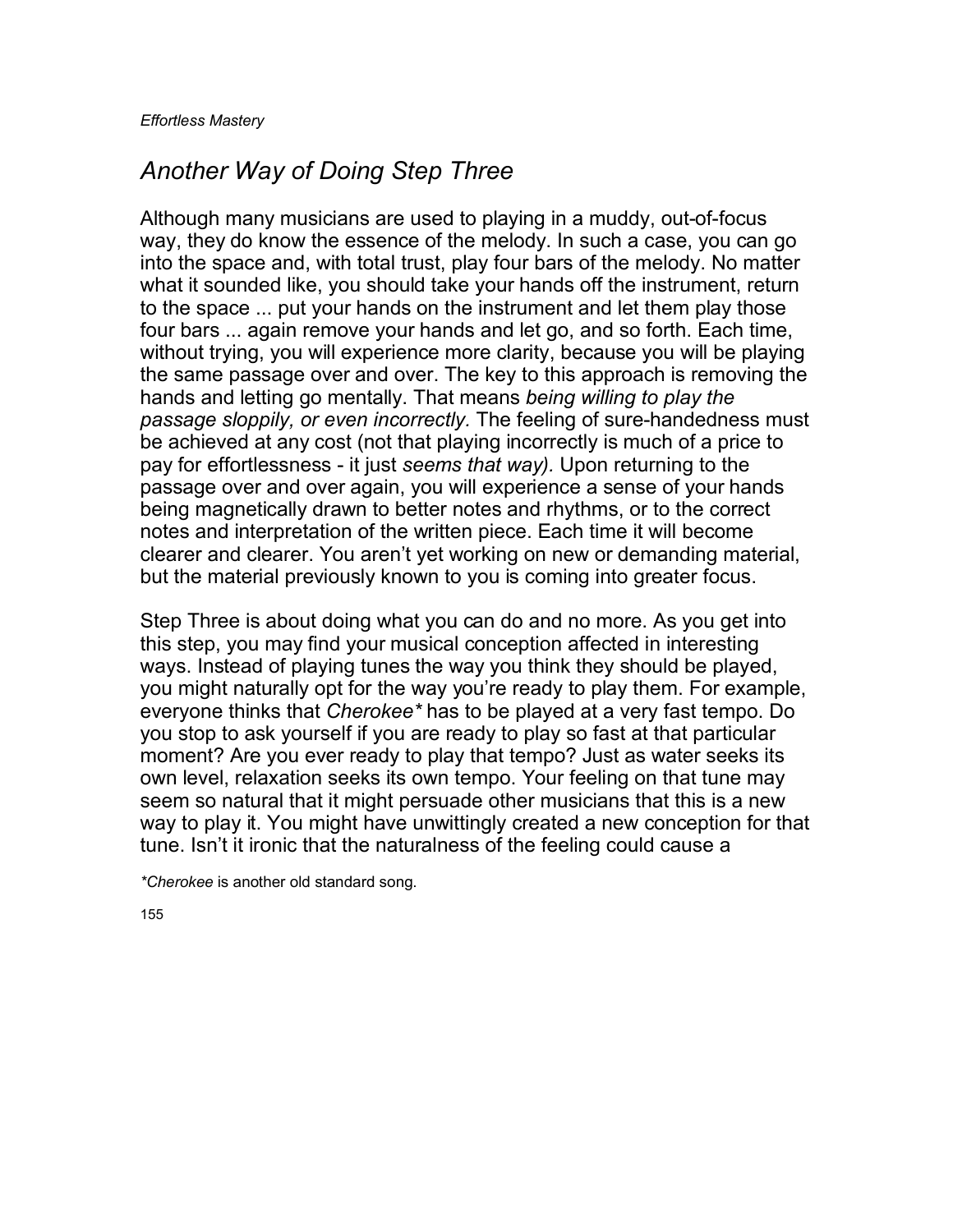## *Another Way of Doing Step Three*

Although many musicians are used to playing in a muddy, out-of-focus way, they do know the essence of the melody. In such a case, you can go into the space and, with total trust, play four bars of the melody. No matter what it sounded like, you should take your hands off the instrument, return to the space ... put your hands on the instrument and let them play those four bars ... again remove your hands and let go, and so forth. Each time, without trying, you will experience more clarity, because you will be playing the same passage over and over. The key to this approach is removing the hands and letting go mentally. That means *being willing to play the passage sloppily, or even incorrectly.* The feeling of sure-handedness must be achieved at any cost (not that playing incorrectly is much of a price to pay for effortlessness - it just *seems that way).* Upon returning to the passage over and over again, you will experience a sense of your hands being magnetically drawn to better notes and rhythms, or to the correct notes and interpretation of the written piece. Each time it will become clearer and clearer. You aren't yet working on new or demanding material, but the material previously known to you is coming into greater focus.

Step Three is about doing what you can do and no more. As you get into this step, you may find your musical conception affected in interesting ways. Instead of playing tunes the way you think they should be played, you might naturally opt for the way you're ready to play them. For example, everyone thinks that *Cherokee** has to be played at a very fast tempo. Do you stop to ask yourself if you are ready to play so fast at that particular moment? Are you ever ready to play that tempo? Just as water seeks its own level, relaxation seeks its own tempo. Your feeling on that tune may seem so natural that it might persuade other musicians that this is a new way to play it. You might have unwittingly created a new conception for that tune. Isn't it ironic that the naturalness of the feeling could cause a

**Cherokee* is another old standard song.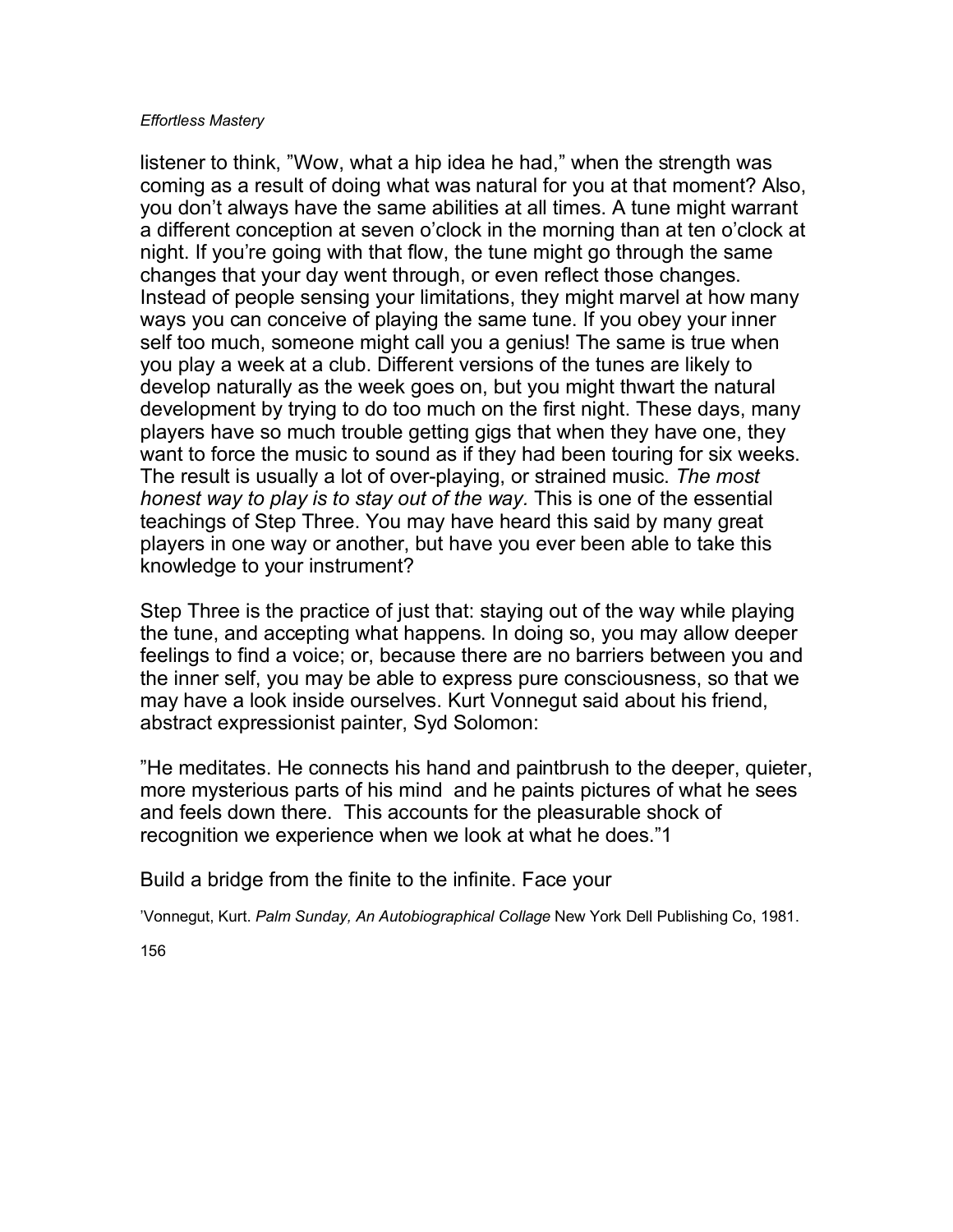listener to think, "Wow, what a hip idea he had," when the strength was coming as a result of doing what was natural for you at that moment? Also, you don't always have the same abilities at all times. A tune might warrant a different conception at seven o'clock in the morning than at ten o'clock at night. If you're going with that flow, the tune might go through the same changes that your day went through, or even reflect those changes. Instead of people sensing your limitations, they might marvel at how many ways you can conceive of playing the same tune. If you obey your inner self too much, someone might call you a genius! The same is true when you play a week at a club. Different versions of the tunes are likely to develop naturally as the week goes on, but you might thwart the natural development by trying to do too much on the first night. These days, many players have so much trouble getting gigs that when they have one, they want to force the music to sound as if they had been touring for six weeks. The result is usually a lot of over-playing, or strained music. *The most honest way to play is to stay out of the way.* This is one of the essential teachings of Step Three. You may have heard this said by many great players in one way or another, but have you ever been able to take this knowledge to your instrument?

Step Three is the practice of just that: staying out of the way while playing the tune, and accepting what happens. In doing so, you may allow deeper feelings to find a voice; or, because there are no barriers between you and the inner self, you may be able to express pure consciousness, so that we may have a look inside ourselves. Kurt Vonnegut said about his friend, abstract expressionist painter, Syd Solomon:

"He meditates. He connects his hand and paintbrush to the deeper, quieter, more mysterious parts of his mind and he paints pictures of what he sees and feels down there. This accounts for the pleasurable shock of recognition we experience when we look at what he does."[1]

Build a bridge from the finite to the infinite. Face your

[1] Vonnegut, Kurt. *Palm Sunday, An Autobiographical Collage* New York Dell Publishing Co, 1981.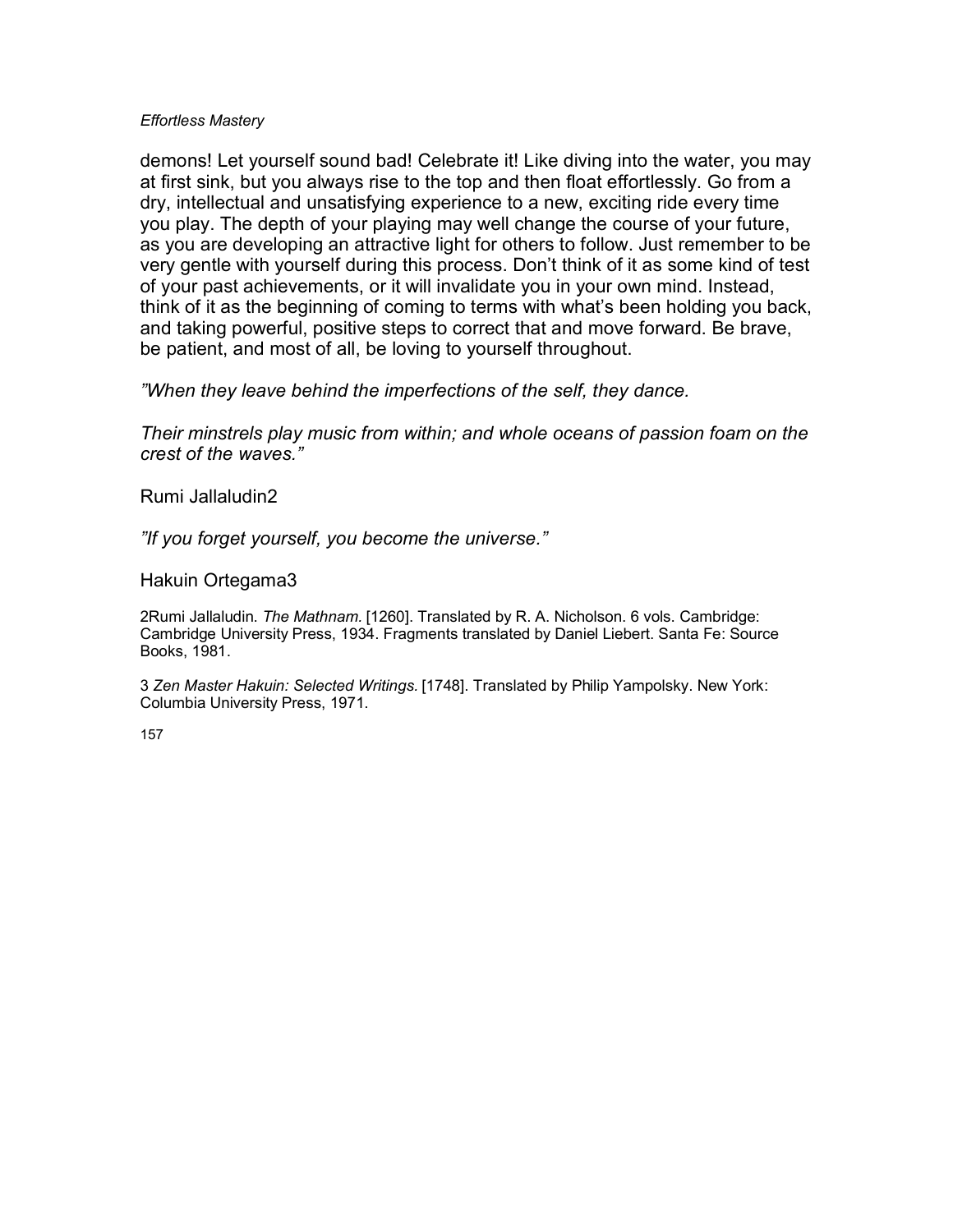demons! Let yourself sound bad! Celebrate it! Like diving into the water, you may at first sink, but you always rise to the top and then float effortlessly. Go from a dry, intellectual and unsatisfying experience to a new, exciting ride every time you play. The depth of your playing may well change the course of your future, as you are developing an attractive light for others to follow. Just remember to be very gentle with yourself during this process. Don't think of it as some kind of test of your past achievements, or it will invalidate you in your own mind. Instead, think of it as the beginning of coming to terms with what's been holding you back, and taking powerful, positive steps to correct that and move forward. Be brave, be patient, and most of all, be loving to yourself throughout.

*"When they leave behind the imperfections of the self, they dance.*

*Their minstrels play music from within; and whole oceans of passion foam on the crest of the waves."*

Rumi Jallaludin[2]

*"If you forget yourself, you become the universe."*

Hakuin Ortegama[3]

[2]Rumi Jallaludin. *The Mathnam.* [1260]. Translated by R. A. Nicholson. 6 vols. Cambridge: Cambridge University Press, 1934. Fragments translated by Daniel Liebert. Santa Fe: Source Books, 1981.

[3] *Zen Master Hakuin: Selected Writings.* [1748]. Translated by Philip Yampolsky. New York: Columbia University Press, 1971.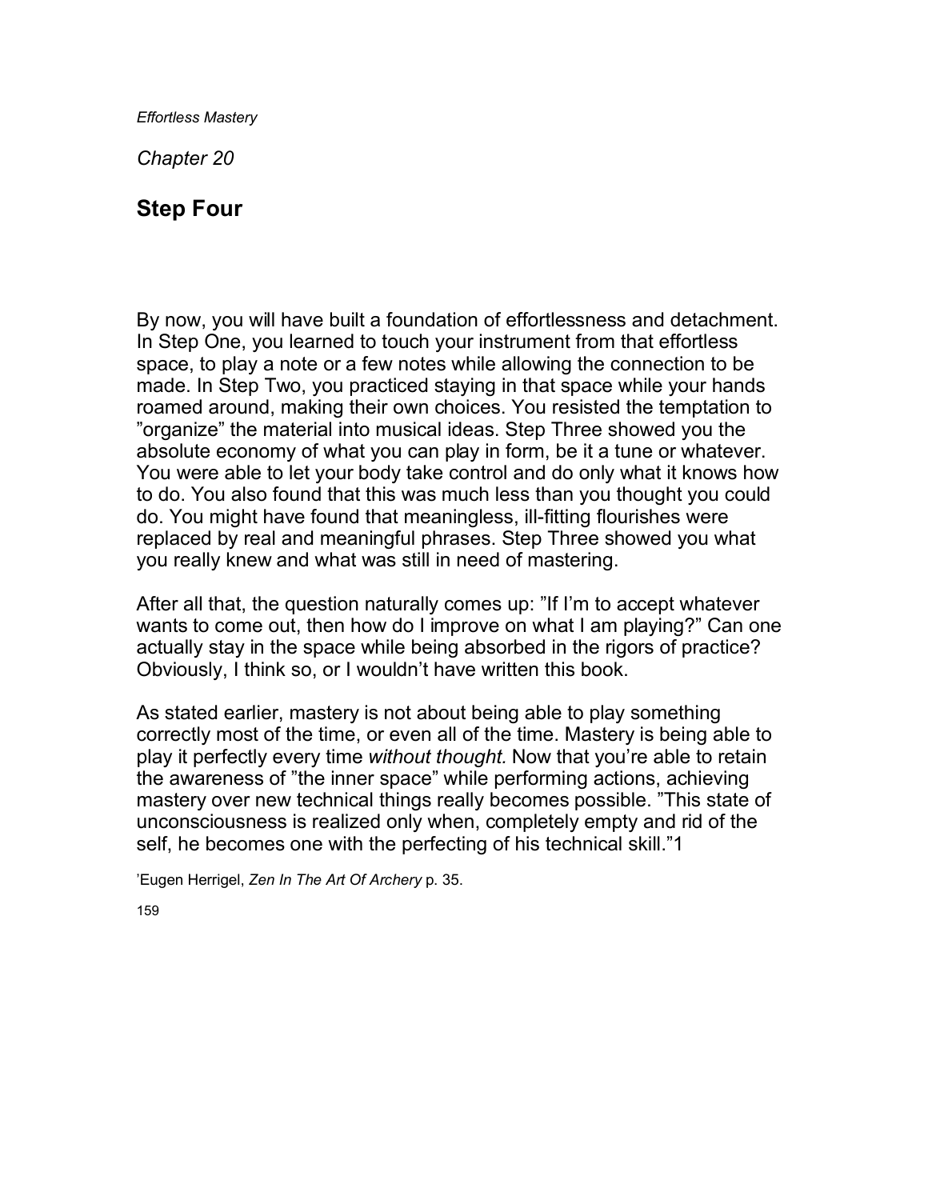*Chapter 20*

## Step Four

By now, you will have built a foundation of effortlessness and detachment. In Step One, you learned to touch your instrument from that effortless space, to play a note or a few notes while allowing the connection to be made. In Step Two, you practiced staying in that space while your hands roamed around, making their own choices. You resisted the temptation to ”organize” the material into musical ideas. Step Three showed you the absolute economy of what you can play in form, be it a tune or whatever. You were able to let your body take control and do only what it knows how to do. You also found that this was much less than you thought you could do. You might have found that meaningless, ill-fitting flourishes were replaced by real and meaningful phrases. Step Three showed you what you really knew and what was still in need of mastering.

After all that, the question naturally comes up: ”If I’m to accept whatever wants to come out, then how do I improve on what I am playing?” Can one actually stay in the space while being absorbed in the rigors of practice? Obviously, I think so, or I wouldn’t have written this book.

As stated earlier, mastery is not about being able to play something correctly most of the time, or even all of the time. Mastery is being able to play it perfectly every time *without thought.* Now that you’re able to retain the awareness of ”the inner space” while performing actions, achieving mastery over new technical things really becomes possible. ”This state of unconsciousness is realized only when, completely empty and rid of the self, he becomes one with the perfecting of his technical skill.”[1]

[1] Eugen Herrigel, *Zen In The Art Of Archery* p. 35.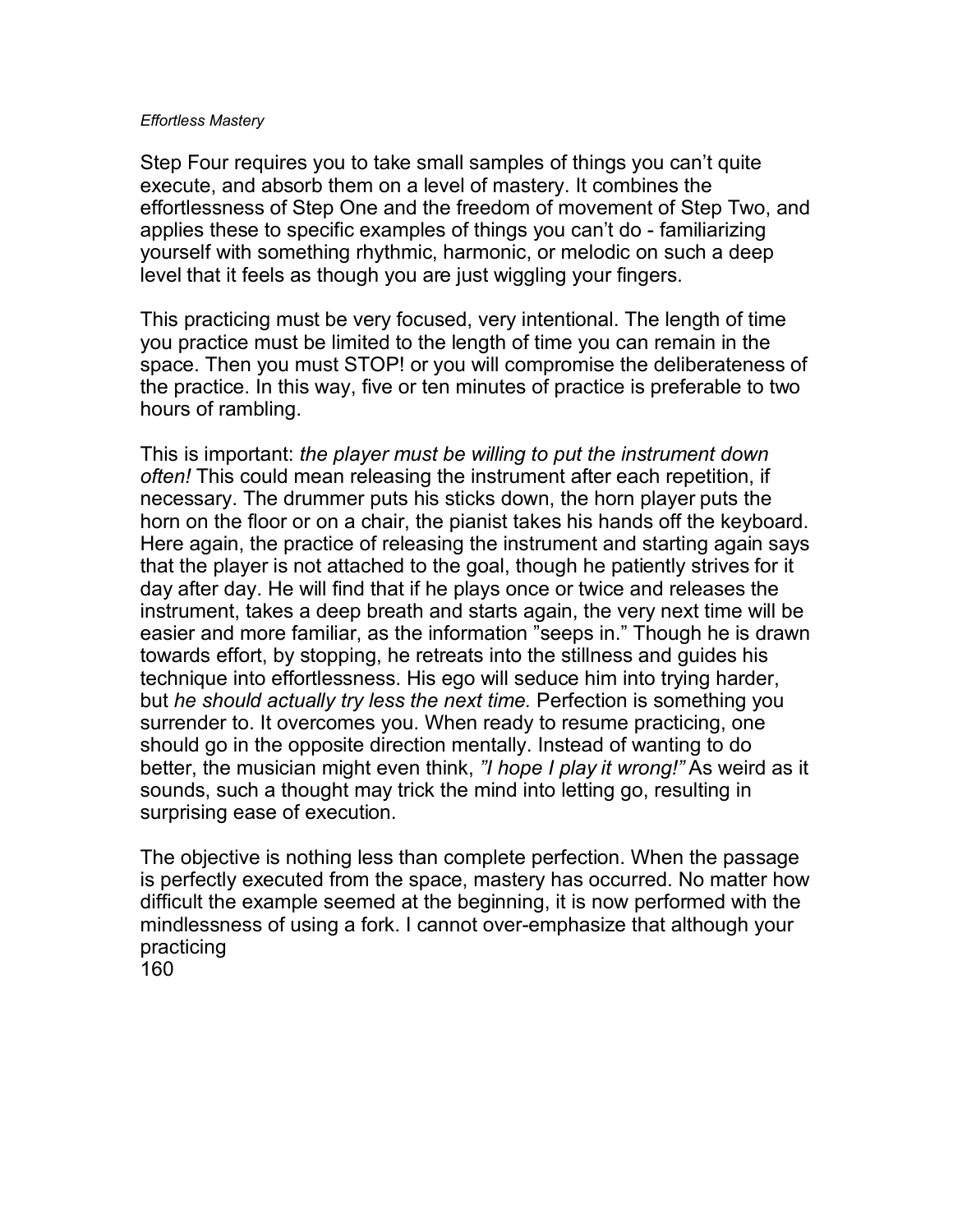Step Four requires you to take small samples of things you can't quite execute, and absorb them on a level of mastery. It combines the effortlessness of Step One and the freedom of movement of Step Two, and applies these to specific examples of things you can't do - familiarizing yourself with something rhythmic, harmonic, or melodic on such a deep level that it feels as though you are just wiggling your fingers.

This practicing must be very focused, very intentional. The length of time you practice must be limited to the length of time you can remain in the space. Then you must STOP! or you will compromise the deliberateness of the practice. In this way, five or ten minutes of practice is preferable to two hours of rambling.

This is important: *the player must be willing to put the instrument down often!* This could mean releasing the instrument after each repetition, if necessary. The drummer puts his sticks down, the horn player puts the horn on the floor or on a chair, the pianist takes his hands off the keyboard. Here again, the practice of releasing the instrument and starting again says that the player is not attached to the goal, though he patiently strives for it day after day. He will find that if he plays once or twice and releases the instrument, takes a deep breath and starts again, the very next time will be easier and more familiar, as the information "seeps in." Though he is drawn towards effort, by stopping, he retreats into the stillness and guides his technique into effortlessness. His ego will seduce him into trying harder, but *he should actually try less the next time.* Perfection is something you surrender to. It overcomes you. When ready to resume practicing, one should go in the opposite direction mentally. Instead of wanting to do better, the musician might even think, *"I hope I play it wrong!"* As weird as it sounds, such a thought may trick the mind into letting go, resulting in surprising ease of execution.

The objective is nothing less than complete perfection. When the passage is perfectly executed from the space, mastery has occurred. No matter how difficult the example seemed at the beginning, it is now performed with the mindlessness of using a fork. I cannot over-emphasize that although your practicing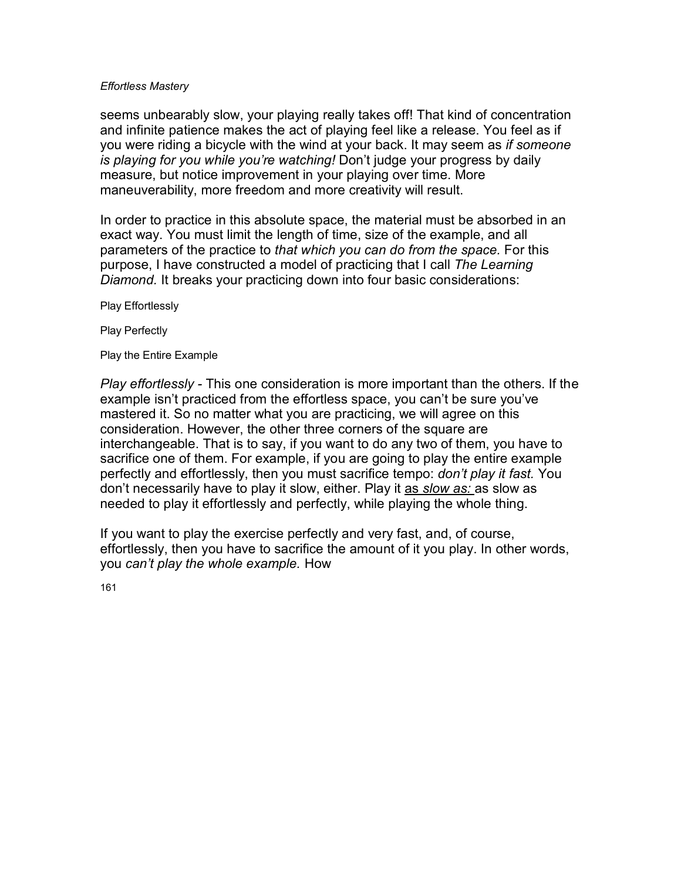seems unbearably slow, your playing really takes off! That kind of concentration and infinite patience makes the act of playing feel like a release. You feel as if you were riding a bicycle with the wind at your back. It may seem as *if someone is playing for you while you're watching!* Don't judge your progress by daily measure, but notice improvement in your playing over time. More maneuverability, more freedom and more creativity will result.

In order to practice in this absolute space, the material must be absorbed in an exact way. You must limit the length of time, size of the example, and all parameters of the practice to *that which you can do from the space.* For this purpose, I have constructed a model of practicing that I call *The Learning Diamond.* It breaks your practicing down into four basic considerations:

Play Effortlessly

Play Perfectly

Play the Entire Example

*Play effortlessly* - This one consideration is more important than the others. If the example isn't practiced from the effortless space, you can't be sure you've mastered it. So no matter what you are practicing, we will agree on this consideration. However, the other three corners of the square are interchangeable. That is to say, if you want to do any two of them, you have to sacrifice one of them. For example, if you are going to play the entire example perfectly and effortlessly, then you must sacrifice tempo: *don't play it fast.* You don't necessarily have to play it slow, either. Play it <u>as *slow as:*</u> as slow as needed to play it effortlessly and perfectly, while playing the whole thing.

If you want to play the exercise perfectly and very fast, and, of course, effortlessly, then you have to sacrifice the amount of it you play. In other words, you *can't play the whole example.* How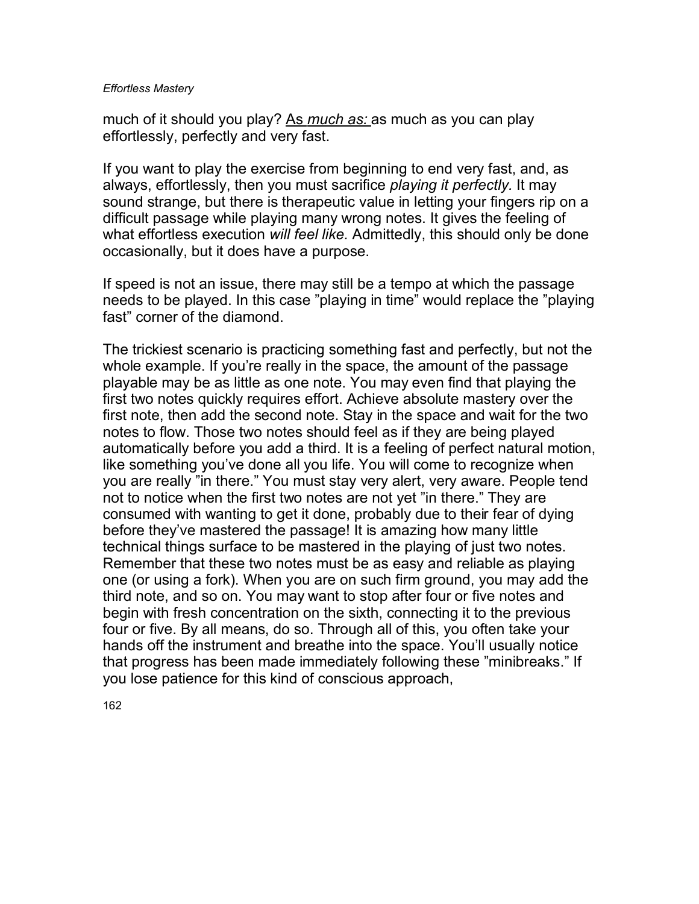much of it should you play? As *much as:* as much as you can play effortlessly, perfectly and very fast.

If you want to play the exercise from beginning to end very fast, and, as always, effortlessly, then you must sacrifice *playing it perfectly.* It may sound strange, but there is therapeutic value in letting your fingers rip on a difficult passage while playing many wrong notes. It gives the feeling of what effortless execution *will feel like.* Admittedly, this should only be done occasionally, but it does have a purpose.

If speed is not an issue, there may still be a tempo at which the passage needs to be played. In this case "playing in time" would replace the "playing fast" corner of the diamond.

The trickiest scenario is practicing something fast and perfectly, but not the whole example. If you're really in the space, the amount of the passage playable may be as little as one note. You may even find that playing the first two notes quickly requires effort. Achieve absolute mastery over the first note, then add the second note. Stay in the space and wait for the two notes to flow. Those two notes should feel as if they are being played automatically before you add a third. It is a feeling of perfect natural motion, like something you've done all you life. You will come to recognize when you are really "in there." You must stay very alert, very aware. People tend not to notice when the first two notes are not yet "in there." They are consumed with wanting to get it done, probably due to their fear of dying before they've mastered the passage! It is amazing how many little technical things surface to be mastered in the playing of just two notes. Remember that these two notes must be as easy and reliable as playing one (or using a fork). When you are on such firm ground, you may add the third note, and so on. You may want to stop after four or five notes and begin with fresh concentration on the sixth, connecting it to the previous four or five. By all means, do so. Through all of this, you often take your hands off the instrument and breathe into the space. You'll usually notice that progress has been made immediately following these "minibreaks." If you lose patience for this kind of conscious approach,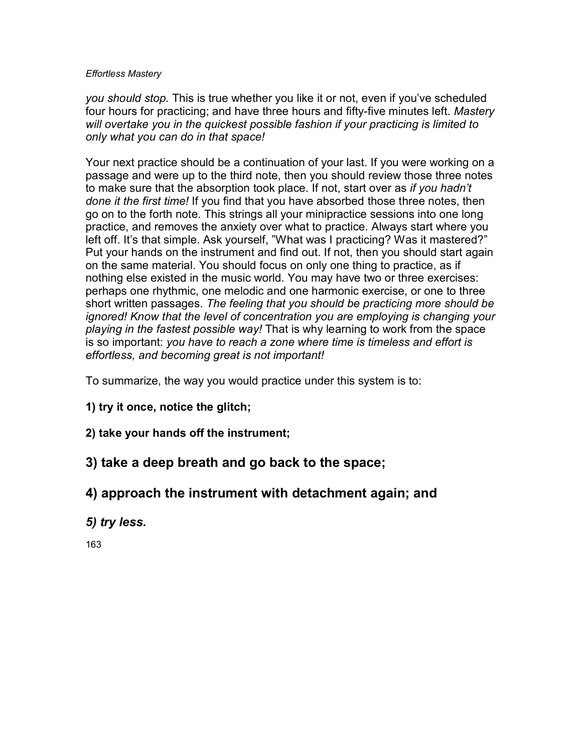*you should stop.* This is true whether you like it or not, even if you've scheduled four hours for practicing; and have three hours and fifty-five minutes left. *Mastery will overtake you in the quickest possible fashion if your practicing is limited to only what you can do in that space!*

Your next practice should be a continuation of your last. If you were working on a passage and were up to the third note, then you should review those three notes to make sure that the absorption took place. If not, start over as *if you hadn't done it the first time!* If you find that you have absorbed those three notes, then go on to the forth note. This strings all your minipractice sessions into one long practice, and removes the anxiety over what to practice. Always start where you left off. It's that simple. Ask yourself, "What was I practicing? Was it mastered?" Put your hands on the instrument and find out. If not, then you should start again on the same material. You should focus on only one thing to practice, as if nothing else existed in the music world. You may have two or three exercises: perhaps one rhythmic, one melodic and one harmonic exercise, or one to three short written passages. *The feeling that you should be practicing more should be ignored! Know that the level of concentration you are employing is changing your playing in the fastest possible way!* That is why learning to work from the space is so important: *you have to reach a zone where time is timeless and effort is effortless, and becoming great is not important!*

To summarize, the way you would practice under this system is to:

**1) try it once, notice the glitch;**

**2) take your hands off the instrument;**

**3) take a deep breath and go back to the space;**

**4) approach the instrument with detachment again; and**

***5) try less.***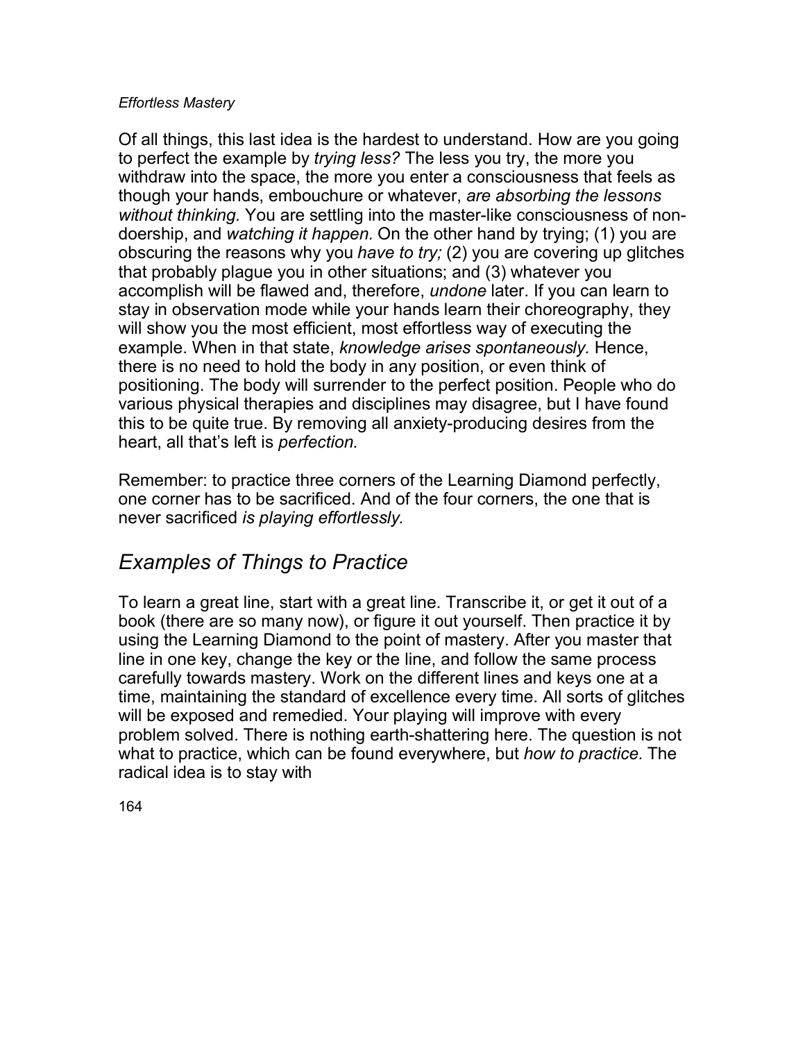Of all things, this last idea is the hardest to understand. How are you going to perfect the example by *trying less?* The less you try, the more you withdraw into the space, the more you enter a consciousness that feels as though your hands, embouchure or whatever, *are absorbing the lessons without thinking.* You are settling into the master-like consciousness of non-doership, and *watching it happen.* On the other hand by trying; (1) you are obscuring the reasons why you *have to try;* (2) you are covering up glitches that probably plague you in other situations; and (3) whatever you accomplish will be flawed and, therefore, *undone* later. If you can learn to stay in observation mode while your hands learn their choreography, they will show you the most efficient, most effortless way of executing the example. When in that state, *knowledge arises spontaneously.* Hence, there is no need to hold the body in any position, or even think of positioning. The body will surrender to the perfect position. People who do various physical therapies and disciplines may disagree, but I have found this to be quite true. By removing all anxiety-producing desires from the heart, all that's left is *perfection.*

Remember: to practice three corners of the Learning Diamond perfectly, one corner has to be sacrificed. And of the four corners, the one that is never sacrificed *is playing effortlessly.*

## *Examples of Things to Practice*

To learn a great line, start with a great line. Transcribe it, or get it out of a book (there are so many now), or figure it out yourself. Then practice it by using the Learning Diamond to the point of mastery. After you master that line in one key, change the key or the line, and follow the same process carefully towards mastery. Work on the different lines and keys one at a time, maintaining the standard of excellence every time. All sorts of glitches will be exposed and remedied. Your playing will improve with every problem solved. There is nothing earth-shattering here. The question is not what to practice, which can be found everywhere, but *how to practice.* The radical idea is to stay with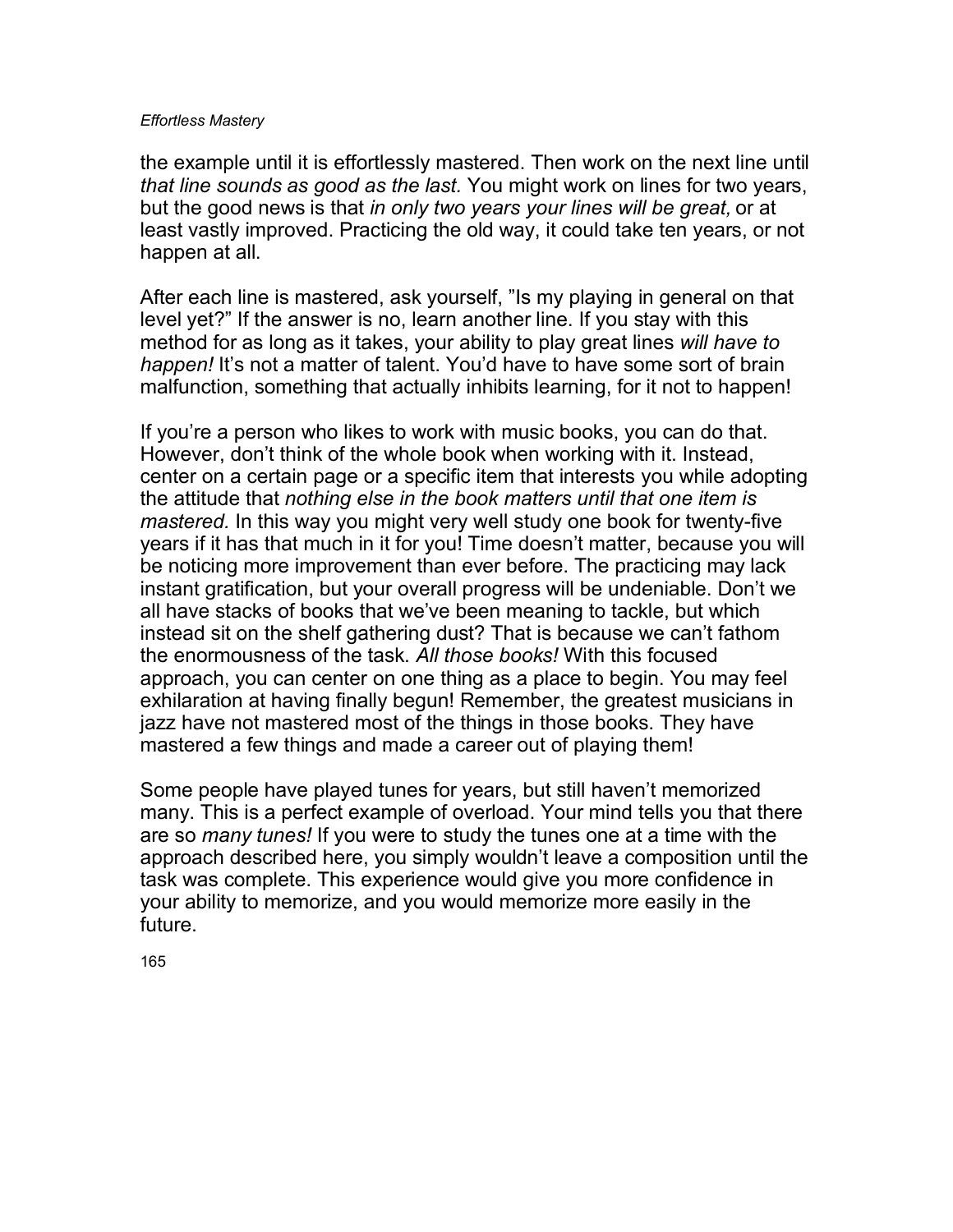the example until it is effortlessly mastered. Then work on the next line until *that line sounds as good as the last.* You might work on lines for two years, but the good news is that *in only two years your lines will be great,* or at least vastly improved. Practicing the old way, it could take ten years, or not happen at all.

After each line is mastered, ask yourself, "Is my playing in general on that level yet?" If the answer is no, learn another line. If you stay with this method for as long as it takes, your ability to play great lines *will have to happen!* It's not a matter of talent. You'd have to have some sort of brain malfunction, something that actually inhibits learning, for it not to happen!

If you're a person who likes to work with music books, you can do that. However, don't think of the whole book when working with it. Instead, center on a certain page or a specific item that interests you while adopting the attitude that *nothing else in the book matters until that one item is mastered.* In this way you might very well study one book for twenty-five years if it has that much in it for you! Time doesn't matter, because you will be noticing more improvement than ever before. The practicing may lack instant gratification, but your overall progress will be undeniable. Don't we all have stacks of books that we've been meaning to tackle, but which instead sit on the shelf gathering dust? That is because we can't fathom the enormousness of the task. *All those books!* With this focused approach, you can center on one thing as a place to begin. You may feel exhilaration at having finally begun! Remember, the greatest musicians in jazz have not mastered most of the things in those books. They have mastered a few things and made a career out of playing them!

Some people have played tunes for years, but still haven't memorized many. This is a perfect example of overload. Your mind tells you that there are so *many tunes!* If you were to study the tunes one at a time with the approach described here, you simply wouldn't leave a composition until the task was complete. This experience would give you more confidence in your ability to memorize, and you would memorize more easily in the future.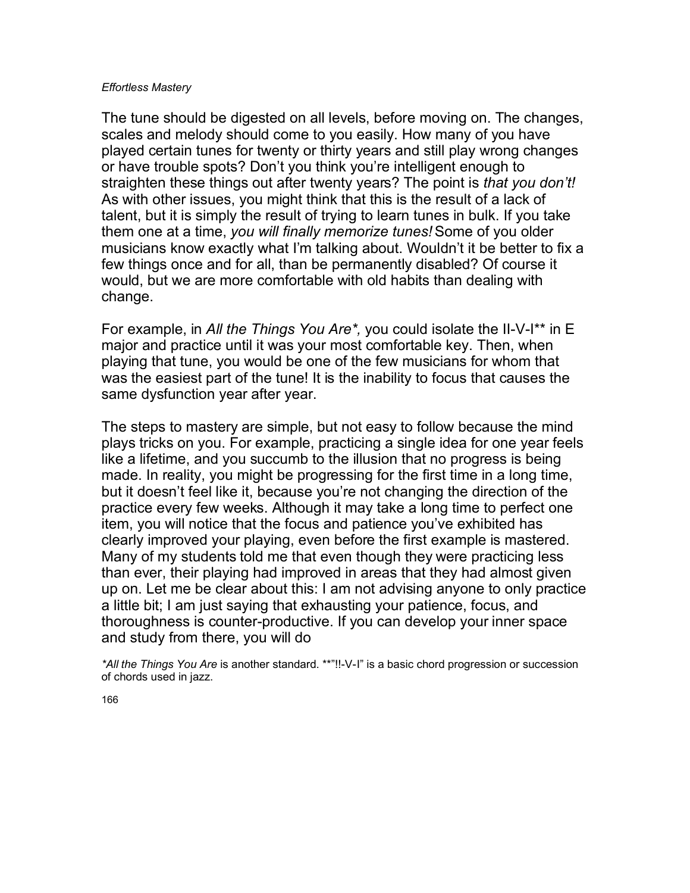The tune should be digested on all levels, before moving on. The changes, scales and melody should come to you easily. How many of you have played certain tunes for twenty or thirty years and still play wrong changes or have trouble spots? Don't you think you're intelligent enough to straighten these things out after twenty years? The point is *that you don't!* As with other issues, you might think that this is the result of a lack of talent, but it is simply the result of trying to learn tunes in bulk. If you take them one at a time, *you will finally memorize tunes!* Some of you older musicians know exactly what I'm talking about. Wouldn't it be better to fix a few things once and for all, than be permanently disabled? Of course it would, but we are more comfortable with old habits than dealing with change.

For example, in *All the Things You Are**, you could isolate the II-V-I** in E major and practice until it was your most comfortable key. Then, when playing that tune, you would be one of the few musicians for whom that was the easiest part of the tune! It is the inability to focus that causes the same dysfunction year after year.

The steps to mastery are simple, but not easy to follow because the mind plays tricks on you. For example, practicing a single idea for one year feels like a lifetime, and you succumb to the illusion that no progress is being made. In reality, you might be progressing for the first time in a long time, but it doesn't feel like it, because you're not changing the direction of the practice every few weeks. Although it may take a long time to perfect one item, you will notice that the focus and patience you've exhibited has clearly improved your playing, even before the first example is mastered. Many of my students told me that even though they were practicing less than ever, their playing had improved in areas that they had almost given up on. Let me be clear about this: I am not advising anyone to only practice a little bit; I am just saying that exhausting your patience, focus, and thoroughness is counter-productive. If you can develop your inner space and study from there, you will do

**All the Things You Are* is another standard. **"!!-V-I" is a basic chord progression or succession of chords used in jazz.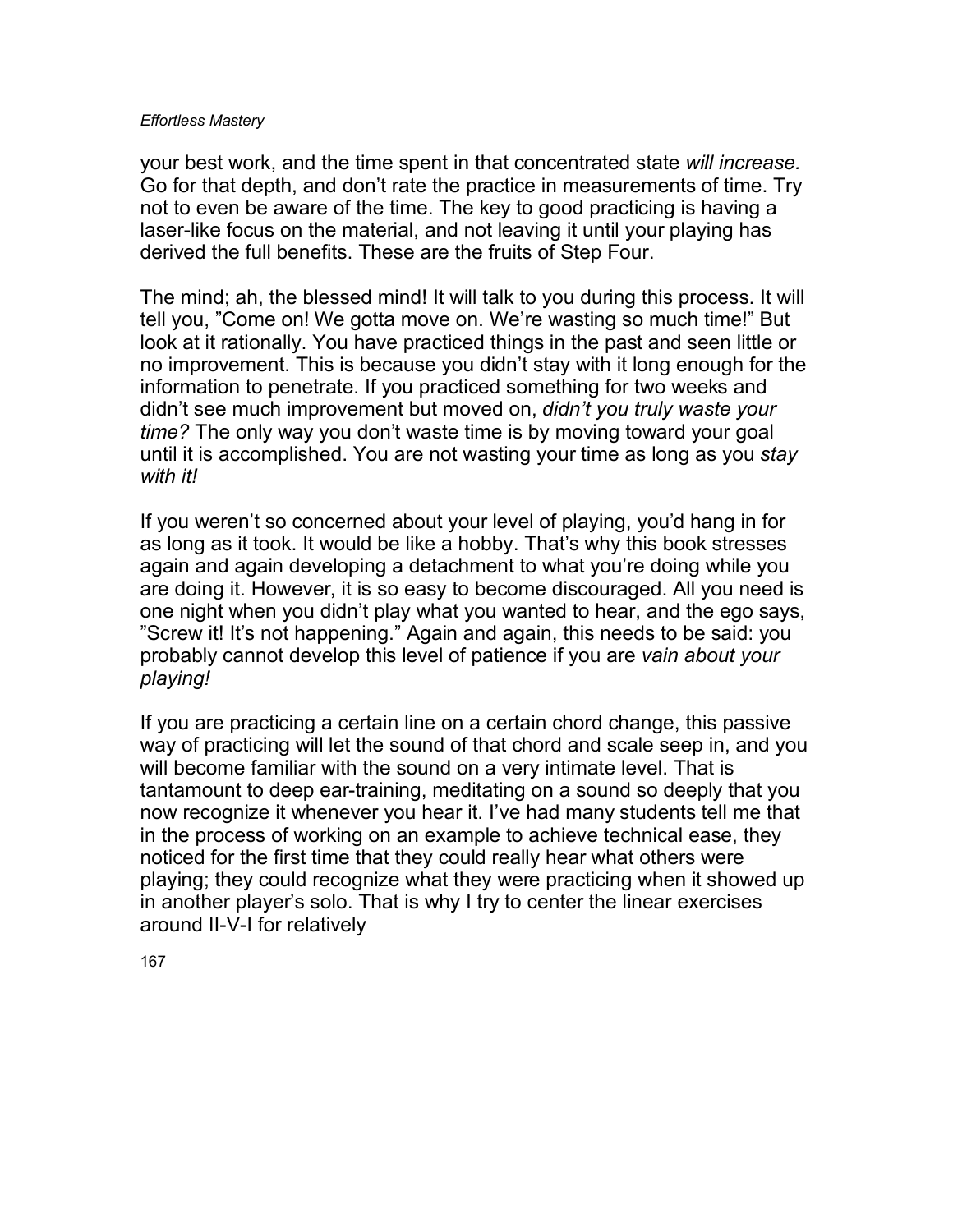your best work, and the time spent in that concentrated state *will increase.* Go for that depth, and don't rate the practice in measurements of time. Try not to even be aware of the time. The key to good practicing is having a laser-like focus on the material, and not leaving it until your playing has derived the full benefits. These are the fruits of Step Four.

The mind; ah, the blessed mind! It will talk to you during this process. It will tell you, "Come on! We gotta move on. We're wasting so much time!" But look at it rationally. You have practiced things in the past and seen little or no improvement. This is because you didn't stay with it long enough for the information to penetrate. If you practiced something for two weeks and didn't see much improvement but moved on, *didn't you truly waste your time?* The only way you don't waste time is by moving toward your goal until it is accomplished. You are not wasting your time as long as you *stay with it!*

If you weren't so concerned about your level of playing, you'd hang in for as long as it took. It would be like a hobby. That's why this book stresses again and again developing a detachment to what you're doing while you are doing it. However, it is so easy to become discouraged. All you need is one night when you didn't play what you wanted to hear, and the ego says, "Screw it! It's not happening." Again and again, this needs to be said: you probably cannot develop this level of patience if you are *vain about your playing!*

If you are practicing a certain line on a certain chord change, this passive way of practicing will let the sound of that chord and scale seep in, and you will become familiar with the sound on a very intimate level. That is tantamount to deep ear-training, meditating on a sound so deeply that you now recognize it whenever you hear it. I've had many students tell me that in the process of working on an example to achieve technical ease, they noticed for the first time that they could really hear what others were playing; they could recognize what they were practicing when it showed up in another player's solo. That is why I try to center the linear exercises around II-V-I for relatively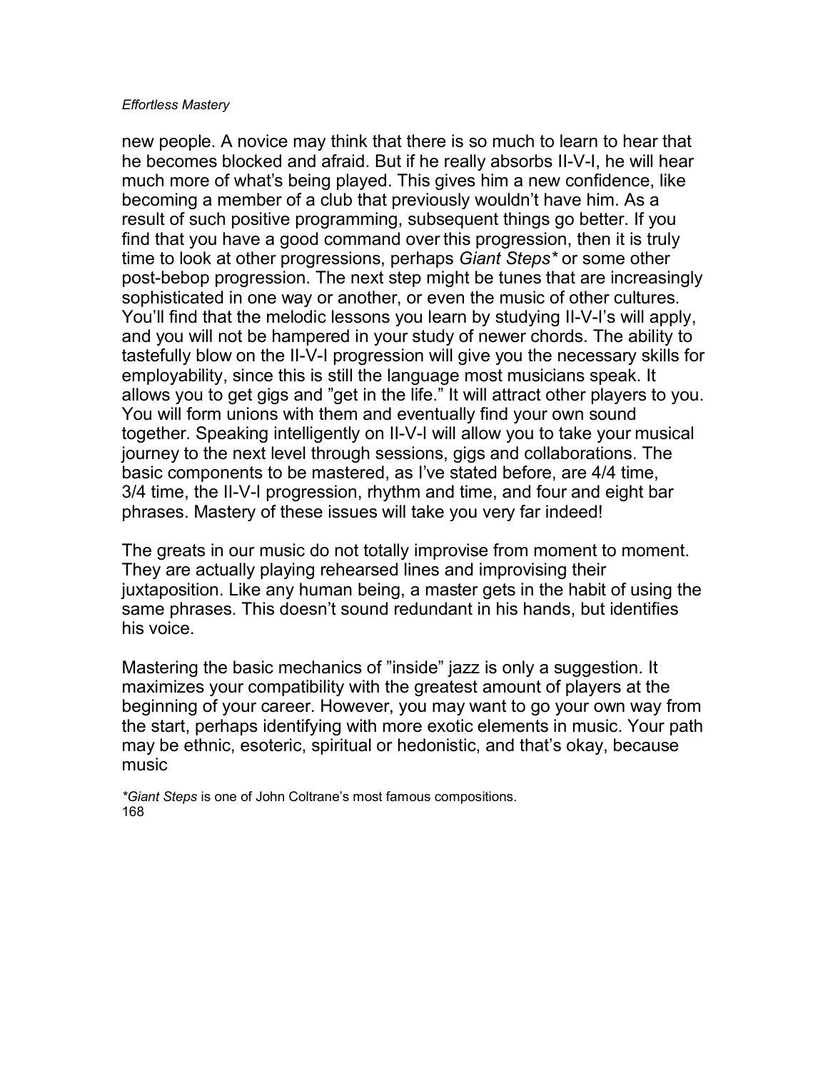new people. A novice may think that there is so much to learn to hear that he becomes blocked and afraid. But if he really absorbs II-V-I, he will hear much more of what's being played. This gives him a new confidence, like becoming a member of a club that previously wouldn't have him. As a result of such positive programming, subsequent things go better. If you find that you have a good command over this progression, then it is truly time to look at other progressions, perhaps *Giant Steps** or some other post-bebop progression. The next step might be tunes that are increasingly sophisticated in one way or another, or even the music of other cultures. You'll find that the melodic lessons you learn by studying II-V-I's will apply, and you will not be hampered in your study of newer chords. The ability to tastefully blow on the II-V-I progression will give you the necessary skills for employability, since this is still the language most musicians speak. It allows you to get gigs and "get in the life." It will attract other players to you. You will form unions with them and eventually find your own sound together. Speaking intelligently on II-V-I will allow you to take your musical journey to the next level through sessions, gigs and collaborations. The basic components to be mastered, as I've stated before, are 4/4 time, 3/4 time, the II-V-I progression, rhythm and time, and four and eight bar phrases. Mastery of these issues will take you very far indeed!

The greats in our music do not totally improvise from moment to moment. They are actually playing rehearsed lines and improvising their juxtaposition. Like any human being, a master gets in the habit of using the same phrases. This doesn't sound redundant in his hands, but identifies his voice.

Mastering the basic mechanics of "inside" jazz is only a suggestion. It maximizes your compatibility with the greatest amount of players at the beginning of your career. However, you may want to go your own way from the start, perhaps identifying with more exotic elements in music. Your path may be ethnic, esoteric, spiritual or hedonistic, and that's okay, because music

**Giant Steps* is one of John Coltrane's most famous compositions.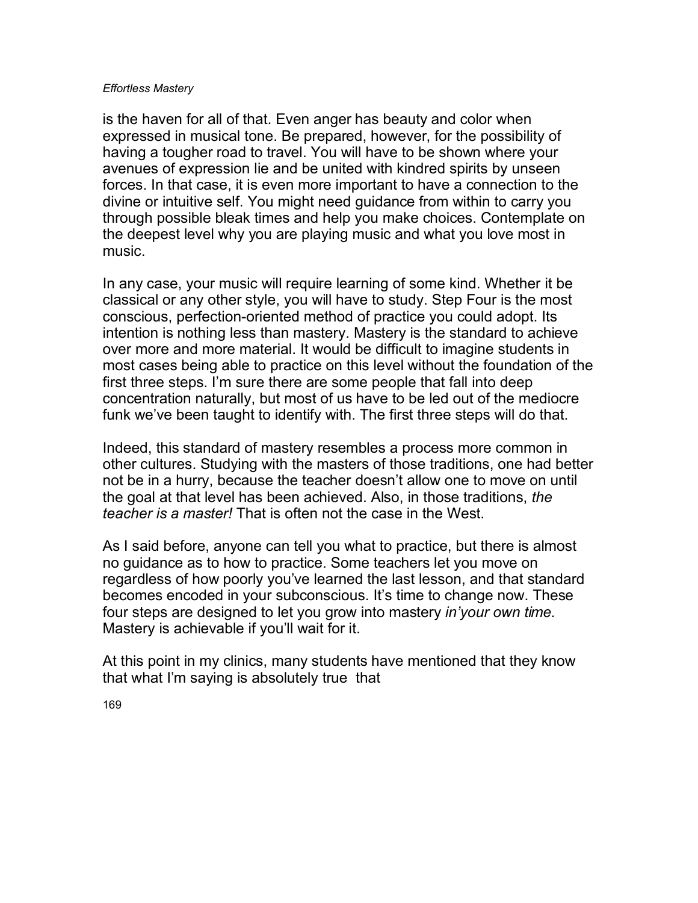is the haven for all of that. Even anger has beauty and color when expressed in musical tone. Be prepared, however, for the possibility of having a tougher road to travel. You will have to be shown where your avenues of expression lie and be united with kindred spirits by unseen forces. In that case, it is even more important to have a connection to the divine or intuitive self. You might need guidance from within to carry you through possible bleak times and help you make choices. Contemplate on the deepest level why you are playing music and what you love most in music.

In any case, your music will require learning of some kind. Whether it be classical or any other style, you will have to study. Step Four is the most conscious, perfection-oriented method of practice you could adopt. Its intention is nothing less than mastery. Mastery is the standard to achieve over more and more material. It would be difficult to imagine students in most cases being able to practice on this level without the foundation of the first three steps. I'm sure there are some people that fall into deep concentration naturally, but most of us have to be led out of the mediocre funk we've been taught to identify with. The first three steps will do that.

Indeed, this standard of mastery resembles a process more common in other cultures. Studying with the masters of those traditions, one had better not be in a hurry, because the teacher doesn't allow one to move on until the goal at that level has been achieved. Also, in those traditions, *the teacher is a master!* That is often not the case in the West.

As I said before, anyone can tell you what to practice, but there is almost no guidance as to how to practice. Some teachers let you move on regardless of how poorly you've learned the last lesson, and that standard becomes encoded in your subconscious. It's time to change now. These four steps are designed to let you grow into mastery *in'your own time.* Mastery is achievable if you'll wait for it.

At this point in my clinics, many students have mentioned that they know that what I'm saying is absolutely true that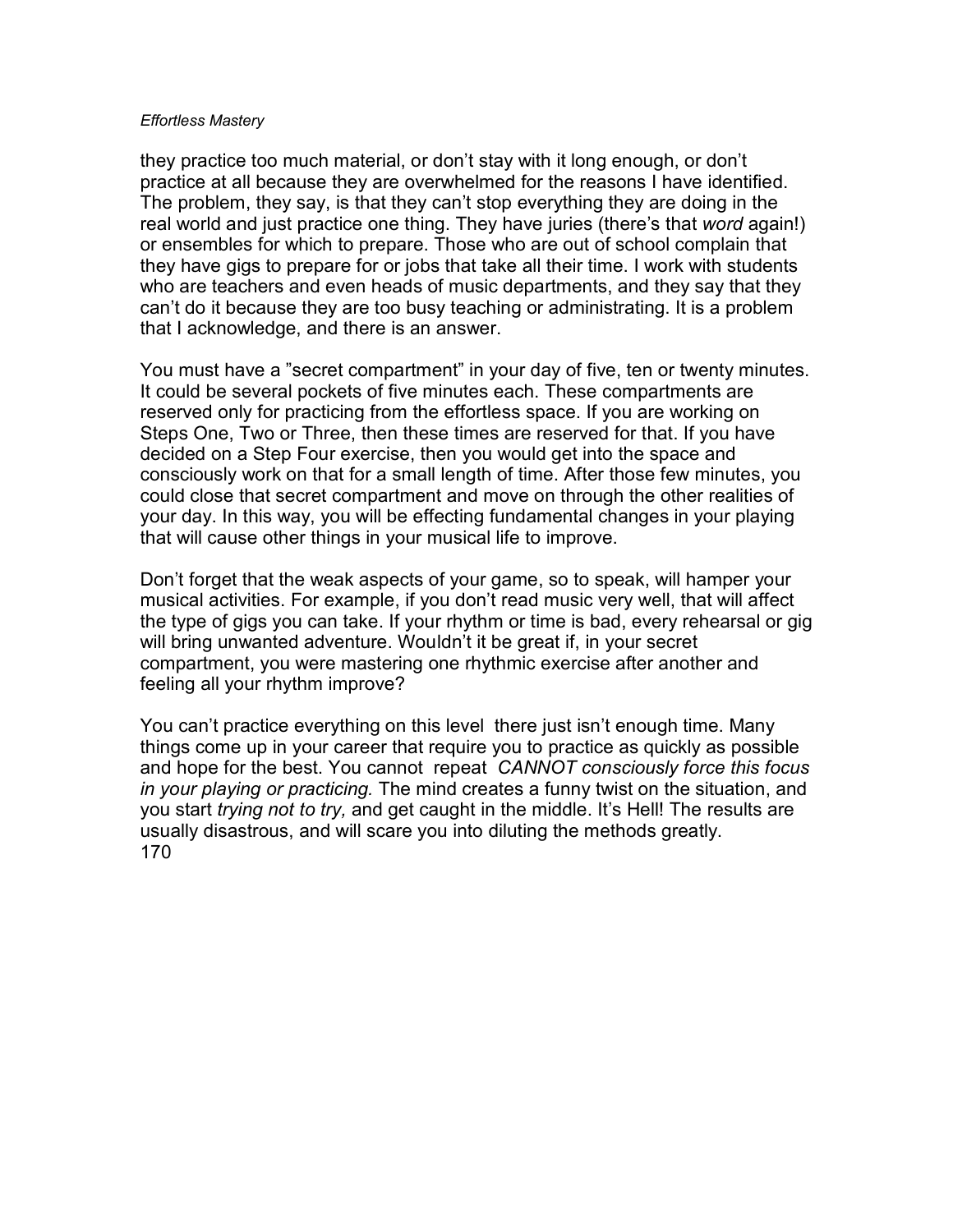they practice too much material, or don't stay with it long enough, or don't practice at all because they are overwhelmed for the reasons I have identified. The problem, they say, is that they can't stop everything they are doing in the real world and just practice one thing. They have juries (there's that *word* again!) or ensembles for which to prepare. Those who are out of school complain that they have gigs to prepare for or jobs that take all their time. I work with students who are teachers and even heads of music departments, and they say that they can't do it because they are too busy teaching or administrating. It is a problem that I acknowledge, and there is an answer.

You must have a "secret compartment" in your day of five, ten or twenty minutes. It could be several pockets of five minutes each. These compartments are reserved only for practicing from the effortless space. If you are working on Steps One, Two or Three, then these times are reserved for that. If you have decided on a Step Four exercise, then you would get into the space and consciously work on that for a small length of time. After those few minutes, you could close that secret compartment and move on through the other realities of your day. In this way, you will be effecting fundamental changes in your playing that will cause other things in your musical life to improve.

Don't forget that the weak aspects of your game, so to speak, will hamper your musical activities. For example, if you don't read music very well, that will affect the type of gigs you can take. If your rhythm or time is bad, every rehearsal or gig will bring unwanted adventure. Wouldn't it be great if, in your secret compartment, you were mastering one rhythmic exercise after another and feeling all your rhythm improve?

You can't practice everything on this level there just isn't enough time. Many things come up in your career that require you to practice as quickly as possible and hope for the best. You cannot repeat *CANNOT consciously force this focus in your playing or practicing.* The mind creates a funny twist on the situation, and you start *trying not to try,* and get caught in the middle. It's Hell! The results are usually disastrous, and will scare you into diluting the methods greatly.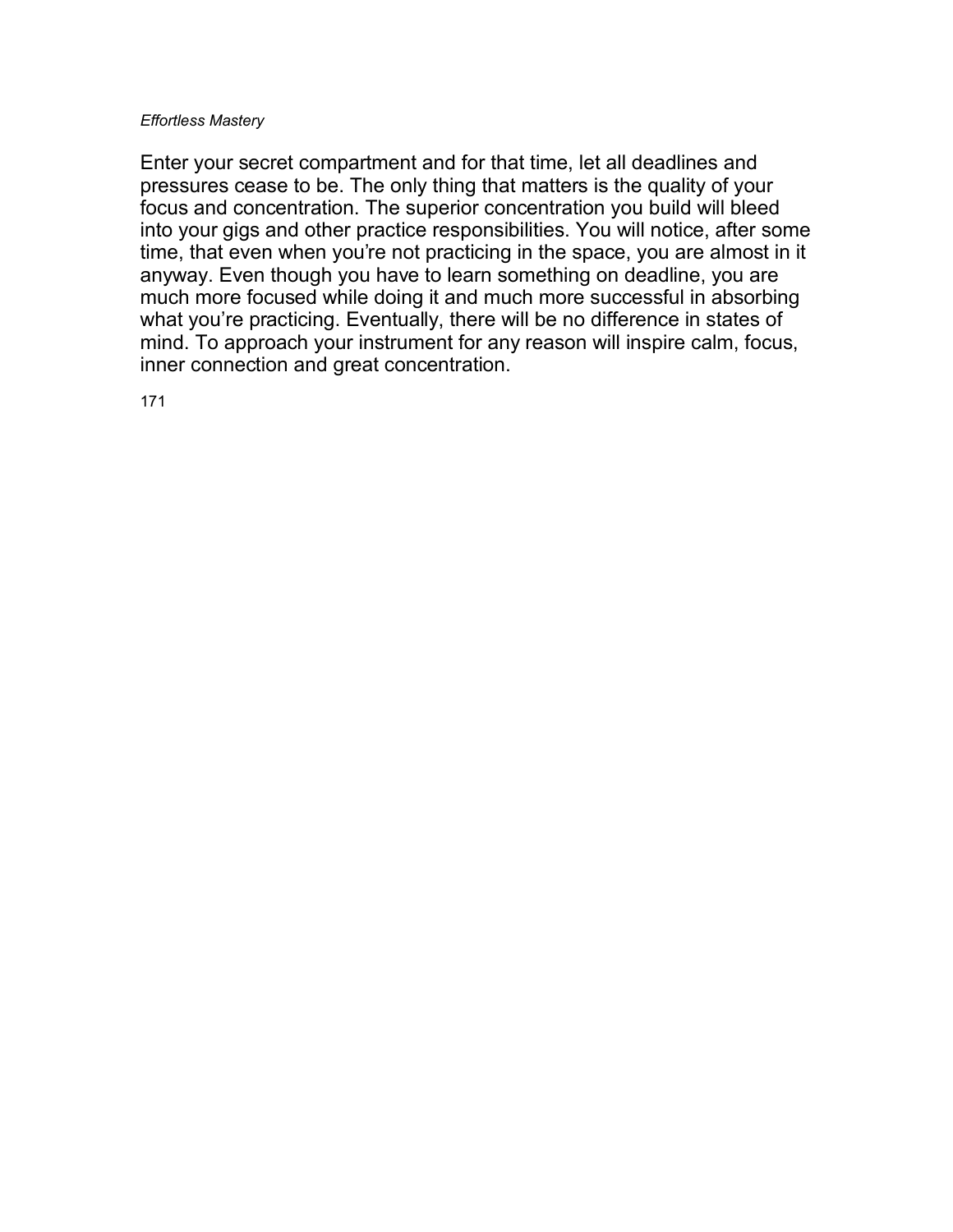Enter your secret compartment and for that time, let all deadlines and pressures cease to be. The only thing that matters is the quality of your focus and concentration. The superior concentration you build will bleed into your gigs and other practice responsibilities. You will notice, after some time, that even when you're not practicing in the space, you are almost in it anyway. Even though you have to learn something on deadline, you are much more focused while doing it and much more successful in absorbing what you're practicing. Eventually, there will be no difference in states of mind. To approach your instrument for any reason will inspire calm, focus, inner connection and great concentration.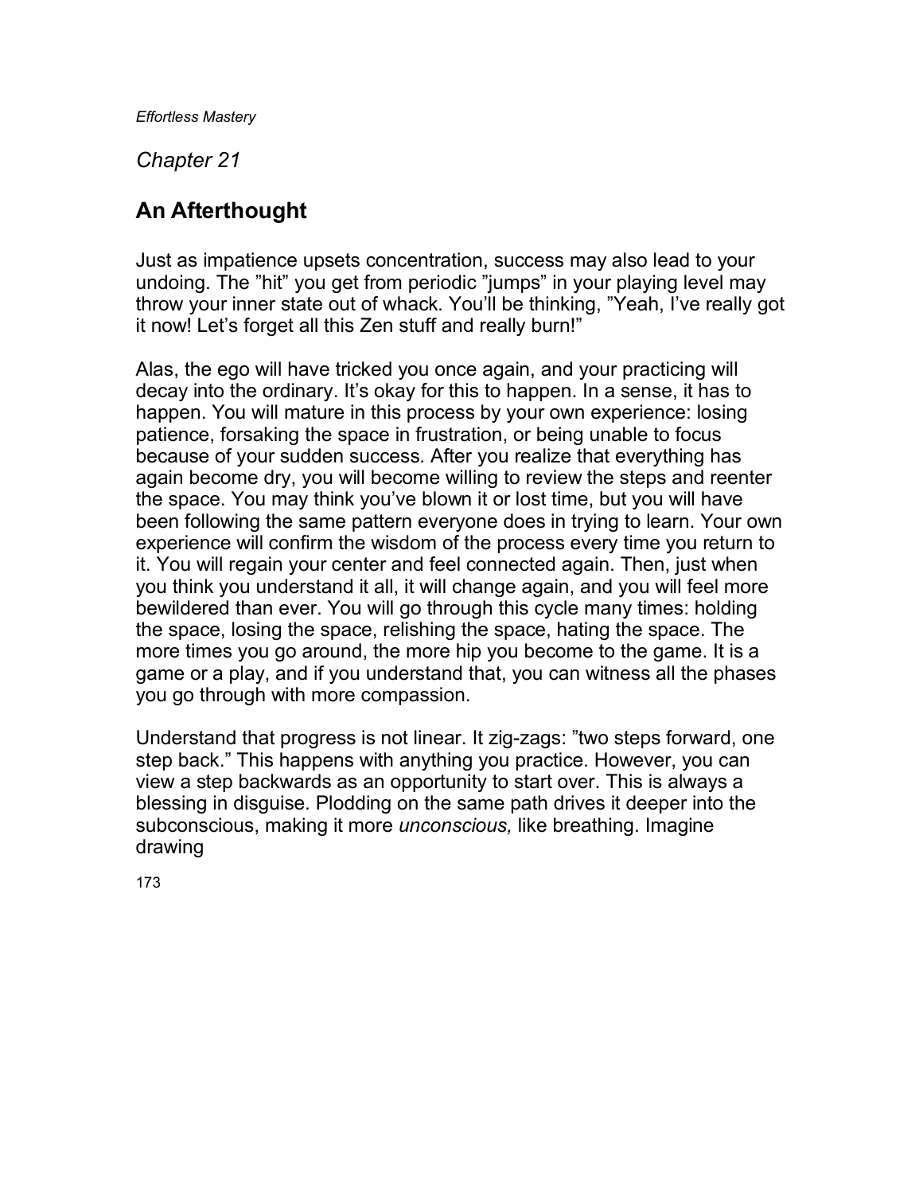*Chapter 21*

## An Afterthought

Just as impatience upsets concentration, success may also lead to your undoing. The "hit" you get from periodic "jumps" in your playing level may throw your inner state out of whack. You'll be thinking, "Yeah, I've really got it now! Let's forget all this Zen stuff and really burn!"

Alas, the ego will have tricked you once again, and your practicing will decay into the ordinary. It's okay for this to happen. In a sense, it has to happen. You will mature in this process by your own experience: losing patience, forsaking the space in frustration, or being unable to focus because of your sudden success. After you realize that everything has again become dry, you will become willing to review the steps and reenter the space. You may think you've blown it or lost time, but you will have been following the same pattern everyone does in trying to learn. Your own experience will confirm the wisdom of the process every time you return to it. You will regain your center and feel connected again. Then, just when you think you understand it all, it will change again, and you will feel more bewildered than ever. You will go through this cycle many times: holding the space, losing the space, relishing the space, hating the space. The more times you go around, the more hip you become to the game. It is a game or a play, and if you understand that, you can witness all the phases you go through with more compassion.

Understand that progress is not linear. It zig-zags: "two steps forward, one step back." This happens with anything you practice. However, you can view a step backwards as an opportunity to start over. This is always a blessing in disguise. Plodding on the same path drives it deeper into the subconscious, making it more *unconscious,* like breathing. Imagine drawing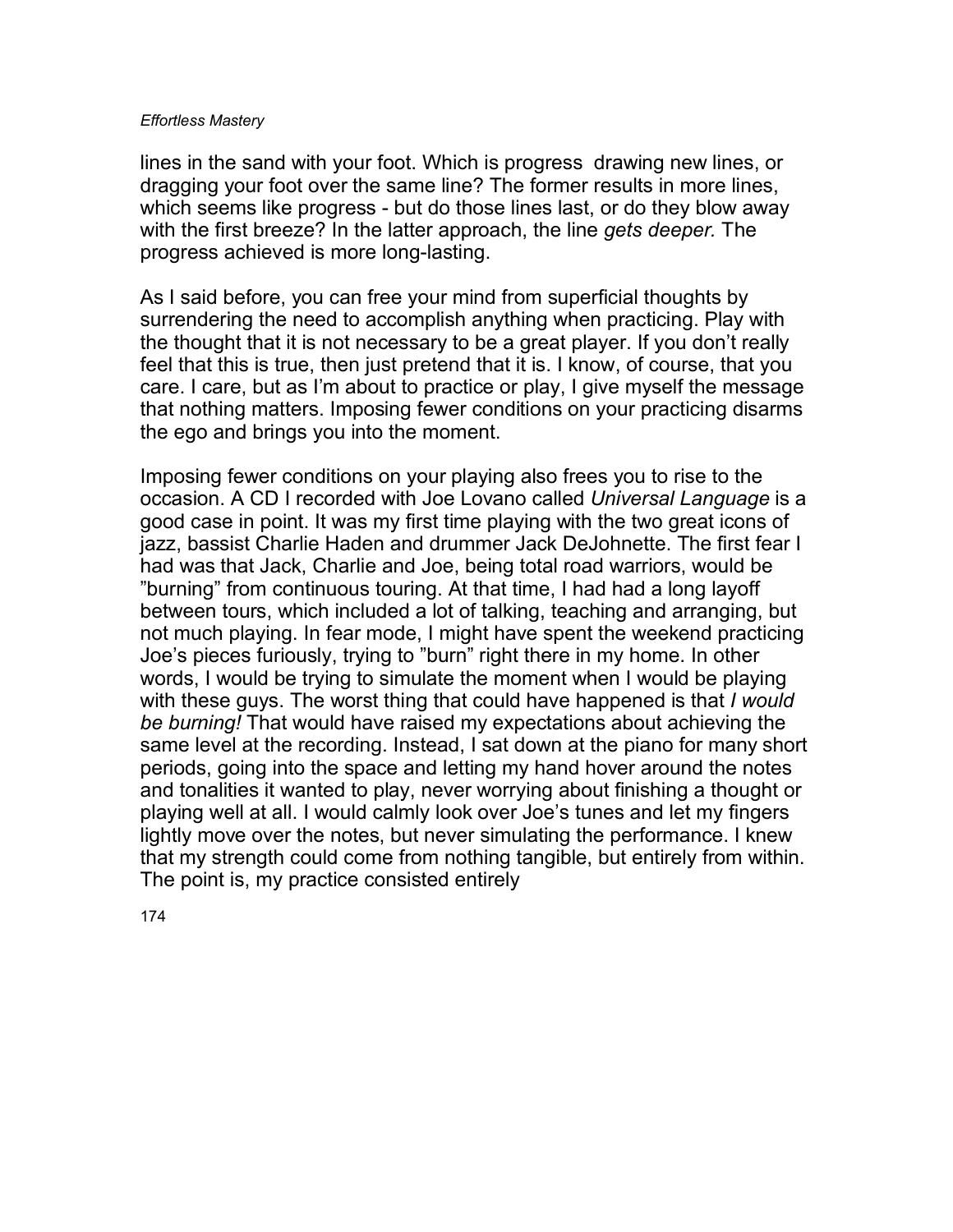lines in the sand with your foot. Which is progress  drawing new lines, or dragging your foot over the same line? The former results in more lines, which seems like progress - but do those lines last, or do they blow away with the first breeze? In the latter approach, the line *gets deeper.* The progress achieved is more long-lasting.

As I said before, you can free your mind from superficial thoughts by surrendering the need to accomplish anything when practicing. Play with the thought that it is not necessary to be a great player. If you don't really feel that this is true, then just pretend that it is. I know, of course, that you care. I care, but as I'm about to practice or play, I give myself the message that nothing matters. Imposing fewer conditions on your practicing disarms the ego and brings you into the moment.

Imposing fewer conditions on your playing also frees you to rise to the occasion. A CD I recorded with Joe Lovano called *Universal Language* is a good case in point. It was my first time playing with the two great icons of jazz, bassist Charlie Haden and drummer Jack DeJohnette. The first fear I had was that Jack, Charlie and Joe, being total road warriors, would be "burning" from continuous touring. At that time, I had had a long layoff between tours, which included a lot of talking, teaching and arranging, but not much playing. In fear mode, I might have spent the weekend practicing Joe's pieces furiously, trying to "burn" right there in my home. In other words, I would be trying to simulate the moment when I would be playing with these guys. The worst thing that could have happened is that *I would be burning!* That would have raised my expectations about achieving the same level at the recording. Instead, I sat down at the piano for many short periods, going into the space and letting my hand hover around the notes and tonalities it wanted to play, never worrying about finishing a thought or playing well at all. I would calmly look over Joe's tunes and let my fingers lightly move over the notes, but never simulating the performance. I knew that my strength could come from nothing tangible, but entirely from within. The point is, my practice consisted entirely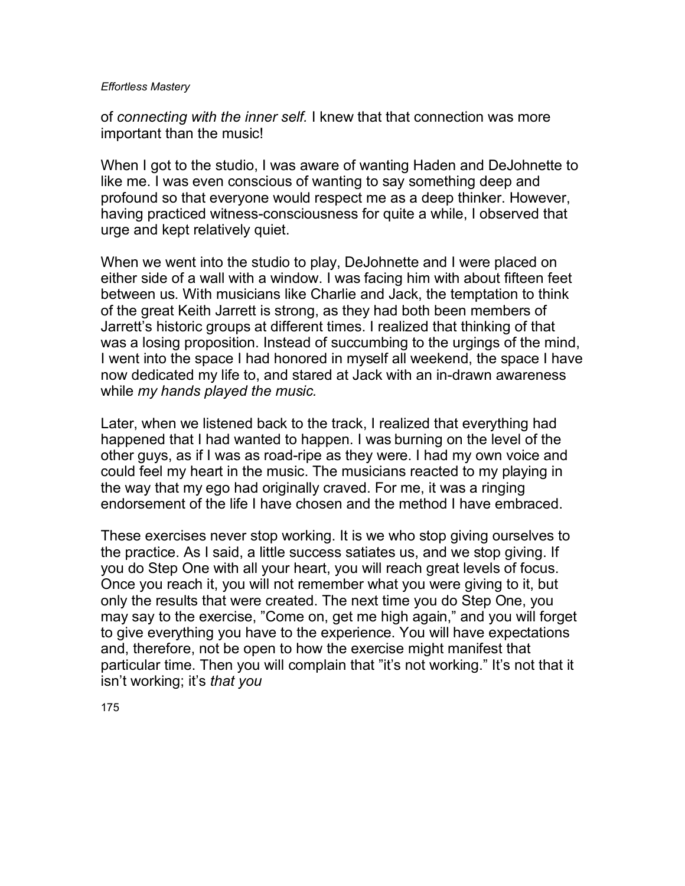of *connecting with the inner self.* I knew that that connection was more important than the music!

When I got to the studio, I was aware of wanting Haden and DeJohnette to like me. I was even conscious of wanting to say something deep and profound so that everyone would respect me as a deep thinker. However, having practiced witness-consciousness for quite a while, I observed that urge and kept relatively quiet.

When we went into the studio to play, DeJohnette and I were placed on either side of a wall with a window. I was facing him with about fifteen feet between us. With musicians like Charlie and Jack, the temptation to think of the great Keith Jarrett is strong, as they had both been members of Jarrett's historic groups at different times. I realized that thinking of that was a losing proposition. Instead of succumbing to the urgings of the mind, I went into the space I had honored in myself all weekend, the space I have now dedicated my life to, and stared at Jack with an in-drawn awareness while *my hands played the music*.

Later, when we listened back to the track, I realized that everything had happened that I had wanted to happen. I was burning on the level of the other guys, as if I was as road-ripe as they were. I had my own voice and could feel my heart in the music. The musicians reacted to my playing in the way that my ego had originally craved. For me, it was a ringing endorsement of the life I have chosen and the method I have embraced.

These exercises never stop working. It is we who stop giving ourselves to the practice. As I said, a little success satiates us, and we stop giving. If you do Step One with all your heart, you will reach great levels of focus. Once you reach it, you will not remember what you were giving to it, but only the results that were created. The next time you do Step One, you may say to the exercise, "Come on, get me high again," and you will forget to give everything you have to the experience. You will have expectations and, therefore, not be open to how the exercise might manifest that particular time. Then you will complain that "it's not working." It's not that it isn't working; it's *that you*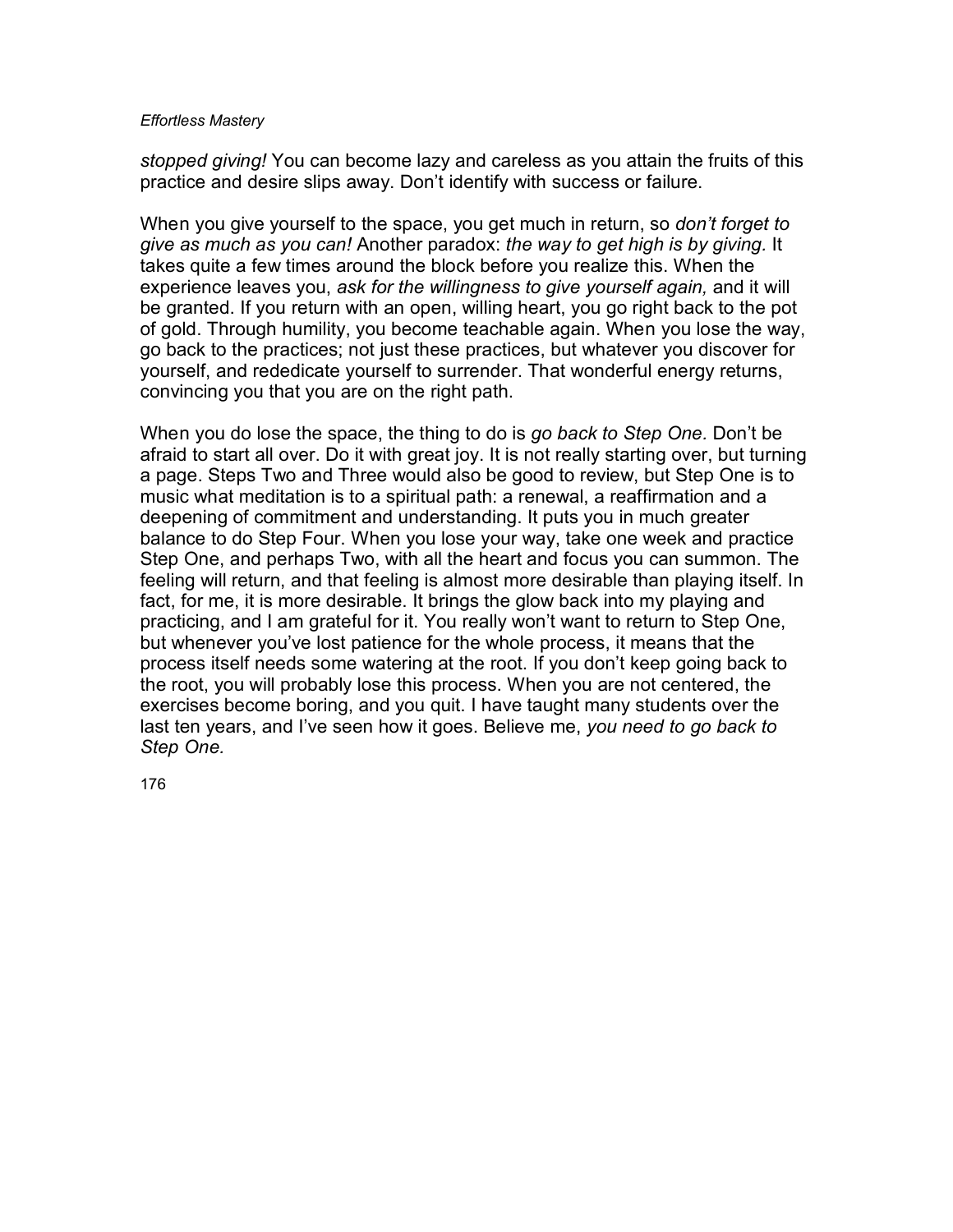*stopped giving!* You can become lazy and careless as you attain the fruits of this practice and desire slips away. Don't identify with success or failure.

When you give yourself to the space, you get much in return, so *don't forget to give as much as you can!* Another paradox: *the way to get high is by giving.* It takes quite a few times around the block before you realize this. When the experience leaves you, *ask for the willingness to give yourself again,* and it will be granted. If you return with an open, willing heart, you go right back to the pot of gold. Through humility, you become teachable again. When you lose the way, go back to the practices; not just these practices, but whatever you discover for yourself, and rededicate yourself to surrender. That wonderful energy returns, convincing you that you are on the right path.

When you do lose the space, the thing to do is *go back to Step One.* Don't be afraid to start all over. Do it with great joy. It is not really starting over, but turning a page. Steps Two and Three would also be good to review, but Step One is to music what meditation is to a spiritual path: a renewal, a reaffirmation and a deepening of commitment and understanding. It puts you in much greater balance to do Step Four. When you lose your way, take one week and practice Step One, and perhaps Two, with all the heart and focus you can summon. The feeling will return, and that feeling is almost more desirable than playing itself. In fact, for me, it is more desirable. It brings the glow back into my playing and practicing, and I am grateful for it. You really won't want to return to Step One, but whenever you've lost patience for the whole process, it means that the process itself needs some watering at the root. If you don't keep going back to the root, you will probably lose this process. When you are not centered, the exercises become boring, and you quit. I have taught many students over the last ten years, and I've seen how it goes. Believe me, *you need to go back to Step One.*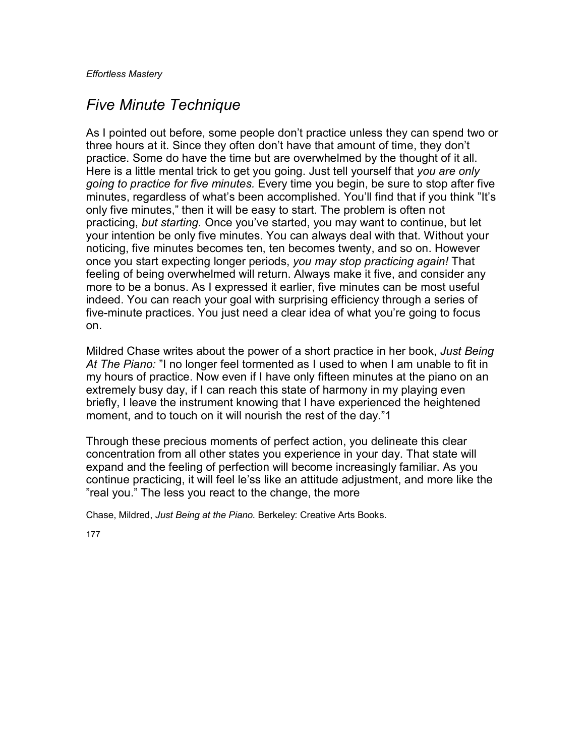## *Five Minute Technique*

As I pointed out before, some people don't practice unless they can spend two or three hours at it. Since they often don't have that amount of time, they don't practice. Some do have the time but are overwhelmed by the thought of it all. Here is a little mental trick to get you going. Just tell yourself that *you are only going to practice for five minutes.* Every time you begin, be sure to stop after five minutes, regardless of what's been accomplished. You'll find that if you think "It's only five minutes," then it will be easy to start. The problem is often not practicing, *but starting.* Once you've started, you may want to continue, but let your intention be only five minutes. You can always deal with that. Without your noticing, five minutes becomes ten, ten becomes twenty, and so on. However once you start expecting longer periods, *you may stop practicing again!* That feeling of being overwhelmed will return. Always make it five, and consider any more to be a bonus. As I expressed it earlier, five minutes can be most useful indeed. You can reach your goal with surprising efficiency through a series of five-minute practices. You just need a clear idea of what you're going to focus on.

Mildred Chase writes about the power of a short practice in her book, *Just Being At The Piano:* "I no longer feel tormented as I used to when I am unable to fit in my hours of practice. Now even if I have only fifteen minutes at the piano on an extremely busy day, if I can reach this state of harmony in my playing even briefly, I leave the instrument knowing that I have experienced the heightened moment, and to touch on it will nourish the rest of the day."[1]

Through these precious moments of perfect action, you delineate this clear concentration from all other states you experience in your day. That state will expand and the feeling of perfection will become increasingly familiar. As you continue practicing, it will feel le'ss like an attitude adjustment, and more like the "real you." The less you react to the change, the more

Chase, Mildred, *Just Being at the Piano.* Berkeley: Creative Arts Books.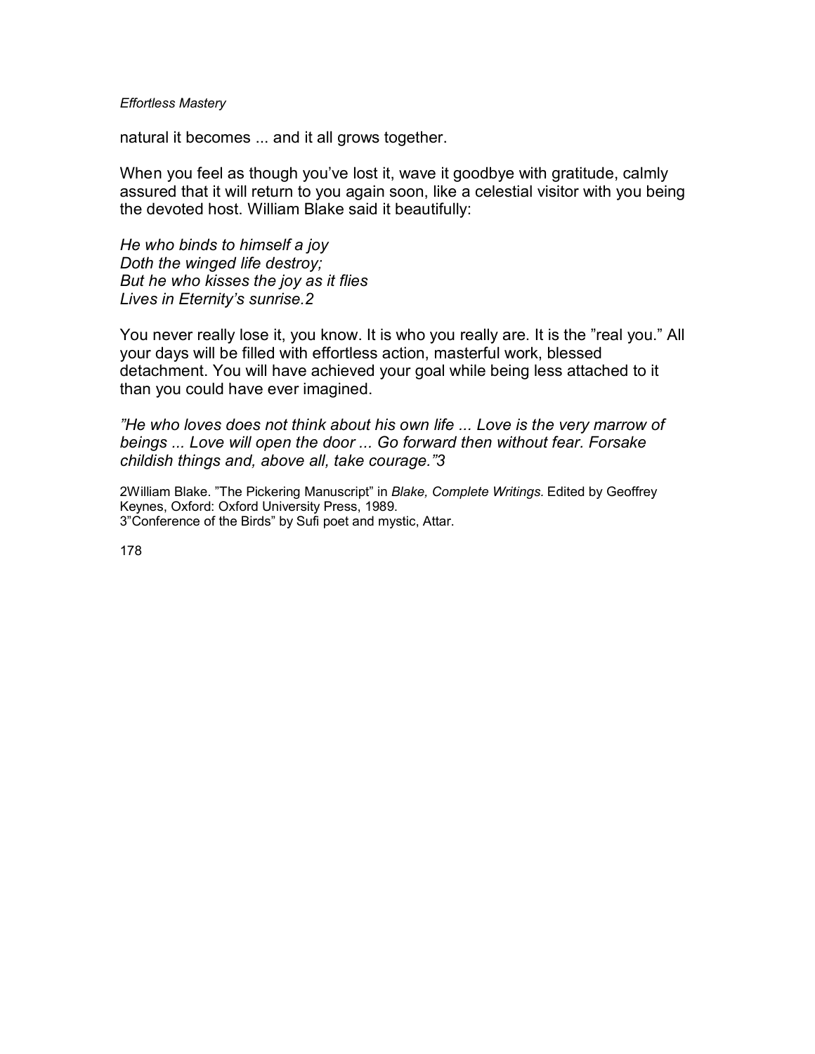natural it becomes ... and it all grows together.

When you feel as though you've lost it, wave it goodbye with gratitude, calmly assured that it will return to you again soon, like a celestial visitor with you being the devoted host. William Blake said it beautifully:

*He who binds to himself a joy*  
*Doth the winged life destroy;*  
*But he who kisses the joy as it flies*  
*Lives in Eternity's sunrise.*[2]

You never really lose it, you know. It is who you really are. It is the "real you." All your days will be filled with effortless action, masterful work, blessed detachment. You will have achieved your goal while being less attached to it than you could have ever imagined.

*"He who loves does not think about his own life ... Love is the very marrow of beings ... Love will open the door ... Go forward then without fear. Forsake childish things and, above all, take courage."*[3]

[2] William Blake. "The Pickering Manuscript" in *Blake, Complete Writings.* Edited by Geoffrey Keynes, Oxford: Oxford University Press, 1989.  
[3] "Conference of the Birds" by Sufi poet and mystic, Attar.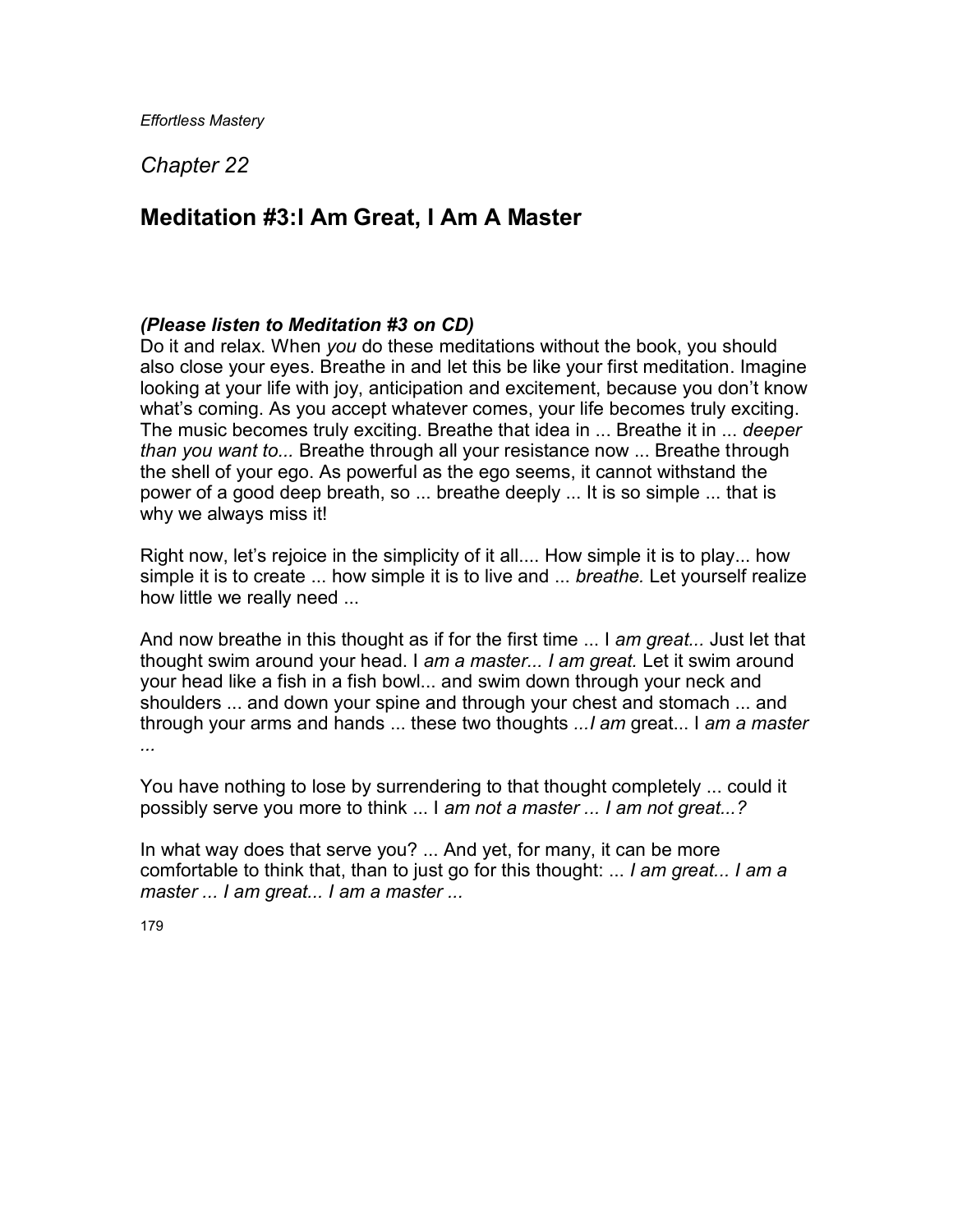*Chapter 22*

## Meditation #3:I Am Great, I Am A Master

***(Please listen to Meditation #3 on CD)***
Do it and relax. When *you* do these meditations without the book, you should also close your eyes. Breathe in and let this be like your first meditation. Imagine looking at your life with joy, anticipation and excitement, because you don't know what's coming. As you accept whatever comes, your life becomes truly exciting. The music becomes truly exciting. Breathe that idea in ... Breathe it in ... *deeper than you want to...* Breathe through all your resistance now ... Breathe through the shell of your ego. As powerful as the ego seems, it cannot withstand the power of a good deep breath, so ... breathe deeply ... It is so simple ... that is why we always miss it!

Right now, let's rejoice in the simplicity of it all.... How simple it is to play... how simple it is to create ... how simple it is to live and ... *breathe.* Let yourself realize how little we really need ...

And now breathe in this thought as if for the first time ... I *am great...* Just let that thought swim around your head. I *am a master... I am great.* Let it swim around your head like a fish in a fish bowl... and swim down through your neck and shoulders ... and down your spine and through your chest and stomach ... and through your arms and hands ... these two thoughts *...I am* great... I *am a master ...*

You have nothing to lose by surrendering to that thought completely ... could it possibly serve you more to think ... I *am not a master ... I am not great...?*

In what way does that serve you? ... And yet, for many, it can be more comfortable to think that, than to just go for this thought: ... *I am great... I am a master ... I am great... I am a master ...*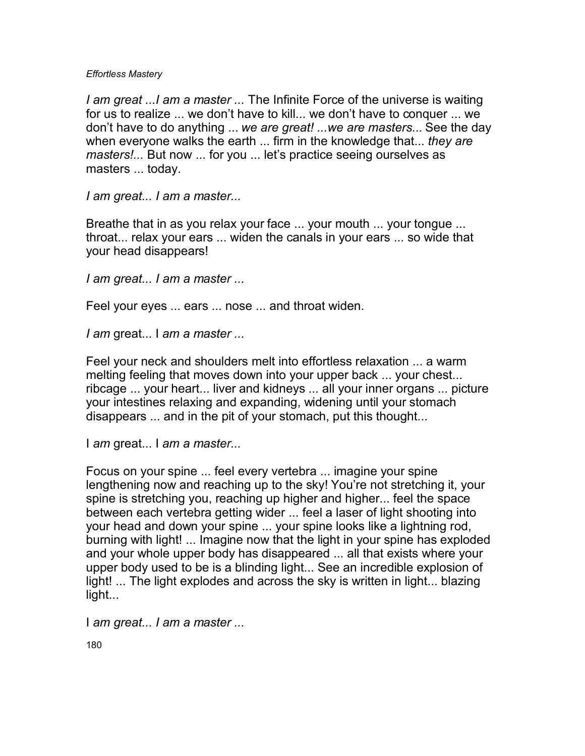*I am great ...I am a master ...* The Infinite Force of the universe is waiting for us to realize ... we don't have to kill... we don't have to conquer ... we don't have to do anything ... *we are great! ...we are masters...* See the day when everyone walks the earth ... firm in the knowledge that... *they are masters!...* But now ... for you ... let's practice seeing ourselves as masters ... today.

*I am great... I am a master...*

Breathe that in as you relax your face ... your mouth ... your tongue ... throat... relax your ears ... widen the canals in your ears ... so wide that your head disappears!

*I am great... I am a master ...*

Feel your eyes ... ears ... nose ... and throat widen.

*I am* great... I *am a master ...*

Feel your neck and shoulders melt into effortless relaxation ... a warm melting feeling that moves down into your upper back ... your chest... ribcage ... your heart... liver and kidneys ... all your inner organs ... picture your intestines relaxing and expanding, widening until your stomach disappears ... and in the pit of your stomach, put this thought...

I *am* great... I *am a master...*

Focus on your spine ... feel every vertebra ... imagine your spine lengthening now and reaching up to the sky! You're not stretching it, your spine is stretching you, reaching up higher and higher... feel the space between each vertebra getting wider ... feel a laser of light shooting into your head and down your spine ... your spine looks like a lightning rod, burning with light! ... Imagine now that the light in your spine has exploded and your whole upper body has disappeared ... all that exists where your upper body used to be is a blinding light... See an incredible explosion of light! ... The light explodes and across the sky is written in light... blazing light...

I *am great... I am a master ...*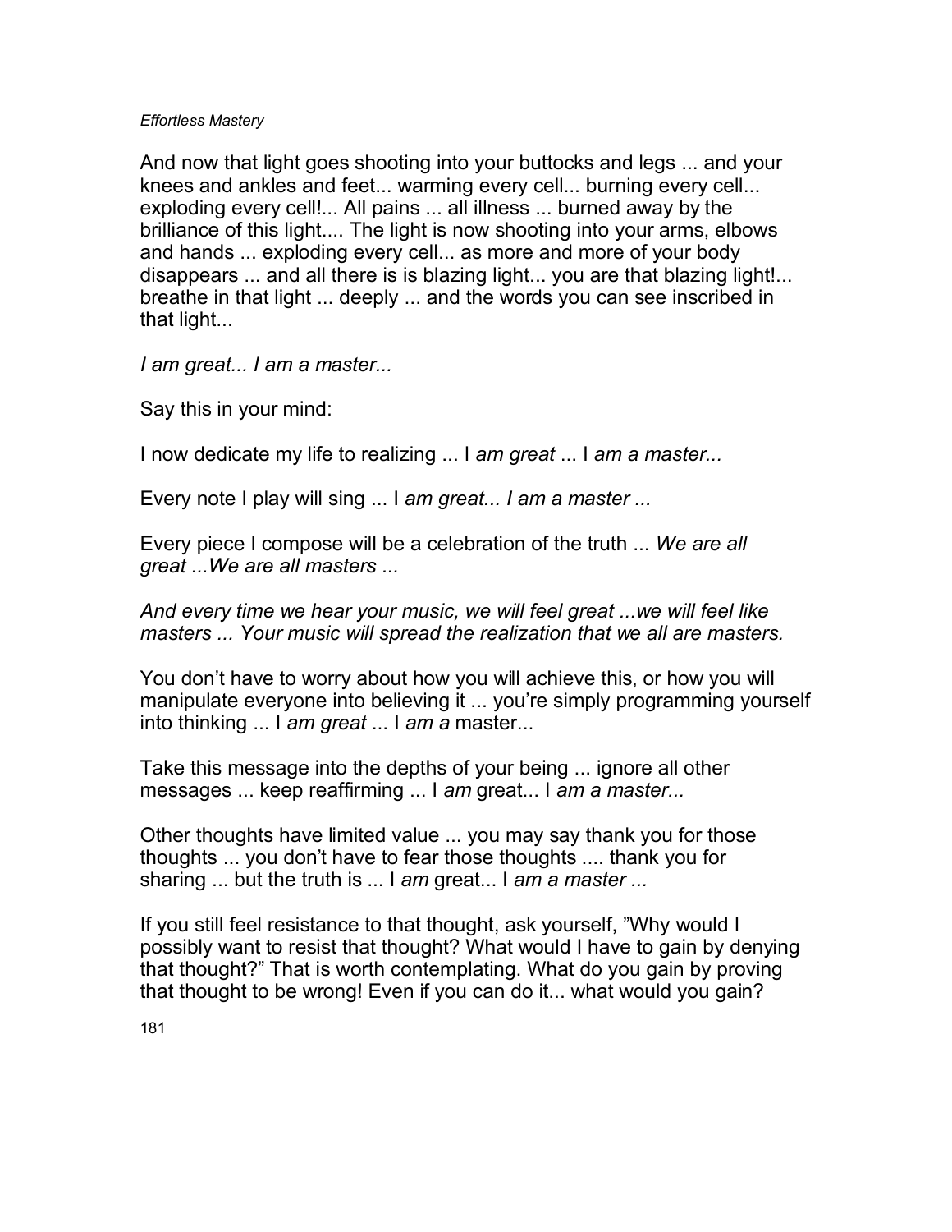And now that light goes shooting into your buttocks and legs ... and your knees and ankles and feet... warming every cell... burning every cell... exploding every cell!... All pains ... all illness ... burned away by the brilliance of this light.... The light is now shooting into your arms, elbows and hands ... exploding every cell... as more and more of your body disappears ... and all there is is blazing light... you are that blazing light!... breathe in that light ... deeply ... and the words you can see inscribed in that light...

*I am great... I am a master...*

Say this in your mind:

I now dedicate my life to realizing ... I *am great* ... I *am a master...*

Every note I play will sing ... I *am great... I am a master ...*

Every piece I compose will be a celebration of the truth ... *We are all great ...We are all masters ...*

*And every time we hear your music, we will feel great ...we will feel like masters ... Your music will spread the realization that we all are masters.*

You don't have to worry about how you will achieve this, or how you will manipulate everyone into believing it ... you're simply programming yourself into thinking ... I *am great* ... I *am a* master...

Take this message into the depths of your being ... ignore all other messages ... keep reaffirming ... I *am* great... I *am a master...*

Other thoughts have limited value ... you may say thank you for those thoughts ... you don't have to fear those thoughts .... thank you for sharing ... but the truth is ... I *am* great... I *am a master ...*

If you still feel resistance to that thought, ask yourself, "Why would I possibly want to resist that thought? What would I have to gain by denying that thought?" That is worth contemplating. What do you gain by proving that thought to be wrong! Even if you can do it... what would you gain?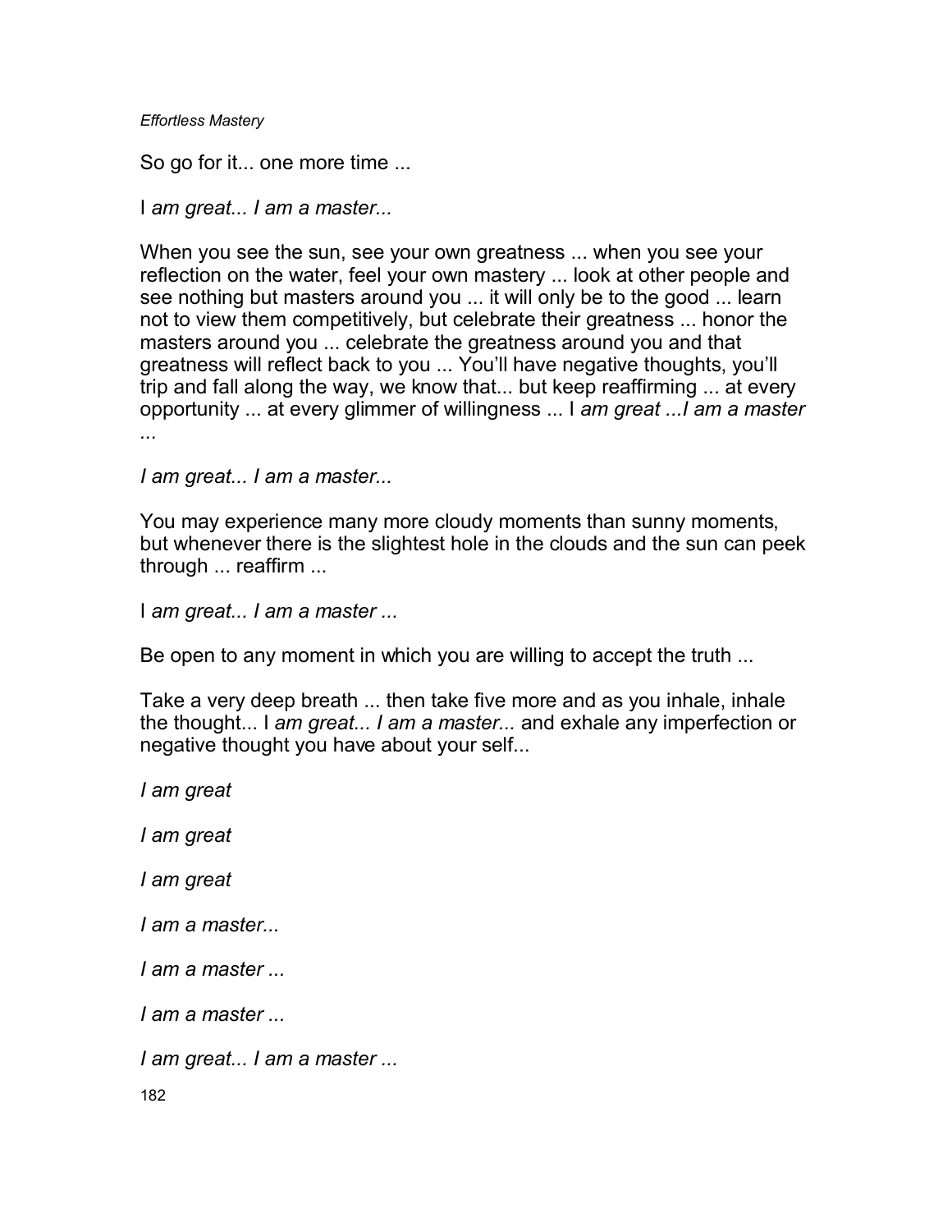So go for it... one more time ...

I *am great... I am a master...*

When you see the sun, see your own greatness ... when you see your reflection on the water, feel your own mastery ... look at other people and see nothing but masters around you ... it will only be to the good ... learn not to view them competitively, but celebrate their greatness ... honor the masters around you ... celebrate the greatness around you and that greatness will reflect back to you ... You'll have negative thoughts, you'll trip and fall along the way, we know that... but keep reaffirming ... at every opportunity ... at every glimmer of willingness ... I *am great ...I am a master ...*

*I am great... I am a master...*

You may experience many more cloudy moments than sunny moments, but whenever there is the slightest hole in the clouds and the sun can peek through ... reaffirm ...

I *am great... I am a master ...*

Be open to any moment in which you are willing to accept the truth ...

Take a very deep breath ... then take five more and as you inhale, inhale the thought... I *am great... I am a master...* and exhale any imperfection or negative thought you have about your self...

*I am great*

*I am great*

*I am great*

*I am a master...*

*I am a master ...*

*I am a master ...*

*I am great... I am a master ...*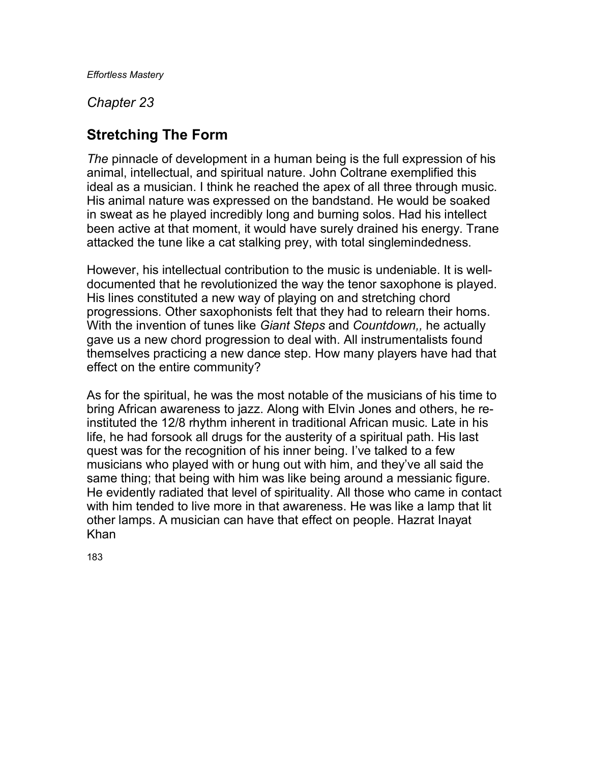*Chapter 23*

## Stretching The Form

*The* pinnacle of development in a human being is the full expression of his animal, intellectual, and spiritual nature. John Coltrane exemplified this ideal as a musician. I think he reached the apex of all three through music. His animal nature was expressed on the bandstand. He would be soaked in sweat as he played incredibly long and burning solos. Had his intellect been active at that moment, it would have surely drained his energy. Trane attacked the tune like a cat stalking prey, with total singlemindedness.

However, his intellectual contribution to the music is undeniable. It is well-documented that he revolutionized the way the tenor saxophone is played. His lines constituted a new way of playing on and stretching chord progressions. Other saxophonists felt that they had to relearn their horns. With the invention of tunes like *Giant Steps* and *Countdown,,* he actually gave us a new chord progression to deal with. All instrumentalists found themselves practicing a new dance step. How many players have had that effect on the entire community?

As for the spiritual, he was the most notable of the musicians of his time to bring African awareness to jazz. Along with Elvin Jones and others, he re-instituted the 12/8 rhythm inherent in traditional African music. Late in his life, he had forsook all drugs for the austerity of a spiritual path. His last quest was for the recognition of his inner being. I've talked to a few musicians who played with or hung out with him, and they've all said the same thing; that being with him was like being around a messianic figure. He evidently radiated that level of spirituality. All those who came in contact with him tended to live more in that awareness. He was like a lamp that lit other lamps. A musician can have that effect on people. Hazrat Inayat Khan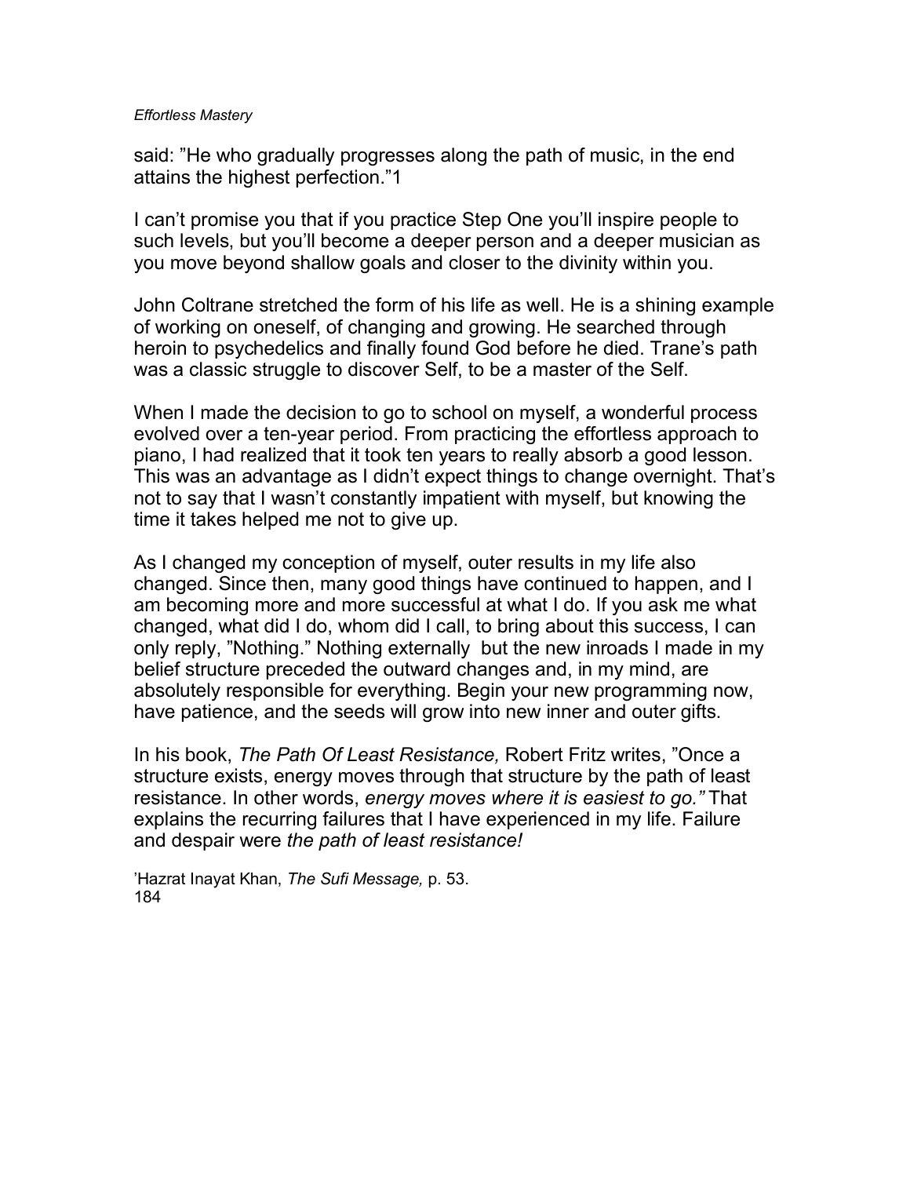said: "He who gradually progresses along the path of music, in the end attains the highest perfection."[1]

I can't promise you that if you practice Step One you'll inspire people to such levels, but you'll become a deeper person and a deeper musician as you move beyond shallow goals and closer to the divinity within you.

John Coltrane stretched the form of his life as well. He is a shining example of working on oneself, of changing and growing. He searched through heroin to psychedelics and finally found God before he died. Trane's path was a classic struggle to discover Self, to be a master of the Self.

When I made the decision to go to school on myself, a wonderful process evolved over a ten-year period. From practicing the effortless approach to piano, I had realized that it took ten years to really absorb a good lesson. This was an advantage as I didn't expect things to change overnight. That's not to say that I wasn't constantly impatient with myself, but knowing the time it takes helped me not to give up.

As I changed my conception of myself, outer results in my life also changed. Since then, many good things have continued to happen, and I am becoming more and more successful at what I do. If you ask me what changed, what did I do, whom did I call, to bring about this success, I can only reply, "Nothing." Nothing externally but the new inroads I made in my belief structure preceded the outward changes and, in my mind, are absolutely responsible for everything. Begin your new programming now, have patience, and the seeds will grow into new inner and outer gifts.

In his book, *The Path Of Least Resistance,* Robert Fritz writes, "Once a structure exists, energy moves through that structure by the path of least resistance. In other words, *energy moves where it is easiest to go."* That explains the recurring failures that I have experienced in my life. Failure and despair were *the path of least resistance!*

[1]Hazrat Inayat Khan, *The Sufi Message,* p. 53.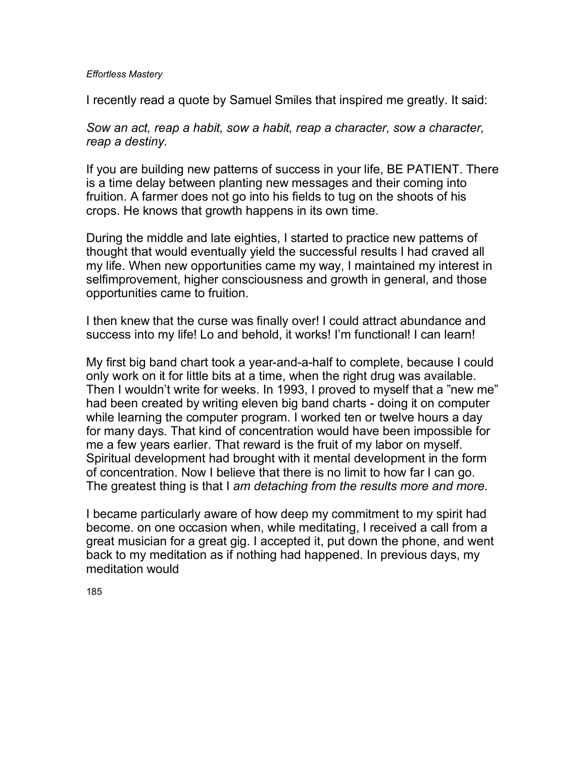I recently read a quote by Samuel Smiles that inspired me greatly. It said:

*Sow an act, reap a habit, sow a habit, reap a character, sow a character, reap a destiny.*

If you are building new patterns of success in your life, BE PATIENT. There is a time delay between planting new messages and their coming into fruition. A farmer does not go into his fields to tug on the shoots of his crops. He knows that growth happens in its own time.

During the middle and late eighties, I started to practice new patterns of thought that would eventually yield the successful results I had craved all my life. When new opportunities came my way, I maintained my interest in selfimprovement, higher consciousness and growth in general, and those opportunities came to fruition.

I then knew that the curse was finally over! I could attract abundance and success into my life! Lo and behold, it works! I'm functional! I can learn!

My first big band chart took a year-and-a-half to complete, because I could only work on it for little bits at a time, when the right drug was available. Then I wouldn't write for weeks. In 1993, I proved to myself that a "new me" had been created by writing eleven big band charts - doing it on computer while learning the computer program. I worked ten or twelve hours a day for many days. That kind of concentration would have been impossible for me a few years earlier. That reward is the fruit of my labor on myself. Spiritual development had brought with it mental development in the form of concentration. Now I believe that there is no limit to how far I can go. The greatest thing is that I *am detaching from the results more and more.*

I became particularly aware of how deep my commitment to my spirit had become. on one occasion when, while meditating, I received a call from a great musician for a great gig. I accepted it, put down the phone, and went back to my meditation as if nothing had happened. In previous days, my meditation would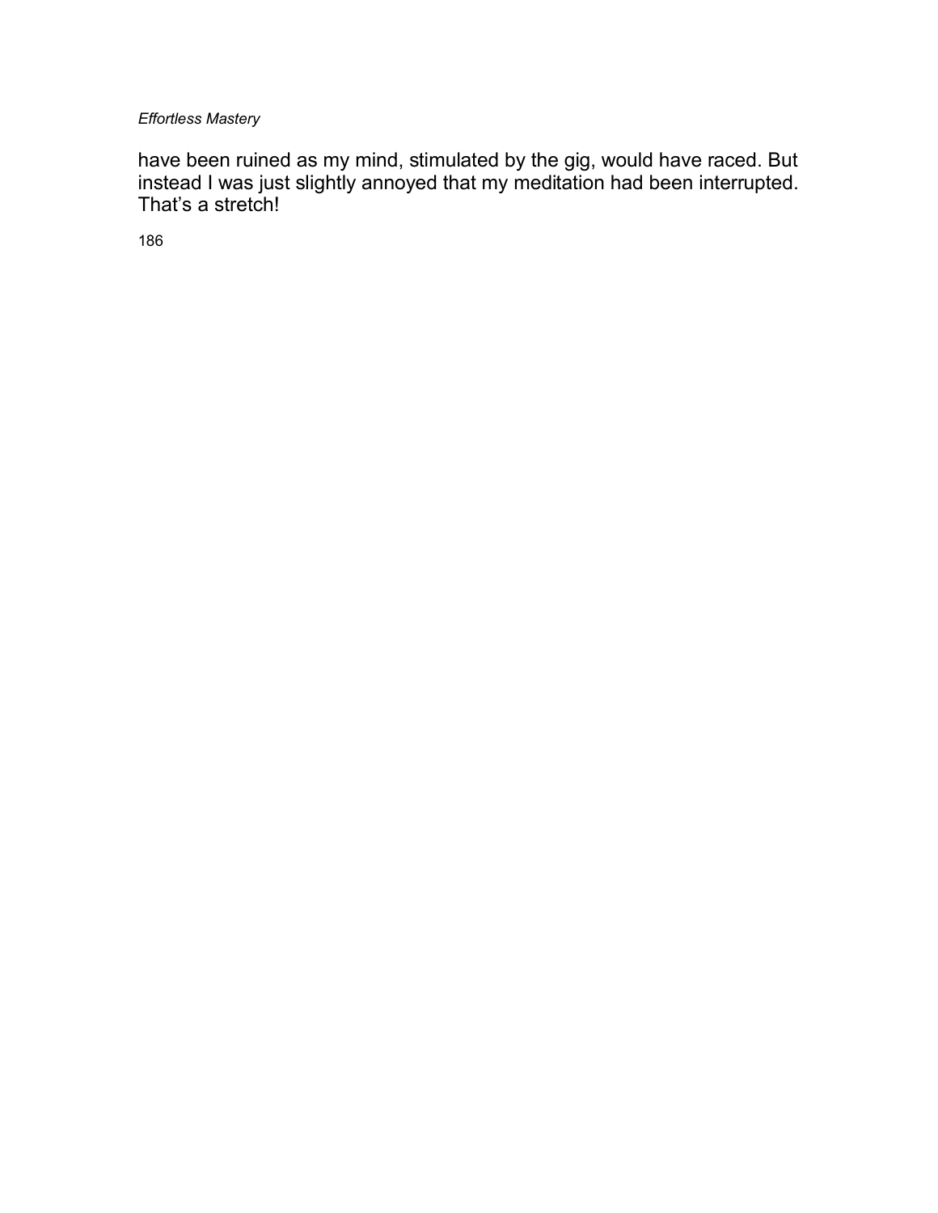have been ruined as my mind, stimulated by the gig, would have raced. But instead I was just slightly annoyed that my meditation had been interrupted. That's a stretch!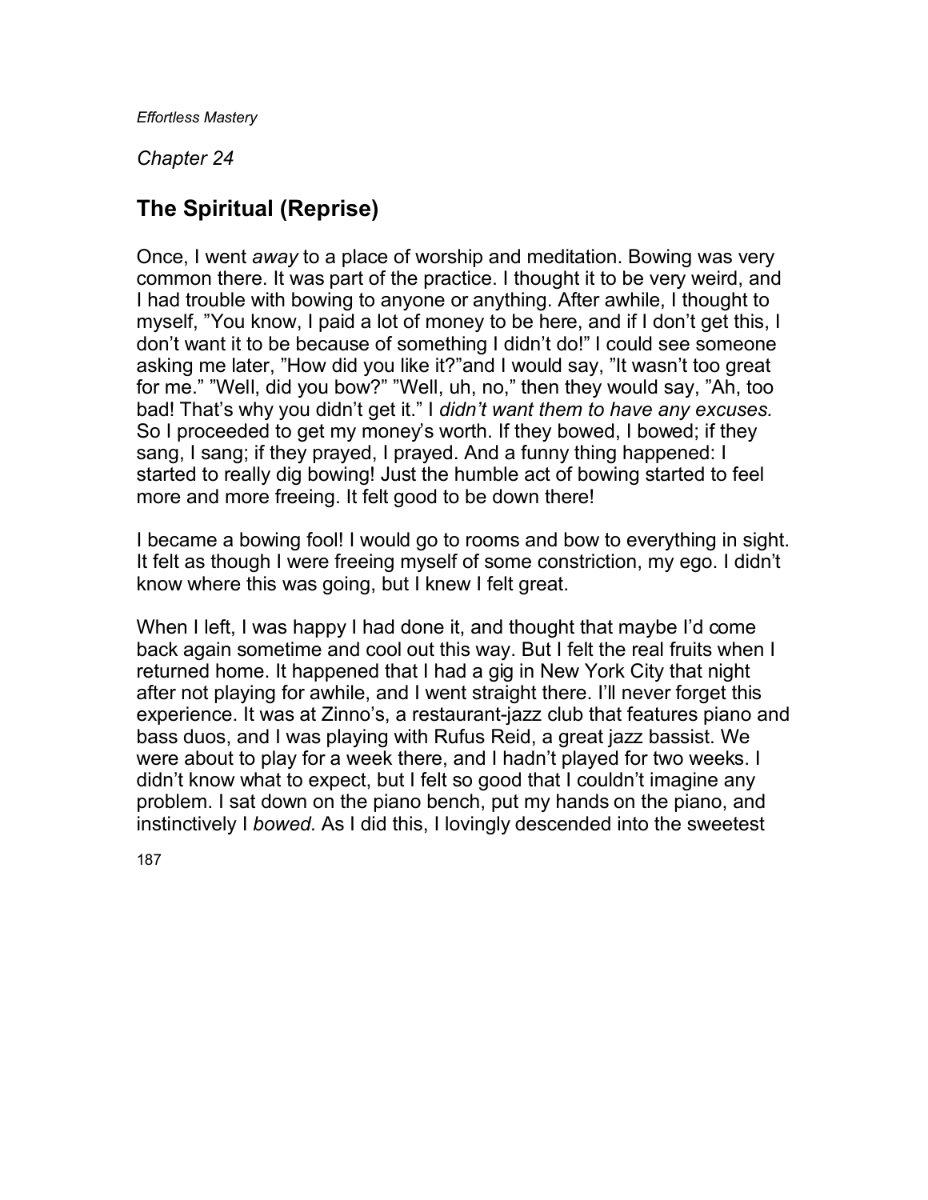*Chapter 24*

## The Spiritual (Reprise)

Once, I went *away* to a place of worship and meditation. Bowing was very common there. It was part of the practice. I thought it to be very weird, and I had trouble with bowing to anyone or anything. After awhile, I thought to myself, "You know, I paid a lot of money to be here, and if I don't get this, I don't want it to be because of something I didn't do!" I could see someone asking me later, "How did you like it?"and I would say, "It wasn't too great for me." "Well, did you bow?" "Well, uh, no," then they would say, "Ah, too bad! That's why you didn't get it." I *didn't want them to have any excuses.* So I proceeded to get my money's worth. If they bowed, I bowed; if they sang, I sang; if they prayed, I prayed. And a funny thing happened: I started to really dig bowing! Just the humble act of bowing started to feel more and more freeing. It felt good to be down there!

I became a bowing fool! I would go to rooms and bow to everything in sight. It felt as though I were freeing myself of some constriction, my ego. I didn't know where this was going, but I knew I felt great.

When I left, I was happy I had done it, and thought that maybe I'd come back again sometime and cool out this way. But I felt the real fruits when I returned home. It happened that I had a gig in New York City that night after not playing for awhile, and I went straight there. I'll never forget this experience. It was at Zinno's, a restaurant-jazz club that features piano and bass duos, and I was playing with Rufus Reid, a great jazz bassist. We were about to play for a week there, and I hadn't played for two weeks. I didn't know what to expect, but I felt so good that I couldn't imagine any problem. I sat down on the piano bench, put my hands on the piano, and instinctively I *bowed.* As I did this, I lovingly descended into the sweetest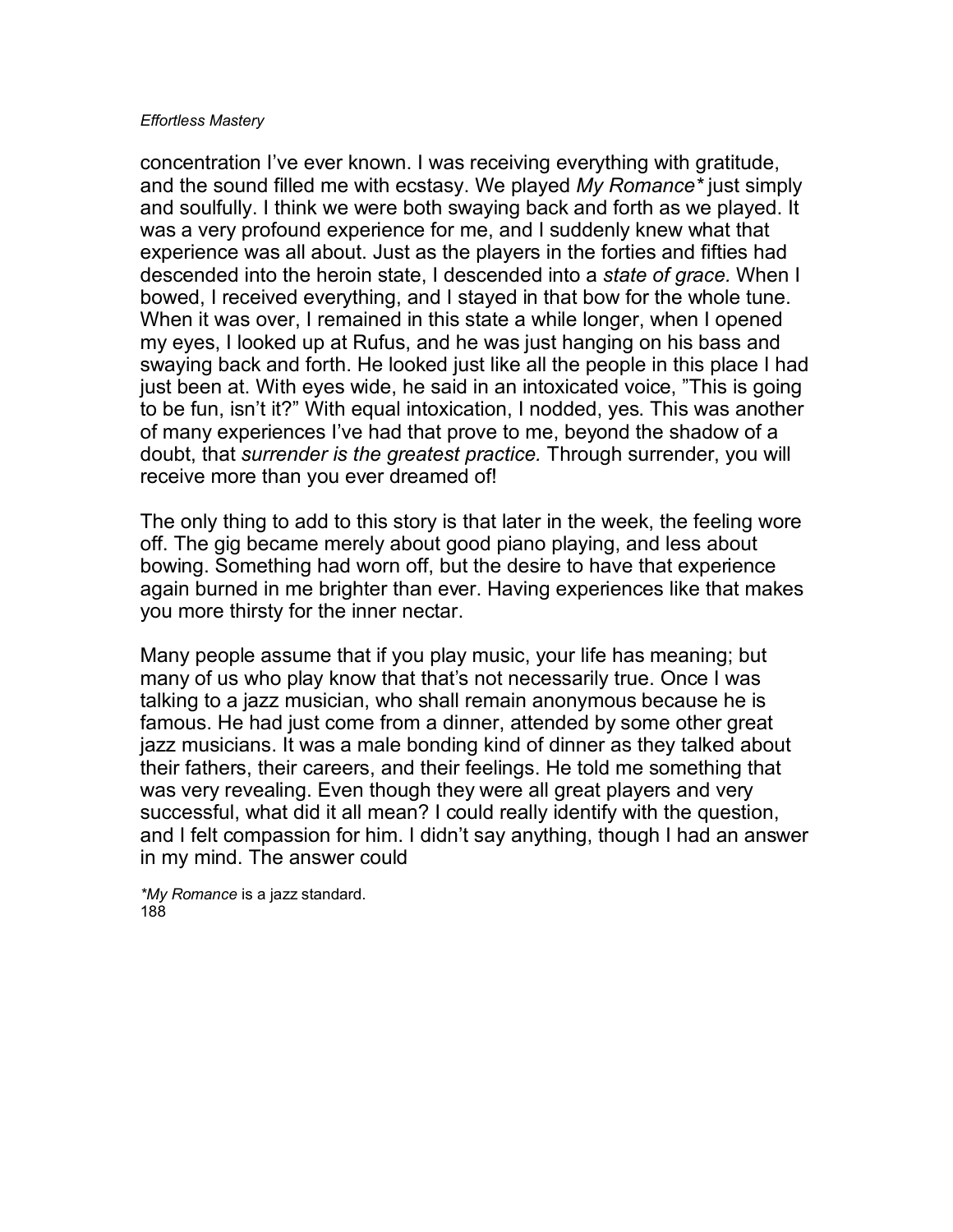concentration I've ever known. I was receiving everything with gratitude, and the sound filled me with ecstasy. We played *My Romance** just simply and soulfully. I think we were both swaying back and forth as we played. It was a very profound experience for me, and I suddenly knew what that experience was all about. Just as the players in the forties and fifties had descended into the heroin state, I descended into a *state of grace.* When I bowed, I received everything, and I stayed in that bow for the whole tune. When it was over, I remained in this state a while longer, when I opened my eyes, I looked up at Rufus, and he was just hanging on his bass and swaying back and forth. He looked just like all the people in this place I had just been at. With eyes wide, he said in an intoxicated voice, "This is going to be fun, isn't it?" With equal intoxication, I nodded, yes. This was another of many experiences I've had that prove to me, beyond the shadow of a doubt, that *surrender is the greatest practice.* Through surrender, you will receive more than you ever dreamed of!

The only thing to add to this story is that later in the week, the feeling wore off. The gig became merely about good piano playing, and less about bowing. Something had worn off, but the desire to have that experience again burned in me brighter than ever. Having experiences like that makes you more thirsty for the inner nectar.

Many people assume that if you play music, your life has meaning; but many of us who play know that that's not necessarily true. Once I was talking to a jazz musician, who shall remain anonymous because he is famous. He had just come from a dinner, attended by some other great jazz musicians. It was a male bonding kind of dinner as they talked about their fathers, their careers, and their feelings. He told me something that was very revealing. Even though they were all great players and very successful, what did it all mean? I could really identify with the question, and I felt compassion for him. I didn't say anything, though I had an answer in my mind. The answer could

**My Romance* is a jazz standard.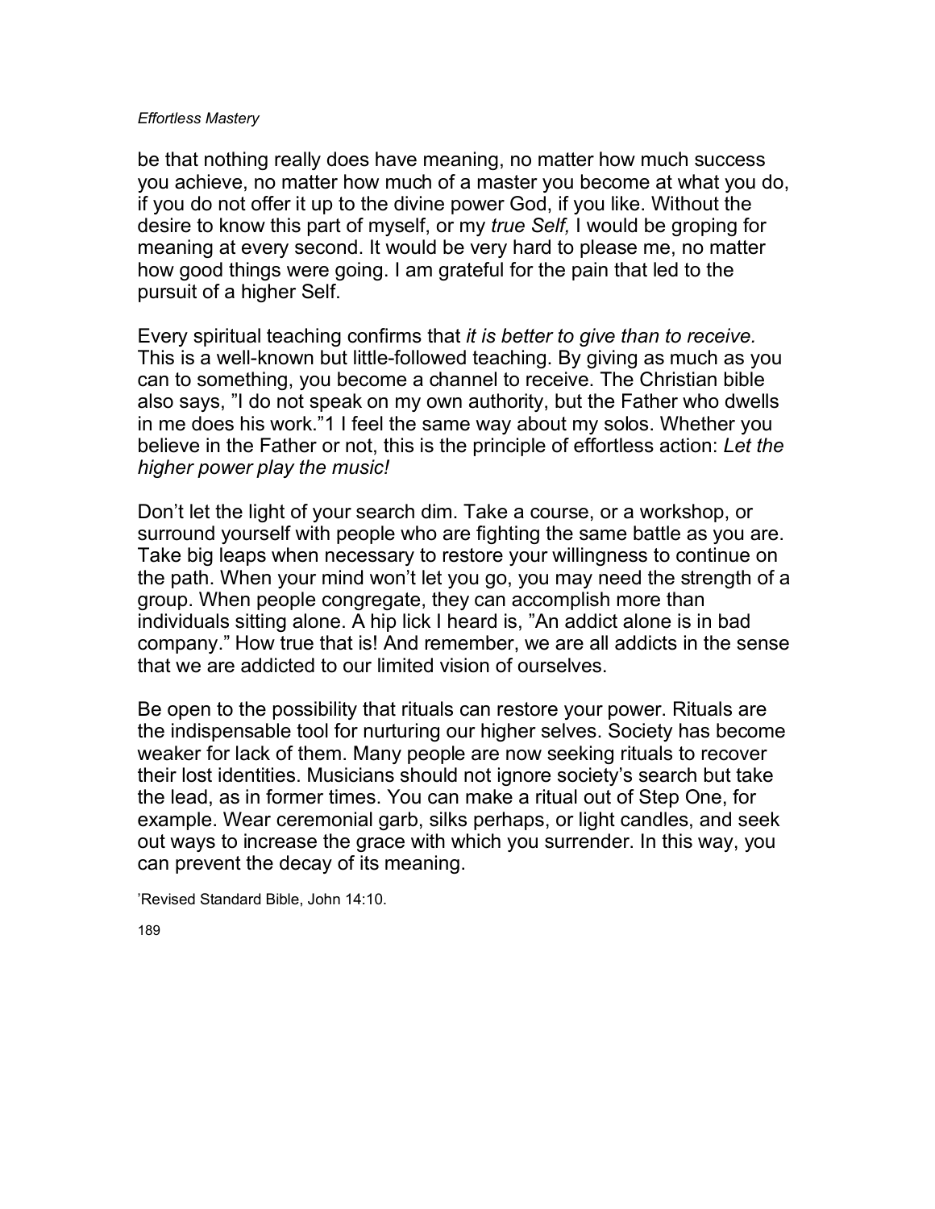be that nothing really does have meaning, no matter how much success you achieve, no matter how much of a master you become at what you do, if you do not offer it up to the divine power God, if you like. Without the desire to know this part of myself, or my *true Self,* I would be groping for meaning at every second. It would be very hard to please me, no matter how good things were going. I am grateful for the pain that led to the pursuit of a higher Self.

Every spiritual teaching confirms that *it is better to give than to receive.* This is a well-known but little-followed teaching. By giving as much as you can to something, you become a channel to receive. The Christian bible also says, "I do not speak on my own authority, but the Father who dwells in me does his work."[1] I feel the same way about my solos. Whether you believe in the Father or not, this is the principle of effortless action: *Let the higher power play the music!*

Don't let the light of your search dim. Take a course, or a workshop, or surround yourself with people who are fighting the same battle as you are. Take big leaps when necessary to restore your willingness to continue on the path. When your mind won't let you go, you may need the strength of a group. When people congregate, they can accomplish more than individuals sitting alone. A hip lick I heard is, "An addict alone is in bad company." How true that is! And remember, we are all addicts in the sense that we are addicted to our limited vision of ourselves.

Be open to the possibility that rituals can restore your power. Rituals are the indispensable tool for nurturing our higher selves. Society has become weaker for lack of them. Many people are now seeking rituals to recover their lost identities. Musicians should not ignore society's search but take the lead, as in former times. You can make a ritual out of Step One, for example. Wear ceremonial garb, silks perhaps, or light candles, and seek out ways to increase the grace with which you surrender. In this way, you can prevent the decay of its meaning.

[1] Revised Standard Bible, John 14:10.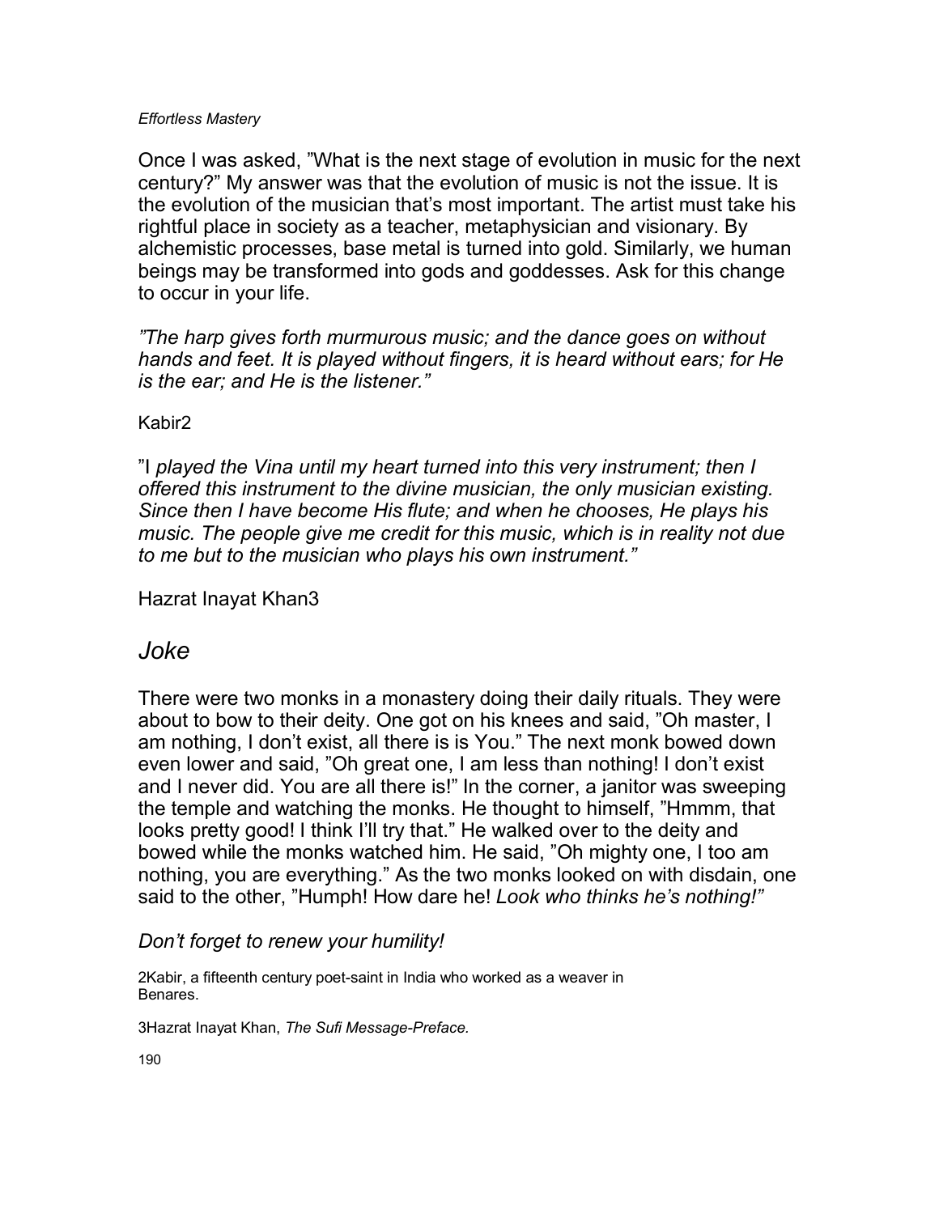Once I was asked, "What is the next stage of evolution in music for the next century?" My answer was that the evolution of music is not the issue. It is the evolution of the musician that's most important. The artist must take his rightful place in society as a teacher, metaphysician and visionary. By alchemistic processes, base metal is turned into gold. Similarly, we human beings may be transformed into gods and goddesses. Ask for this change to occur in your life.

*"The harp gives forth murmurous music; and the dance goes on without hands and feet. It is played without fingers, it is heard without ears; for He is the ear; and He is the listener."*

Kabir[2]

"I *played the Vina until my heart turned into this very instrument; then I offered this instrument to the divine musician, the only musician existing. Since then I have become His flute; and when he chooses, He plays his music. The people give me credit for this music, which is in reality not due to me but to the musician who plays his own instrument."*

Hazrat Inayat Khan[3]

## *Joke*

There were two monks in a monastery doing their daily rituals. They were about to bow to their deity. One got on his knees and said, "Oh master, I am nothing, I don't exist, all there is is You." The next monk bowed down even lower and said, "Oh great one, I am less than nothing! I don't exist and I never did. You are all there is!" In the corner, a janitor was sweeping the temple and watching the monks. He thought to himself, "Hmmm, that looks pretty good! I think I'll try that." He walked over to the deity and bowed while the monks watched him. He said, "Oh mighty one, I too am nothing, you are everything." As the two monks looked on with disdain, one said to the other, "Humph! How dare he! *Look who thinks he's nothing!"*

*Don't forget to renew your humility!*

[2]Kabir, a fifteenth century poet-saint in India who worked as a weaver in Benares.

[3]Hazrat Inayat Khan, *The Sufi Message-Preface.*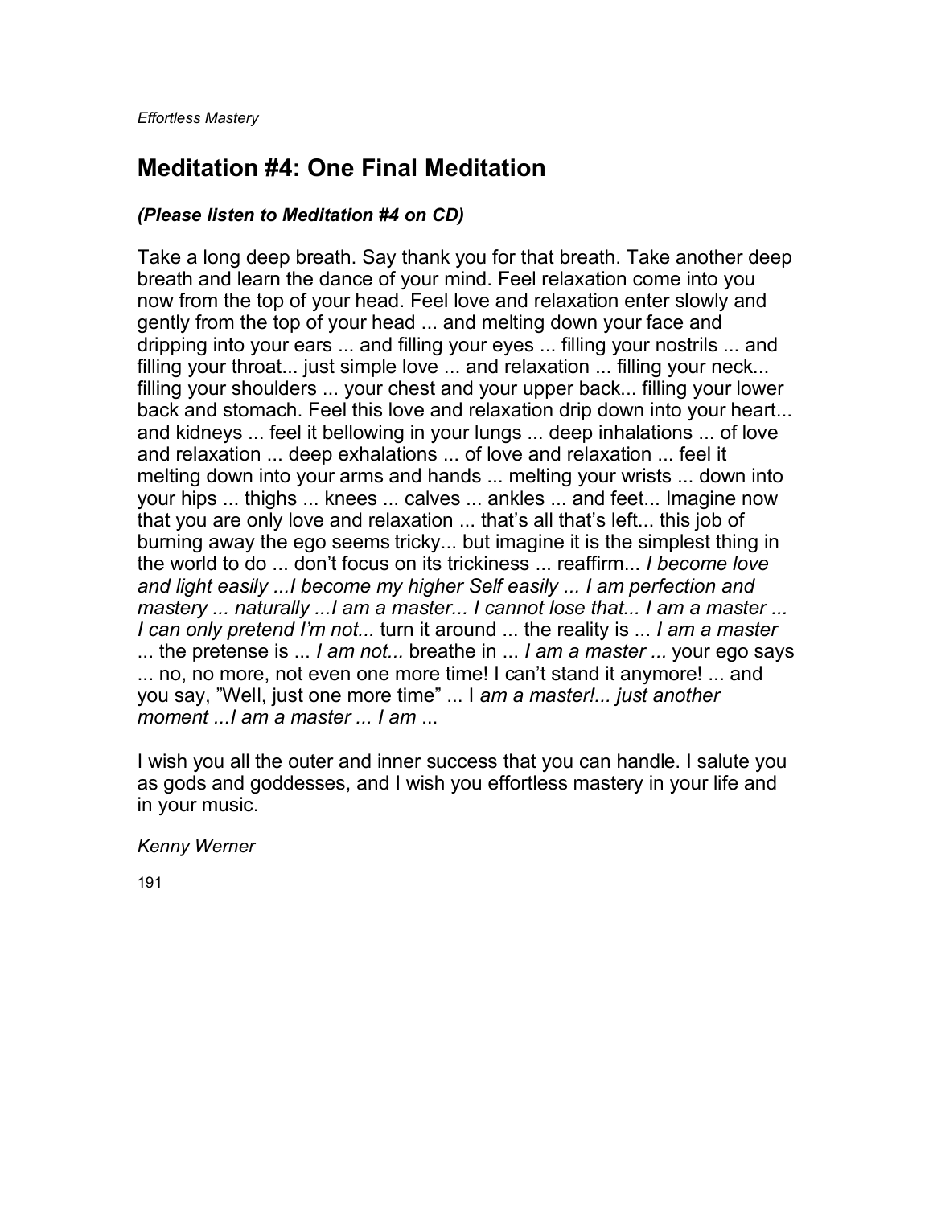## Meditation #4: One Final Meditation

***(Please listen to Meditation #4 on CD)***

Take a long deep breath. Say thank you for that breath. Take another deep breath and learn the dance of your mind. Feel relaxation come into you now from the top of your head. Feel love and relaxation enter slowly and gently from the top of your head ... and melting down your face and dripping into your ears ... and filling your eyes ... filling your nostrils ... and filling your throat... just simple love ... and relaxation ... filling your neck... filling your shoulders ... your chest and your upper back... filling your lower back and stomach. Feel this love and relaxation drip down into your heart... and kidneys ... feel it bellowing in your lungs ... deep inhalations ... of love and relaxation ... deep exhalations ... of love and relaxation ... feel it melting down into your arms and hands ... melting your wrists ... down into your hips ... thighs ... knees ... calves ... ankles ... and feet... Imagine now that you are only love and relaxation ... that's all that's left... this job of burning away the ego seems tricky... but imagine it is the simplest thing in the world to do ... don't focus on its trickiness ... reaffirm... *I become love and light easily ...I become my higher Self easily ... I am perfection and mastery ... naturally ...I am a master... I cannot lose that... I am a master ... I can only pretend I'm not...* turn it around ... the reality is ... *I am a master* ... the pretense is ... *I am not...* breathe in ... *I am a master ...* your ego says ... no, no more, not even one more time! I can't stand it anymore! ... and you say, "Well, just one more time" ... I *am a master!... just another moment ...I am a master ... I am* ...

I wish you all the outer and inner success that you can handle. I salute you as gods and goddesses, and I wish you effortless mastery in your life and in your music.

*Kenny Werner*